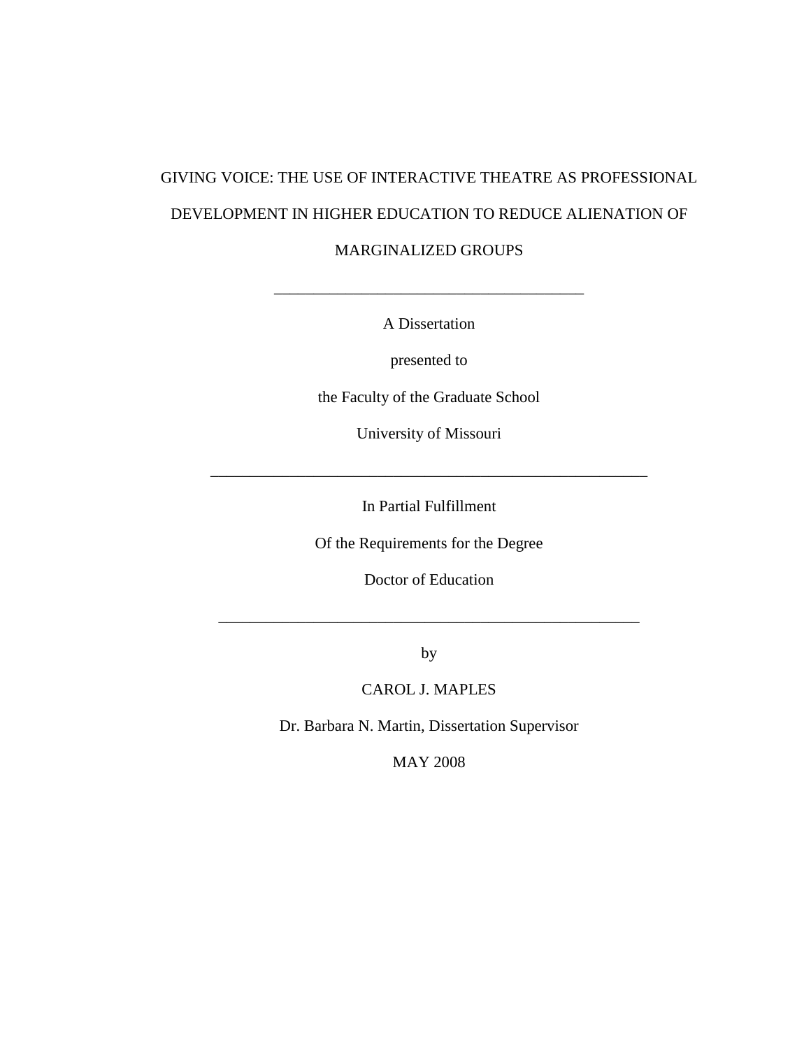# GIVING VOICE: THE USE OF INTERACTIVE THEATRE AS PROFESSIONAL DEVELOPMENT IN HIGHER EDUCATION TO REDUCE ALIENATION OF MARGINALIZED GROUPS

---

A Dissertation

presented to

the Faculty of the Graduate School

University of Missouri

---

In Partial Fulfillment

Of the Requirements for the Degree

Doctor of Education

---

by

CAROL J. MAPLES

Dr. Barbara N. Martin, Dissertation Supervisor

MAY 2008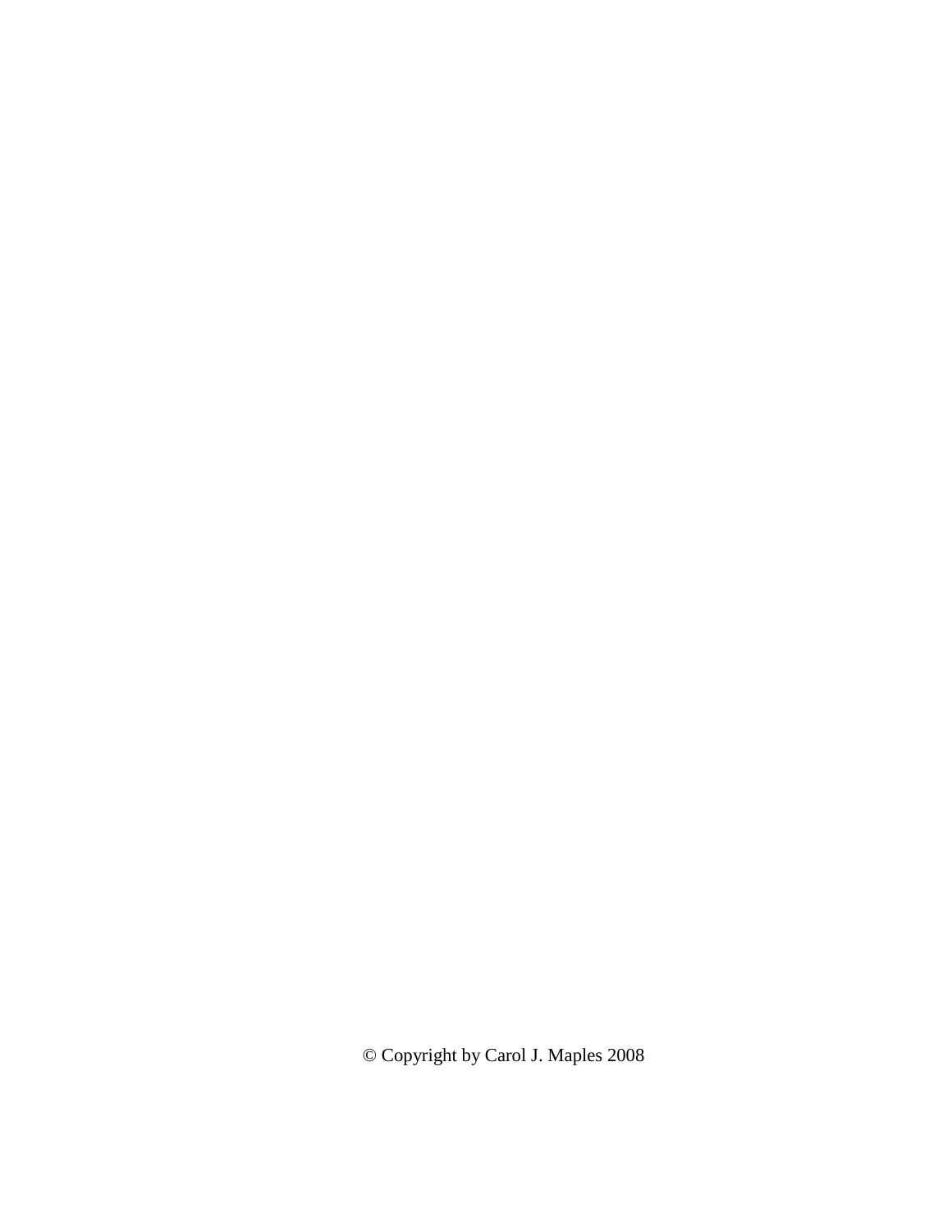© Copyright by Carol J. Maples 2008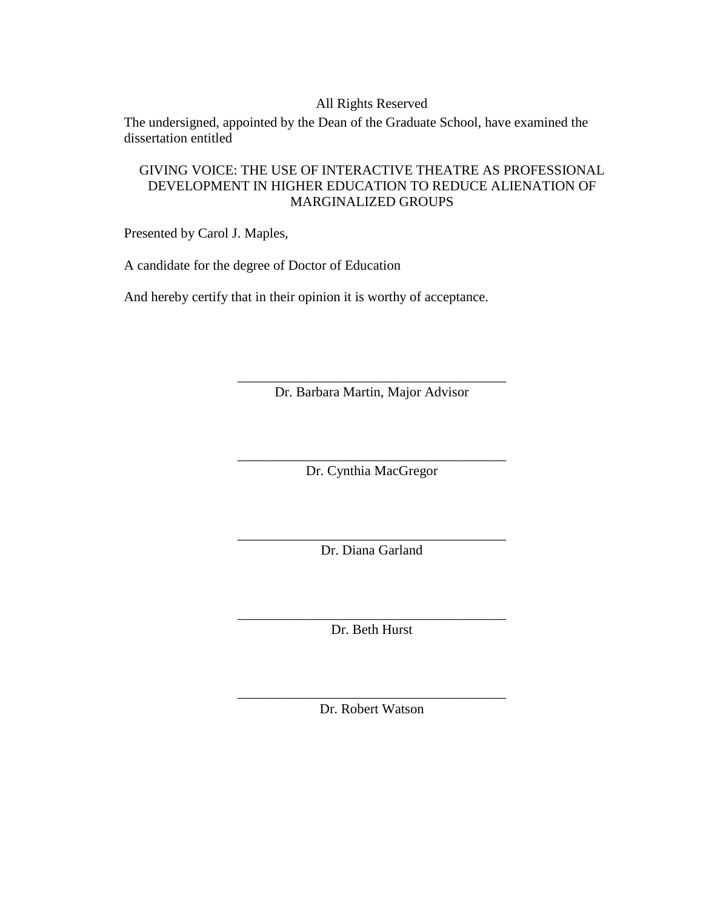All Rights Reserved

The undersigned, appointed by the Dean of the Graduate School, have examined the dissertation entitled

GIVING VOICE: THE USE OF INTERACTIVE THEATRE AS PROFESSIONAL DEVELOPMENT IN HIGHER EDUCATION TO REDUCE ALIENATION OF MARGINALIZED GROUPS

Presented by Carol J. Maples,

A candidate for the degree of Doctor of Education

And hereby certify that in their opinion it is worthy of acceptance.

\_\_\_\_\_\_\_\_\_\_\_\_\_\_\_\_\_\_\_\_\_\_\_\_\_\_\_\_\_\_\_\_\_\_\_\_\_\_\_

Dr. Barbara Martin, Major Advisor

\_\_\_\_\_\_\_\_\_\_\_\_\_\_\_\_\_\_\_\_\_\_\_\_\_\_\_\_\_\_\_\_\_\_\_\_\_\_\_

Dr. Cynthia MacGregor

\_\_\_\_\_\_\_\_\_\_\_\_\_\_\_\_\_\_\_\_\_\_\_\_\_\_\_\_\_\_\_\_\_\_\_\_\_\_\_

Dr. Diana Garland

\_\_\_\_\_\_\_\_\_\_\_\_\_\_\_\_\_\_\_\_\_\_\_\_\_\_\_\_\_\_\_\_\_\_\_\_\_\_\_

Dr. Beth Hurst

\_\_\_\_\_\_\_\_\_\_\_\_\_\_\_\_\_\_\_\_\_\_\_\_\_\_\_\_\_\_\_\_\_\_\_\_\_\_\_

Dr. Robert Watson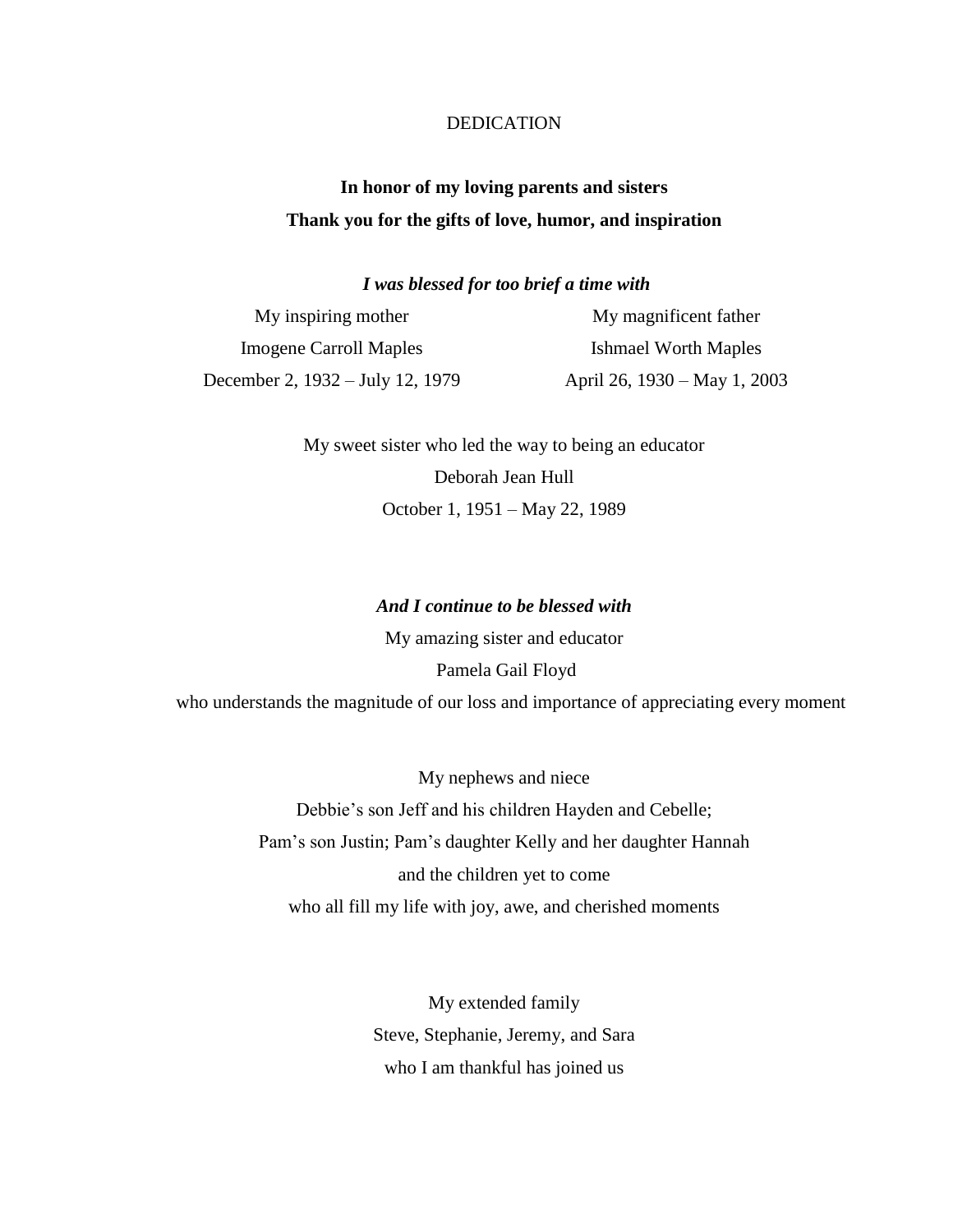# DEDICATION

**In honor of my loving parents and sisters**

**Thank you for the gifts of love, humor, and inspiration**

***I was blessed for too brief a time with***

My inspiring mother
Imogene Carroll Maples
December 2, 1932 – July 12, 1979

My magnificent father
Ishmael Worth Maples
April 26, 1930 – May 1, 2003

My sweet sister who led the way to being an educator
Deborah Jean Hull
October 1, 1951 – May 22, 1989

***And I continue to be blessed with***

My amazing sister and educator
Pamela Gail Floyd
who understands the magnitude of our loss and importance of appreciating every moment

My nephews and niece
Debbie's son Jeff and his children Hayden and Cebelle;
Pam's son Justin; Pam's daughter Kelly and her daughter Hannah
and the children yet to come
who all fill my life with joy, awe, and cherished moments

My extended family
Steve, Stephanie, Jeremy, and Sara
who I am thankful has joined us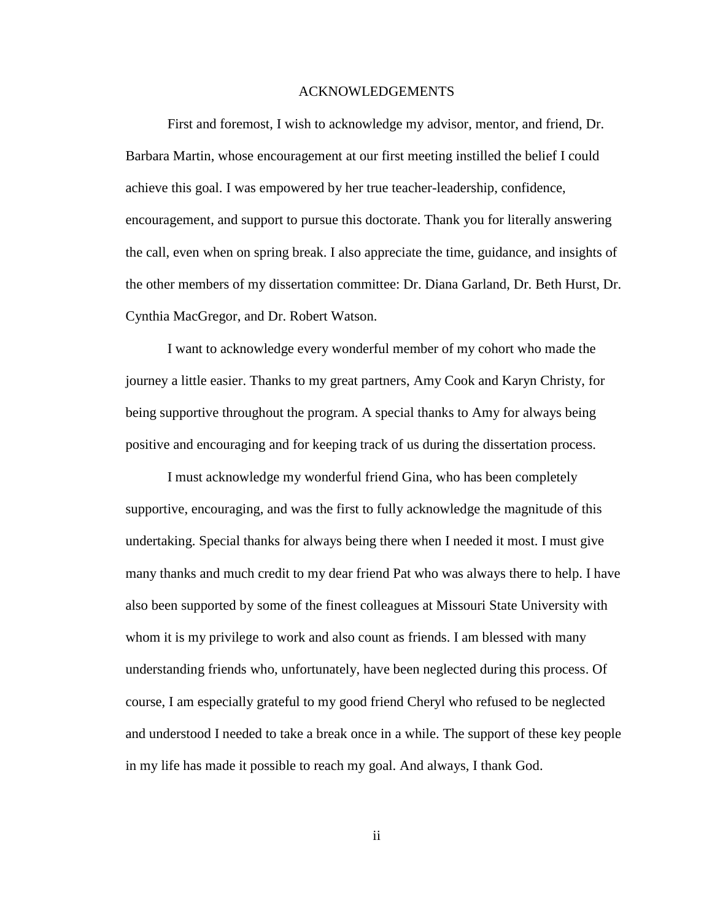# ACKNOWLEDGEMENTS

First and foremost, I wish to acknowledge my advisor, mentor, and friend, Dr. Barbara Martin, whose encouragement at our first meeting instilled the belief I could achieve this goal. I was empowered by her true teacher-leadership, confidence, encouragement, and support to pursue this doctorate. Thank you for literally answering the call, even when on spring break. I also appreciate the time, guidance, and insights of the other members of my dissertation committee: Dr. Diana Garland, Dr. Beth Hurst, Dr. Cynthia MacGregor, and Dr. Robert Watson.

I want to acknowledge every wonderful member of my cohort who made the journey a little easier. Thanks to my great partners, Amy Cook and Karyn Christy, for being supportive throughout the program. A special thanks to Amy for always being positive and encouraging and for keeping track of us during the dissertation process.

I must acknowledge my wonderful friend Gina, who has been completely supportive, encouraging, and was the first to fully acknowledge the magnitude of this undertaking. Special thanks for always being there when I needed it most. I must give many thanks and much credit to my dear friend Pat who was always there to help. I have also been supported by some of the finest colleagues at Missouri State University with whom it is my privilege to work and also count as friends. I am blessed with many understanding friends who, unfortunately, have been neglected during this process. Of course, I am especially grateful to my good friend Cheryl who refused to be neglected and understood I needed to take a break once in a while. The support of these key people in my life has made it possible to reach my goal. And always, I thank God.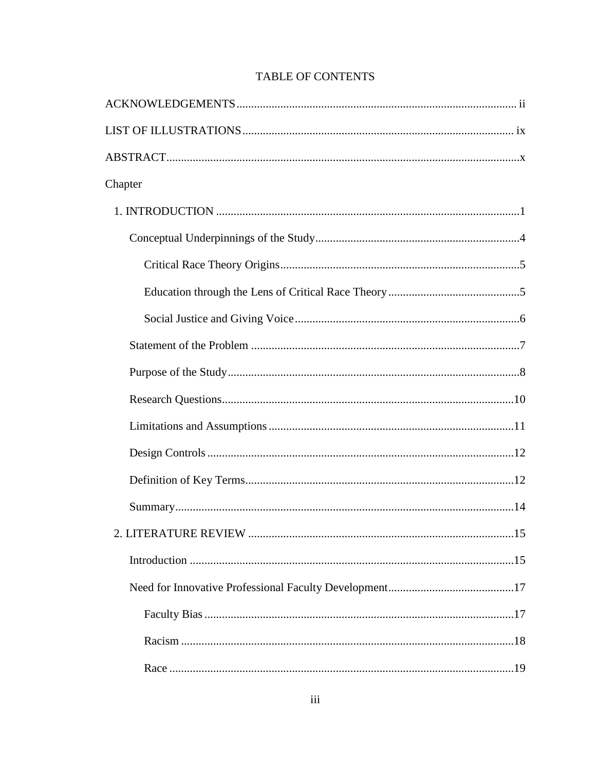# TABLE OF CONTENTS

ACKNOWLEDGEMENTS ........ ii

LIST OF ILLUSTRATIONS ........ ix

ABSTRACT ........ x

Chapter

1. INTRODUCTION ........ 1
   - Conceptual Underpinnings of the Study ........ 4
     - Critical Race Theory Origins ........ 5
     - Education through the Lens of Critical Race Theory ........ 5
     - Social Justice and Giving Voice ........ 6
   - Statement of the Problem ........ 7
   - Purpose of the Study ........ 8
   - Research Questions ........ 10
   - Limitations and Assumptions ........ 11
   - Design Controls ........ 12
   - Definition of Key Terms ........ 12
   - Summary ........ 14
2. LITERATURE REVIEW ........ 15
   - Introduction ........ 15
   - Need for Innovative Professional Faculty Development ........ 17
     - Faculty Bias ........ 17
     - Racism ........ 18
     - Race ........ 19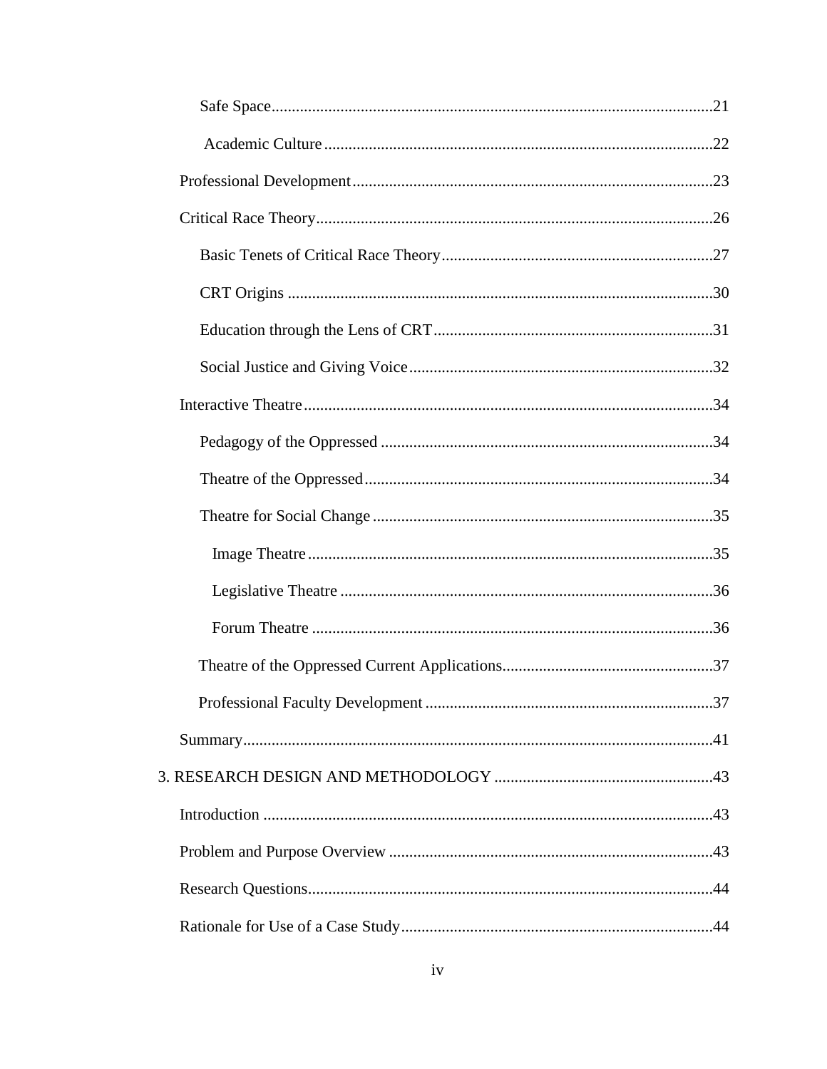Safe Space....................................................................................................21

Academic Culture ..........................................................................................22

Professional Development..................................................................................23

Critical Race Theory.........................................................................................26

Basic Tenets of Critical Race Theory...............................................................27

CRT Origins ..................................................................................................30

Education through the Lens of CRT.................................................................31

Social Justice and Giving Voice......................................................................32

Interactive Theatre.............................................................................................34

Pedagogy of the Oppressed ............................................................................34

Theatre of the Oppressed................................................................................34

Theatre for Social Change ..............................................................................35

Image Theatre ............................................................................................35

Legislative Theatre ....................................................................................36

Forum Theatre ...........................................................................................36

Theatre of the Oppressed Current Applications...............................................37

Professional Faculty Development .................................................................37

Summary...........................................................................................................41

3. RESEARCH DESIGN AND METHODOLOGY ..................................................43

Introduction .......................................................................................................43

Problem and Purpose Overview .........................................................................43

Research Questions............................................................................................44

Rationale for Use of a Case Study......................................................................44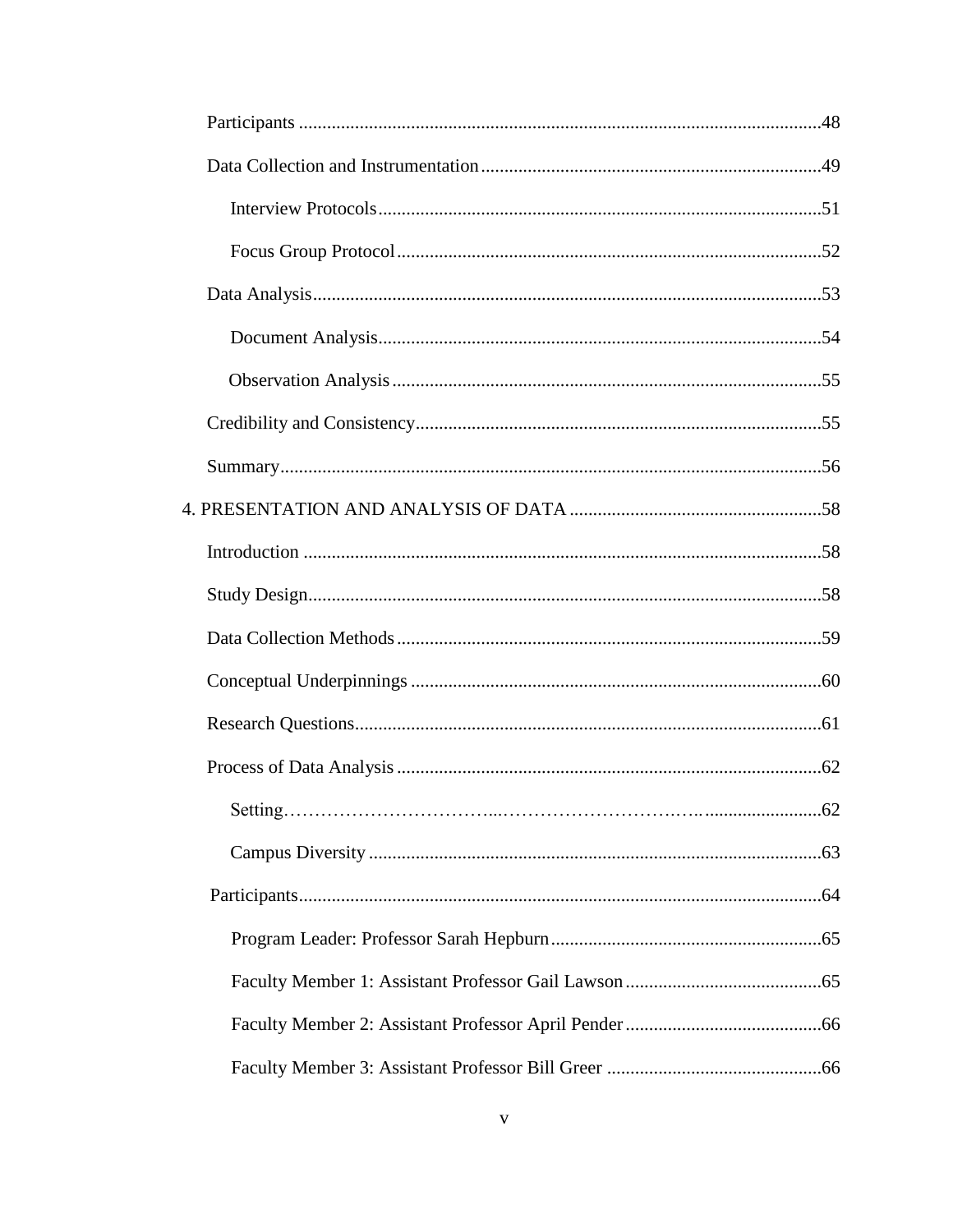Participants .....48

Data Collection and Instrumentation .....49

Interview Protocols .....51

Focus Group Protocol .....52

Data Analysis .....53

Document Analysis .....54

Observation Analysis .....55

Credibility and Consistency .....55

Summary .....56

4. PRESENTATION AND ANALYSIS OF DATA .....58

Introduction .....58

Study Design .....58

Data Collection Methods .....59

Conceptual Underpinnings .....60

Research Questions .....61

Process of Data Analysis .....62

Setting .....62

Campus Diversity .....63

Participants .....64

Program Leader: Professor Sarah Hepburn .....65

Faculty Member 1: Assistant Professor Gail Lawson .....65

Faculty Member 2: Assistant Professor April Pender .....66

Faculty Member 3: Assistant Professor Bill Greer .....66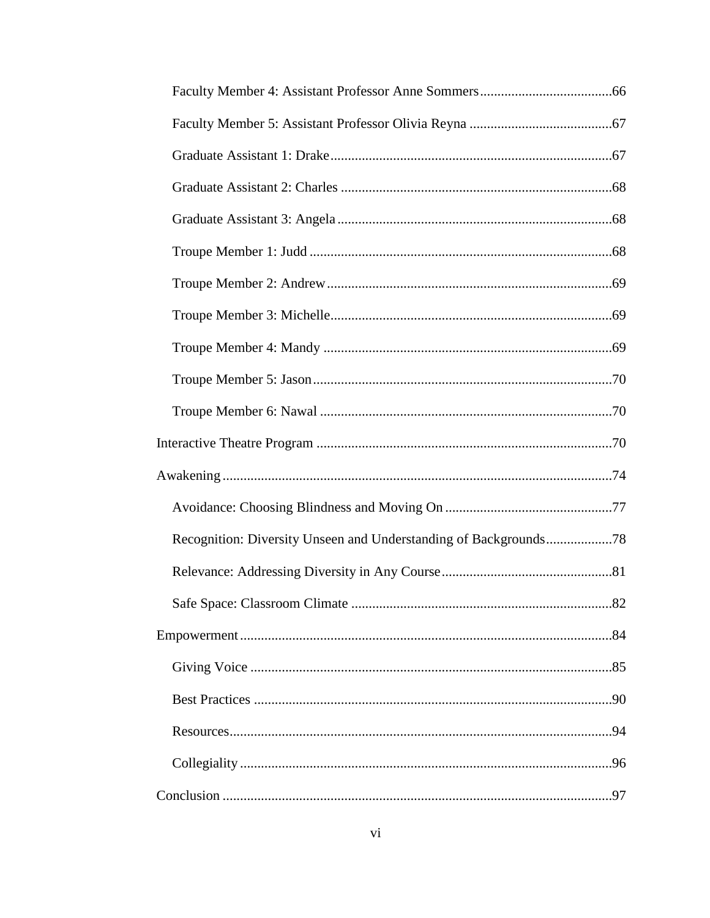Faculty Member 4: Assistant Professor Anne Sommers ......................................66

Faculty Member 5: Assistant Professor Olivia Reyna .........................................67

Graduate Assistant 1: Drake.................................................................................67

Graduate Assistant 2: Charles ..............................................................................68

Graduate Assistant 3: Angela...............................................................................68

Troupe Member 1: Judd .......................................................................................68

Troupe Member 2: Andrew..................................................................................69

Troupe Member 3: Michelle.................................................................................69

Troupe Member 4: Mandy ...................................................................................69

Troupe Member 5: Jason......................................................................................70

Troupe Member 6: Nawal ....................................................................................70

Interactive Theatre Program .....................................................................................70

Awakening................................................................................................................74

Avoidance: Choosing Blindness and Moving On ................................................77

Recognition: Diversity Unseen and Understanding of Backgrounds...................78

Relevance: Addressing Diversity in Any Course.................................................81

Safe Space: Classroom Climate ...........................................................................82

Empowerment...........................................................................................................84

Giving Voice ........................................................................................................85

Best Practices .......................................................................................................90

Resources..............................................................................................................94

Collegiality ...........................................................................................................96

Conclusion ................................................................................................................97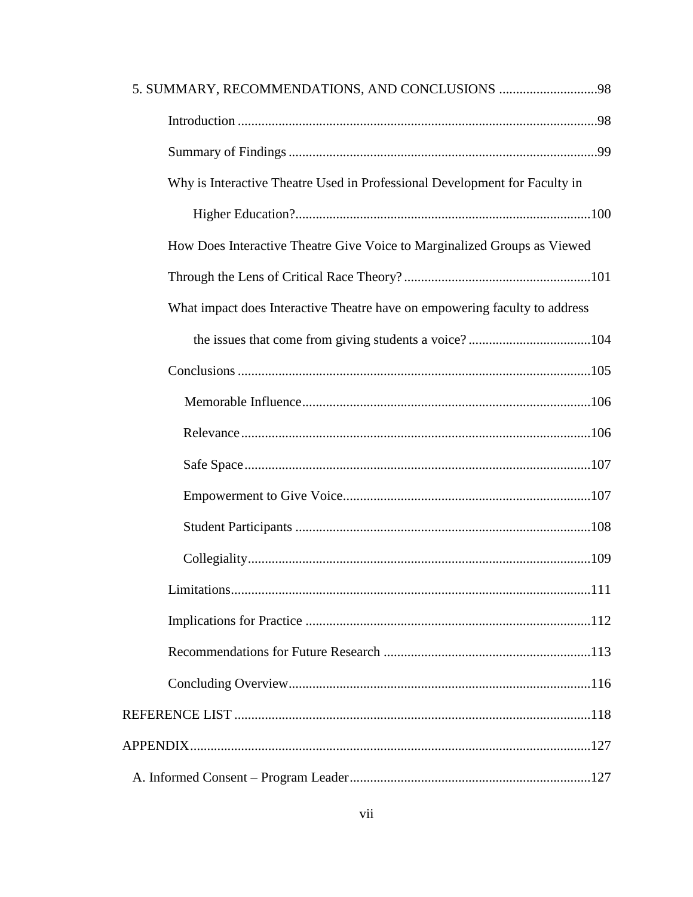5. SUMMARY, RECOMMENDATIONS, AND CONCLUSIONS ....................................98

Introduction ....................................98

Summary of Findings ....................................99

Why is Interactive Theatre Used in Professional Development for Faculty in Higher Education? ....................................100

How Does Interactive Theatre Give Voice to Marginalized Groups as Viewed Through the Lens of Critical Race Theory? ....................................101

What impact does Interactive Theatre have on empowering faculty to address the issues that come from giving students a voice? ....................................104

Conclusions ....................................105

Memorable Influence ....................................106

Relevance ....................................106

Safe Space ....................................107

Empowerment to Give Voice ....................................107

Student Participants ....................................108

Collegiality ....................................109

Limitations ....................................111

Implications for Practice ....................................112

Recommendations for Future Research ....................................113

Concluding Overview ....................................116

REFERENCE LIST ....................................118

APPENDIX ....................................127

A. Informed Consent – Program Leader ....................................127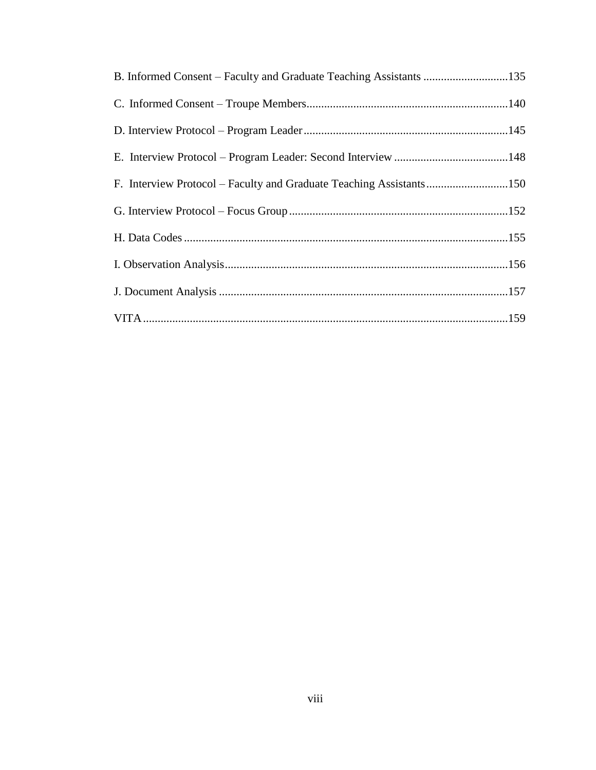B. Informed Consent – Faculty and Graduate Teaching Assistants .............................135

C. Informed Consent – Troupe Members....................................................................140

D. Interview Protocol – Program Leader.....................................................................145

E. Interview Protocol – Program Leader: Second Interview .......................................148

F. Interview Protocol – Faculty and Graduate Teaching Assistants............................150

G. Interview Protocol – Focus Group..........................................................................152

H. Data Codes..............................................................................................................155

I. Observation Analysis................................................................................................156

J. Document Analysis ..................................................................................................157

VITA............................................................................................................................159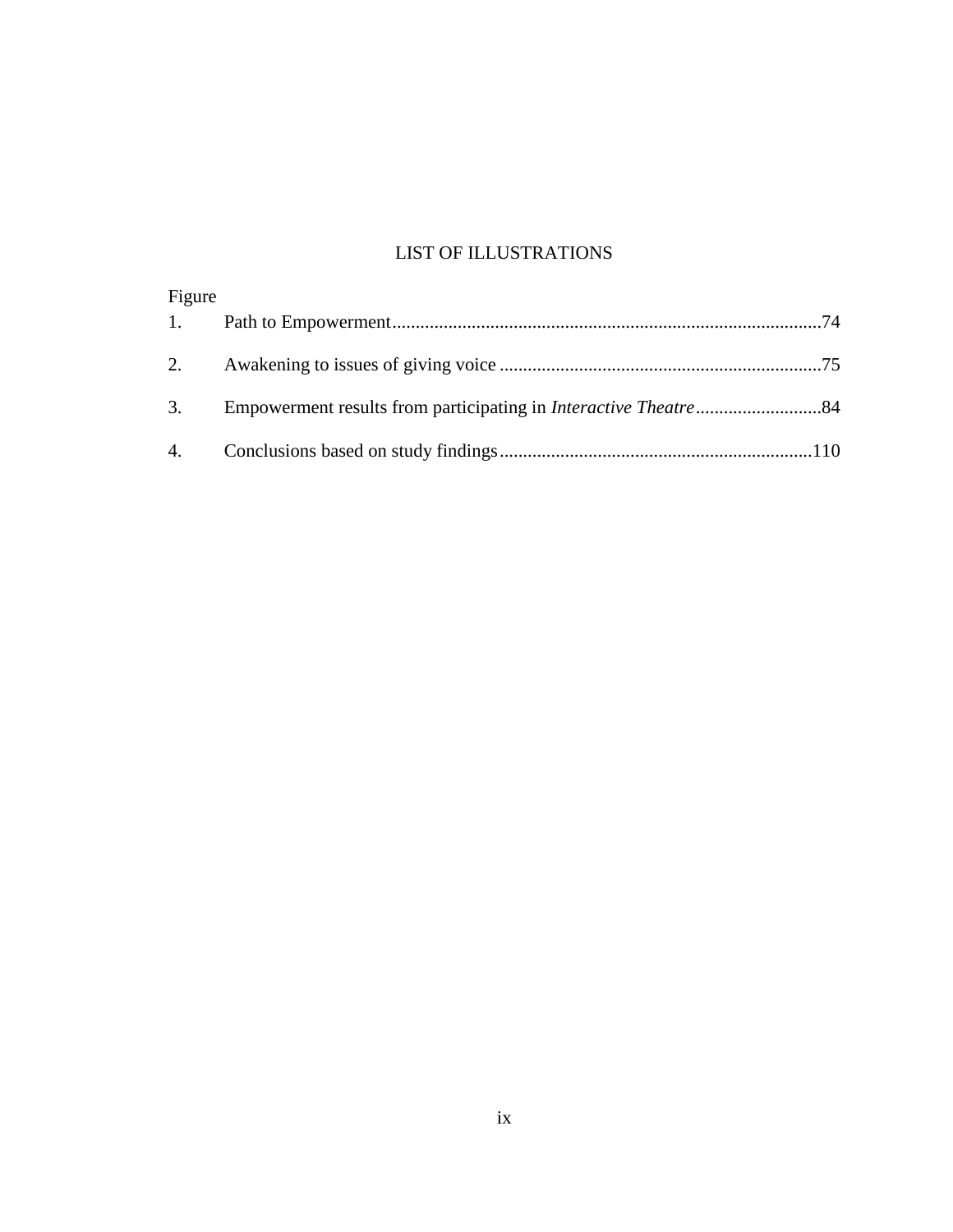# LIST OF ILLUSTRATIONS

| Figure | | |
|---|---|---|
| 1. | Path to Empowerment | 74 |
| 2. | Awakening to issues of giving voice | 75 |
| 3. | Empowerment results from participating in *Interactive Theatre* | 84 |
| 4. | Conclusions based on study findings | 110 |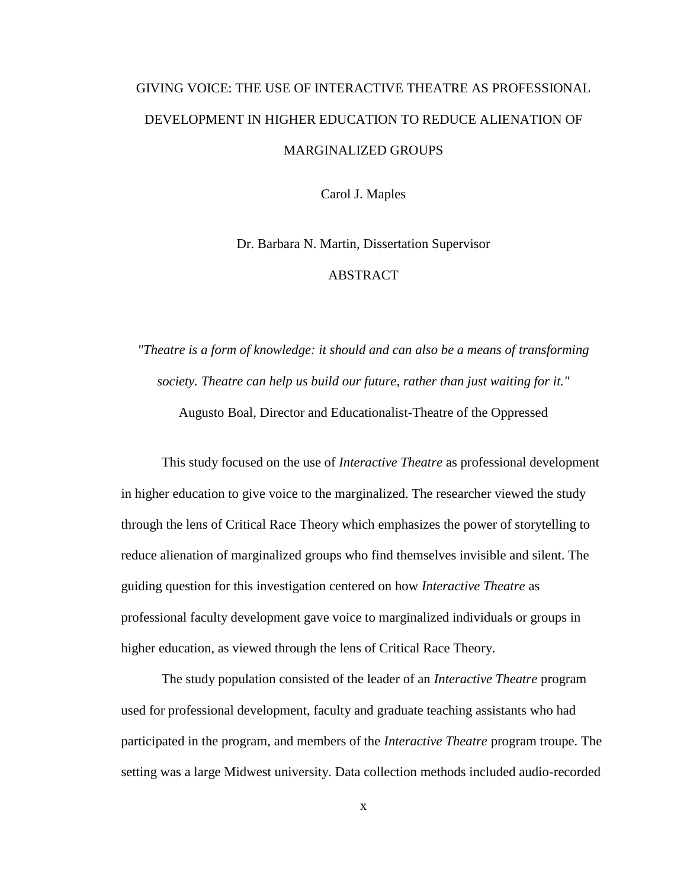GIVING VOICE: THE USE OF INTERACTIVE THEATRE AS PROFESSIONAL DEVELOPMENT IN HIGHER EDUCATION TO REDUCE ALIENATION OF MARGINALIZED GROUPS

Carol J. Maples

Dr. Barbara N. Martin, Dissertation Supervisor

ABSTRACT

*"Theatre is a form of knowledge: it should and can also be a means of transforming society. Theatre can help us build our future, rather than just waiting for it."*

Augusto Boal, Director and Educationalist-Theatre of the Oppressed

This study focused on the use of *Interactive Theatre* as professional development in higher education to give voice to the marginalized. The researcher viewed the study through the lens of Critical Race Theory which emphasizes the power of storytelling to reduce alienation of marginalized groups who find themselves invisible and silent. The guiding question for this investigation centered on how *Interactive Theatre* as professional faculty development gave voice to marginalized individuals or groups in higher education, as viewed through the lens of Critical Race Theory.

The study population consisted of the leader of an *Interactive Theatre* program used for professional development, faculty and graduate teaching assistants who had participated in the program, and members of the *Interactive Theatre* program troupe. The setting was a large Midwest university. Data collection methods included audio-recorded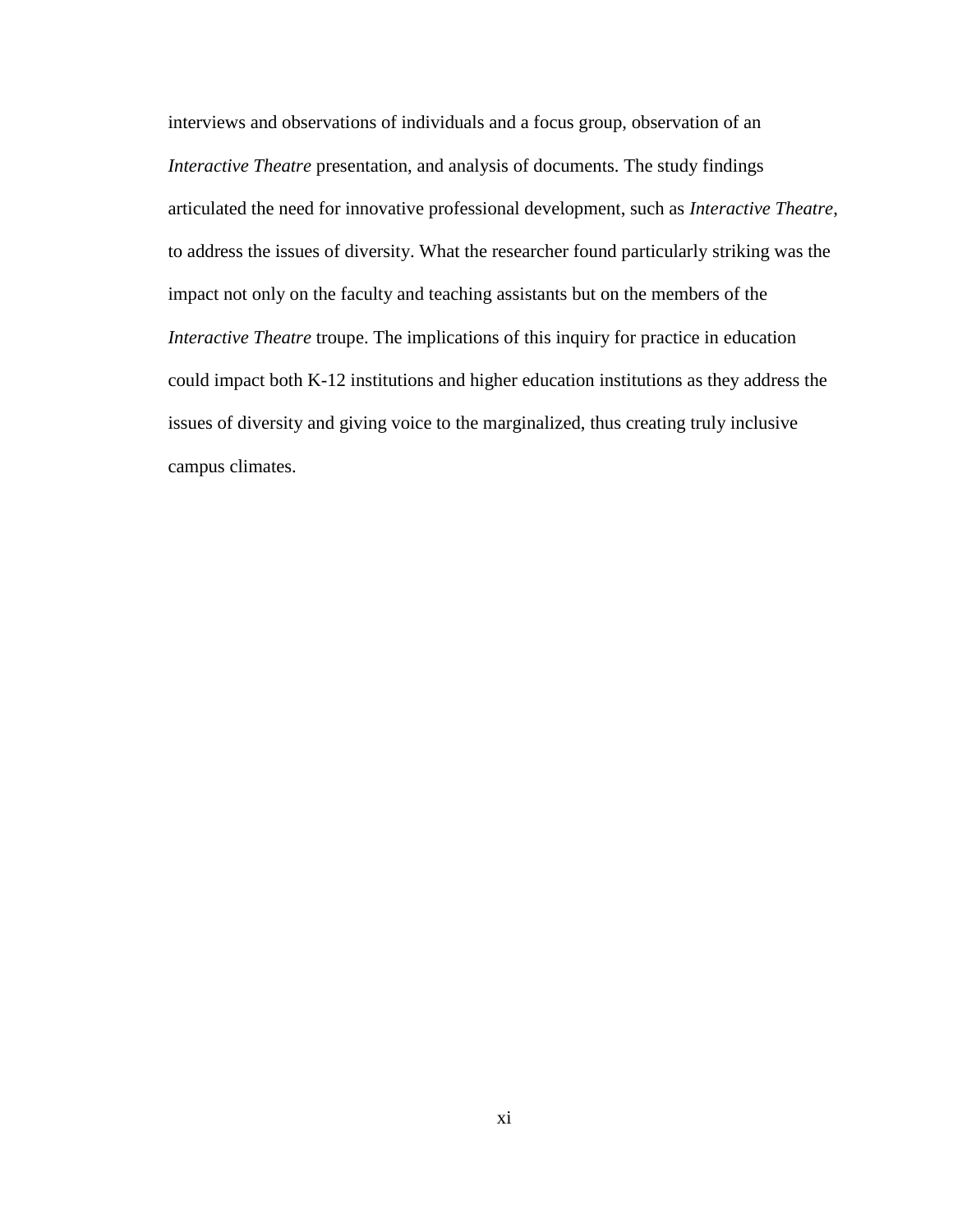interviews and observations of individuals and a focus group, observation of an *Interactive Theatre* presentation, and analysis of documents. The study findings articulated the need for innovative professional development, such as *Interactive Theatre*, to address the issues of diversity. What the researcher found particularly striking was the impact not only on the faculty and teaching assistants but on the members of the *Interactive Theatre* troupe. The implications of this inquiry for practice in education could impact both K-12 institutions and higher education institutions as they address the issues of diversity and giving voice to the marginalized, thus creating truly inclusive campus climates.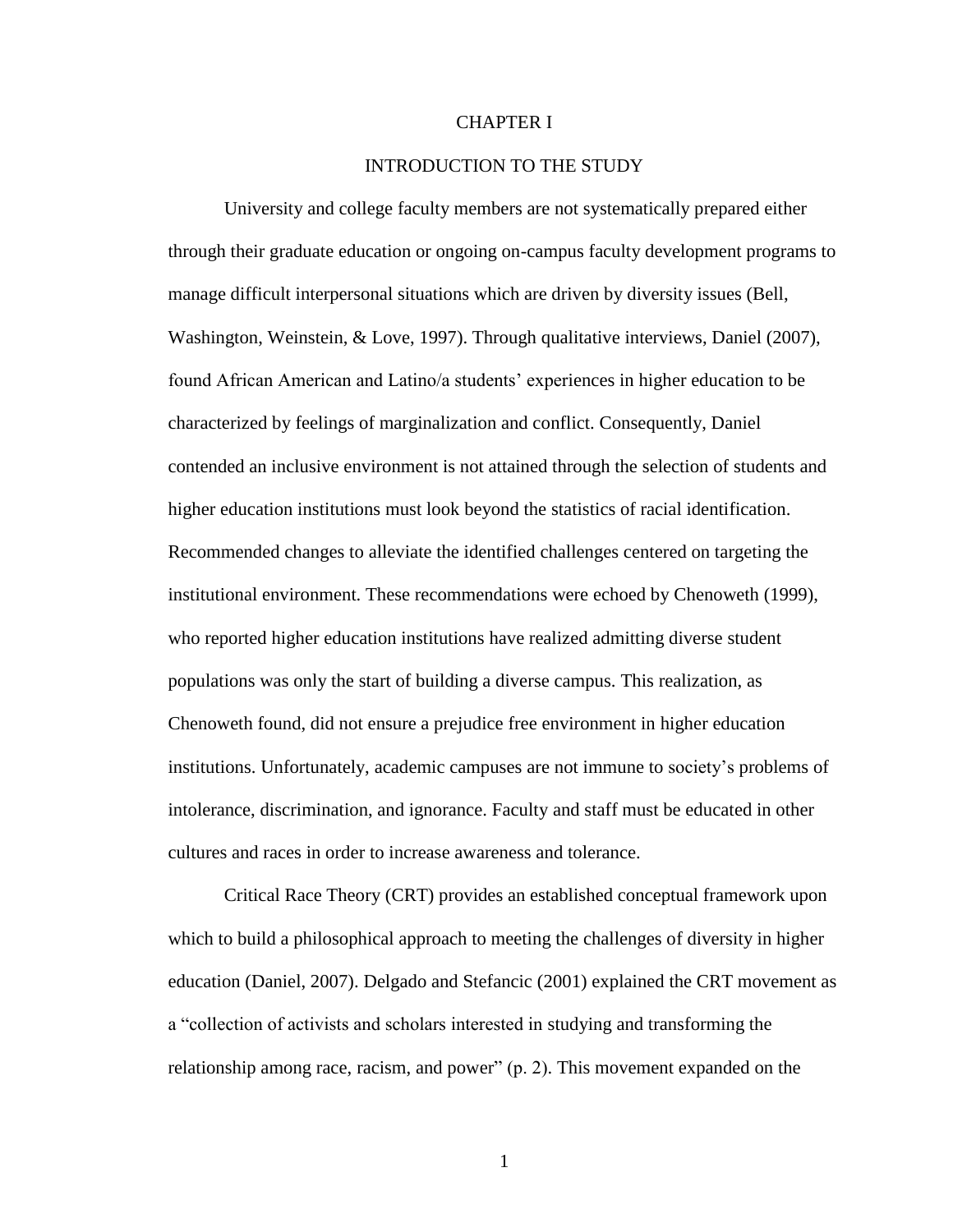# CHAPTER I

## INTRODUCTION TO THE STUDY

University and college faculty members are not systematically prepared either through their graduate education or ongoing on-campus faculty development programs to manage difficult interpersonal situations which are driven by diversity issues (Bell, Washington, Weinstein, & Love, 1997). Through qualitative interviews, Daniel (2007), found African American and Latino/a students' experiences in higher education to be characterized by feelings of marginalization and conflict. Consequently, Daniel contended an inclusive environment is not attained through the selection of students and higher education institutions must look beyond the statistics of racial identification. Recommended changes to alleviate the identified challenges centered on targeting the institutional environment. These recommendations were echoed by Chenoweth (1999), who reported higher education institutions have realized admitting diverse student populations was only the start of building a diverse campus. This realization, as Chenoweth found, did not ensure a prejudice free environment in higher education institutions. Unfortunately, academic campuses are not immune to society's problems of intolerance, discrimination, and ignorance. Faculty and staff must be educated in other cultures and races in order to increase awareness and tolerance.

Critical Race Theory (CRT) provides an established conceptual framework upon which to build a philosophical approach to meeting the challenges of diversity in higher education (Daniel, 2007). Delgado and Stefancic (2001) explained the CRT movement as a "collection of activists and scholars interested in studying and transforming the relationship among race, racism, and power" (p. 2). This movement expanded on the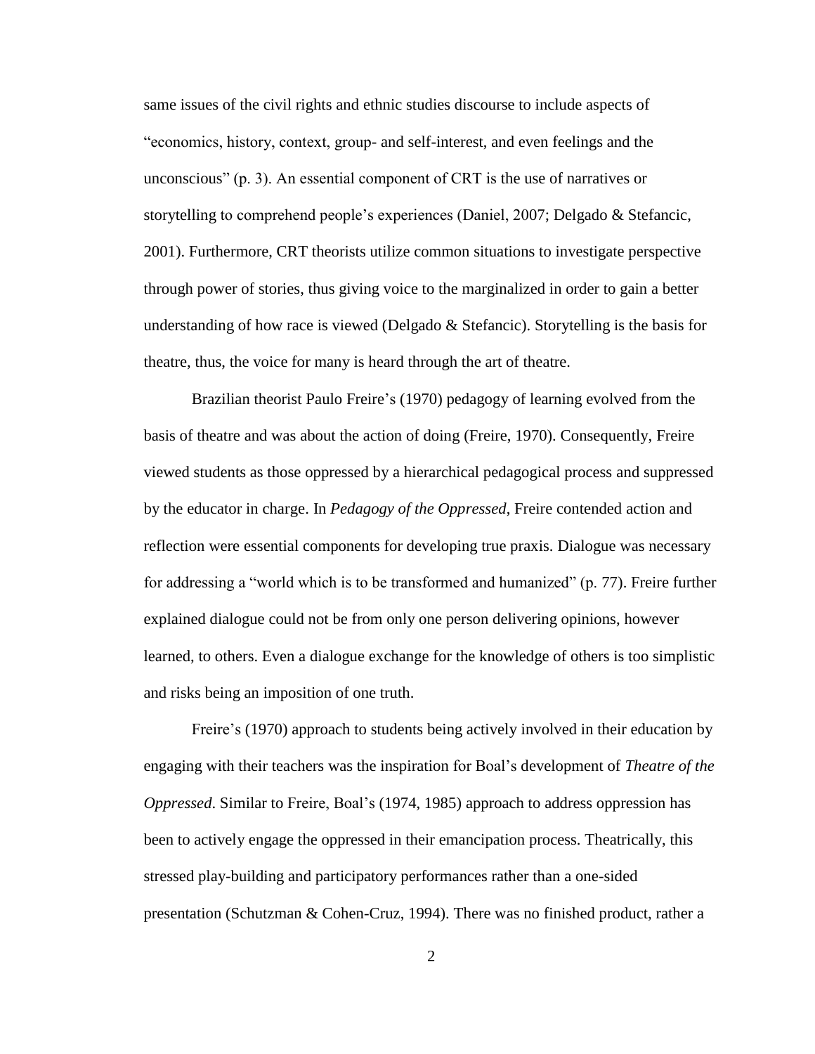same issues of the civil rights and ethnic studies discourse to include aspects of "economics, history, context, group- and self-interest, and even feelings and the unconscious" (p. 3). An essential component of CRT is the use of narratives or storytelling to comprehend people's experiences (Daniel, 2007; Delgado & Stefancic, 2001). Furthermore, CRT theorists utilize common situations to investigate perspective through power of stories, thus giving voice to the marginalized in order to gain a better understanding of how race is viewed (Delgado & Stefancic). Storytelling is the basis for theatre, thus, the voice for many is heard through the art of theatre.

Brazilian theorist Paulo Freire's (1970) pedagogy of learning evolved from the basis of theatre and was about the action of doing (Freire, 1970). Consequently, Freire viewed students as those oppressed by a hierarchical pedagogical process and suppressed by the educator in charge. In *Pedagogy of the Oppressed*, Freire contended action and reflection were essential components for developing true praxis. Dialogue was necessary for addressing a "world which is to be transformed and humanized" (p. 77). Freire further explained dialogue could not be from only one person delivering opinions, however learned, to others. Even a dialogue exchange for the knowledge of others is too simplistic and risks being an imposition of one truth.

Freire's (1970) approach to students being actively involved in their education by engaging with their teachers was the inspiration for Boal's development of *Theatre of the Oppressed*. Similar to Freire, Boal's (1974, 1985) approach to address oppression has been to actively engage the oppressed in their emancipation process. Theatrically, this stressed play-building and participatory performances rather than a one-sided presentation (Schutzman & Cohen-Cruz, 1994). There was no finished product, rather a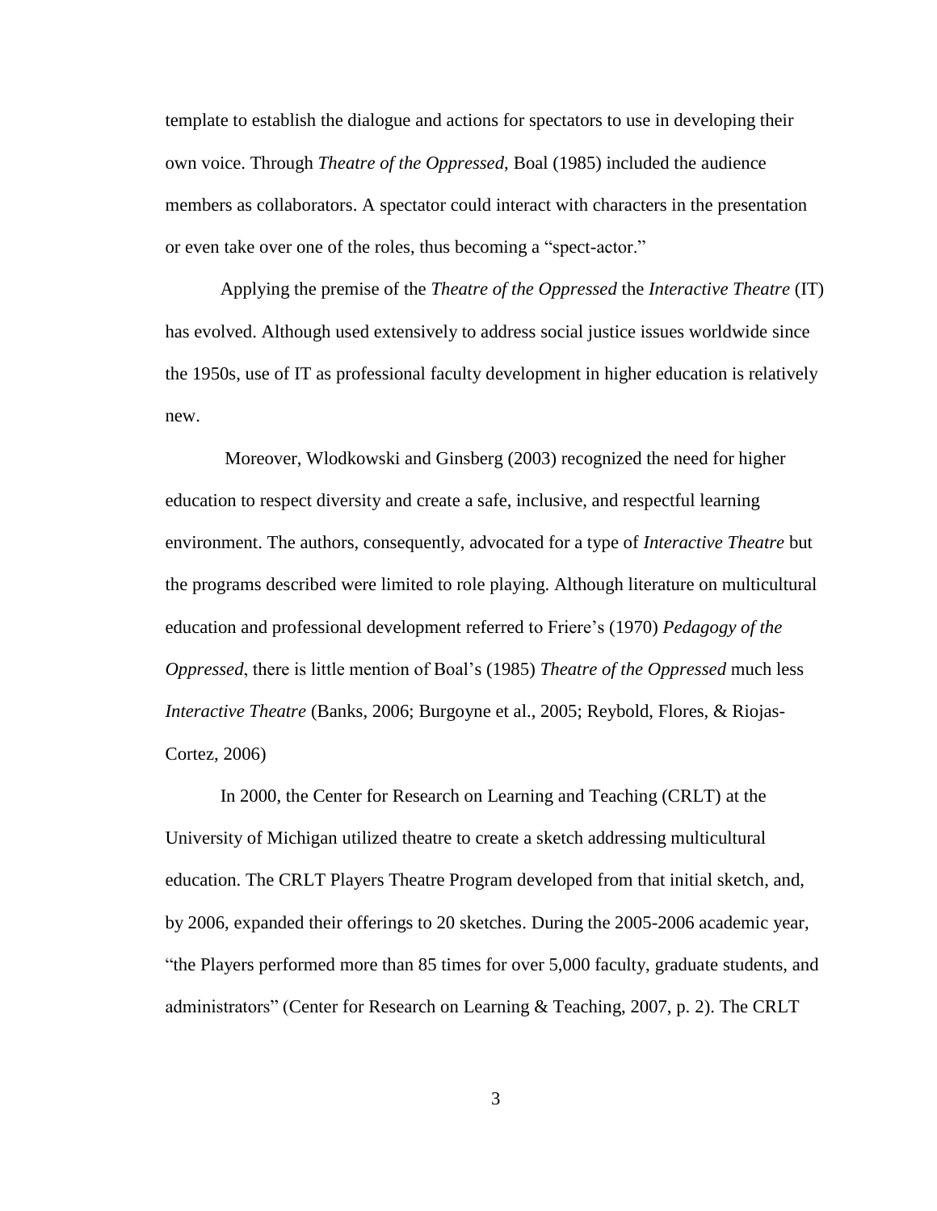template to establish the dialogue and actions for spectators to use in developing their own voice. Through *Theatre of the Oppressed*, Boal (1985) included the audience members as collaborators. A spectator could interact with characters in the presentation or even take over one of the roles, thus becoming a "spect-actor."

Applying the premise of the *Theatre of the Oppressed* the *Interactive Theatre* (IT) has evolved. Although used extensively to address social justice issues worldwide since the 1950s, use of IT as professional faculty development in higher education is relatively new.

Moreover, Wlodkowski and Ginsberg (2003) recognized the need for higher education to respect diversity and create a safe, inclusive, and respectful learning environment. The authors, consequently, advocated for a type of *Interactive Theatre* but the programs described were limited to role playing. Although literature on multicultural education and professional development referred to Friere's (1970) *Pedagogy of the Oppressed*, there is little mention of Boal's (1985) *Theatre of the Oppressed* much less *Interactive Theatre* (Banks, 2006; Burgoyne et al., 2005; Reybold, Flores, & Riojas-Cortez, 2006)

In 2000, the Center for Research on Learning and Teaching (CRLT) at the University of Michigan utilized theatre to create a sketch addressing multicultural education. The CRLT Players Theatre Program developed from that initial sketch, and, by 2006, expanded their offerings to 20 sketches. During the 2005-2006 academic year, "the Players performed more than 85 times for over 5,000 faculty, graduate students, and administrators" (Center for Research on Learning & Teaching, 2007, p. 2). The CRLT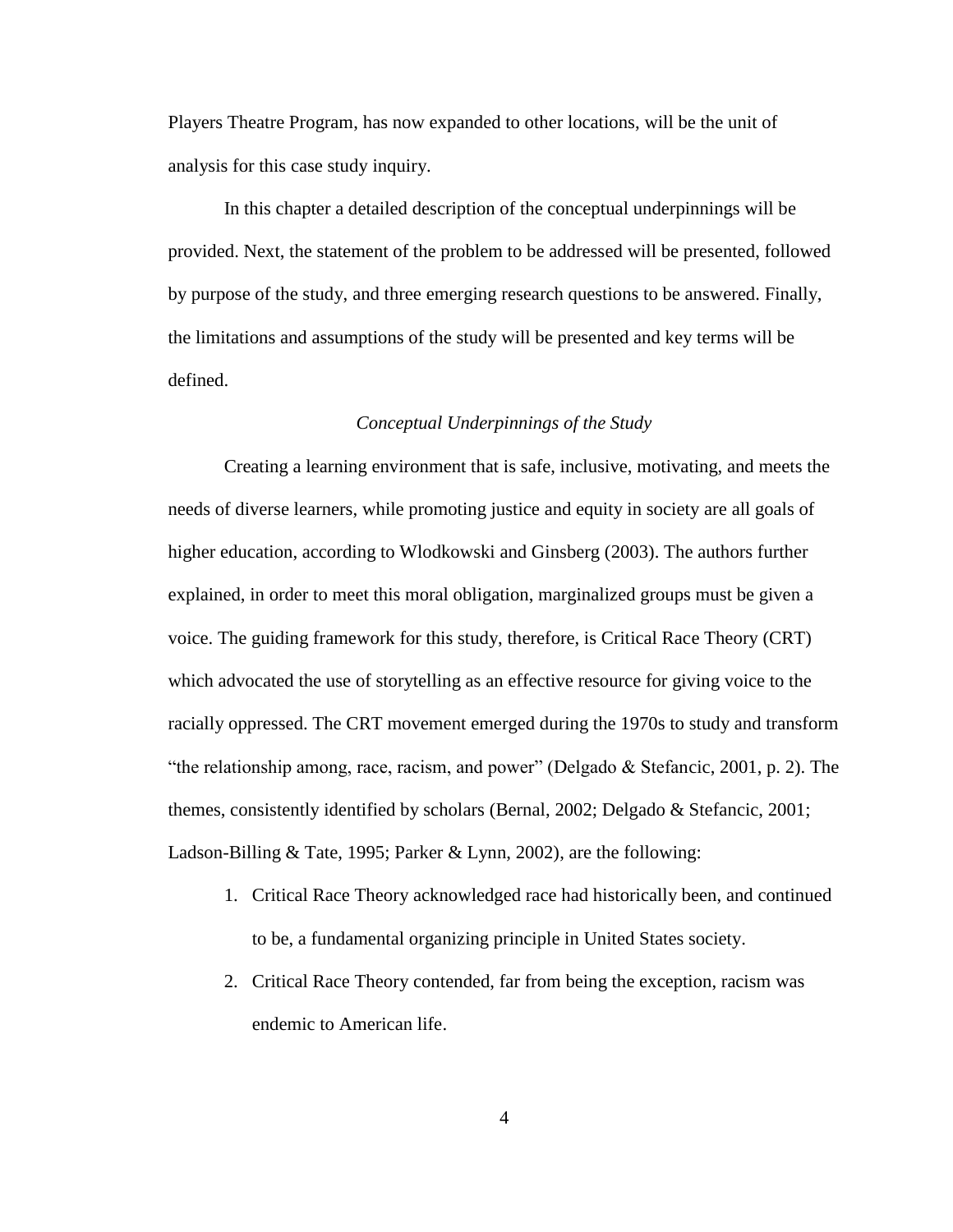Players Theatre Program, has now expanded to other locations, will be the unit of analysis for this case study inquiry.

In this chapter a detailed description of the conceptual underpinnings will be provided. Next, the statement of the problem to be addressed will be presented, followed by purpose of the study, and three emerging research questions to be answered. Finally, the limitations and assumptions of the study will be presented and key terms will be defined.

### *Conceptual Underpinnings of the Study*

Creating a learning environment that is safe, inclusive, motivating, and meets the needs of diverse learners, while promoting justice and equity in society are all goals of higher education, according to Wlodkowski and Ginsberg (2003). The authors further explained, in order to meet this moral obligation, marginalized groups must be given a voice. The guiding framework for this study, therefore, is Critical Race Theory (CRT) which advocated the use of storytelling as an effective resource for giving voice to the racially oppressed. The CRT movement emerged during the 1970s to study and transform "the relationship among, race, racism, and power" (Delgado & Stefancic, 2001, p. 2). The themes, consistently identified by scholars (Bernal, 2002; Delgado & Stefancic, 2001; Ladson-Billing & Tate, 1995; Parker & Lynn, 2002), are the following:

1. Critical Race Theory acknowledged race had historically been, and continued to be, a fundamental organizing principle in United States society.
2. Critical Race Theory contended, far from being the exception, racism was endemic to American life.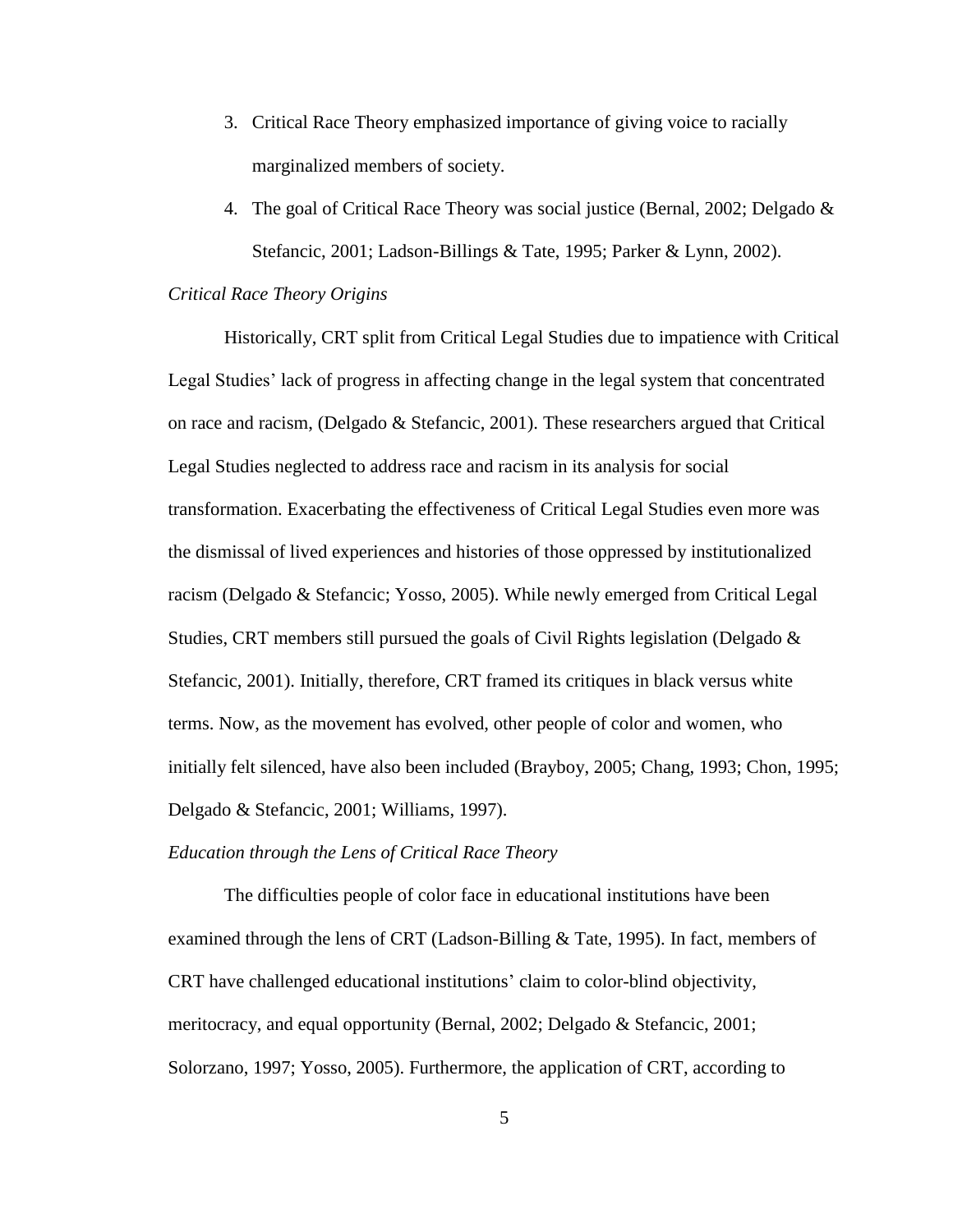3. Critical Race Theory emphasized importance of giving voice to racially marginalized members of society.
4. The goal of Critical Race Theory was social justice (Bernal, 2002; Delgado & Stefancic, 2001; Ladson-Billings & Tate, 1995; Parker & Lynn, 2002).

*Critical Race Theory Origins*

Historically, CRT split from Critical Legal Studies due to impatience with Critical Legal Studies' lack of progress in affecting change in the legal system that concentrated on race and racism, (Delgado & Stefancic, 2001). These researchers argued that Critical Legal Studies neglected to address race and racism in its analysis for social transformation. Exacerbating the effectiveness of Critical Legal Studies even more was the dismissal of lived experiences and histories of those oppressed by institutionalized racism (Delgado & Stefancic; Yosso, 2005). While newly emerged from Critical Legal Studies, CRT members still pursued the goals of Civil Rights legislation (Delgado & Stefancic, 2001). Initially, therefore, CRT framed its critiques in black versus white terms. Now, as the movement has evolved, other people of color and women, who initially felt silenced, have also been included (Brayboy, 2005; Chang, 1993; Chon, 1995; Delgado & Stefancic, 2001; Williams, 1997).

*Education through the Lens of Critical Race Theory*

The difficulties people of color face in educational institutions have been examined through the lens of CRT (Ladson-Billing & Tate, 1995). In fact, members of CRT have challenged educational institutions' claim to color-blind objectivity, meritocracy, and equal opportunity (Bernal, 2002; Delgado & Stefancic, 2001; Solorzano, 1997; Yosso, 2005). Furthermore, the application of CRT, according to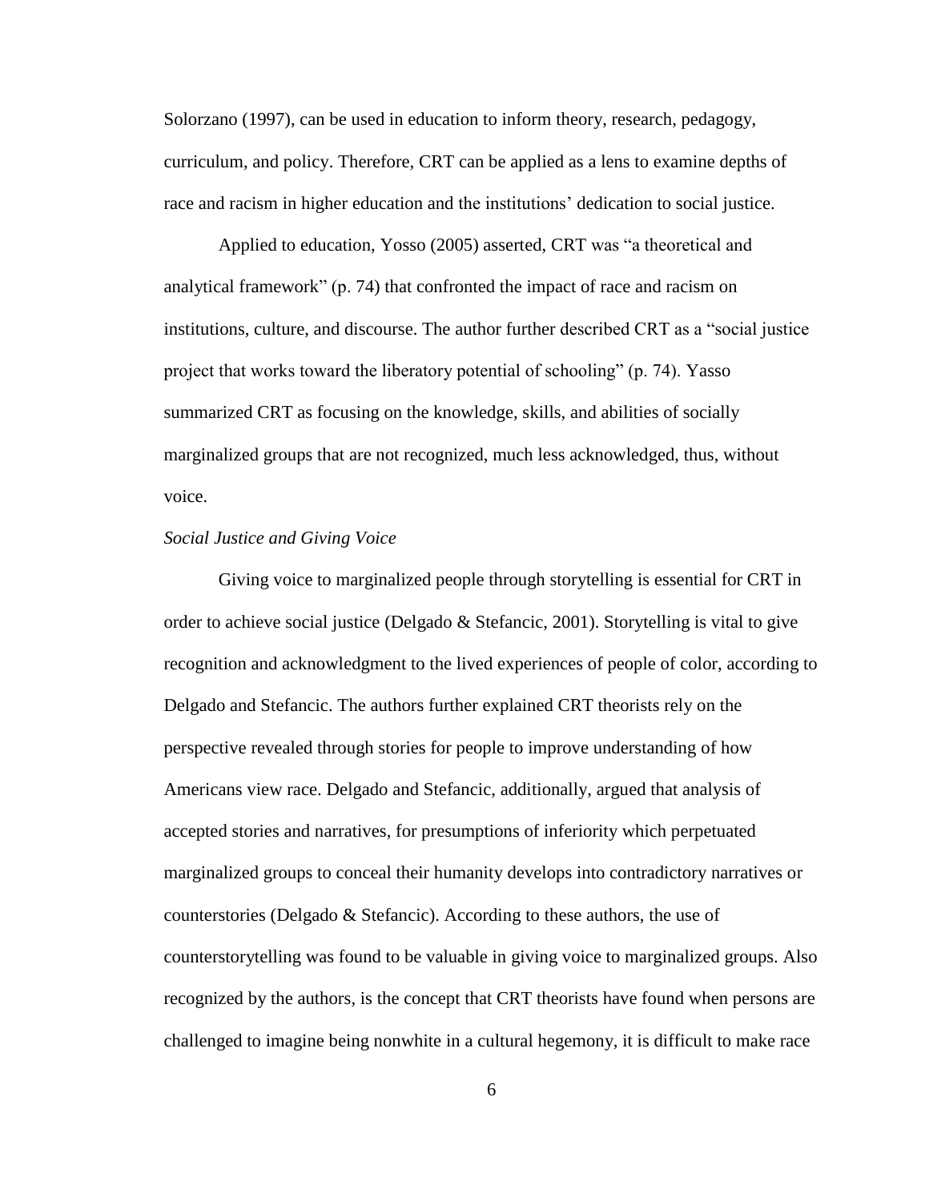Solorzano (1997), can be used in education to inform theory, research, pedagogy, curriculum, and policy. Therefore, CRT can be applied as a lens to examine depths of race and racism in higher education and the institutions' dedication to social justice.

Applied to education, Yosso (2005) asserted, CRT was "a theoretical and analytical framework" (p. 74) that confronted the impact of race and racism on institutions, culture, and discourse. The author further described CRT as a "social justice project that works toward the liberatory potential of schooling" (p. 74). Yasso summarized CRT as focusing on the knowledge, skills, and abilities of socially marginalized groups that are not recognized, much less acknowledged, thus, without voice.

*Social Justice and Giving Voice*

Giving voice to marginalized people through storytelling is essential for CRT in order to achieve social justice (Delgado & Stefancic, 2001). Storytelling is vital to give recognition and acknowledgment to the lived experiences of people of color, according to Delgado and Stefancic. The authors further explained CRT theorists rely on the perspective revealed through stories for people to improve understanding of how Americans view race. Delgado and Stefancic, additionally, argued that analysis of accepted stories and narratives, for presumptions of inferiority which perpetuated marginalized groups to conceal their humanity develops into contradictory narratives or counterstories (Delgado & Stefancic). According to these authors, the use of counterstorytelling was found to be valuable in giving voice to marginalized groups. Also recognized by the authors, is the concept that CRT theorists have found when persons are challenged to imagine being nonwhite in a cultural hegemony, it is difficult to make race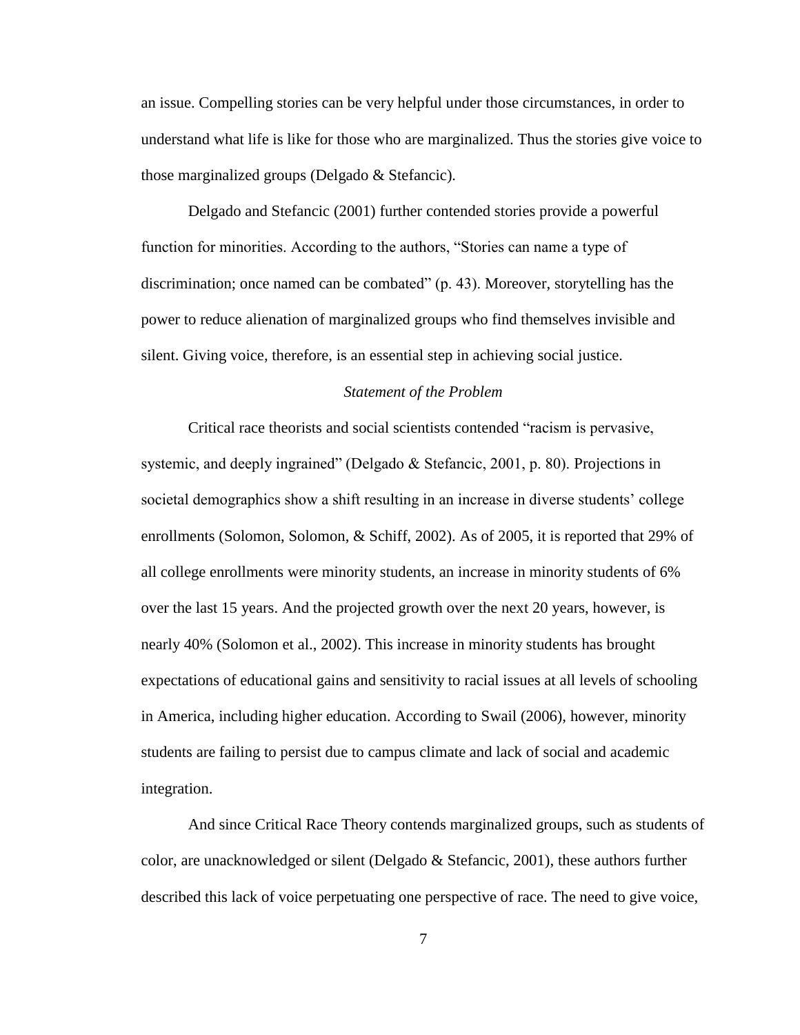an issue. Compelling stories can be very helpful under those circumstances, in order to understand what life is like for those who are marginalized. Thus the stories give voice to those marginalized groups (Delgado & Stefancic).

Delgado and Stefancic (2001) further contended stories provide a powerful function for minorities. According to the authors, "Stories can name a type of discrimination; once named can be combated" (p. 43). Moreover, storytelling has the power to reduce alienation of marginalized groups who find themselves invisible and silent. Giving voice, therefore, is an essential step in achieving social justice.

### *Statement of the Problem*

Critical race theorists and social scientists contended "racism is pervasive, systemic, and deeply ingrained" (Delgado & Stefancic, 2001, p. 80). Projections in societal demographics show a shift resulting in an increase in diverse students' college enrollments (Solomon, Solomon, & Schiff, 2002). As of 2005, it is reported that 29% of all college enrollments were minority students, an increase in minority students of 6% over the last 15 years. And the projected growth over the next 20 years, however, is nearly 40% (Solomon et al., 2002). This increase in minority students has brought expectations of educational gains and sensitivity to racial issues at all levels of schooling in America, including higher education. According to Swail (2006), however, minority students are failing to persist due to campus climate and lack of social and academic integration.

And since Critical Race Theory contends marginalized groups, such as students of color, are unacknowledged or silent (Delgado & Stefancic, 2001), these authors further described this lack of voice perpetuating one perspective of race. The need to give voice,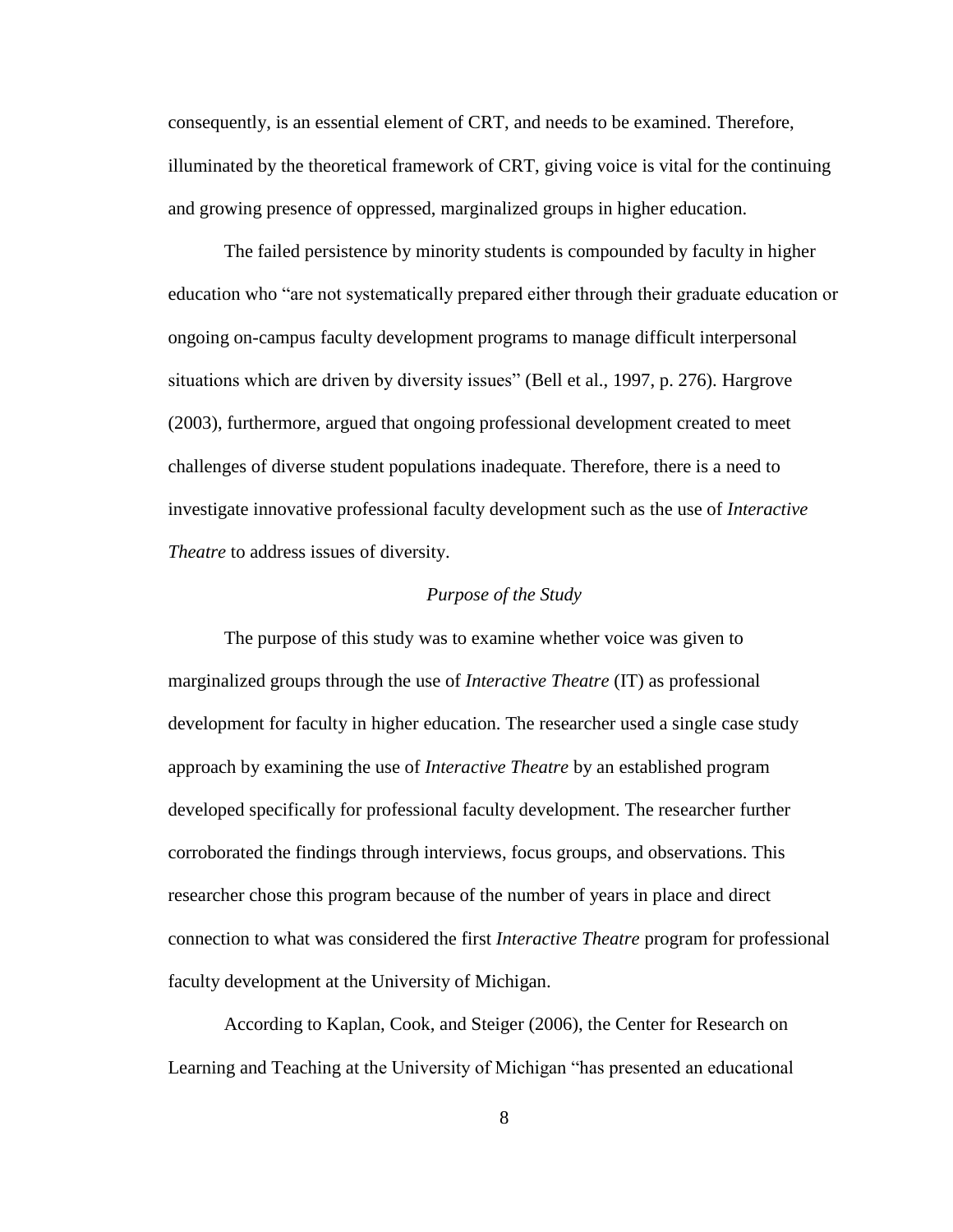consequently, is an essential element of CRT, and needs to be examined. Therefore, illuminated by the theoretical framework of CRT, giving voice is vital for the continuing and growing presence of oppressed, marginalized groups in higher education.

The failed persistence by minority students is compounded by faculty in higher education who "are not systematically prepared either through their graduate education or ongoing on-campus faculty development programs to manage difficult interpersonal situations which are driven by diversity issues" (Bell et al., 1997, p. 276). Hargrove (2003), furthermore, argued that ongoing professional development created to meet challenges of diverse student populations inadequate. Therefore, there is a need to investigate innovative professional faculty development such as the use of *Interactive Theatre* to address issues of diversity.

### *Purpose of the Study*

The purpose of this study was to examine whether voice was given to marginalized groups through the use of *Interactive Theatre* (IT) as professional development for faculty in higher education. The researcher used a single case study approach by examining the use of *Interactive Theatre* by an established program developed specifically for professional faculty development. The researcher further corroborated the findings through interviews, focus groups, and observations. This researcher chose this program because of the number of years in place and direct connection to what was considered the first *Interactive Theatre* program for professional faculty development at the University of Michigan.

According to Kaplan, Cook, and Steiger (2006), the Center for Research on Learning and Teaching at the University of Michigan "has presented an educational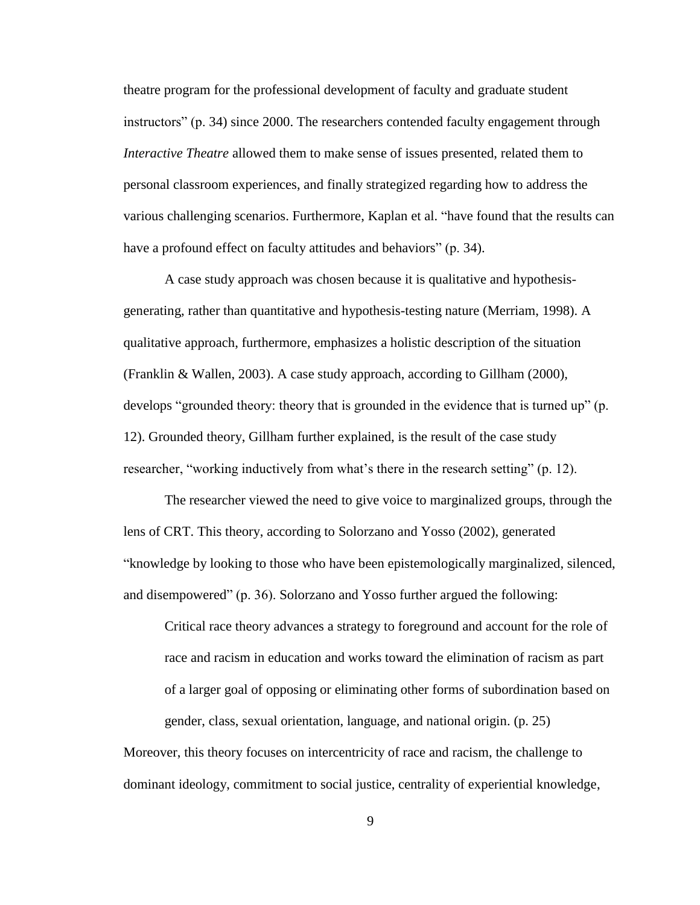theatre program for the professional development of faculty and graduate student instructors" (p. 34) since 2000. The researchers contended faculty engagement through *Interactive Theatre* allowed them to make sense of issues presented, related them to personal classroom experiences, and finally strategized regarding how to address the various challenging scenarios. Furthermore, Kaplan et al. "have found that the results can have a profound effect on faculty attitudes and behaviors" (p. 34).

A case study approach was chosen because it is qualitative and hypothesis-generating, rather than quantitative and hypothesis-testing nature (Merriam, 1998). A qualitative approach, furthermore, emphasizes a holistic description of the situation (Franklin & Wallen, 2003). A case study approach, according to Gillham (2000), develops "grounded theory: theory that is grounded in the evidence that is turned up" (p. 12). Grounded theory, Gillham further explained, is the result of the case study researcher, "working inductively from what's there in the research setting" (p. 12).

The researcher viewed the need to give voice to marginalized groups, through the lens of CRT. This theory, according to Solorzano and Yosso (2002), generated "knowledge by looking to those who have been epistemologically marginalized, silenced, and disempowered" (p. 36). Solorzano and Yosso further argued the following:

> Critical race theory advances a strategy to foreground and account for the role of race and racism in education and works toward the elimination of racism as part of a larger goal of opposing or eliminating other forms of subordination based on gender, class, sexual orientation, language, and national origin. (p. 25)

Moreover, this theory focuses on intercentricity of race and racism, the challenge to dominant ideology, commitment to social justice, centrality of experiential knowledge,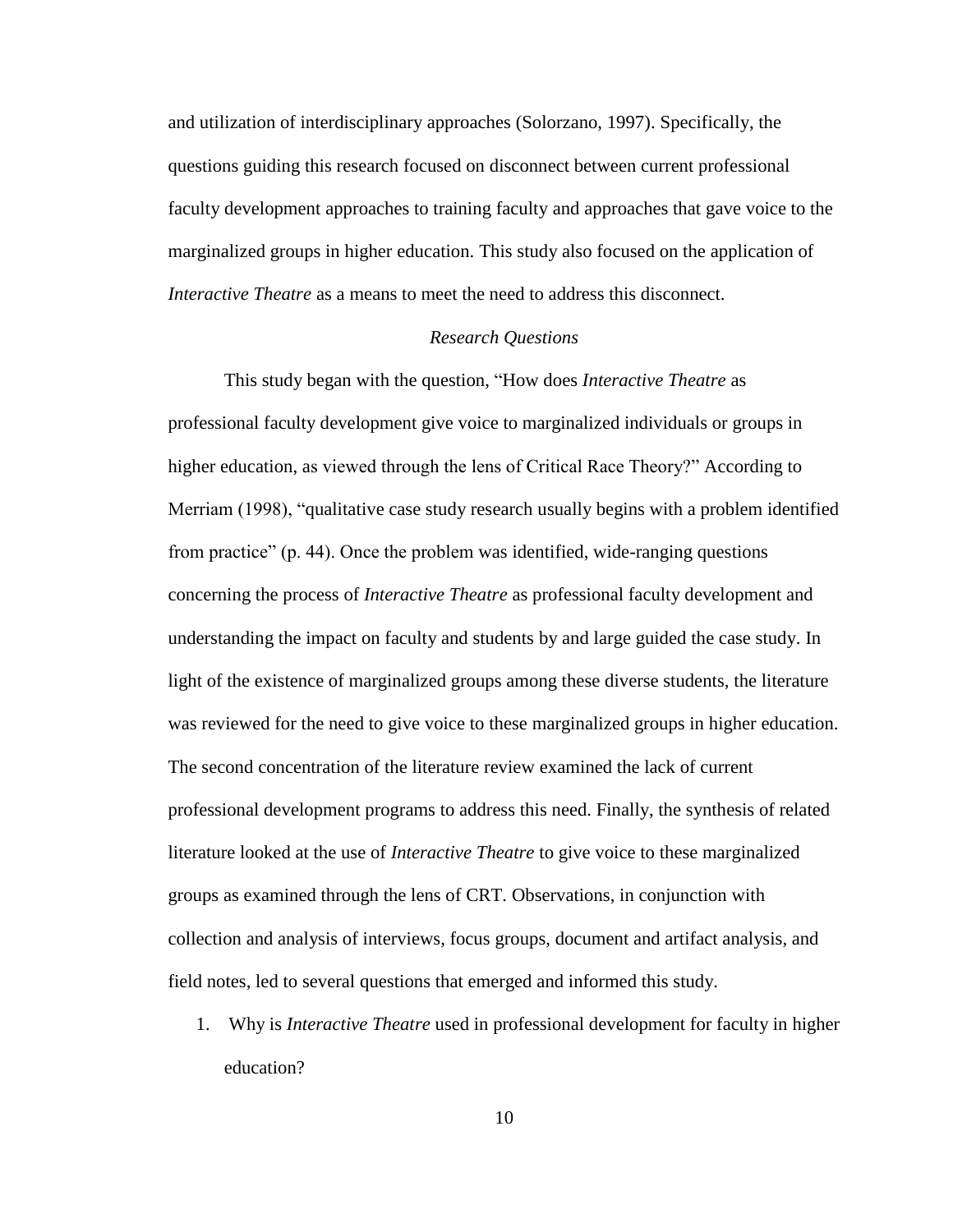and utilization of interdisciplinary approaches (Solorzano, 1997). Specifically, the questions guiding this research focused on disconnect between current professional faculty development approaches to training faculty and approaches that gave voice to the marginalized groups in higher education. This study also focused on the application of *Interactive Theatre* as a means to meet the need to address this disconnect.

### *Research Questions*

This study began with the question, "How does *Interactive Theatre* as professional faculty development give voice to marginalized individuals or groups in higher education, as viewed through the lens of Critical Race Theory?" According to Merriam (1998), "qualitative case study research usually begins with a problem identified from practice" (p. 44). Once the problem was identified, wide-ranging questions concerning the process of *Interactive Theatre* as professional faculty development and understanding the impact on faculty and students by and large guided the case study. In light of the existence of marginalized groups among these diverse students, the literature was reviewed for the need to give voice to these marginalized groups in higher education. The second concentration of the literature review examined the lack of current professional development programs to address this need. Finally, the synthesis of related literature looked at the use of *Interactive Theatre* to give voice to these marginalized groups as examined through the lens of CRT. Observations, in conjunction with collection and analysis of interviews, focus groups, document and artifact analysis, and field notes, led to several questions that emerged and informed this study.

1. Why is *Interactive Theatre* used in professional development for faculty in higher education?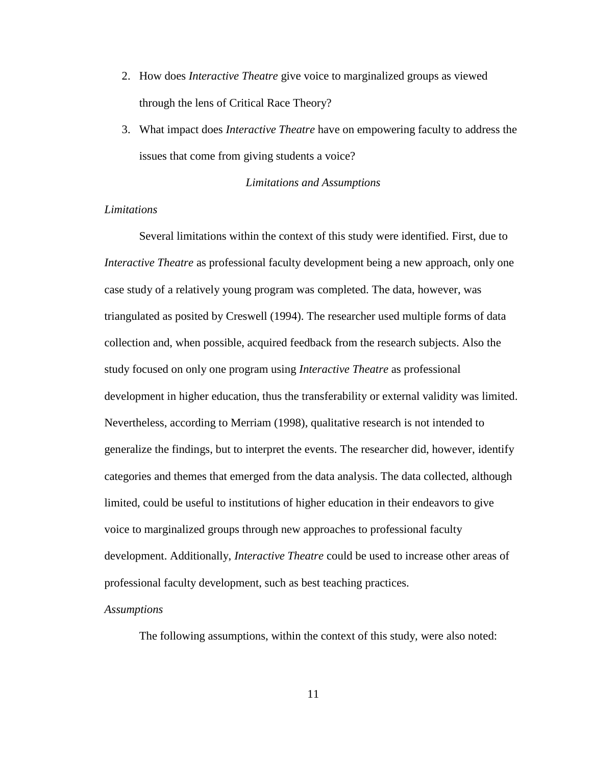2. How does *Interactive Theatre* give voice to marginalized groups as viewed through the lens of Critical Race Theory?
3. What impact does *Interactive Theatre* have on empowering faculty to address the issues that come from giving students a voice?

## *Limitations and Assumptions*

### *Limitations*

Several limitations within the context of this study were identified. First, due to *Interactive Theatre* as professional faculty development being a new approach, only one case study of a relatively young program was completed. The data, however, was triangulated as posited by Creswell (1994). The researcher used multiple forms of data collection and, when possible, acquired feedback from the research subjects. Also the study focused on only one program using *Interactive Theatre* as professional development in higher education, thus the transferability or external validity was limited. Nevertheless, according to Merriam (1998), qualitative research is not intended to generalize the findings, but to interpret the events. The researcher did, however, identify categories and themes that emerged from the data analysis. The data collected, although limited, could be useful to institutions of higher education in their endeavors to give voice to marginalized groups through new approaches to professional faculty development. Additionally, *Interactive Theatre* could be used to increase other areas of professional faculty development, such as best teaching practices.

### *Assumptions*

The following assumptions, within the context of this study, were also noted: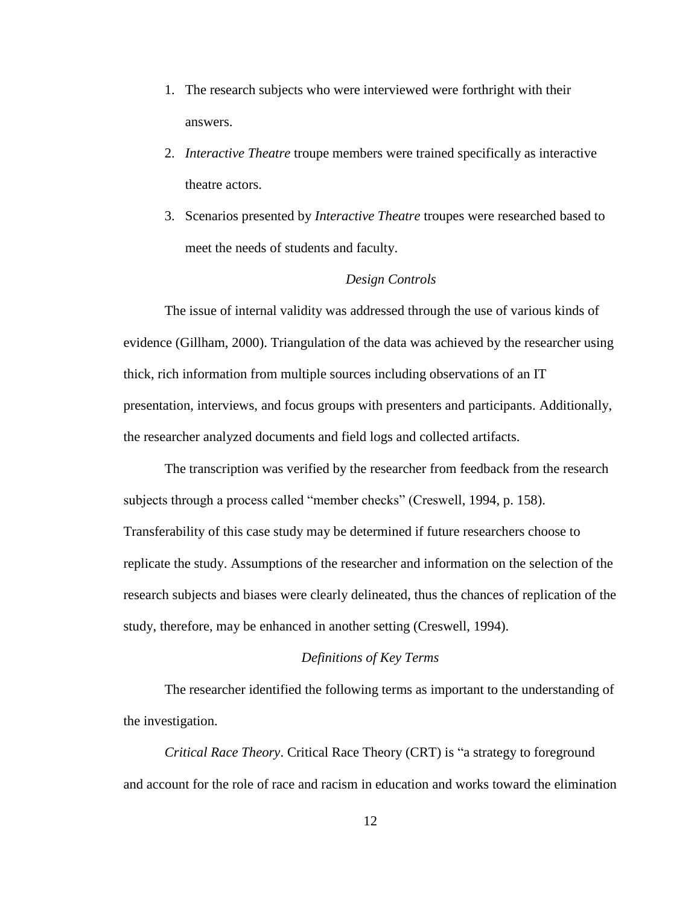1. The research subjects who were interviewed were forthright with their answers.
2. *Interactive Theatre* troupe members were trained specifically as interactive theatre actors.
3. Scenarios presented by *Interactive Theatre* troupes were researched based to meet the needs of students and faculty.

### *Design Controls*

The issue of internal validity was addressed through the use of various kinds of evidence (Gillham, 2000). Triangulation of the data was achieved by the researcher using thick, rich information from multiple sources including observations of an IT presentation, interviews, and focus groups with presenters and participants. Additionally, the researcher analyzed documents and field logs and collected artifacts.

The transcription was verified by the researcher from feedback from the research subjects through a process called "member checks" (Creswell, 1994, p. 158). Transferability of this case study may be determined if future researchers choose to replicate the study. Assumptions of the researcher and information on the selection of the research subjects and biases were clearly delineated, thus the chances of replication of the study, therefore, may be enhanced in another setting (Creswell, 1994).

### *Definitions of Key Terms*

The researcher identified the following terms as important to the understanding of the investigation.

*Critical Race Theory*. Critical Race Theory (CRT) is "a strategy to foreground and account for the role of race and racism in education and works toward the elimination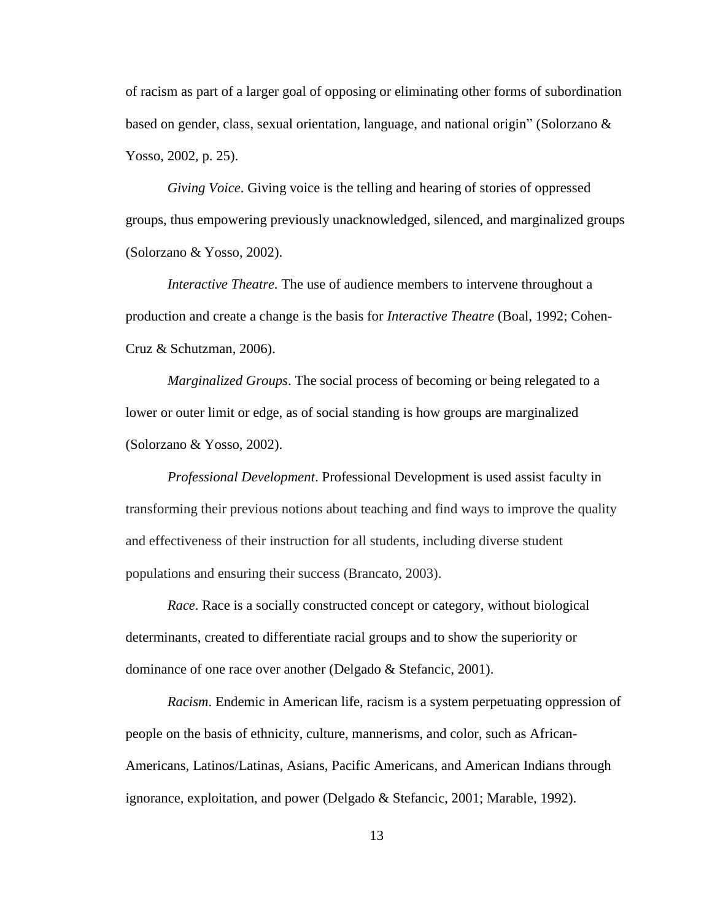of racism as part of a larger goal of opposing or eliminating other forms of subordination based on gender, class, sexual orientation, language, and national origin" (Solorzano & Yosso, 2002, p. 25).

*Giving Voice*. Giving voice is the telling and hearing of stories of oppressed groups, thus empowering previously unacknowledged, silenced, and marginalized groups (Solorzano & Yosso, 2002).

*Interactive Theatre.* The use of audience members to intervene throughout a production and create a change is the basis for *Interactive Theatre* (Boal, 1992; Cohen-Cruz & Schutzman, 2006).

*Marginalized Groups*. The social process of becoming or being relegated to a lower or outer limit or edge, as of social standing is how groups are marginalized (Solorzano & Yosso, 2002).

*Professional Development*. Professional Development is used assist faculty in transforming their previous notions about teaching and find ways to improve the quality and effectiveness of their instruction for all students, including diverse student populations and ensuring their success (Brancato, 2003).

*Race*. Race is a socially constructed concept or category, without biological determinants, created to differentiate racial groups and to show the superiority or dominance of one race over another (Delgado & Stefancic, 2001).

*Racism*. Endemic in American life, racism is a system perpetuating oppression of people on the basis of ethnicity, culture, mannerisms, and color, such as African-Americans, Latinos/Latinas, Asians, Pacific Americans, and American Indians through ignorance, exploitation, and power (Delgado & Stefancic, 2001; Marable, 1992).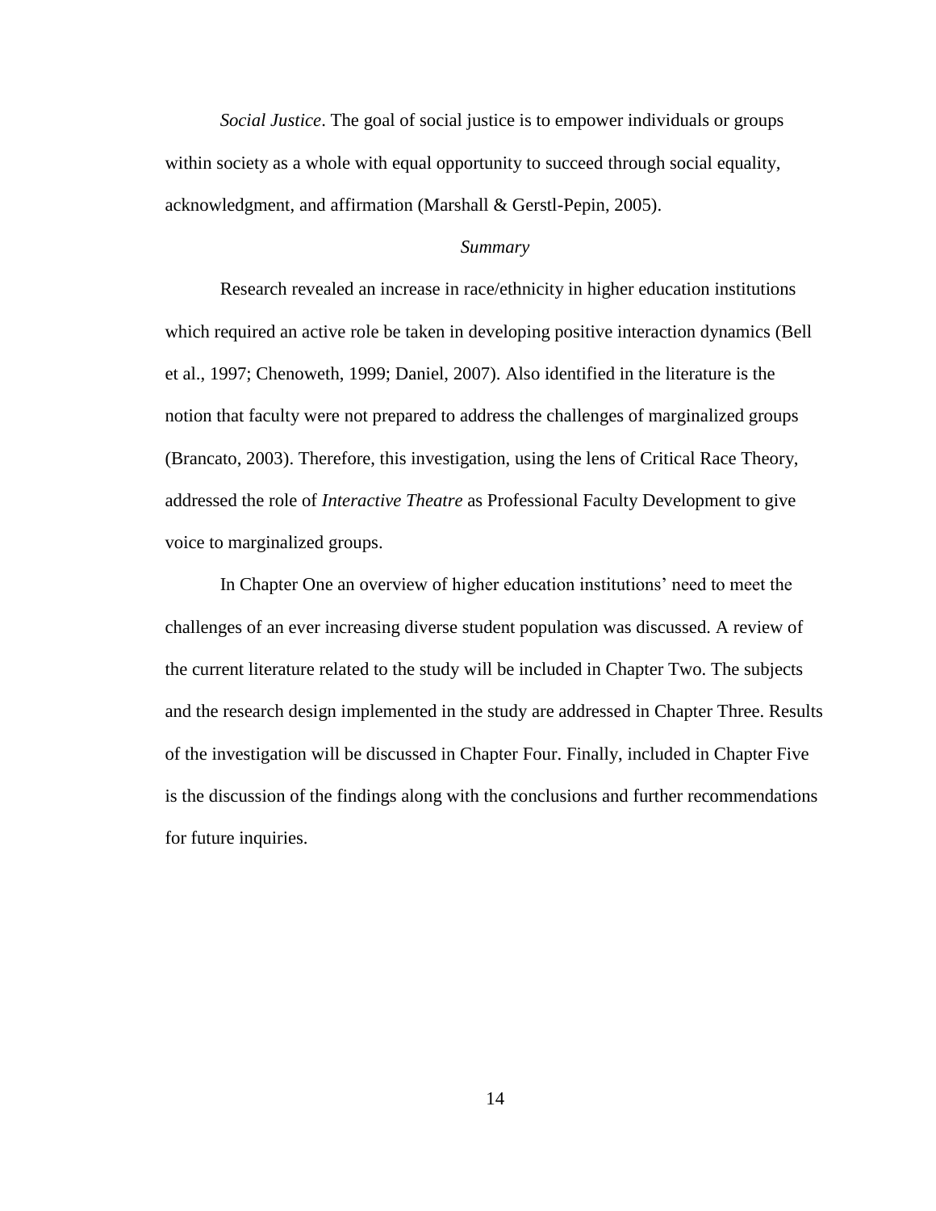*Social Justice*. The goal of social justice is to empower individuals or groups within society as a whole with equal opportunity to succeed through social equality, acknowledgment, and affirmation (Marshall & Gerstl-Pepin, 2005).

### *Summary*

Research revealed an increase in race/ethnicity in higher education institutions which required an active role be taken in developing positive interaction dynamics (Bell et al., 1997; Chenoweth, 1999; Daniel, 2007). Also identified in the literature is the notion that faculty were not prepared to address the challenges of marginalized groups (Brancato, 2003). Therefore, this investigation, using the lens of Critical Race Theory, addressed the role of *Interactive Theatre* as Professional Faculty Development to give voice to marginalized groups.

In Chapter One an overview of higher education institutions' need to meet the challenges of an ever increasing diverse student population was discussed. A review of the current literature related to the study will be included in Chapter Two. The subjects and the research design implemented in the study are addressed in Chapter Three. Results of the investigation will be discussed in Chapter Four. Finally, included in Chapter Five is the discussion of the findings along with the conclusions and further recommendations for future inquiries.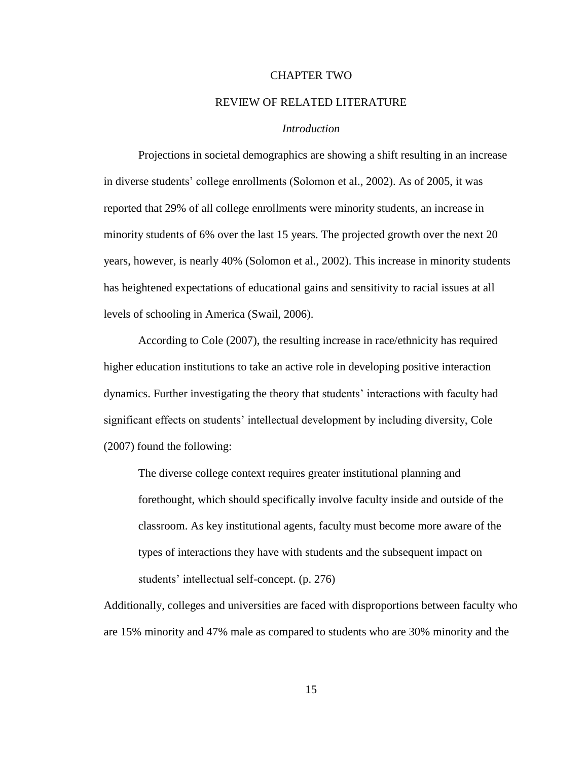# CHAPTER TWO

# REVIEW OF RELATED LITERATURE

## *Introduction*

Projections in societal demographics are showing a shift resulting in an increase in diverse students' college enrollments (Solomon et al., 2002). As of 2005, it was reported that 29% of all college enrollments were minority students, an increase in minority students of 6% over the last 15 years. The projected growth over the next 20 years, however, is nearly 40% (Solomon et al., 2002). This increase in minority students has heightened expectations of educational gains and sensitivity to racial issues at all levels of schooling in America (Swail, 2006).

According to Cole (2007), the resulting increase in race/ethnicity has required higher education institutions to take an active role in developing positive interaction dynamics. Further investigating the theory that students' interactions with faculty had significant effects on students' intellectual development by including diversity, Cole (2007) found the following:

> The diverse college context requires greater institutional planning and forethought, which should specifically involve faculty inside and outside of the classroom. As key institutional agents, faculty must become more aware of the types of interactions they have with students and the subsequent impact on students' intellectual self-concept. (p. 276)

Additionally, colleges and universities are faced with disproportions between faculty who are 15% minority and 47% male as compared to students who are 30% minority and the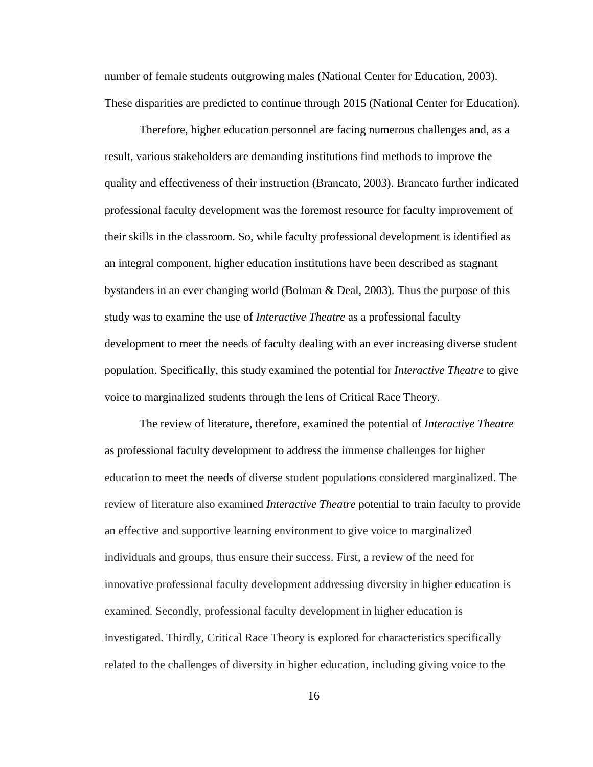number of female students outgrowing males (National Center for Education, 2003). These disparities are predicted to continue through 2015 (National Center for Education).

Therefore, higher education personnel are facing numerous challenges and, as a result, various stakeholders are demanding institutions find methods to improve the quality and effectiveness of their instruction (Brancato, 2003). Brancato further indicated professional faculty development was the foremost resource for faculty improvement of their skills in the classroom. So, while faculty professional development is identified as an integral component, higher education institutions have been described as stagnant bystanders in an ever changing world (Bolman & Deal, 2003). Thus the purpose of this study was to examine the use of *Interactive Theatre* as a professional faculty development to meet the needs of faculty dealing with an ever increasing diverse student population. Specifically, this study examined the potential for *Interactive Theatre* to give voice to marginalized students through the lens of Critical Race Theory.

The review of literature, therefore, examined the potential of *Interactive Theatre* as professional faculty development to address the immense challenges for higher education to meet the needs of diverse student populations considered marginalized. The review of literature also examined *Interactive Theatre* potential to train faculty to provide an effective and supportive learning environment to give voice to marginalized individuals and groups, thus ensure their success. First, a review of the need for innovative professional faculty development addressing diversity in higher education is examined. Secondly, professional faculty development in higher education is investigated. Thirdly, Critical Race Theory is explored for characteristics specifically related to the challenges of diversity in higher education, including giving voice to the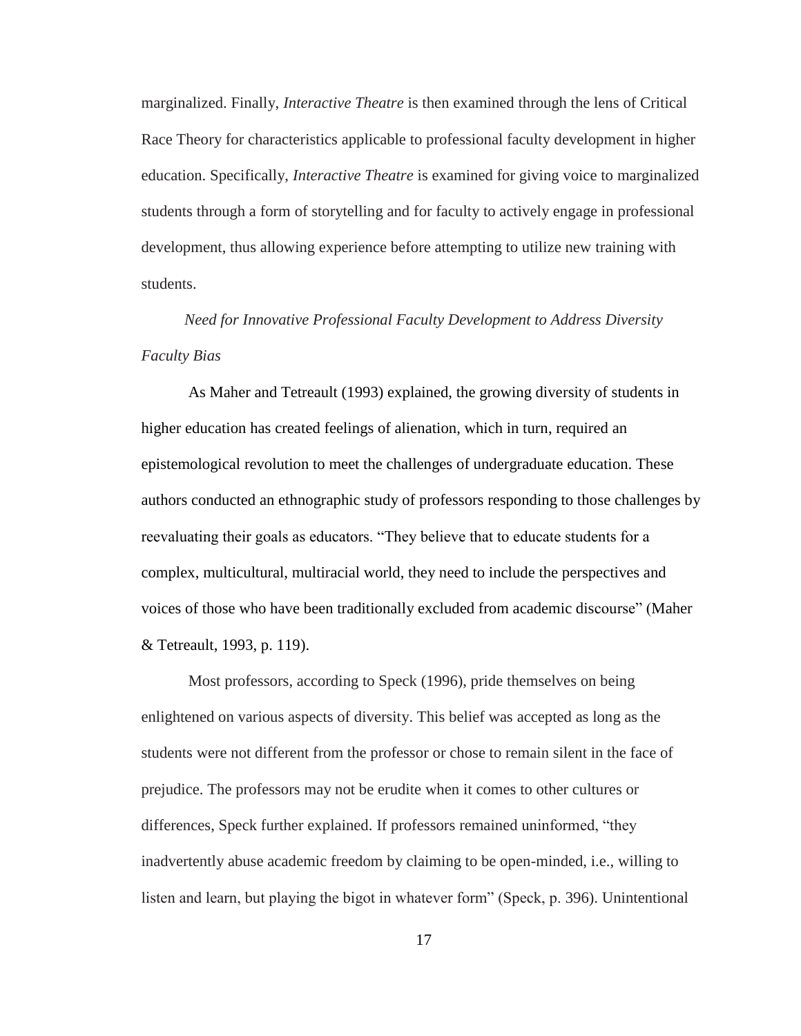marginalized. Finally, *Interactive Theatre* is then examined through the lens of Critical Race Theory for characteristics applicable to professional faculty development in higher education. Specifically, *Interactive Theatre* is examined for giving voice to marginalized students through a form of storytelling and for faculty to actively engage in professional development, thus allowing experience before attempting to utilize new training with students.

### *Need for Innovative Professional Faculty Development to Address Diversity Faculty Bias*

As Maher and Tetreault (1993) explained, the growing diversity of students in higher education has created feelings of alienation, which in turn, required an epistemological revolution to meet the challenges of undergraduate education. These authors conducted an ethnographic study of professors responding to those challenges by reevaluating their goals as educators. "They believe that to educate students for a complex, multicultural, multiracial world, they need to include the perspectives and voices of those who have been traditionally excluded from academic discourse" (Maher & Tetreault, 1993, p. 119).

Most professors, according to Speck (1996), pride themselves on being enlightened on various aspects of diversity. This belief was accepted as long as the students were not different from the professor or chose to remain silent in the face of prejudice. The professors may not be erudite when it comes to other cultures or differences, Speck further explained. If professors remained uninformed, "they inadvertently abuse academic freedom by claiming to be open-minded, i.e., willing to listen and learn, but playing the bigot in whatever form" (Speck, p. 396). Unintentional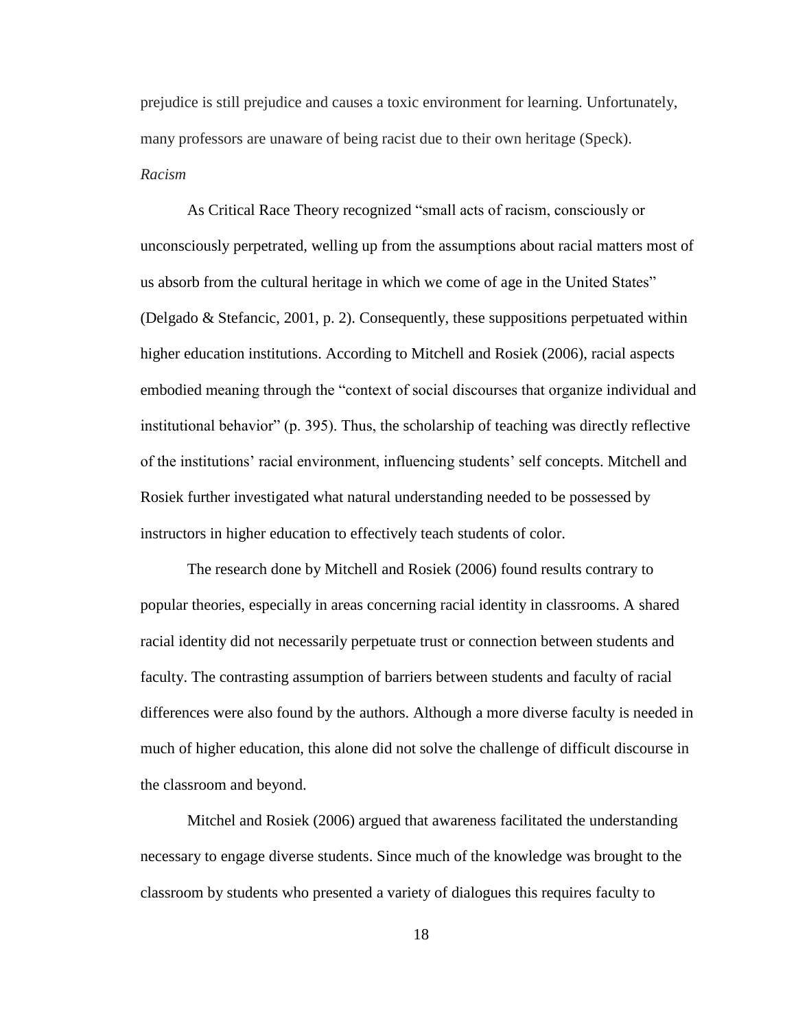prejudice is still prejudice and causes a toxic environment for learning. Unfortunately, many professors are unaware of being racist due to their own heritage (Speck).

*Racism*

As Critical Race Theory recognized "small acts of racism, consciously or unconsciously perpetrated, welling up from the assumptions about racial matters most of us absorb from the cultural heritage in which we come of age in the United States" (Delgado & Stefancic, 2001, p. 2). Consequently, these suppositions perpetuated within higher education institutions. According to Mitchell and Rosiek (2006), racial aspects embodied meaning through the "context of social discourses that organize individual and institutional behavior" (p. 395). Thus, the scholarship of teaching was directly reflective of the institutions' racial environment, influencing students' self concepts. Mitchell and Rosiek further investigated what natural understanding needed to be possessed by instructors in higher education to effectively teach students of color.

The research done by Mitchell and Rosiek (2006) found results contrary to popular theories, especially in areas concerning racial identity in classrooms. A shared racial identity did not necessarily perpetuate trust or connection between students and faculty. The contrasting assumption of barriers between students and faculty of racial differences were also found by the authors. Although a more diverse faculty is needed in much of higher education, this alone did not solve the challenge of difficult discourse in the classroom and beyond.

Mitchel and Rosiek (2006) argued that awareness facilitated the understanding necessary to engage diverse students. Since much of the knowledge was brought to the classroom by students who presented a variety of dialogues this requires faculty to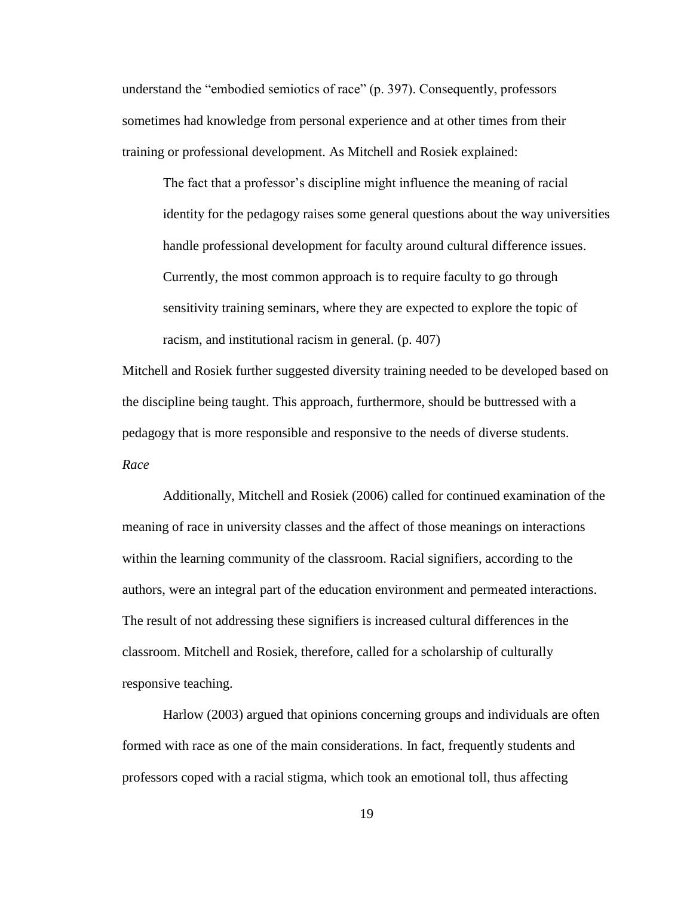understand the “embodied semiotics of race” (p. 397). Consequently, professors sometimes had knowledge from personal experience and at other times from their training or professional development. As Mitchell and Rosiek explained:

> The fact that a professor’s discipline might influence the meaning of racial identity for the pedagogy raises some general questions about the way universities handle professional development for faculty around cultural difference issues. Currently, the most common approach is to require faculty to go through sensitivity training seminars, where they are expected to explore the topic of racism, and institutional racism in general. (p. 407)

Mitchell and Rosiek further suggested diversity training needed to be developed based on the discipline being taught. This approach, furthermore, should be buttressed with a pedagogy that is more responsible and responsive to the needs of diverse students.

*Race*

Additionally, Mitchell and Rosiek (2006) called for continued examination of the meaning of race in university classes and the affect of those meanings on interactions within the learning community of the classroom. Racial signifiers, according to the authors, were an integral part of the education environment and permeated interactions. The result of not addressing these signifiers is increased cultural differences in the classroom. Mitchell and Rosiek, therefore, called for a scholarship of culturally responsive teaching.

Harlow (2003) argued that opinions concerning groups and individuals are often formed with race as one of the main considerations. In fact, frequently students and professors coped with a racial stigma, which took an emotional toll, thus affecting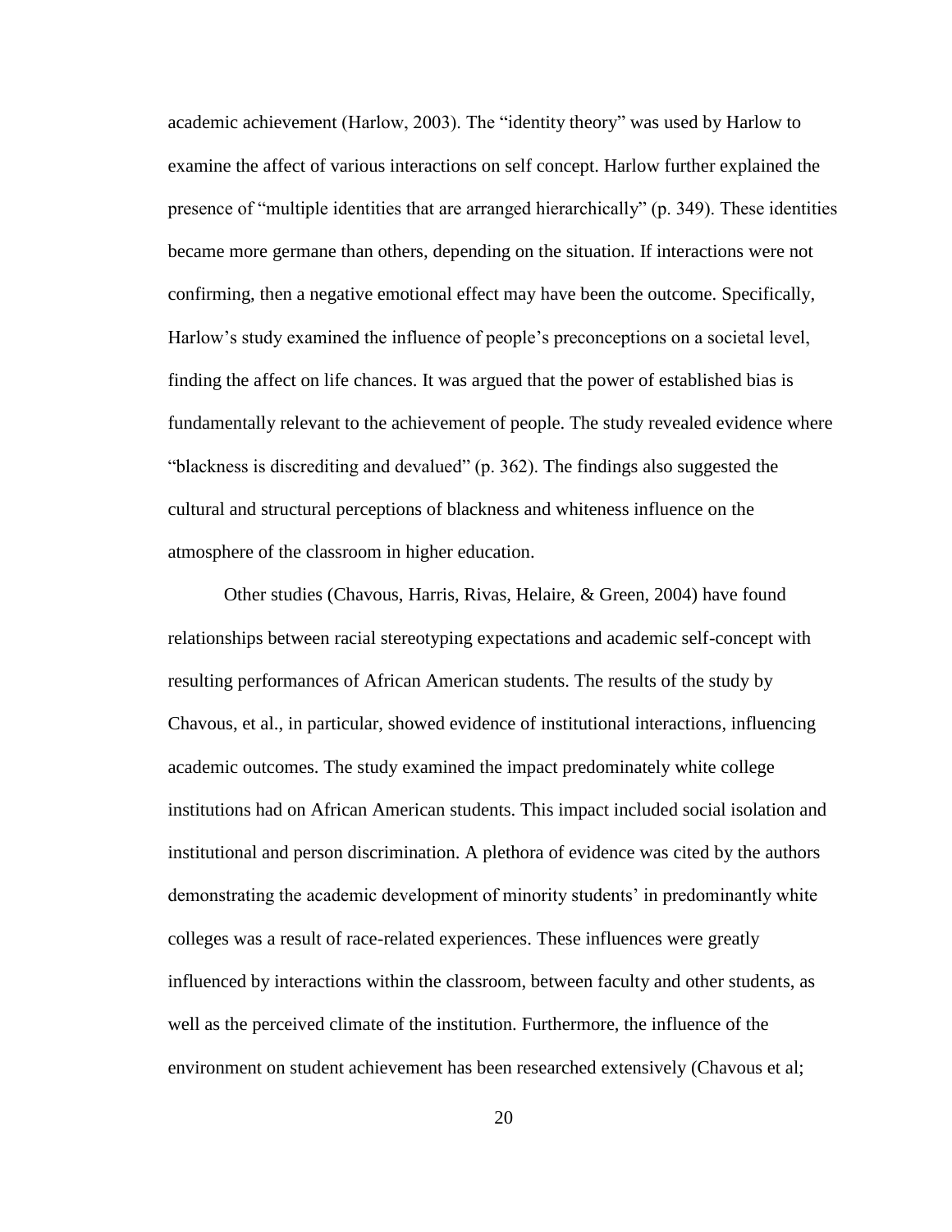academic achievement (Harlow, 2003). The "identity theory" was used by Harlow to examine the affect of various interactions on self concept. Harlow further explained the presence of "multiple identities that are arranged hierarchically" (p. 349). These identities became more germane than others, depending on the situation. If interactions were not confirming, then a negative emotional effect may have been the outcome. Specifically, Harlow's study examined the influence of people's preconceptions on a societal level, finding the affect on life chances. It was argued that the power of established bias is fundamentally relevant to the achievement of people. The study revealed evidence where "blackness is discrediting and devalued" (p. 362). The findings also suggested the cultural and structural perceptions of blackness and whiteness influence on the atmosphere of the classroom in higher education.

Other studies (Chavous, Harris, Rivas, Helaire, & Green, 2004) have found relationships between racial stereotyping expectations and academic self-concept with resulting performances of African American students. The results of the study by Chavous, et al., in particular, showed evidence of institutional interactions, influencing academic outcomes. The study examined the impact predominately white college institutions had on African American students. This impact included social isolation and institutional and person discrimination. A plethora of evidence was cited by the authors demonstrating the academic development of minority students' in predominantly white colleges was a result of race-related experiences. These influences were greatly influenced by interactions within the classroom, between faculty and other students, as well as the perceived climate of the institution. Furthermore, the influence of the environment on student achievement has been researched extensively (Chavous et al;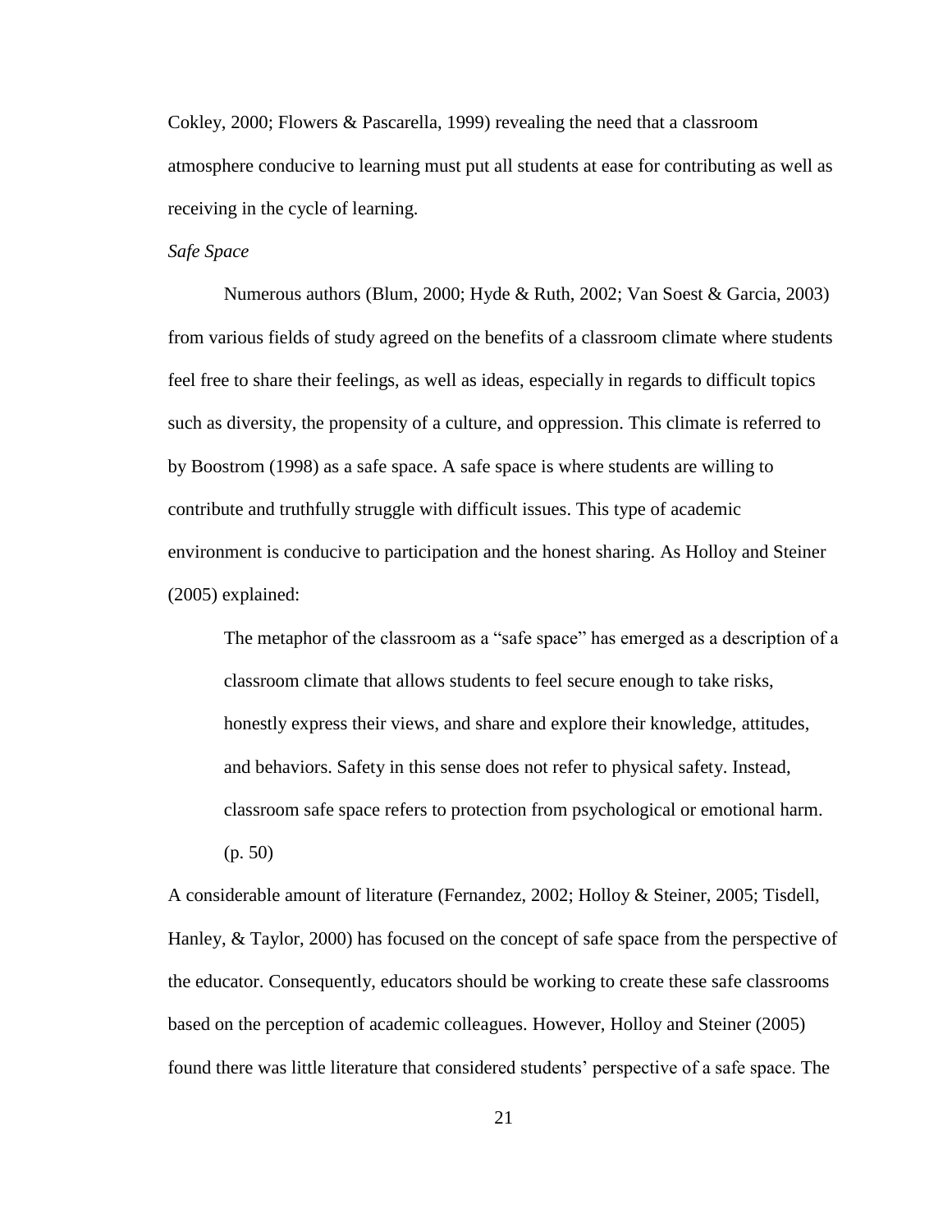Cokley, 2000; Flowers & Pascarella, 1999) revealing the need that a classroom atmosphere conducive to learning must put all students at ease for contributing as well as receiving in the cycle of learning.

*Safe Space*

Numerous authors (Blum, 2000; Hyde & Ruth, 2002; Van Soest & Garcia, 2003) from various fields of study agreed on the benefits of a classroom climate where students feel free to share their feelings, as well as ideas, especially in regards to difficult topics such as diversity, the propensity of a culture, and oppression. This climate is referred to by Boostrom (1998) as a safe space. A safe space is where students are willing to contribute and truthfully struggle with difficult issues. This type of academic environment is conducive to participation and the honest sharing. As Holloy and Steiner (2005) explained:

> The metaphor of the classroom as a "safe space" has emerged as a description of a classroom climate that allows students to feel secure enough to take risks, honestly express their views, and share and explore their knowledge, attitudes, and behaviors. Safety in this sense does not refer to physical safety. Instead, classroom safe space refers to protection from psychological or emotional harm. (p. 50)

A considerable amount of literature (Fernandez, 2002; Holloy & Steiner, 2005; Tisdell, Hanley, & Taylor, 2000) has focused on the concept of safe space from the perspective of the educator. Consequently, educators should be working to create these safe classrooms based on the perception of academic colleagues. However, Holloy and Steiner (2005) found there was little literature that considered students' perspective of a safe space. The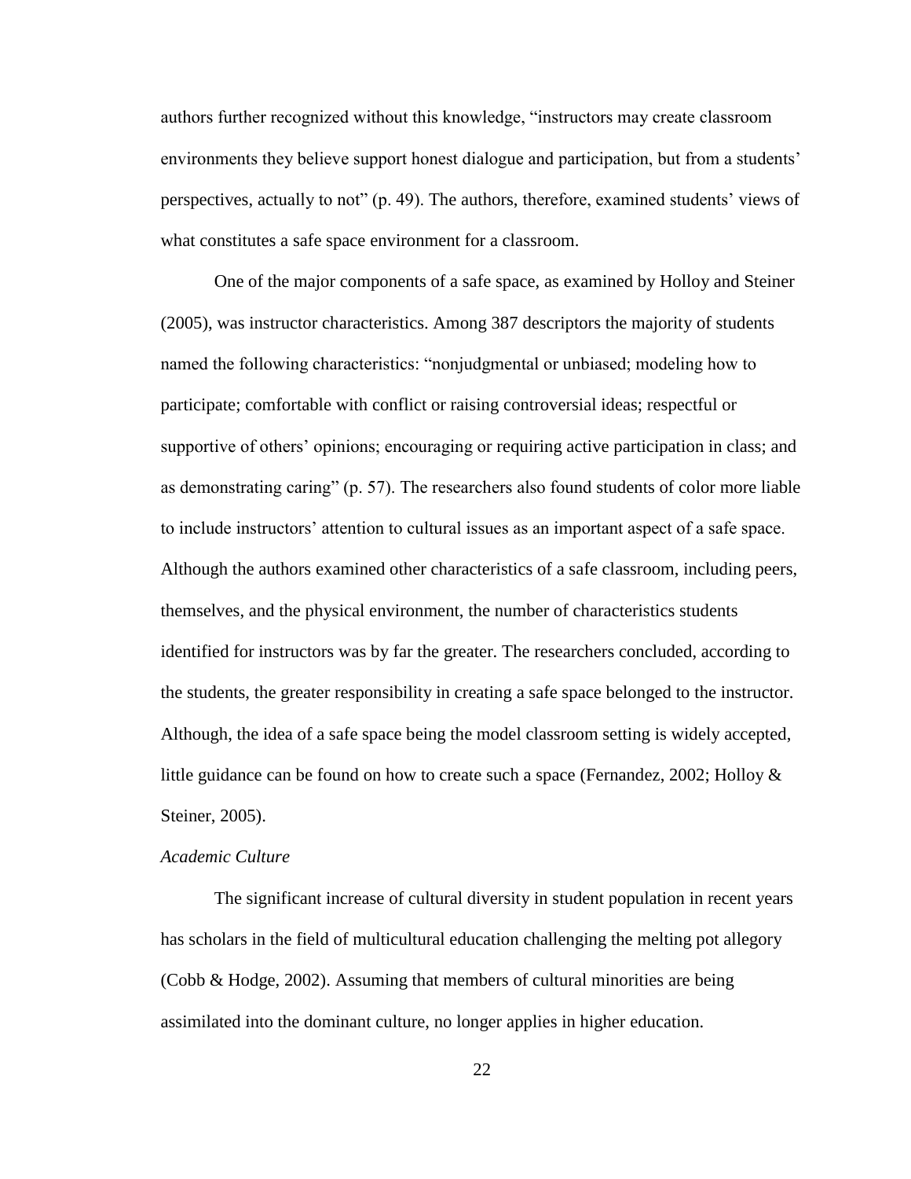authors further recognized without this knowledge, "instructors may create classroom environments they believe support honest dialogue and participation, but from a students' perspectives, actually to not" (p. 49). The authors, therefore, examined students' views of what constitutes a safe space environment for a classroom.

One of the major components of a safe space, as examined by Holloy and Steiner (2005), was instructor characteristics. Among 387 descriptors the majority of students named the following characteristics: "nonjudgmental or unbiased; modeling how to participate; comfortable with conflict or raising controversial ideas; respectful or supportive of others' opinions; encouraging or requiring active participation in class; and as demonstrating caring" (p. 57). The researchers also found students of color more liable to include instructors' attention to cultural issues as an important aspect of a safe space. Although the authors examined other characteristics of a safe classroom, including peers, themselves, and the physical environment, the number of characteristics students identified for instructors was by far the greater. The researchers concluded, according to the students, the greater responsibility in creating a safe space belonged to the instructor. Although, the idea of a safe space being the model classroom setting is widely accepted, little guidance can be found on how to create such a space (Fernandez, 2002; Holloy & Steiner, 2005).

### *Academic Culture*

The significant increase of cultural diversity in student population in recent years has scholars in the field of multicultural education challenging the melting pot allegory (Cobb & Hodge, 2002). Assuming that members of cultural minorities are being assimilated into the dominant culture, no longer applies in higher education.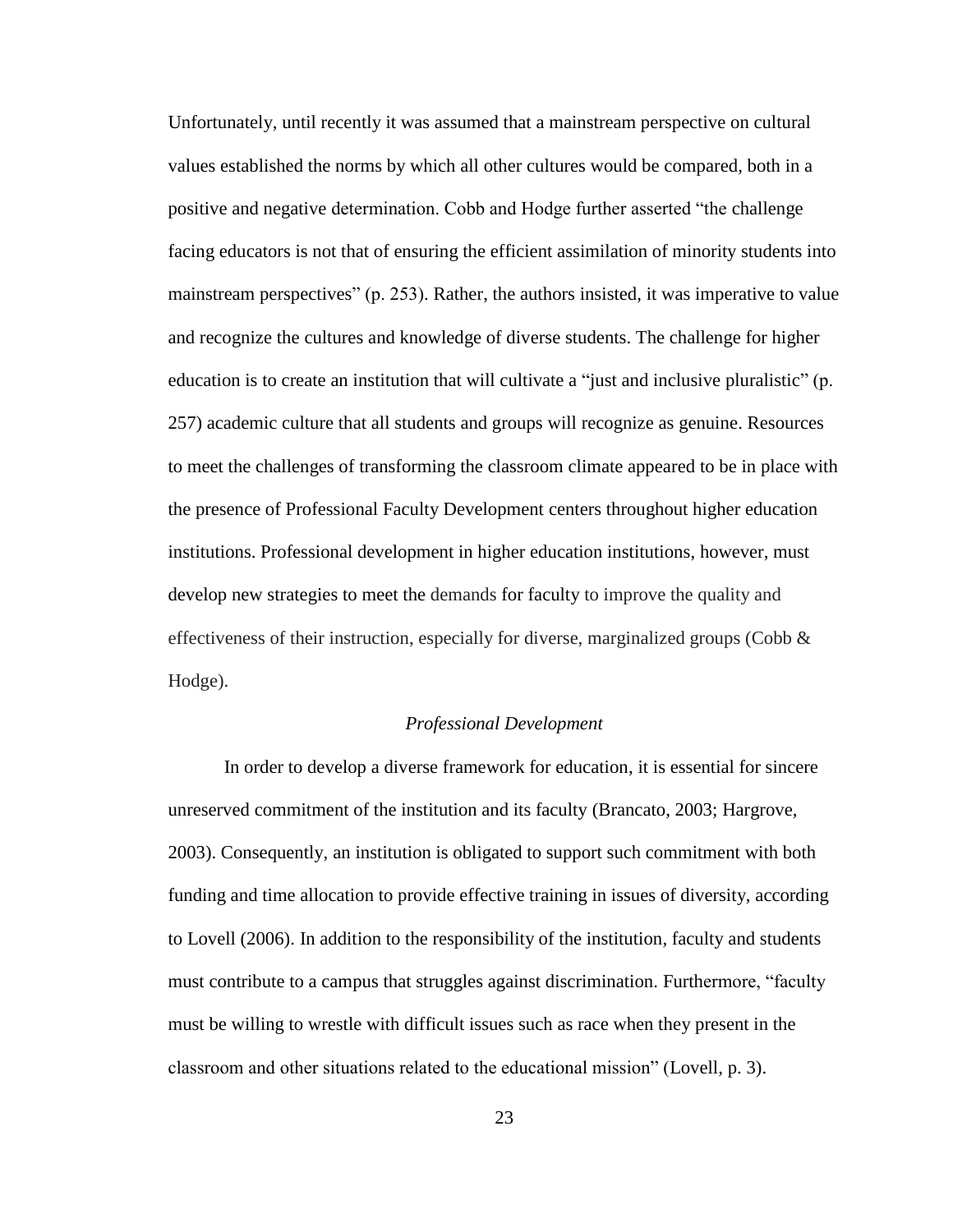Unfortunately, until recently it was assumed that a mainstream perspective on cultural values established the norms by which all other cultures would be compared, both in a positive and negative determination. Cobb and Hodge further asserted "the challenge facing educators is not that of ensuring the efficient assimilation of minority students into mainstream perspectives" (p. 253). Rather, the authors insisted, it was imperative to value and recognize the cultures and knowledge of diverse students. The challenge for higher education is to create an institution that will cultivate a "just and inclusive pluralistic" (p. 257) academic culture that all students and groups will recognize as genuine. Resources to meet the challenges of transforming the classroom climate appeared to be in place with the presence of Professional Faculty Development centers throughout higher education institutions. Professional development in higher education institutions, however, must develop new strategies to meet the demands for faculty to improve the quality and effectiveness of their instruction, especially for diverse, marginalized groups (Cobb & Hodge).

### *Professional Development*

In order to develop a diverse framework for education, it is essential for sincere unreserved commitment of the institution and its faculty (Brancato, 2003; Hargrove, 2003). Consequently, an institution is obligated to support such commitment with both funding and time allocation to provide effective training in issues of diversity, according to Lovell (2006). In addition to the responsibility of the institution, faculty and students must contribute to a campus that struggles against discrimination. Furthermore, "faculty must be willing to wrestle with difficult issues such as race when they present in the classroom and other situations related to the educational mission" (Lovell, p. 3).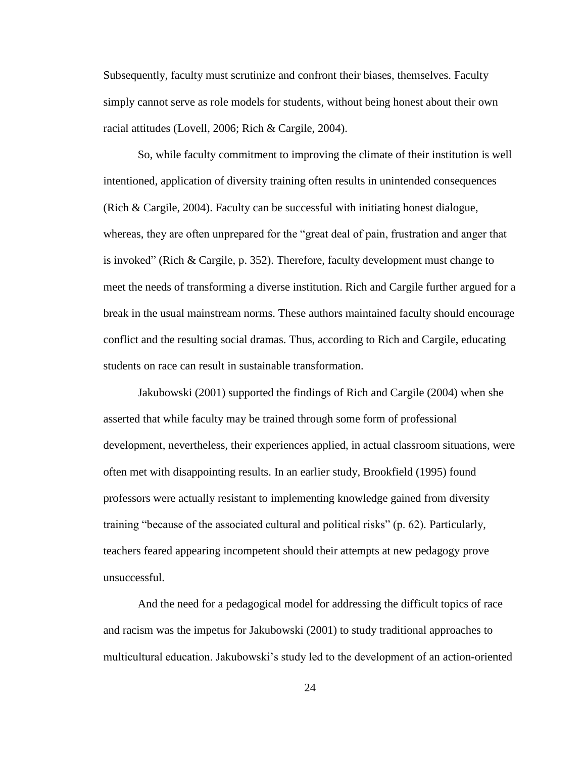Subsequently, faculty must scrutinize and confront their biases, themselves. Faculty simply cannot serve as role models for students, without being honest about their own racial attitudes (Lovell, 2006; Rich & Cargile, 2004).

So, while faculty commitment to improving the climate of their institution is well intentioned, application of diversity training often results in unintended consequences (Rich & Cargile, 2004). Faculty can be successful with initiating honest dialogue, whereas, they are often unprepared for the "great deal of pain, frustration and anger that is invoked" (Rich & Cargile, p. 352). Therefore, faculty development must change to meet the needs of transforming a diverse institution. Rich and Cargile further argued for a break in the usual mainstream norms. These authors maintained faculty should encourage conflict and the resulting social dramas. Thus, according to Rich and Cargile, educating students on race can result in sustainable transformation.

Jakubowski (2001) supported the findings of Rich and Cargile (2004) when she asserted that while faculty may be trained through some form of professional development, nevertheless, their experiences applied, in actual classroom situations, were often met with disappointing results. In an earlier study, Brookfield (1995) found professors were actually resistant to implementing knowledge gained from diversity training "because of the associated cultural and political risks" (p. 62). Particularly, teachers feared appearing incompetent should their attempts at new pedagogy prove unsuccessful.

And the need for a pedagogical model for addressing the difficult topics of race and racism was the impetus for Jakubowski (2001) to study traditional approaches to multicultural education. Jakubowski's study led to the development of an action-oriented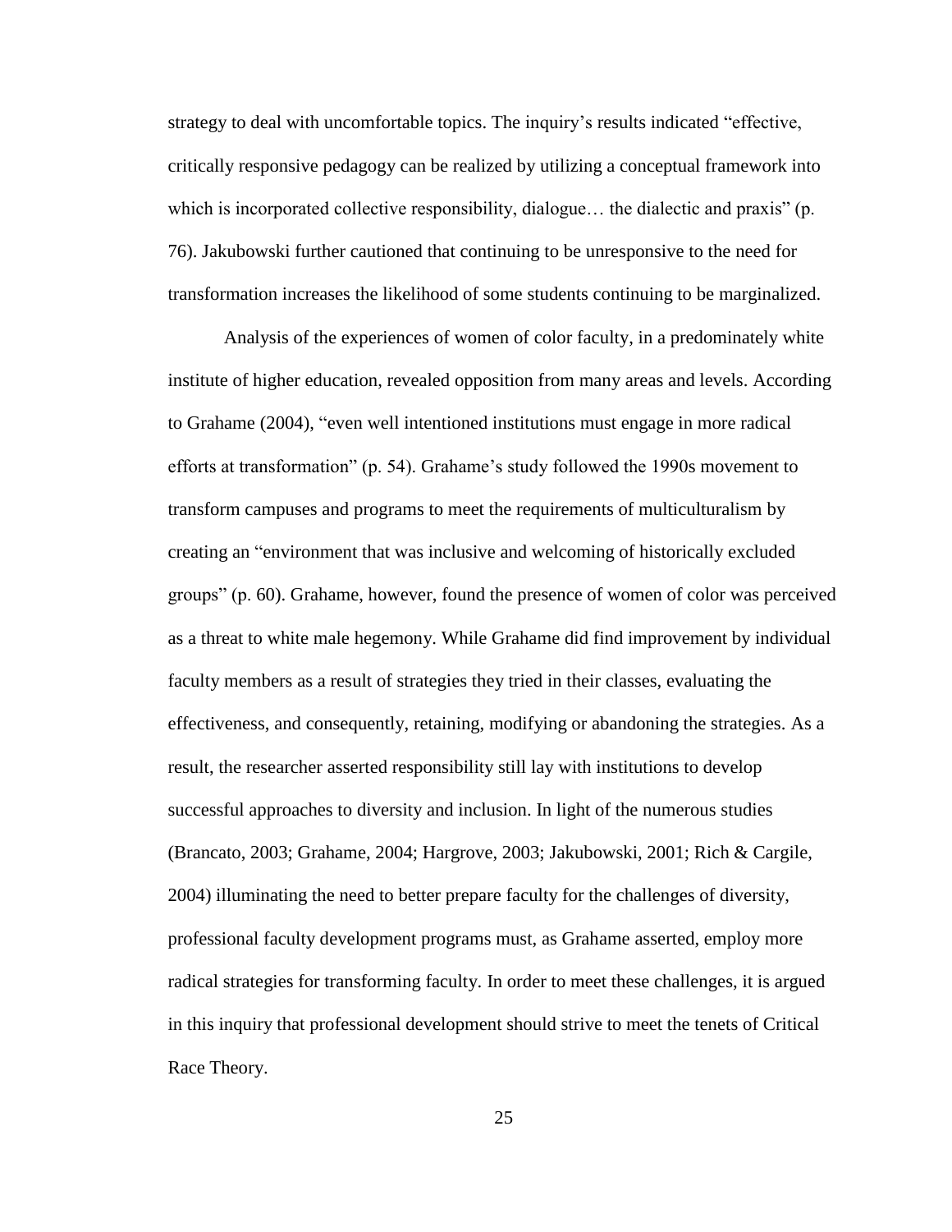strategy to deal with uncomfortable topics. The inquiry's results indicated "effective, critically responsive pedagogy can be realized by utilizing a conceptual framework into which is incorporated collective responsibility, dialogue… the dialectic and praxis" (p. 76). Jakubowski further cautioned that continuing to be unresponsive to the need for transformation increases the likelihood of some students continuing to be marginalized.

Analysis of the experiences of women of color faculty, in a predominately white institute of higher education, revealed opposition from many areas and levels. According to Grahame (2004), "even well intentioned institutions must engage in more radical efforts at transformation" (p. 54). Grahame's study followed the 1990s movement to transform campuses and programs to meet the requirements of multiculturalism by creating an "environment that was inclusive and welcoming of historically excluded groups" (p. 60). Grahame, however, found the presence of women of color was perceived as a threat to white male hegemony. While Grahame did find improvement by individual faculty members as a result of strategies they tried in their classes, evaluating the effectiveness, and consequently, retaining, modifying or abandoning the strategies. As a result, the researcher asserted responsibility still lay with institutions to develop successful approaches to diversity and inclusion. In light of the numerous studies (Brancato, 2003; Grahame, 2004; Hargrove, 2003; Jakubowski, 2001; Rich & Cargile, 2004) illuminating the need to better prepare faculty for the challenges of diversity, professional faculty development programs must, as Grahame asserted, employ more radical strategies for transforming faculty. In order to meet these challenges, it is argued in this inquiry that professional development should strive to meet the tenets of Critical Race Theory.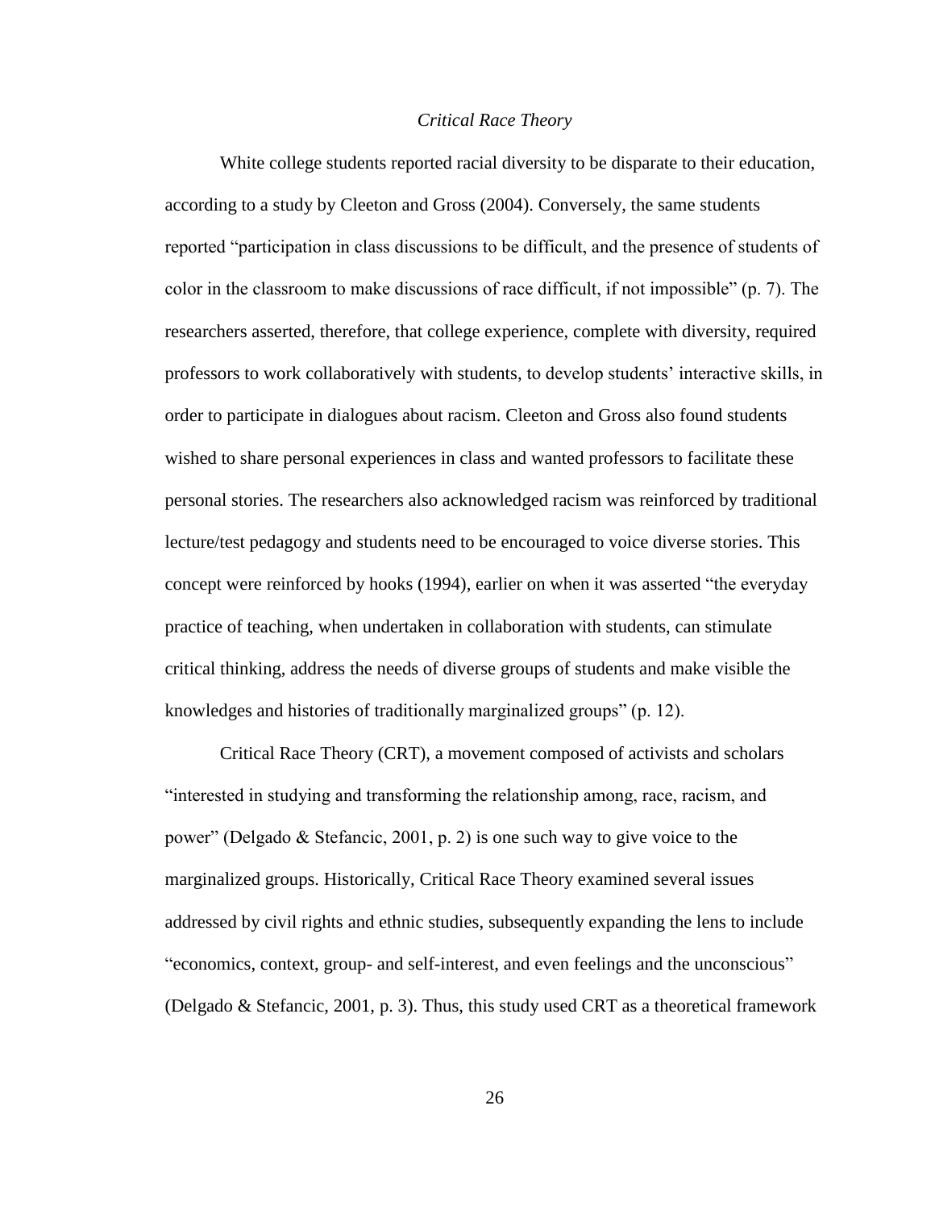### *Critical Race Theory*

White college students reported racial diversity to be disparate to their education, according to a study by Cleeton and Gross (2004). Conversely, the same students reported "participation in class discussions to be difficult, and the presence of students of color in the classroom to make discussions of race difficult, if not impossible" (p. 7). The researchers asserted, therefore, that college experience, complete with diversity, required professors to work collaboratively with students, to develop students' interactive skills, in order to participate in dialogues about racism. Cleeton and Gross also found students wished to share personal experiences in class and wanted professors to facilitate these personal stories. The researchers also acknowledged racism was reinforced by traditional lecture/test pedagogy and students need to be encouraged to voice diverse stories. This concept were reinforced by hooks (1994), earlier on when it was asserted "the everyday practice of teaching, when undertaken in collaboration with students, can stimulate critical thinking, address the needs of diverse groups of students and make visible the knowledges and histories of traditionally marginalized groups" (p. 12).

Critical Race Theory (CRT), a movement composed of activists and scholars "interested in studying and transforming the relationship among, race, racism, and power" (Delgado & Stefancic, 2001, p. 2) is one such way to give voice to the marginalized groups. Historically, Critical Race Theory examined several issues addressed by civil rights and ethnic studies, subsequently expanding the lens to include "economics, context, group- and self-interest, and even feelings and the unconscious" (Delgado & Stefancic, 2001, p. 3). Thus, this study used CRT as a theoretical framework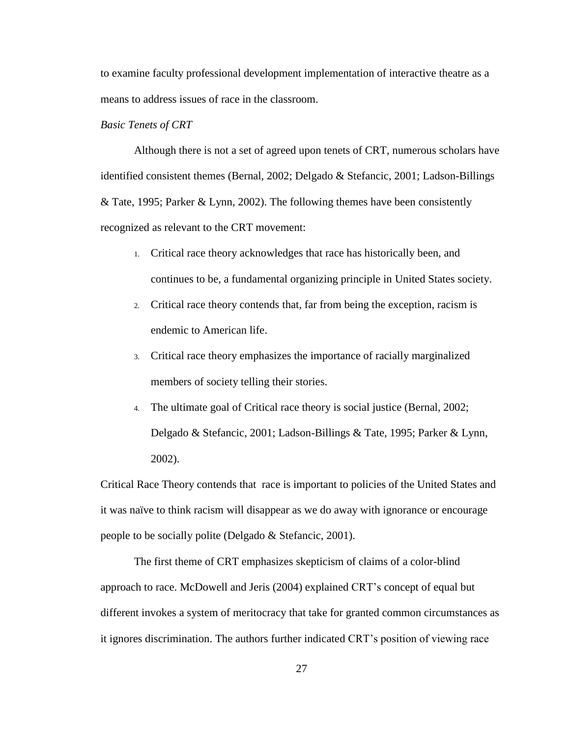to examine faculty professional development implementation of interactive theatre as a means to address issues of race in the classroom.

*Basic Tenets of CRT*

Although there is not a set of agreed upon tenets of CRT, numerous scholars have identified consistent themes (Bernal, 2002; Delgado & Stefancic, 2001; Ladson-Billings & Tate, 1995; Parker & Lynn, 2002). The following themes have been consistently recognized as relevant to the CRT movement:

1. Critical race theory acknowledges that race has historically been, and continues to be, a fundamental organizing principle in United States society.
2. Critical race theory contends that, far from being the exception, racism is endemic to American life.
3. Critical race theory emphasizes the importance of racially marginalized members of society telling their stories.
4. The ultimate goal of Critical race theory is social justice (Bernal, 2002; Delgado & Stefancic, 2001; Ladson-Billings & Tate, 1995; Parker & Lynn, 2002).

Critical Race Theory contends that race is important to policies of the United States and it was naïve to think racism will disappear as we do away with ignorance or encourage people to be socially polite (Delgado & Stefancic, 2001).

The first theme of CRT emphasizes skepticism of claims of a color-blind approach to race. McDowell and Jeris (2004) explained CRT's concept of equal but different invokes a system of meritocracy that take for granted common circumstances as it ignores discrimination. The authors further indicated CRT's position of viewing race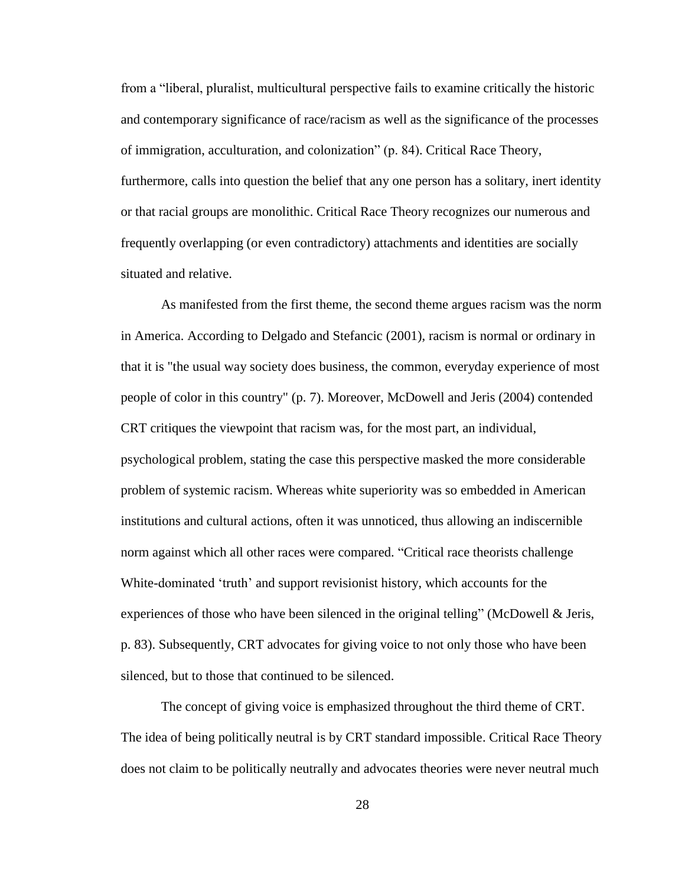from a "liberal, pluralist, multicultural perspective fails to examine critically the historic and contemporary significance of race/racism as well as the significance of the processes of immigration, acculturation, and colonization" (p. 84). Critical Race Theory, furthermore, calls into question the belief that any one person has a solitary, inert identity or that racial groups are monolithic. Critical Race Theory recognizes our numerous and frequently overlapping (or even contradictory) attachments and identities are socially situated and relative.

As manifested from the first theme, the second theme argues racism was the norm in America. According to Delgado and Stefancic (2001), racism is normal or ordinary in that it is "the usual way society does business, the common, everyday experience of most people of color in this country" (p. 7). Moreover, McDowell and Jeris (2004) contended CRT critiques the viewpoint that racism was, for the most part, an individual, psychological problem, stating the case this perspective masked the more considerable problem of systemic racism. Whereas white superiority was so embedded in American institutions and cultural actions, often it was unnoticed, thus allowing an indiscernible norm against which all other races were compared. "Critical race theorists challenge White-dominated 'truth' and support revisionist history, which accounts for the experiences of those who have been silenced in the original telling" (McDowell & Jeris, p. 83). Subsequently, CRT advocates for giving voice to not only those who have been silenced, but to those that continued to be silenced.

The concept of giving voice is emphasized throughout the third theme of CRT. The idea of being politically neutral is by CRT standard impossible. Critical Race Theory does not claim to be politically neutrally and advocates theories were never neutral much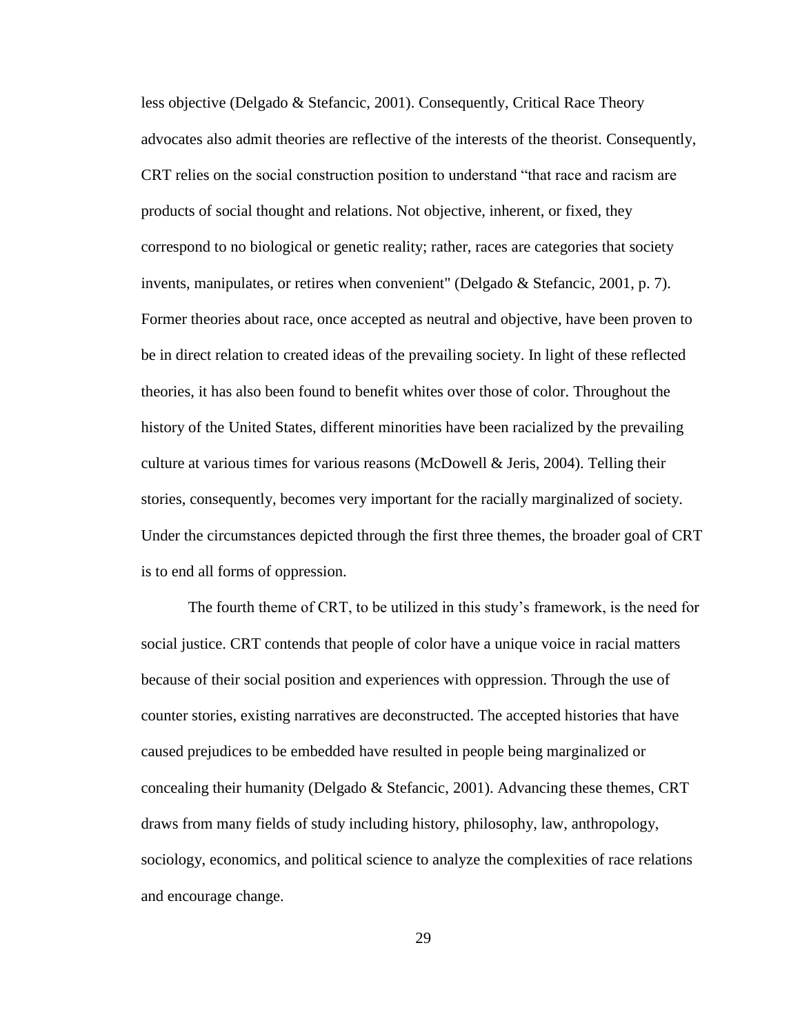less objective (Delgado & Stefancic, 2001). Consequently, Critical Race Theory advocates also admit theories are reflective of the interests of the theorist. Consequently, CRT relies on the social construction position to understand “that race and racism are products of social thought and relations. Not objective, inherent, or fixed, they correspond to no biological or genetic reality; rather, races are categories that society invents, manipulates, or retires when convenient" (Delgado & Stefancic, 2001, p. 7). Former theories about race, once accepted as neutral and objective, have been proven to be in direct relation to created ideas of the prevailing society. In light of these reflected theories, it has also been found to benefit whites over those of color. Throughout the history of the United States, different minorities have been racialized by the prevailing culture at various times for various reasons (McDowell & Jeris, 2004). Telling their stories, consequently, becomes very important for the racially marginalized of society. Under the circumstances depicted through the first three themes, the broader goal of CRT is to end all forms of oppression.

The fourth theme of CRT, to be utilized in this study’s framework, is the need for social justice. CRT contends that people of color have a unique voice in racial matters because of their social position and experiences with oppression. Through the use of counter stories, existing narratives are deconstructed. The accepted histories that have caused prejudices to be embedded have resulted in people being marginalized or concealing their humanity (Delgado & Stefancic, 2001). Advancing these themes, CRT draws from many fields of study including history, philosophy, law, anthropology, sociology, economics, and political science to analyze the complexities of race relations and encourage change.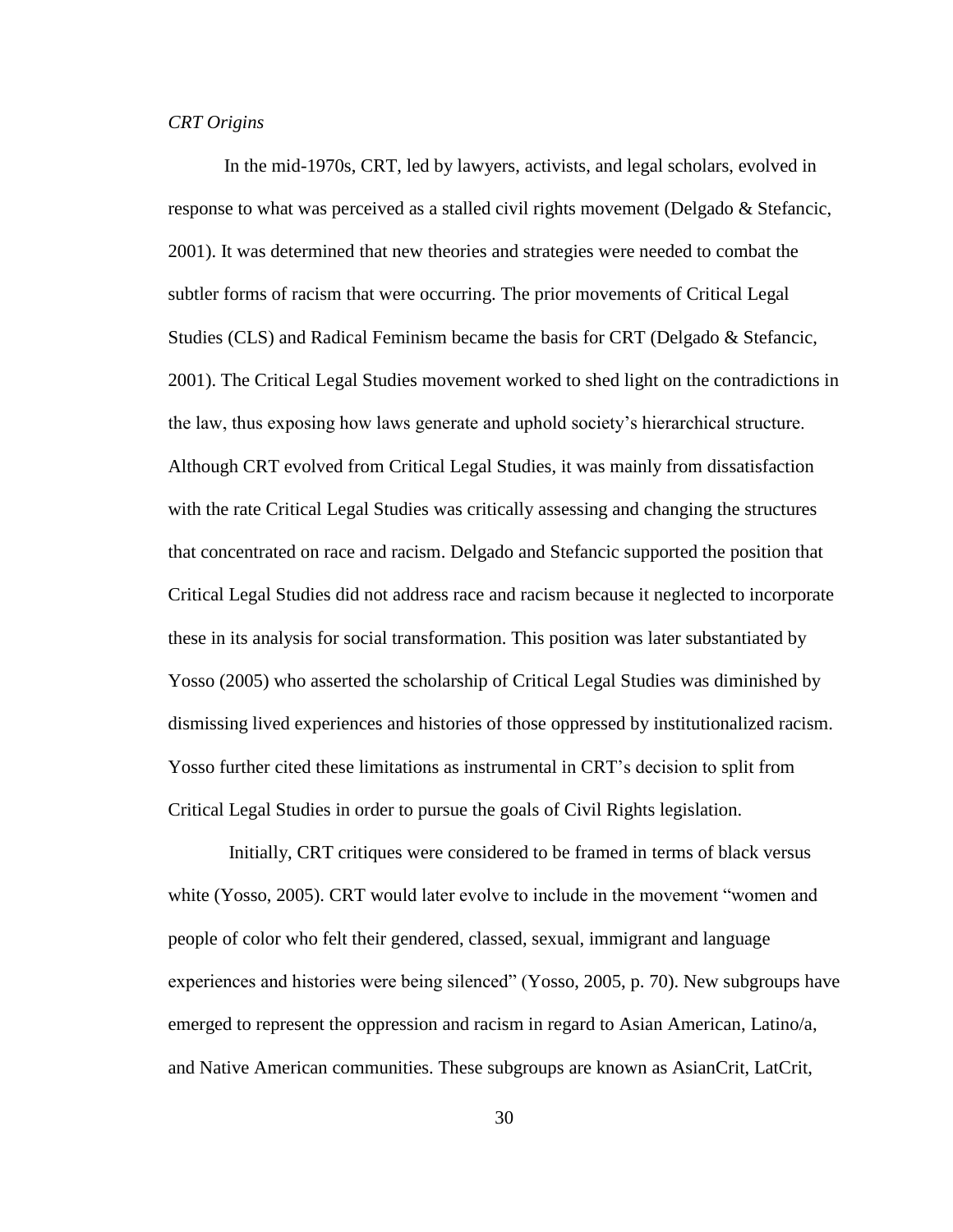*CRT Origins*

In the mid-1970s, CRT, led by lawyers, activists, and legal scholars, evolved in response to what was perceived as a stalled civil rights movement (Delgado & Stefancic, 2001). It was determined that new theories and strategies were needed to combat the subtler forms of racism that were occurring. The prior movements of Critical Legal Studies (CLS) and Radical Feminism became the basis for CRT (Delgado & Stefancic, 2001). The Critical Legal Studies movement worked to shed light on the contradictions in the law, thus exposing how laws generate and uphold society's hierarchical structure. Although CRT evolved from Critical Legal Studies, it was mainly from dissatisfaction with the rate Critical Legal Studies was critically assessing and changing the structures that concentrated on race and racism. Delgado and Stefancic supported the position that Critical Legal Studies did not address race and racism because it neglected to incorporate these in its analysis for social transformation. This position was later substantiated by Yosso (2005) who asserted the scholarship of Critical Legal Studies was diminished by dismissing lived experiences and histories of those oppressed by institutionalized racism. Yosso further cited these limitations as instrumental in CRT's decision to split from Critical Legal Studies in order to pursue the goals of Civil Rights legislation.

Initially, CRT critiques were considered to be framed in terms of black versus white (Yosso, 2005). CRT would later evolve to include in the movement "women and people of color who felt their gendered, classed, sexual, immigrant and language experiences and histories were being silenced" (Yosso, 2005, p. 70). New subgroups have emerged to represent the oppression and racism in regard to Asian American, Latino/a, and Native American communities. These subgroups are known as AsianCrit, LatCrit,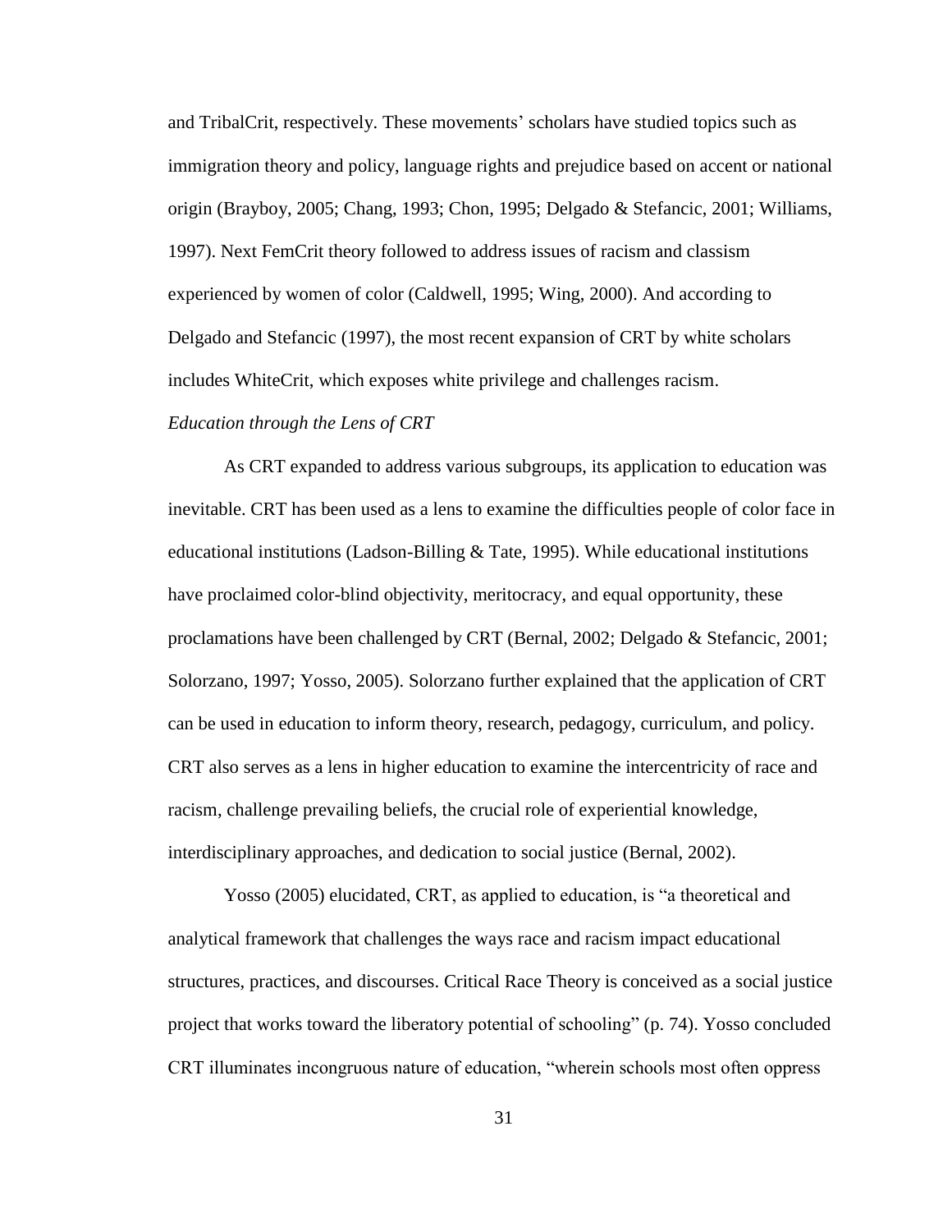and TribalCrit, respectively. These movements' scholars have studied topics such as immigration theory and policy, language rights and prejudice based on accent or national origin (Brayboy, 2005; Chang, 1993; Chon, 1995; Delgado & Stefancic, 2001; Williams, 1997). Next FemCrit theory followed to address issues of racism and classism experienced by women of color (Caldwell, 1995; Wing, 2000). And according to Delgado and Stefancic (1997), the most recent expansion of CRT by white scholars includes WhiteCrit, which exposes white privilege and challenges racism.

*Education through the Lens of CRT*

As CRT expanded to address various subgroups, its application to education was inevitable. CRT has been used as a lens to examine the difficulties people of color face in educational institutions (Ladson-Billing & Tate, 1995). While educational institutions have proclaimed color-blind objectivity, meritocracy, and equal opportunity, these proclamations have been challenged by CRT (Bernal, 2002; Delgado & Stefancic, 2001; Solorzano, 1997; Yosso, 2005). Solorzano further explained that the application of CRT can be used in education to inform theory, research, pedagogy, curriculum, and policy. CRT also serves as a lens in higher education to examine the intercentricity of race and racism, challenge prevailing beliefs, the crucial role of experiential knowledge, interdisciplinary approaches, and dedication to social justice (Bernal, 2002).

Yosso (2005) elucidated, CRT, as applied to education, is "a theoretical and analytical framework that challenges the ways race and racism impact educational structures, practices, and discourses. Critical Race Theory is conceived as a social justice project that works toward the liberatory potential of schooling" (p. 74). Yosso concluded CRT illuminates incongruous nature of education, "wherein schools most often oppress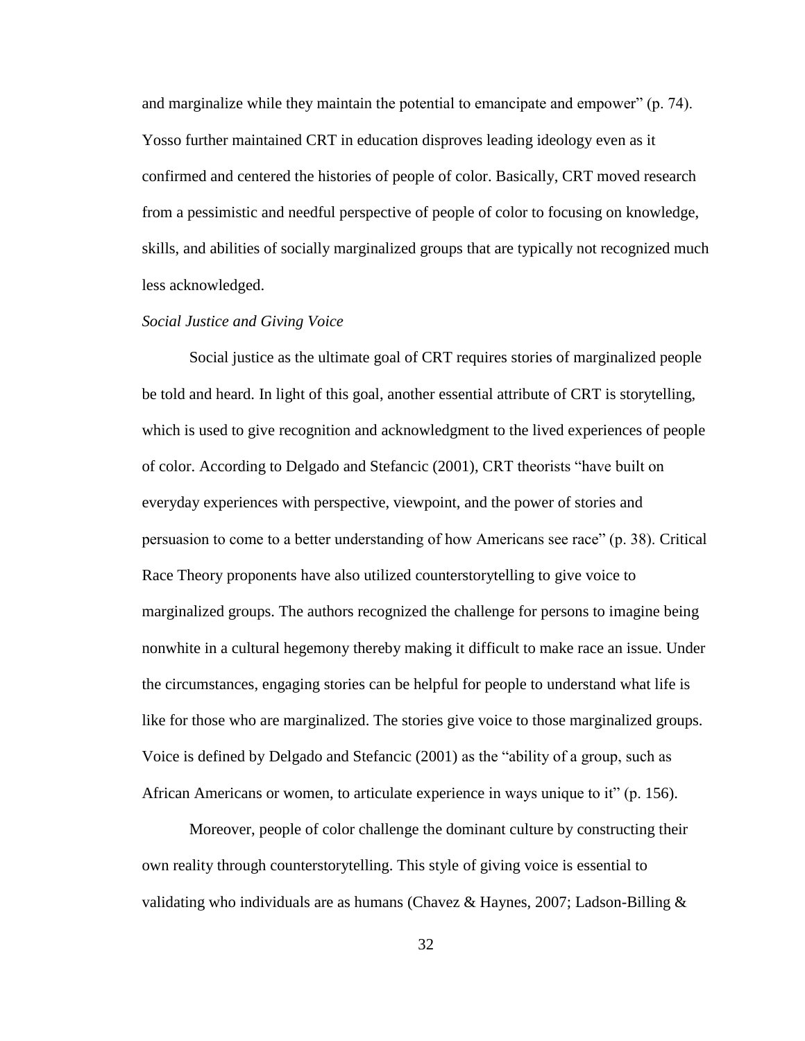and marginalize while they maintain the potential to emancipate and empower" (p. 74). Yosso further maintained CRT in education disproves leading ideology even as it confirmed and centered the histories of people of color. Basically, CRT moved research from a pessimistic and needful perspective of people of color to focusing on knowledge, skills, and abilities of socially marginalized groups that are typically not recognized much less acknowledged.

*Social Justice and Giving Voice*

Social justice as the ultimate goal of CRT requires stories of marginalized people be told and heard. In light of this goal, another essential attribute of CRT is storytelling, which is used to give recognition and acknowledgment to the lived experiences of people of color. According to Delgado and Stefancic (2001), CRT theorists "have built on everyday experiences with perspective, viewpoint, and the power of stories and persuasion to come to a better understanding of how Americans see race" (p. 38). Critical Race Theory proponents have also utilized counterstorytelling to give voice to marginalized groups. The authors recognized the challenge for persons to imagine being nonwhite in a cultural hegemony thereby making it difficult to make race an issue. Under the circumstances, engaging stories can be helpful for people to understand what life is like for those who are marginalized. The stories give voice to those marginalized groups. Voice is defined by Delgado and Stefancic (2001) as the "ability of a group, such as African Americans or women, to articulate experience in ways unique to it" (p. 156).

Moreover, people of color challenge the dominant culture by constructing their own reality through counterstorytelling. This style of giving voice is essential to validating who individuals are as humans (Chavez & Haynes, 2007; Ladson-Billing &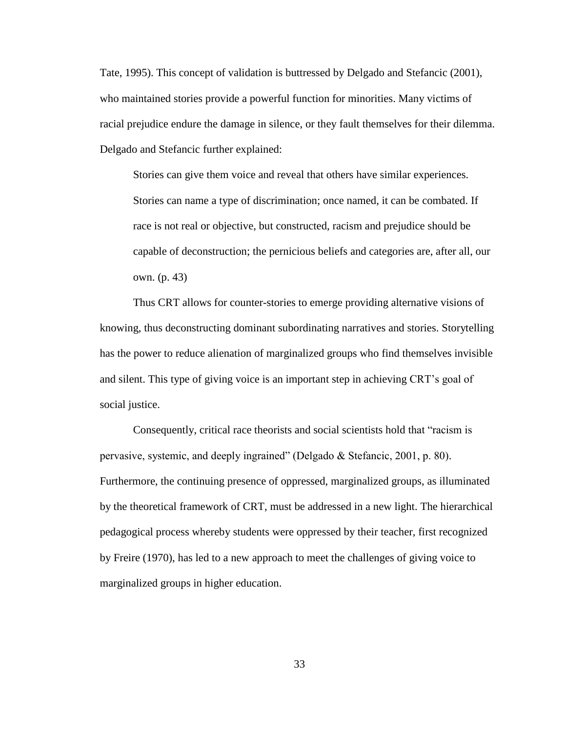Tate, 1995). This concept of validation is buttressed by Delgado and Stefancic (2001), who maintained stories provide a powerful function for minorities. Many victims of racial prejudice endure the damage in silence, or they fault themselves for their dilemma. Delgado and Stefancic further explained:

> Stories can give them voice and reveal that others have similar experiences. Stories can name a type of discrimination; once named, it can be combated. If race is not real or objective, but constructed, racism and prejudice should be capable of deconstruction; the pernicious beliefs and categories are, after all, our own. (p. 43)

Thus CRT allows for counter-stories to emerge providing alternative visions of knowing, thus deconstructing dominant subordinating narratives and stories. Storytelling has the power to reduce alienation of marginalized groups who find themselves invisible and silent. This type of giving voice is an important step in achieving CRT's goal of social justice.

Consequently, critical race theorists and social scientists hold that "racism is pervasive, systemic, and deeply ingrained" (Delgado & Stefancic, 2001, p. 80). Furthermore, the continuing presence of oppressed, marginalized groups, as illuminated by the theoretical framework of CRT, must be addressed in a new light. The hierarchical pedagogical process whereby students were oppressed by their teacher, first recognized by Freire (1970), has led to a new approach to meet the challenges of giving voice to marginalized groups in higher education.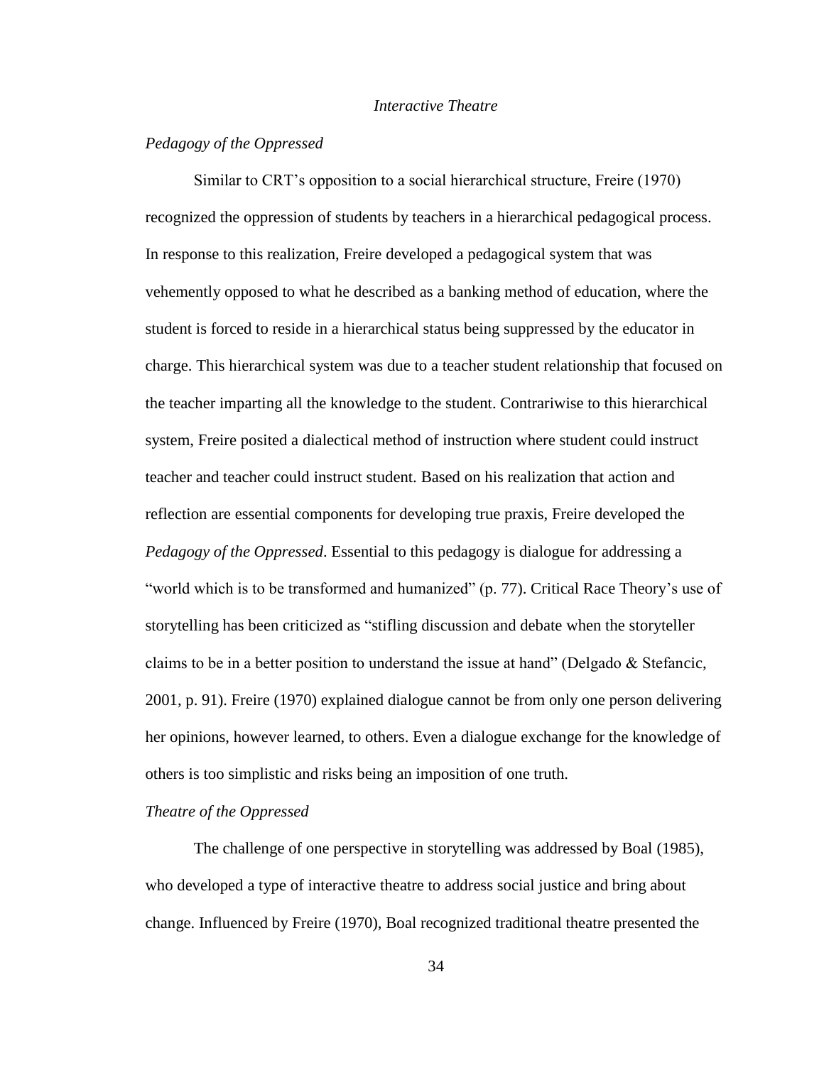## *Interactive Theatre*

### *Pedagogy of the Oppressed*

Similar to CRT's opposition to a social hierarchical structure, Freire (1970) recognized the oppression of students by teachers in a hierarchical pedagogical process. In response to this realization, Freire developed a pedagogical system that was vehemently opposed to what he described as a banking method of education, where the student is forced to reside in a hierarchical status being suppressed by the educator in charge. This hierarchical system was due to a teacher student relationship that focused on the teacher imparting all the knowledge to the student. Contrariwise to this hierarchical system, Freire posited a dialectical method of instruction where student could instruct teacher and teacher could instruct student. Based on his realization that action and reflection are essential components for developing true praxis, Freire developed the *Pedagogy of the Oppressed*. Essential to this pedagogy is dialogue for addressing a "world which is to be transformed and humanized" (p. 77). Critical Race Theory's use of storytelling has been criticized as "stifling discussion and debate when the storyteller claims to be in a better position to understand the issue at hand" (Delgado & Stefancic, 2001, p. 91). Freire (1970) explained dialogue cannot be from only one person delivering her opinions, however learned, to others. Even a dialogue exchange for the knowledge of others is too simplistic and risks being an imposition of one truth.

### *Theatre of the Oppressed*

The challenge of one perspective in storytelling was addressed by Boal (1985), who developed a type of interactive theatre to address social justice and bring about change. Influenced by Freire (1970), Boal recognized traditional theatre presented the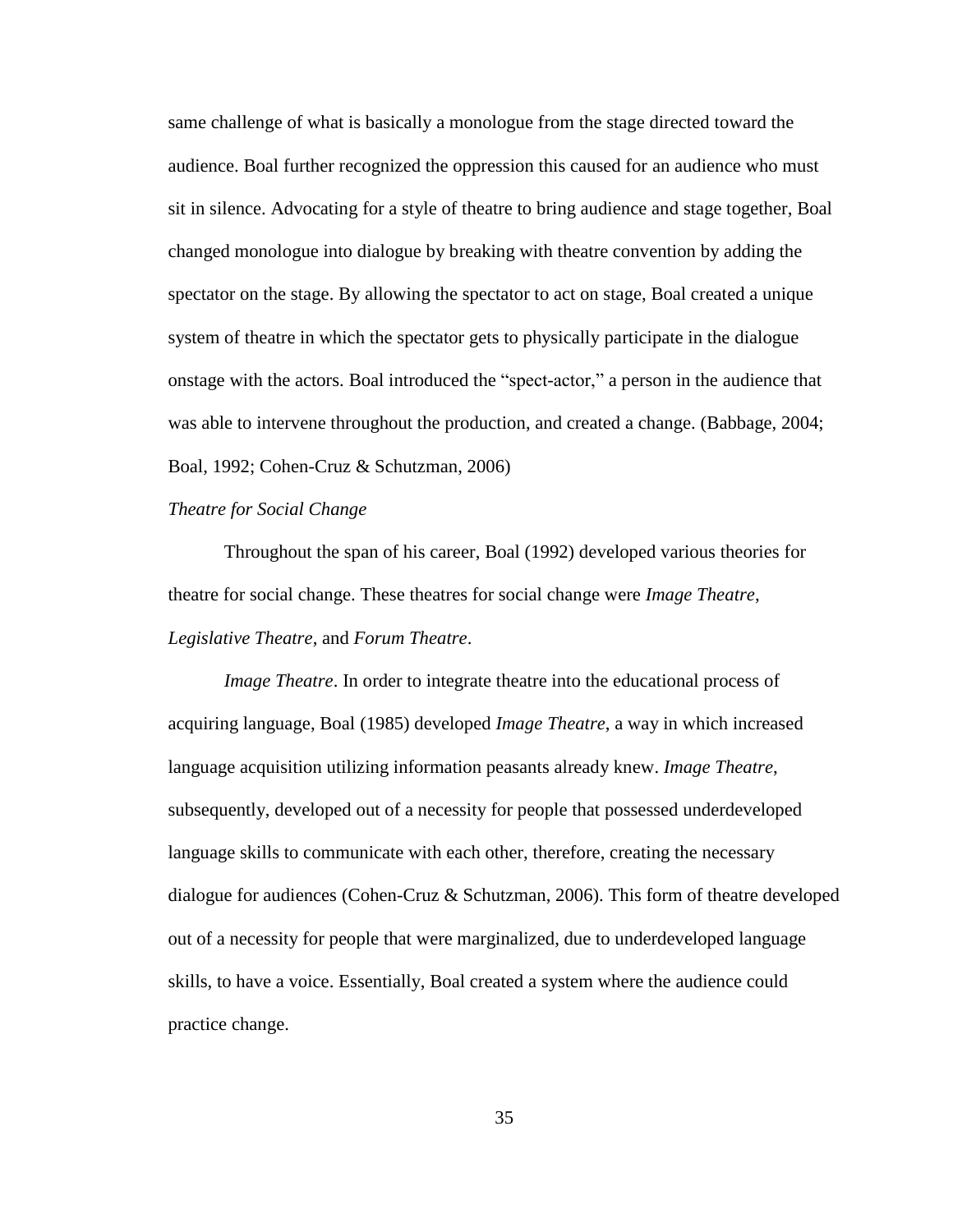same challenge of what is basically a monologue from the stage directed toward the audience. Boal further recognized the oppression this caused for an audience who must sit in silence. Advocating for a style of theatre to bring audience and stage together, Boal changed monologue into dialogue by breaking with theatre convention by adding the spectator on the stage. By allowing the spectator to act on stage, Boal created a unique system of theatre in which the spectator gets to physically participate in the dialogue onstage with the actors. Boal introduced the "spect-actor," a person in the audience that was able to intervene throughout the production, and created a change. (Babbage, 2004; Boal, 1992; Cohen-Cruz & Schutzman, 2006)

### *Theatre for Social Change*

Throughout the span of his career, Boal (1992) developed various theories for theatre for social change. These theatres for social change were *Image Theatre*, *Legislative Theatre*, and *Forum Theatre*.

*Image Theatre*. In order to integrate theatre into the educational process of acquiring language, Boal (1985) developed *Image Theatre*, a way in which increased language acquisition utilizing information peasants already knew. *Image Theatre*, subsequently, developed out of a necessity for people that possessed underdeveloped language skills to communicate with each other, therefore, creating the necessary dialogue for audiences (Cohen-Cruz & Schutzman, 2006). This form of theatre developed out of a necessity for people that were marginalized, due to underdeveloped language skills, to have a voice. Essentially, Boal created a system where the audience could practice change.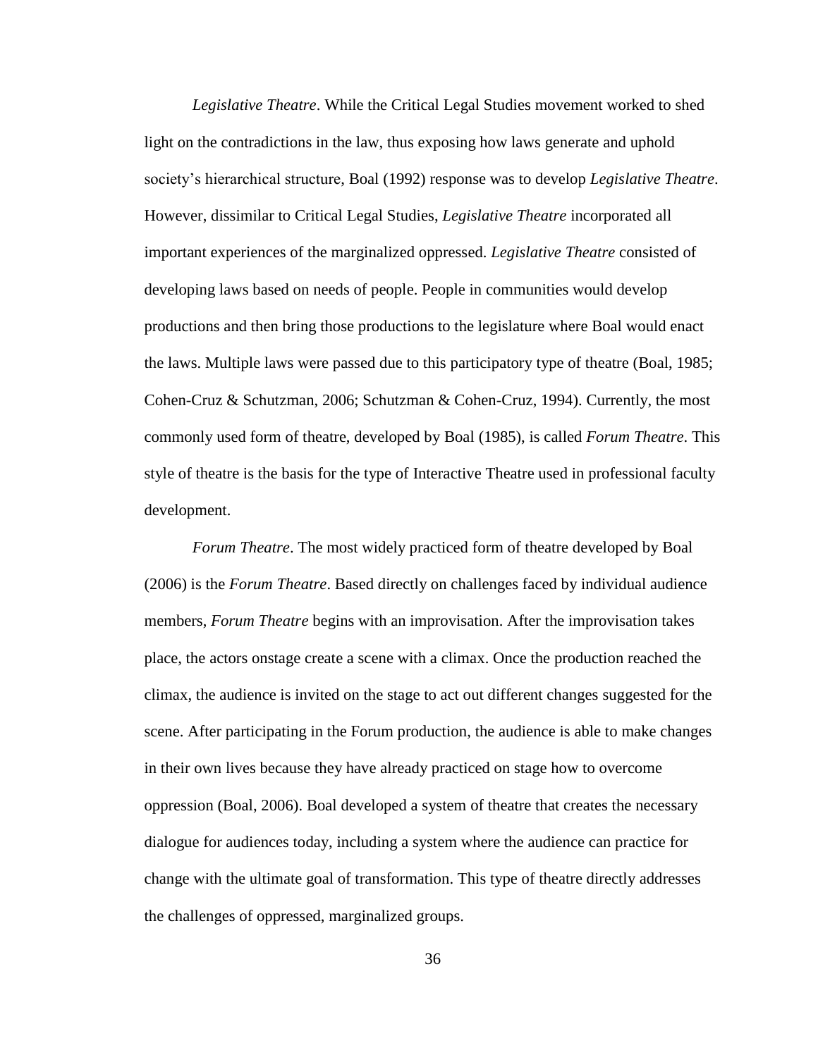*Legislative Theatre*. While the Critical Legal Studies movement worked to shed light on the contradictions in the law, thus exposing how laws generate and uphold society's hierarchical structure, Boal (1992) response was to develop *Legislative Theatre*. However, dissimilar to Critical Legal Studies, *Legislative Theatre* incorporated all important experiences of the marginalized oppressed. *Legislative Theatre* consisted of developing laws based on needs of people. People in communities would develop productions and then bring those productions to the legislature where Boal would enact the laws. Multiple laws were passed due to this participatory type of theatre (Boal, 1985; Cohen-Cruz & Schutzman, 2006; Schutzman & Cohen-Cruz, 1994). Currently, the most commonly used form of theatre, developed by Boal (1985), is called *Forum Theatre*. This style of theatre is the basis for the type of Interactive Theatre used in professional faculty development.

*Forum Theatre*. The most widely practiced form of theatre developed by Boal (2006) is the *Forum Theatre*. Based directly on challenges faced by individual audience members, *Forum Theatre* begins with an improvisation. After the improvisation takes place, the actors onstage create a scene with a climax. Once the production reached the climax, the audience is invited on the stage to act out different changes suggested for the scene. After participating in the Forum production, the audience is able to make changes in their own lives because they have already practiced on stage how to overcome oppression (Boal, 2006). Boal developed a system of theatre that creates the necessary dialogue for audiences today, including a system where the audience can practice for change with the ultimate goal of transformation. This type of theatre directly addresses the challenges of oppressed, marginalized groups.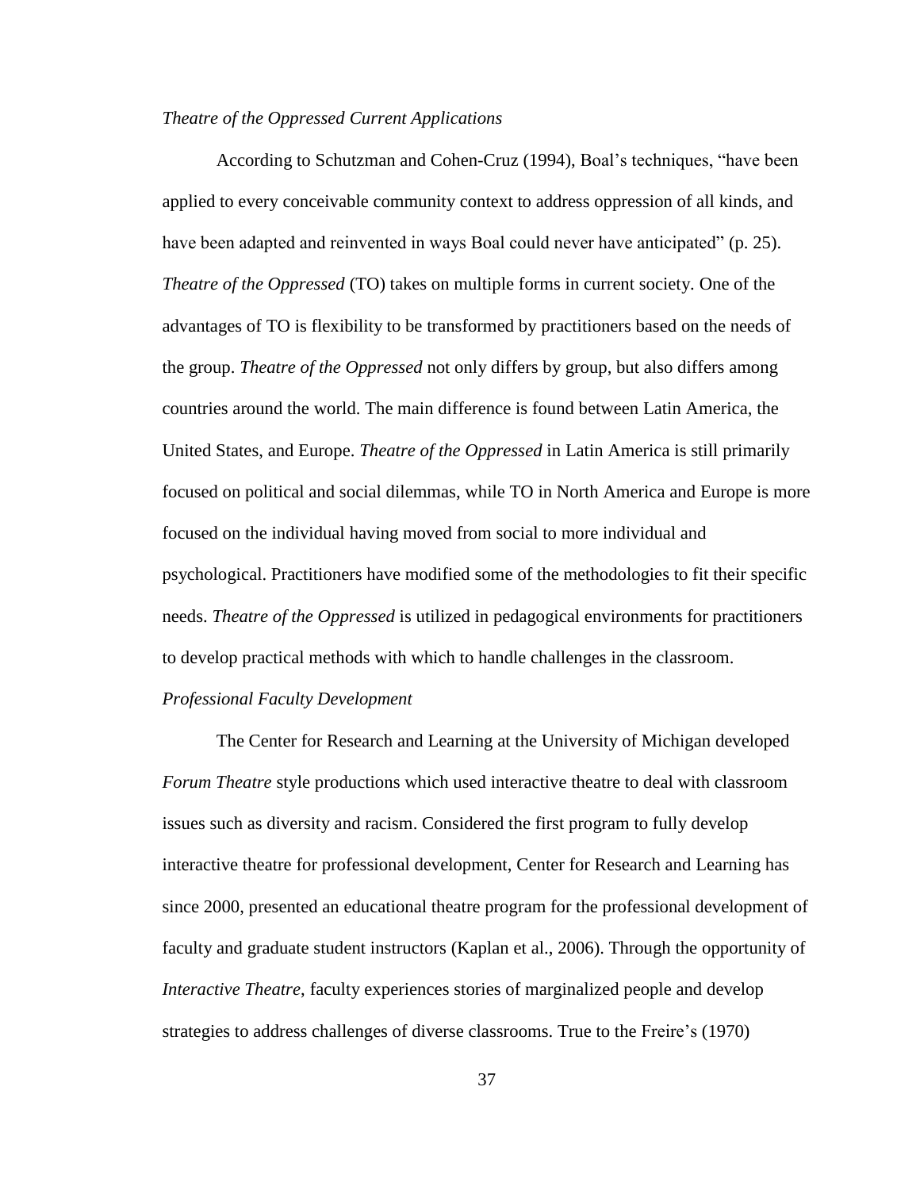*Theatre of the Oppressed Current Applications*

According to Schutzman and Cohen-Cruz (1994), Boal's techniques, "have been applied to every conceivable community context to address oppression of all kinds, and have been adapted and reinvented in ways Boal could never have anticipated" (p. 25). *Theatre of the Oppressed* (TO) takes on multiple forms in current society. One of the advantages of TO is flexibility to be transformed by practitioners based on the needs of the group. *Theatre of the Oppressed* not only differs by group, but also differs among countries around the world. The main difference is found between Latin America, the United States, and Europe. *Theatre of the Oppressed* in Latin America is still primarily focused on political and social dilemmas, while TO in North America and Europe is more focused on the individual having moved from social to more individual and psychological. Practitioners have modified some of the methodologies to fit their specific needs. *Theatre of the Oppressed* is utilized in pedagogical environments for practitioners to develop practical methods with which to handle challenges in the classroom.

*Professional Faculty Development*

The Center for Research and Learning at the University of Michigan developed *Forum Theatre* style productions which used interactive theatre to deal with classroom issues such as diversity and racism. Considered the first program to fully develop interactive theatre for professional development, Center for Research and Learning has since 2000, presented an educational theatre program for the professional development of faculty and graduate student instructors (Kaplan et al., 2006). Through the opportunity of *Interactive Theatre*, faculty experiences stories of marginalized people and develop strategies to address challenges of diverse classrooms. True to the Freire's (1970)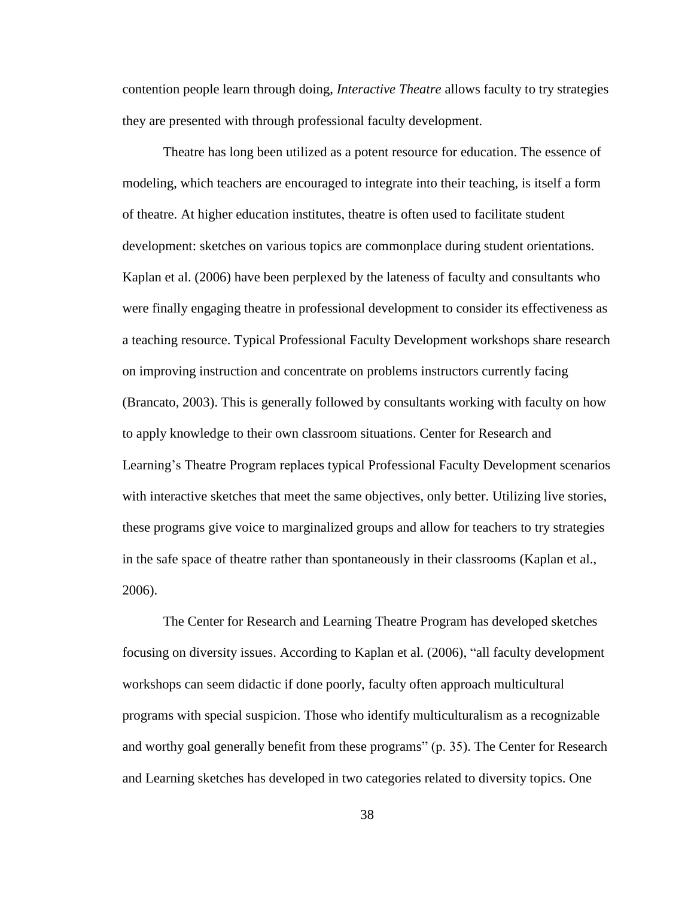contention people learn through doing, *Interactive Theatre* allows faculty to try strategies they are presented with through professional faculty development.

Theatre has long been utilized as a potent resource for education. The essence of modeling, which teachers are encouraged to integrate into their teaching, is itself a form of theatre. At higher education institutes, theatre is often used to facilitate student development: sketches on various topics are commonplace during student orientations. Kaplan et al. (2006) have been perplexed by the lateness of faculty and consultants who were finally engaging theatre in professional development to consider its effectiveness as a teaching resource. Typical Professional Faculty Development workshops share research on improving instruction and concentrate on problems instructors currently facing (Brancato, 2003). This is generally followed by consultants working with faculty on how to apply knowledge to their own classroom situations. Center for Research and Learning's Theatre Program replaces typical Professional Faculty Development scenarios with interactive sketches that meet the same objectives, only better. Utilizing live stories, these programs give voice to marginalized groups and allow for teachers to try strategies in the safe space of theatre rather than spontaneously in their classrooms (Kaplan et al., 2006).

The Center for Research and Learning Theatre Program has developed sketches focusing on diversity issues. According to Kaplan et al. (2006), "all faculty development workshops can seem didactic if done poorly, faculty often approach multicultural programs with special suspicion. Those who identify multiculturalism as a recognizable and worthy goal generally benefit from these programs" (p. 35). The Center for Research and Learning sketches has developed in two categories related to diversity topics. One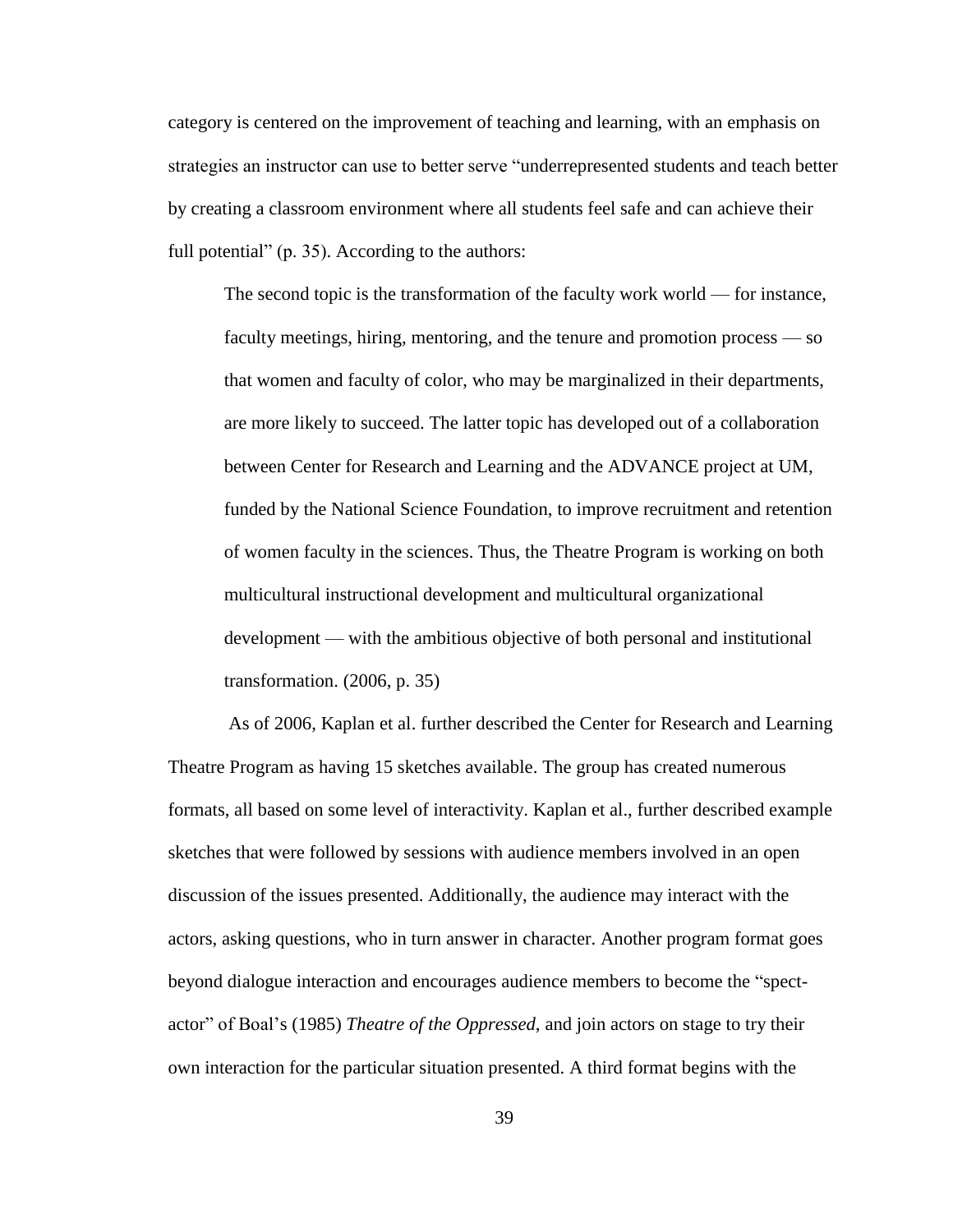category is centered on the improvement of teaching and learning, with an emphasis on strategies an instructor can use to better serve "underrepresented students and teach better by creating a classroom environment where all students feel safe and can achieve their full potential" (p. 35). According to the authors:

> The second topic is the transformation of the faculty work world — for instance, faculty meetings, hiring, mentoring, and the tenure and promotion process — so that women and faculty of color, who may be marginalized in their departments, are more likely to succeed. The latter topic has developed out of a collaboration between Center for Research and Learning and the ADVANCE project at UM, funded by the National Science Foundation, to improve recruitment and retention of women faculty in the sciences. Thus, the Theatre Program is working on both multicultural instructional development and multicultural organizational development — with the ambitious objective of both personal and institutional transformation. (2006, p. 35)

As of 2006, Kaplan et al. further described the Center for Research and Learning Theatre Program as having 15 sketches available. The group has created numerous formats, all based on some level of interactivity. Kaplan et al., further described example sketches that were followed by sessions with audience members involved in an open discussion of the issues presented. Additionally, the audience may interact with the actors, asking questions, who in turn answer in character. Another program format goes beyond dialogue interaction and encourages audience members to become the "spect-actor" of Boal's (1985) *Theatre of the Oppressed*, and join actors on stage to try their own interaction for the particular situation presented. A third format begins with the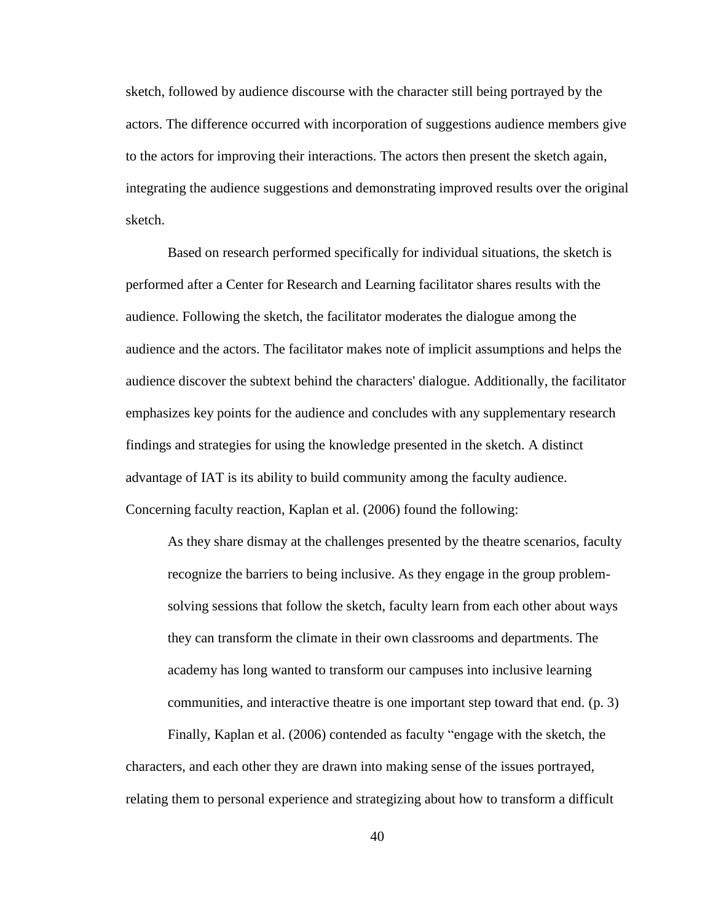sketch, followed by audience discourse with the character still being portrayed by the actors. The difference occurred with incorporation of suggestions audience members give to the actors for improving their interactions. The actors then present the sketch again, integrating the audience suggestions and demonstrating improved results over the original sketch.

Based on research performed specifically for individual situations, the sketch is performed after a Center for Research and Learning facilitator shares results with the audience. Following the sketch, the facilitator moderates the dialogue among the audience and the actors. The facilitator makes note of implicit assumptions and helps the audience discover the subtext behind the characters' dialogue. Additionally, the facilitator emphasizes key points for the audience and concludes with any supplementary research findings and strategies for using the knowledge presented in the sketch. A distinct advantage of IAT is its ability to build community among the faculty audience. Concerning faculty reaction, Kaplan et al. (2006) found the following:

> As they share dismay at the challenges presented by the theatre scenarios, faculty recognize the barriers to being inclusive. As they engage in the group problem-solving sessions that follow the sketch, faculty learn from each other about ways they can transform the climate in their own classrooms and departments. The academy has long wanted to transform our campuses into inclusive learning communities, and interactive theatre is one important step toward that end. (p. 3)

Finally, Kaplan et al. (2006) contended as faculty "engage with the sketch, the characters, and each other they are drawn into making sense of the issues portrayed, relating them to personal experience and strategizing about how to transform a difficult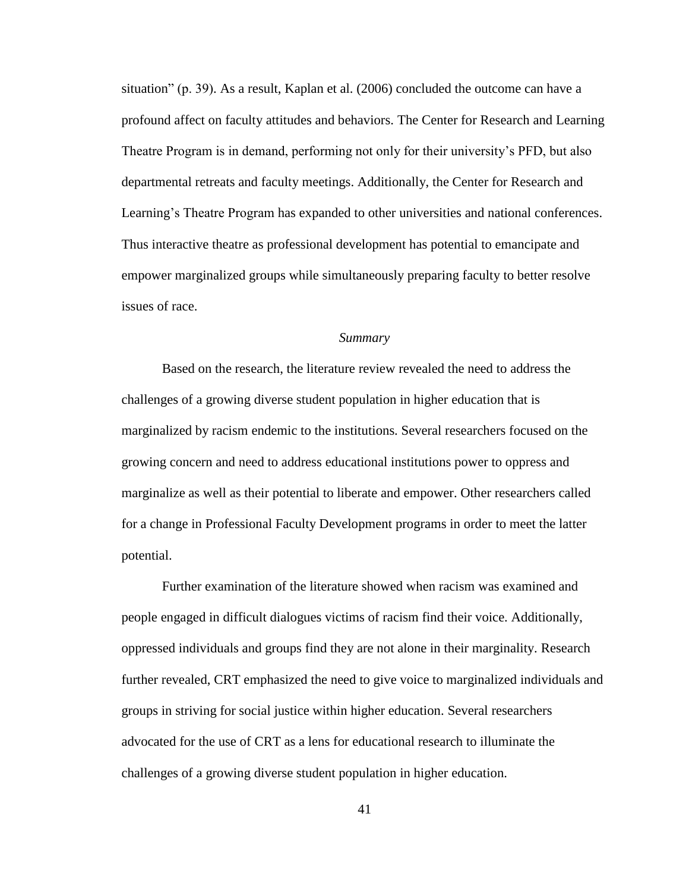situation" (p. 39). As a result, Kaplan et al. (2006) concluded the outcome can have a profound affect on faculty attitudes and behaviors. The Center for Research and Learning Theatre Program is in demand, performing not only for their university's PFD, but also departmental retreats and faculty meetings. Additionally, the Center for Research and Learning's Theatre Program has expanded to other universities and national conferences. Thus interactive theatre as professional development has potential to emancipate and empower marginalized groups while simultaneously preparing faculty to better resolve issues of race.

### *Summary*

Based on the research, the literature review revealed the need to address the challenges of a growing diverse student population in higher education that is marginalized by racism endemic to the institutions. Several researchers focused on the growing concern and need to address educational institutions power to oppress and marginalize as well as their potential to liberate and empower. Other researchers called for a change in Professional Faculty Development programs in order to meet the latter potential.

Further examination of the literature showed when racism was examined and people engaged in difficult dialogues victims of racism find their voice. Additionally, oppressed individuals and groups find they are not alone in their marginality. Research further revealed, CRT emphasized the need to give voice to marginalized individuals and groups in striving for social justice within higher education. Several researchers advocated for the use of CRT as a lens for educational research to illuminate the challenges of a growing diverse student population in higher education.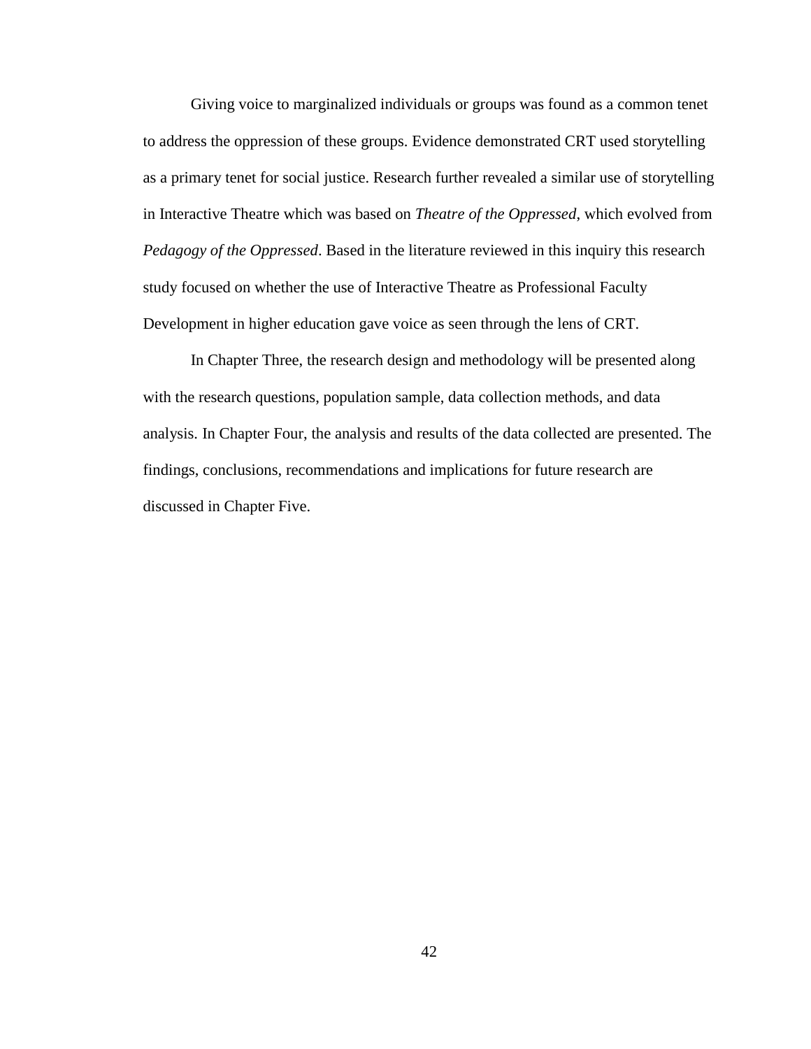Giving voice to marginalized individuals or groups was found as a common tenet to address the oppression of these groups. Evidence demonstrated CRT used storytelling as a primary tenet for social justice. Research further revealed a similar use of storytelling in Interactive Theatre which was based on *Theatre of the Oppressed*, which evolved from *Pedagogy of the Oppressed*. Based in the literature reviewed in this inquiry this research study focused on whether the use of Interactive Theatre as Professional Faculty Development in higher education gave voice as seen through the lens of CRT.

In Chapter Three, the research design and methodology will be presented along with the research questions, population sample, data collection methods, and data analysis. In Chapter Four, the analysis and results of the data collected are presented. The findings, conclusions, recommendations and implications for future research are discussed in Chapter Five.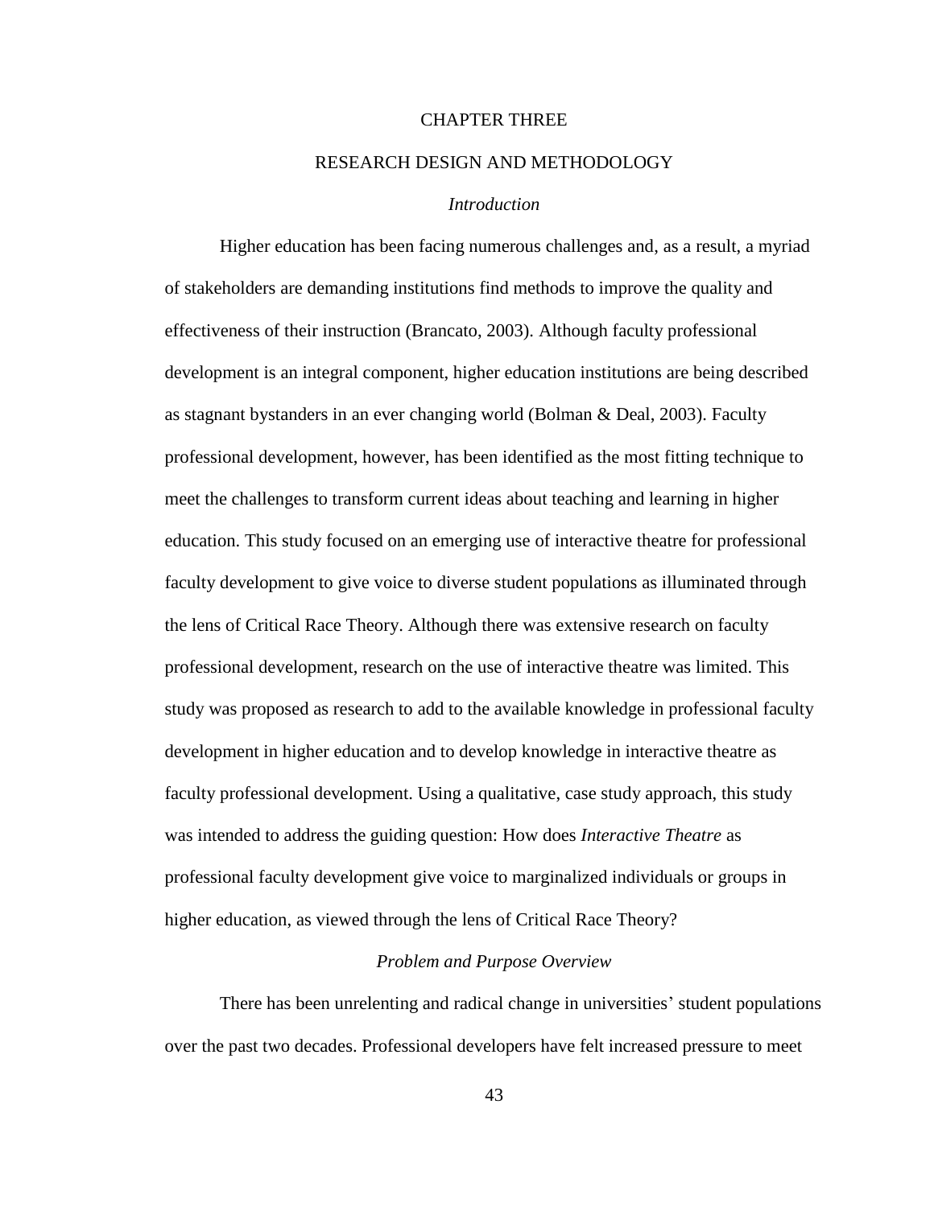# CHAPTER THREE

# RESEARCH DESIGN AND METHODOLOGY

### *Introduction*

Higher education has been facing numerous challenges and, as a result, a myriad of stakeholders are demanding institutions find methods to improve the quality and effectiveness of their instruction (Brancato, 2003). Although faculty professional development is an integral component, higher education institutions are being described as stagnant bystanders in an ever changing world (Bolman & Deal, 2003). Faculty professional development, however, has been identified as the most fitting technique to meet the challenges to transform current ideas about teaching and learning in higher education. This study focused on an emerging use of interactive theatre for professional faculty development to give voice to diverse student populations as illuminated through the lens of Critical Race Theory. Although there was extensive research on faculty professional development, research on the use of interactive theatre was limited. This study was proposed as research to add to the available knowledge in professional faculty development in higher education and to develop knowledge in interactive theatre as faculty professional development. Using a qualitative, case study approach, this study was intended to address the guiding question: How does *Interactive Theatre* as professional faculty development give voice to marginalized individuals or groups in higher education, as viewed through the lens of Critical Race Theory?

### *Problem and Purpose Overview*

There has been unrelenting and radical change in universities' student populations over the past two decades. Professional developers have felt increased pressure to meet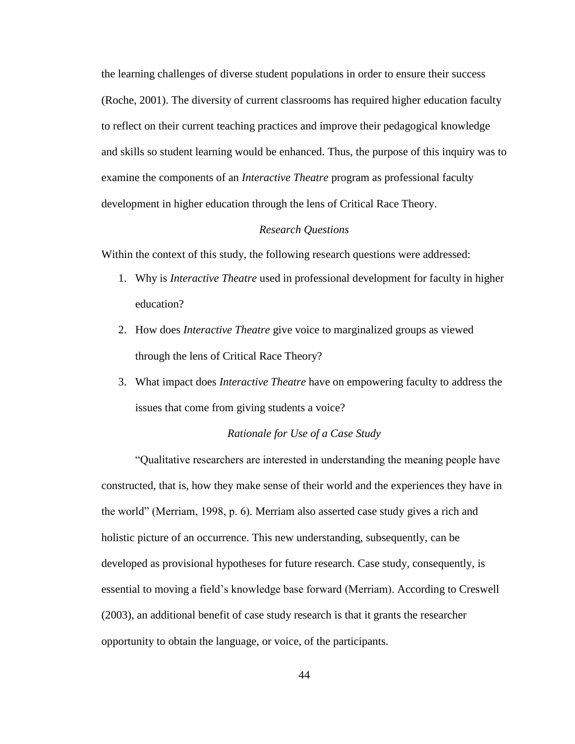the learning challenges of diverse student populations in order to ensure their success (Roche, 2001). The diversity of current classrooms has required higher education faculty to reflect on their current teaching practices and improve their pedagogical knowledge and skills so student learning would be enhanced. Thus, the purpose of this inquiry was to examine the components of an *Interactive Theatre* program as professional faculty development in higher education through the lens of Critical Race Theory.

### *Research Questions*

Within the context of this study, the following research questions were addressed:

1. Why is *Interactive Theatre* used in professional development for faculty in higher education?
2. How does *Interactive Theatre* give voice to marginalized groups as viewed through the lens of Critical Race Theory?
3. What impact does *Interactive Theatre* have on empowering faculty to address the issues that come from giving students a voice?

### *Rationale for Use of a Case Study*

"Qualitative researchers are interested in understanding the meaning people have constructed, that is, how they make sense of their world and the experiences they have in the world" (Merriam, 1998, p. 6). Merriam also asserted case study gives a rich and holistic picture of an occurrence. This new understanding, subsequently, can be developed as provisional hypotheses for future research. Case study, consequently, is essential to moving a field's knowledge base forward (Merriam). According to Creswell (2003), an additional benefit of case study research is that it grants the researcher opportunity to obtain the language, or voice, of the participants.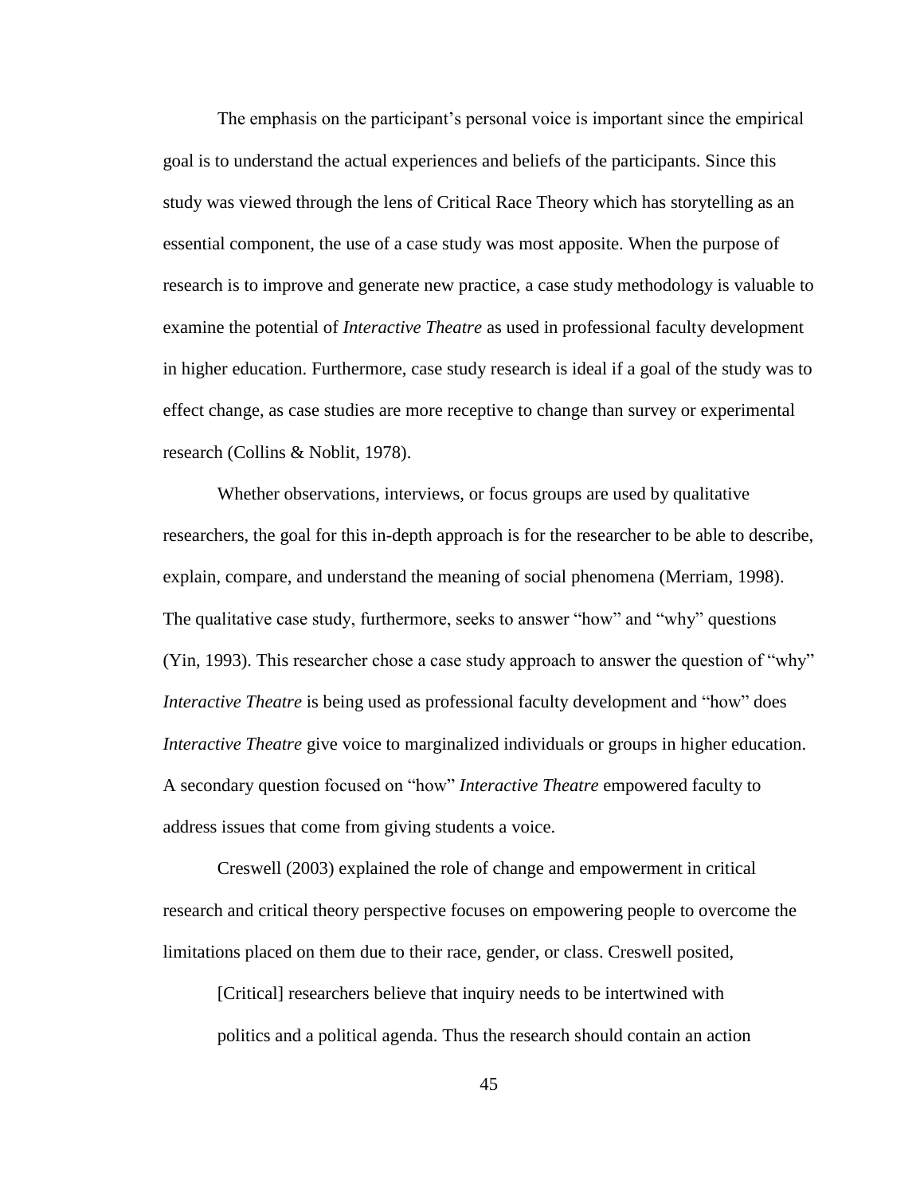The emphasis on the participant's personal voice is important since the empirical goal is to understand the actual experiences and beliefs of the participants. Since this study was viewed through the lens of Critical Race Theory which has storytelling as an essential component, the use of a case study was most apposite. When the purpose of research is to improve and generate new practice, a case study methodology is valuable to examine the potential of *Interactive Theatre* as used in professional faculty development in higher education. Furthermore, case study research is ideal if a goal of the study was to effect change, as case studies are more receptive to change than survey or experimental research (Collins & Noblit, 1978).

Whether observations, interviews, or focus groups are used by qualitative researchers, the goal for this in-depth approach is for the researcher to be able to describe, explain, compare, and understand the meaning of social phenomena (Merriam, 1998). The qualitative case study, furthermore, seeks to answer "how" and "why" questions (Yin, 1993). This researcher chose a case study approach to answer the question of "why" *Interactive Theatre* is being used as professional faculty development and "how" does *Interactive Theatre* give voice to marginalized individuals or groups in higher education. A secondary question focused on "how" *Interactive Theatre* empowered faculty to address issues that come from giving students a voice.

Creswell (2003) explained the role of change and empowerment in critical research and critical theory perspective focuses on empowering people to overcome the limitations placed on them due to their race, gender, or class. Creswell posited,

> [Critical] researchers believe that inquiry needs to be intertwined with politics and a political agenda. Thus the research should contain an action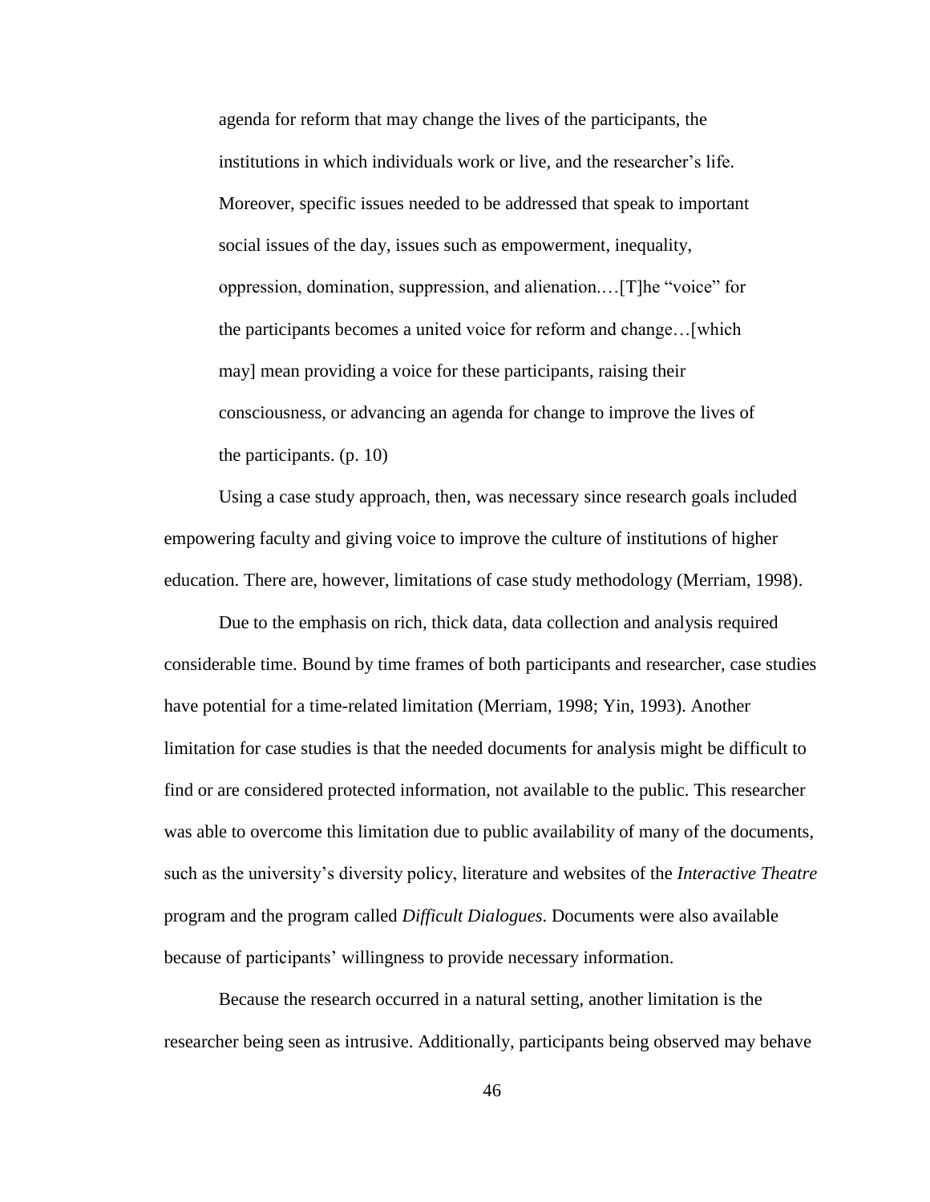> agenda for reform that may change the lives of the participants, the institutions in which individuals work or live, and the researcher's life. Moreover, specific issues needed to be addressed that speak to important social issues of the day, issues such as empowerment, inequality, oppression, domination, suppression, and alienation.…[T]he "voice" for the participants becomes a united voice for reform and change…[which may] mean providing a voice for these participants, raising their consciousness, or advancing an agenda for change to improve the lives of the participants. (p. 10)

Using a case study approach, then, was necessary since research goals included empowering faculty and giving voice to improve the culture of institutions of higher education. There are, however, limitations of case study methodology (Merriam, 1998).

Due to the emphasis on rich, thick data, data collection and analysis required considerable time. Bound by time frames of both participants and researcher, case studies have potential for a time-related limitation (Merriam, 1998; Yin, 1993). Another limitation for case studies is that the needed documents for analysis might be difficult to find or are considered protected information, not available to the public. This researcher was able to overcome this limitation due to public availability of many of the documents, such as the university's diversity policy, literature and websites of the *Interactive Theatre* program and the program called *Difficult Dialogues*. Documents were also available because of participants' willingness to provide necessary information.

Because the research occurred in a natural setting, another limitation is the researcher being seen as intrusive. Additionally, participants being observed may behave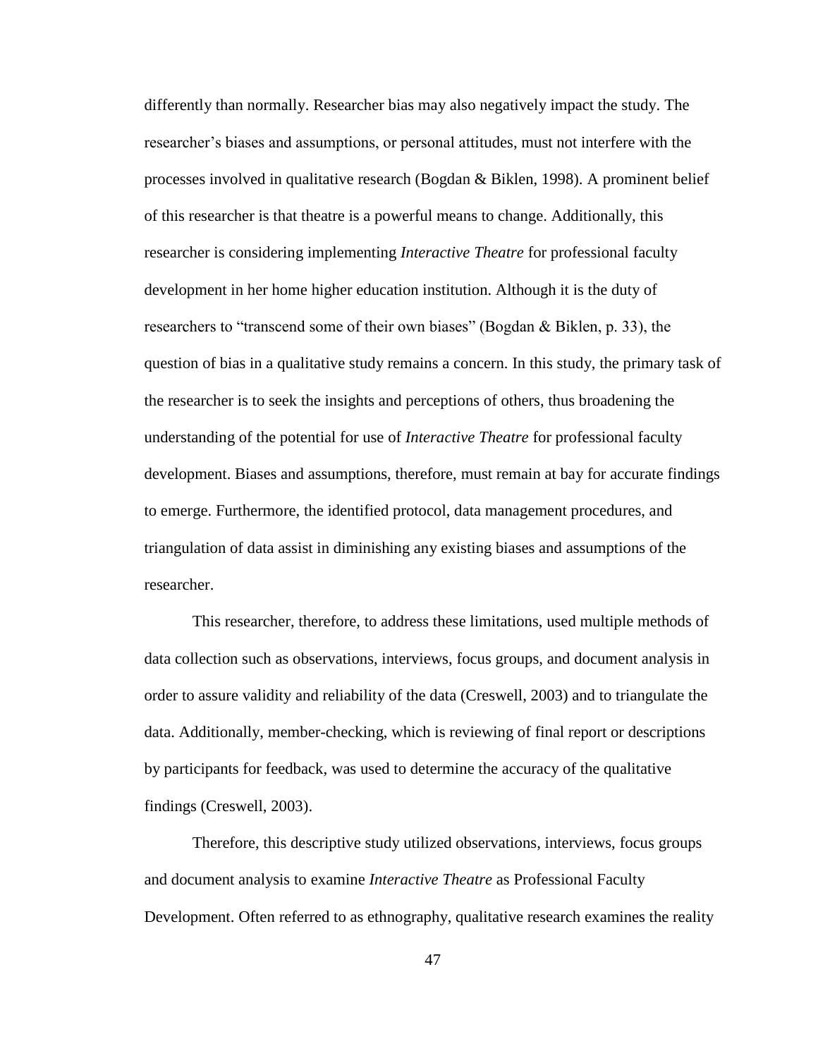differently than normally. Researcher bias may also negatively impact the study. The researcher's biases and assumptions, or personal attitudes, must not interfere with the processes involved in qualitative research (Bogdan & Biklen, 1998). A prominent belief of this researcher is that theatre is a powerful means to change. Additionally, this researcher is considering implementing *Interactive Theatre* for professional faculty development in her home higher education institution. Although it is the duty of researchers to "transcend some of their own biases" (Bogdan & Biklen, p. 33), the question of bias in a qualitative study remains a concern. In this study, the primary task of the researcher is to seek the insights and perceptions of others, thus broadening the understanding of the potential for use of *Interactive Theatre* for professional faculty development. Biases and assumptions, therefore, must remain at bay for accurate findings to emerge. Furthermore, the identified protocol, data management procedures, and triangulation of data assist in diminishing any existing biases and assumptions of the researcher.

This researcher, therefore, to address these limitations, used multiple methods of data collection such as observations, interviews, focus groups, and document analysis in order to assure validity and reliability of the data (Creswell, 2003) and to triangulate the data. Additionally, member-checking, which is reviewing of final report or descriptions by participants for feedback, was used to determine the accuracy of the qualitative findings (Creswell, 2003).

Therefore, this descriptive study utilized observations, interviews, focus groups and document analysis to examine *Interactive Theatre* as Professional Faculty Development. Often referred to as ethnography, qualitative research examines the reality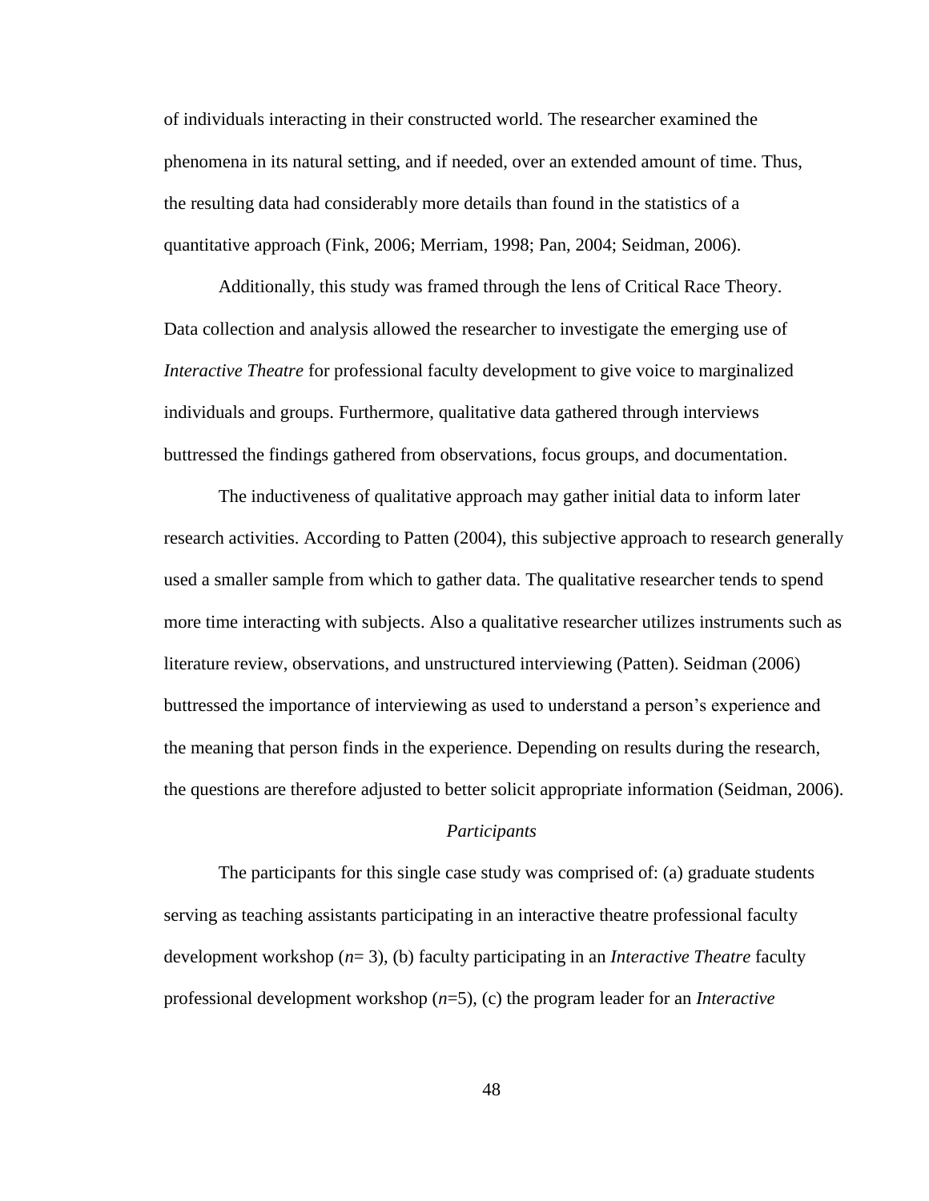of individuals interacting in their constructed world. The researcher examined the phenomena in its natural setting, and if needed, over an extended amount of time. Thus, the resulting data had considerably more details than found in the statistics of a quantitative approach (Fink, 2006; Merriam, 1998; Pan, 2004; Seidman, 2006).

Additionally, this study was framed through the lens of Critical Race Theory. Data collection and analysis allowed the researcher to investigate the emerging use of *Interactive Theatre* for professional faculty development to give voice to marginalized individuals and groups. Furthermore, qualitative data gathered through interviews buttressed the findings gathered from observations, focus groups, and documentation.

The inductiveness of qualitative approach may gather initial data to inform later research activities. According to Patten (2004), this subjective approach to research generally used a smaller sample from which to gather data. The qualitative researcher tends to spend more time interacting with subjects. Also a qualitative researcher utilizes instruments such as literature review, observations, and unstructured interviewing (Patten). Seidman (2006) buttressed the importance of interviewing as used to understand a person's experience and the meaning that person finds in the experience. Depending on results during the research, the questions are therefore adjusted to better solicit appropriate information (Seidman, 2006).

### *Participants*

The participants for this single case study was comprised of: (a) graduate students serving as teaching assistants participating in an interactive theatre professional faculty development workshop ($n$= 3), (b) faculty participating in an *Interactive Theatre* faculty professional development workshop ($n$=5), (c) the program leader for an *Interactive*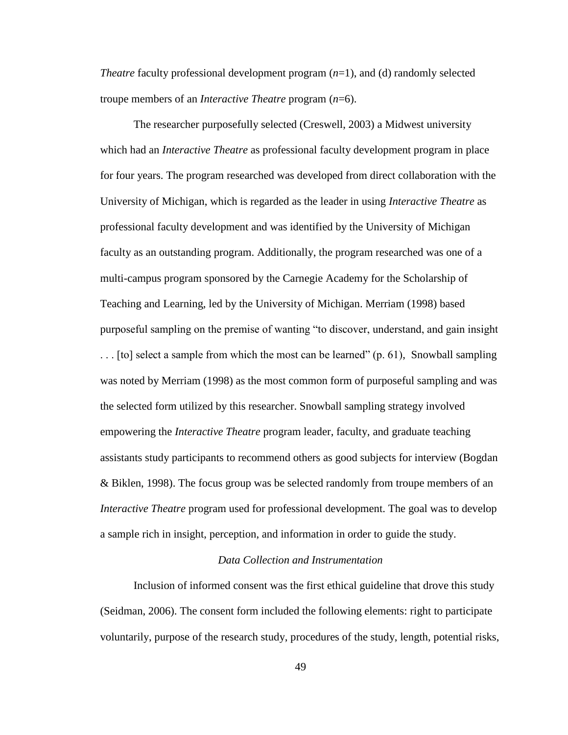*Theatre* faculty professional development program ($n$=1), and (d) randomly selected troupe members of an *Interactive Theatre* program ($n$=6).

The researcher purposefully selected (Creswell, 2003) a Midwest university which had an *Interactive Theatre* as professional faculty development program in place for four years. The program researched was developed from direct collaboration with the University of Michigan, which is regarded as the leader in using *Interactive Theatre* as professional faculty development and was identified by the University of Michigan faculty as an outstanding program. Additionally, the program researched was one of a multi-campus program sponsored by the Carnegie Academy for the Scholarship of Teaching and Learning, led by the University of Michigan. Merriam (1998) based purposeful sampling on the premise of wanting "to discover, understand, and gain insight . . . [to] select a sample from which the most can be learned" (p. 61), Snowball sampling was noted by Merriam (1998) as the most common form of purposeful sampling and was the selected form utilized by this researcher. Snowball sampling strategy involved empowering the *Interactive Theatre* program leader, faculty, and graduate teaching assistants study participants to recommend others as good subjects for interview (Bogdan & Biklen, 1998). The focus group was be selected randomly from troupe members of an *Interactive Theatre* program used for professional development. The goal was to develop a sample rich in insight, perception, and information in order to guide the study.

### *Data Collection and Instrumentation*

Inclusion of informed consent was the first ethical guideline that drove this study (Seidman, 2006). The consent form included the following elements: right to participate voluntarily, purpose of the research study, procedures of the study, length, potential risks,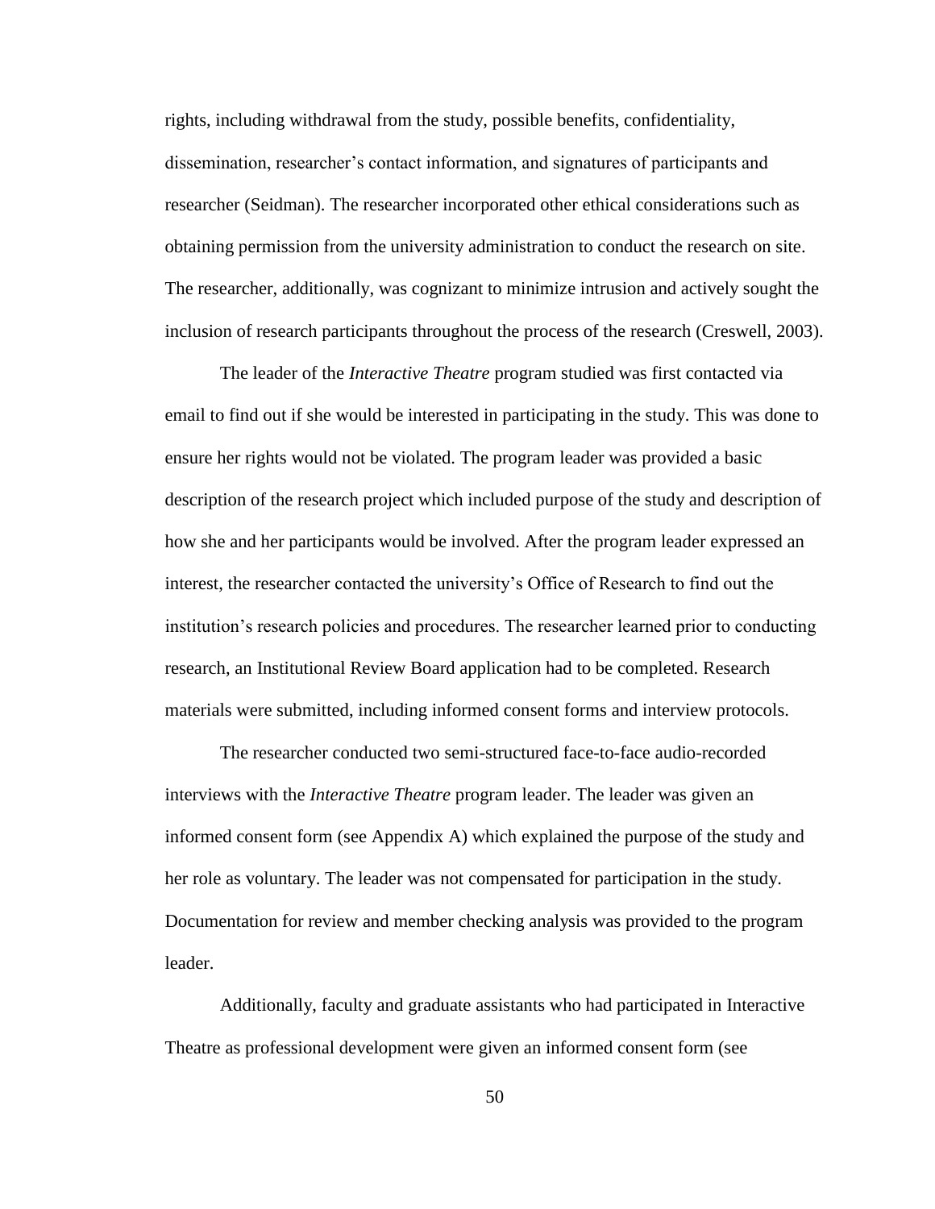rights, including withdrawal from the study, possible benefits, confidentiality, dissemination, researcher's contact information, and signatures of participants and researcher (Seidman). The researcher incorporated other ethical considerations such as obtaining permission from the university administration to conduct the research on site. The researcher, additionally, was cognizant to minimize intrusion and actively sought the inclusion of research participants throughout the process of the research (Creswell, 2003).

The leader of the *Interactive Theatre* program studied was first contacted via email to find out if she would be interested in participating in the study. This was done to ensure her rights would not be violated. The program leader was provided a basic description of the research project which included purpose of the study and description of how she and her participants would be involved. After the program leader expressed an interest, the researcher contacted the university's Office of Research to find out the institution's research policies and procedures. The researcher learned prior to conducting research, an Institutional Review Board application had to be completed. Research materials were submitted, including informed consent forms and interview protocols.

The researcher conducted two semi-structured face-to-face audio-recorded interviews with the *Interactive Theatre* program leader. The leader was given an informed consent form (see Appendix A) which explained the purpose of the study and her role as voluntary. The leader was not compensated for participation in the study. Documentation for review and member checking analysis was provided to the program leader.

Additionally, faculty and graduate assistants who had participated in Interactive Theatre as professional development were given an informed consent form (see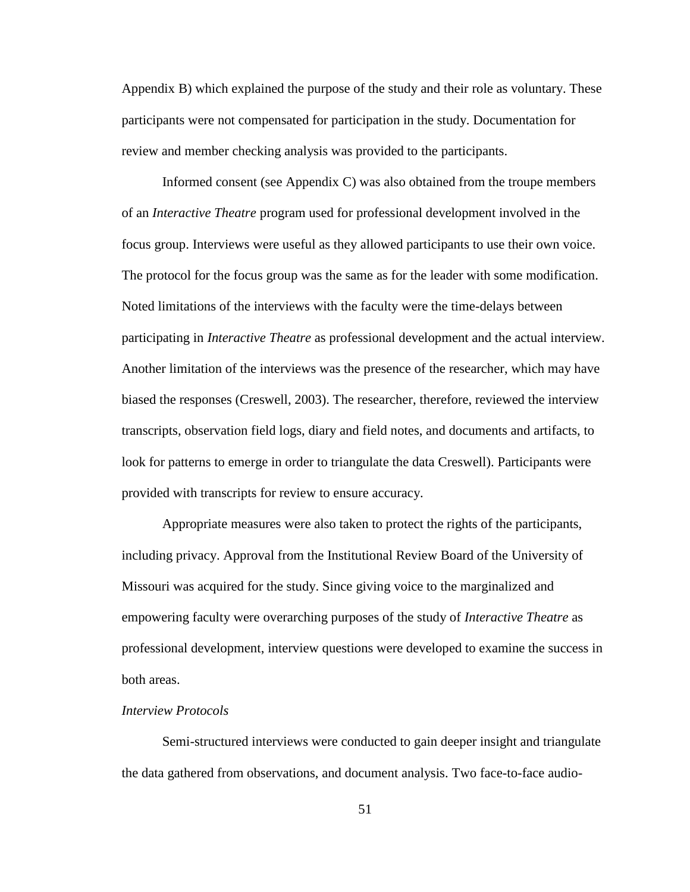Appendix B) which explained the purpose of the study and their role as voluntary. These participants were not compensated for participation in the study. Documentation for review and member checking analysis was provided to the participants.

Informed consent (see Appendix C) was also obtained from the troupe members of an *Interactive Theatre* program used for professional development involved in the focus group. Interviews were useful as they allowed participants to use their own voice. The protocol for the focus group was the same as for the leader with some modification. Noted limitations of the interviews with the faculty were the time-delays between participating in *Interactive Theatre* as professional development and the actual interview. Another limitation of the interviews was the presence of the researcher, which may have biased the responses (Creswell, 2003). The researcher, therefore, reviewed the interview transcripts, observation field logs, diary and field notes, and documents and artifacts, to look for patterns to emerge in order to triangulate the data Creswell). Participants were provided with transcripts for review to ensure accuracy.

Appropriate measures were also taken to protect the rights of the participants, including privacy. Approval from the Institutional Review Board of the University of Missouri was acquired for the study. Since giving voice to the marginalized and empowering faculty were overarching purposes of the study of *Interactive Theatre* as professional development, interview questions were developed to examine the success in both areas.

*Interview Protocols*

Semi-structured interviews were conducted to gain deeper insight and triangulate the data gathered from observations, and document analysis. Two face-to-face audio-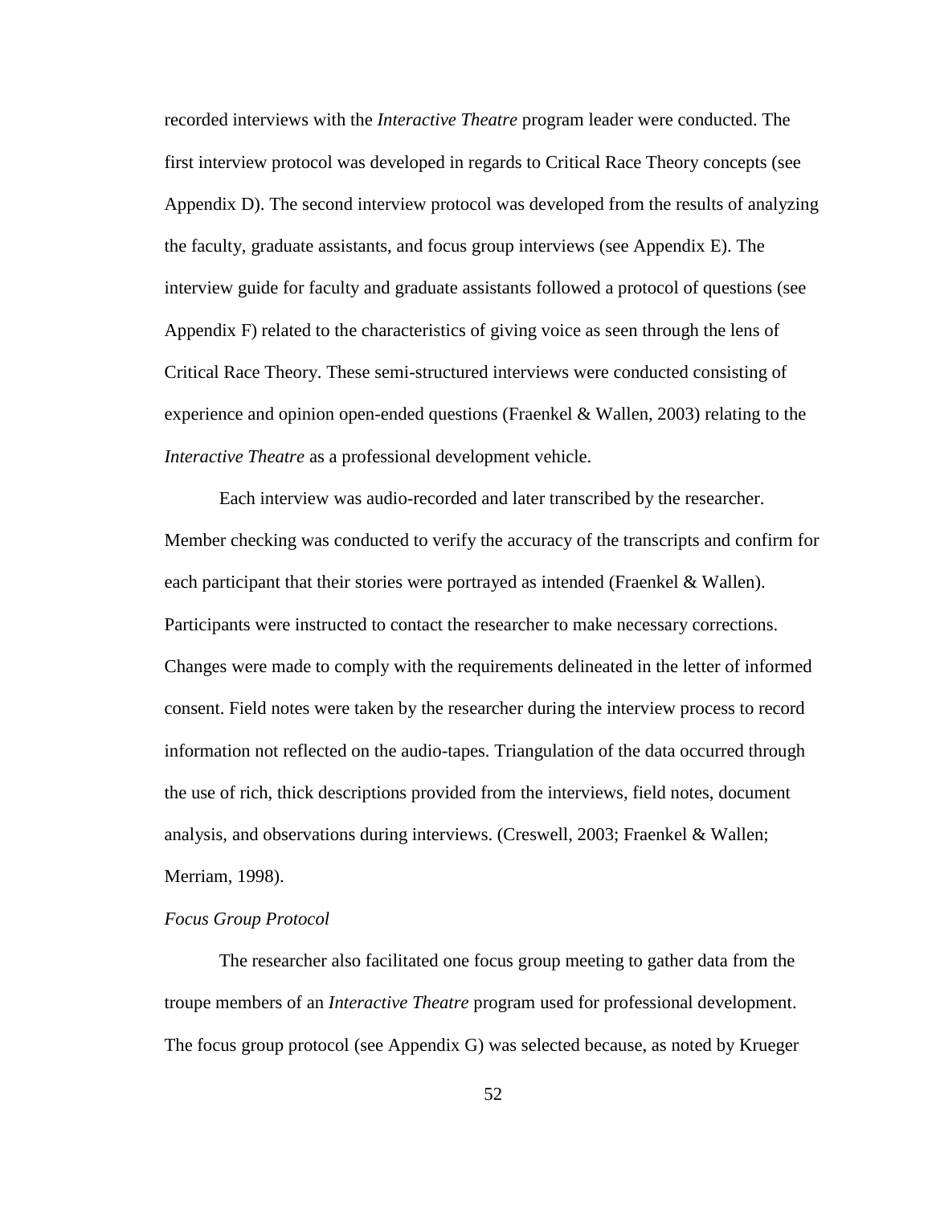recorded interviews with the *Interactive Theatre* program leader were conducted. The first interview protocol was developed in regards to Critical Race Theory concepts (see Appendix D). The second interview protocol was developed from the results of analyzing the faculty, graduate assistants, and focus group interviews (see Appendix E). The interview guide for faculty and graduate assistants followed a protocol of questions (see Appendix F) related to the characteristics of giving voice as seen through the lens of Critical Race Theory. These semi-structured interviews were conducted consisting of experience and opinion open-ended questions (Fraenkel & Wallen, 2003) relating to the *Interactive Theatre* as a professional development vehicle.

Each interview was audio-recorded and later transcribed by the researcher. Member checking was conducted to verify the accuracy of the transcripts and confirm for each participant that their stories were portrayed as intended (Fraenkel & Wallen). Participants were instructed to contact the researcher to make necessary corrections. Changes were made to comply with the requirements delineated in the letter of informed consent. Field notes were taken by the researcher during the interview process to record information not reflected on the audio-tapes. Triangulation of the data occurred through the use of rich, thick descriptions provided from the interviews, field notes, document analysis, and observations during interviews. (Creswell, 2003; Fraenkel & Wallen; Merriam, 1998).

*Focus Group Protocol*

The researcher also facilitated one focus group meeting to gather data from the troupe members of an *Interactive Theatre* program used for professional development. The focus group protocol (see Appendix G) was selected because, as noted by Krueger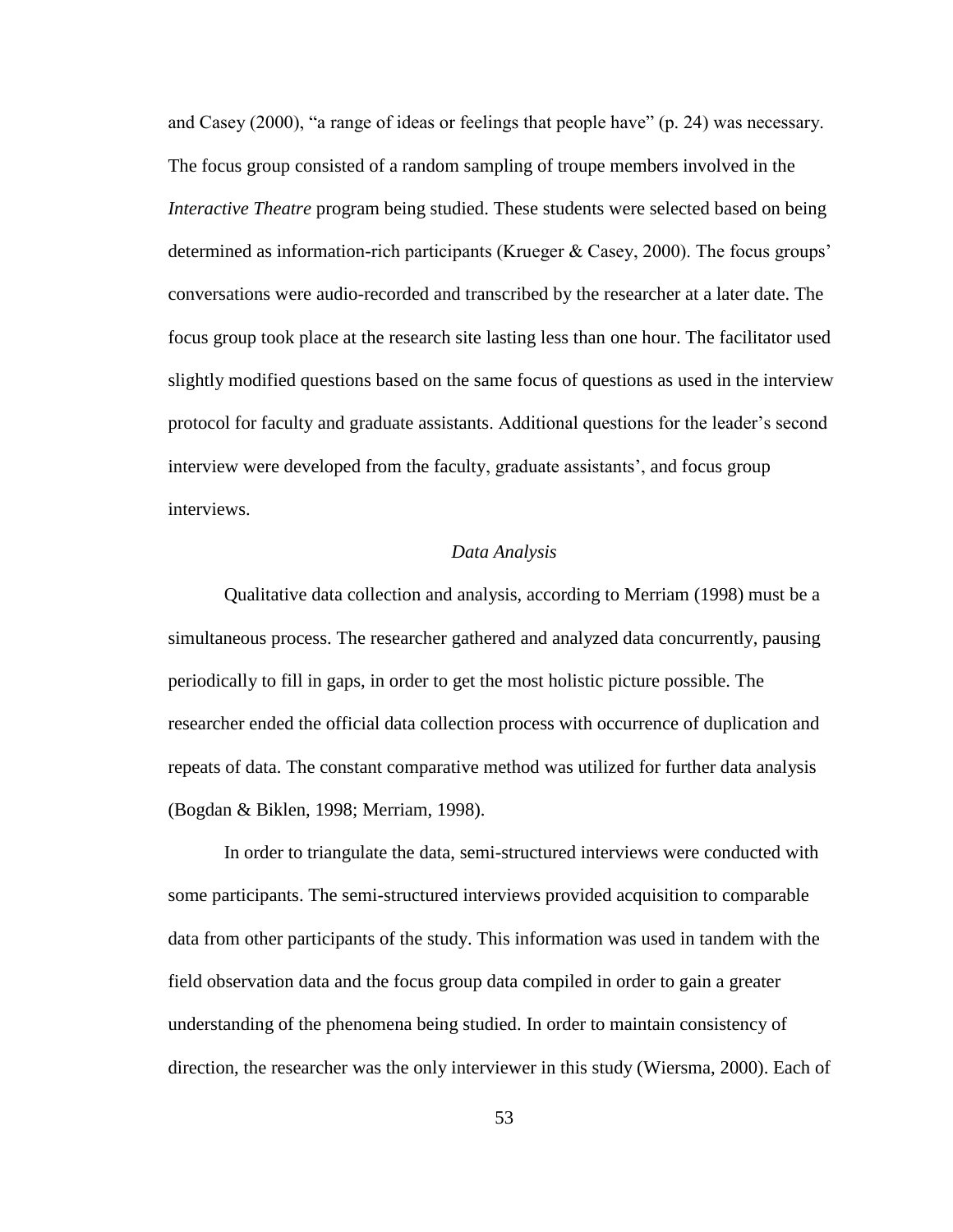and Casey (2000), "a range of ideas or feelings that people have" (p. 24) was necessary. The focus group consisted of a random sampling of troupe members involved in the *Interactive Theatre* program being studied. These students were selected based on being determined as information-rich participants (Krueger & Casey, 2000). The focus groups' conversations were audio-recorded and transcribed by the researcher at a later date. The focus group took place at the research site lasting less than one hour. The facilitator used slightly modified questions based on the same focus of questions as used in the interview protocol for faculty and graduate assistants. Additional questions for the leader's second interview were developed from the faculty, graduate assistants', and focus group interviews.

### *Data Analysis*

Qualitative data collection and analysis, according to Merriam (1998) must be a simultaneous process. The researcher gathered and analyzed data concurrently, pausing periodically to fill in gaps, in order to get the most holistic picture possible. The researcher ended the official data collection process with occurrence of duplication and repeats of data. The constant comparative method was utilized for further data analysis (Bogdan & Biklen, 1998; Merriam, 1998).

In order to triangulate the data, semi-structured interviews were conducted with some participants. The semi-structured interviews provided acquisition to comparable data from other participants of the study. This information was used in tandem with the field observation data and the focus group data compiled in order to gain a greater understanding of the phenomena being studied. In order to maintain consistency of direction, the researcher was the only interviewer in this study (Wiersma, 2000). Each of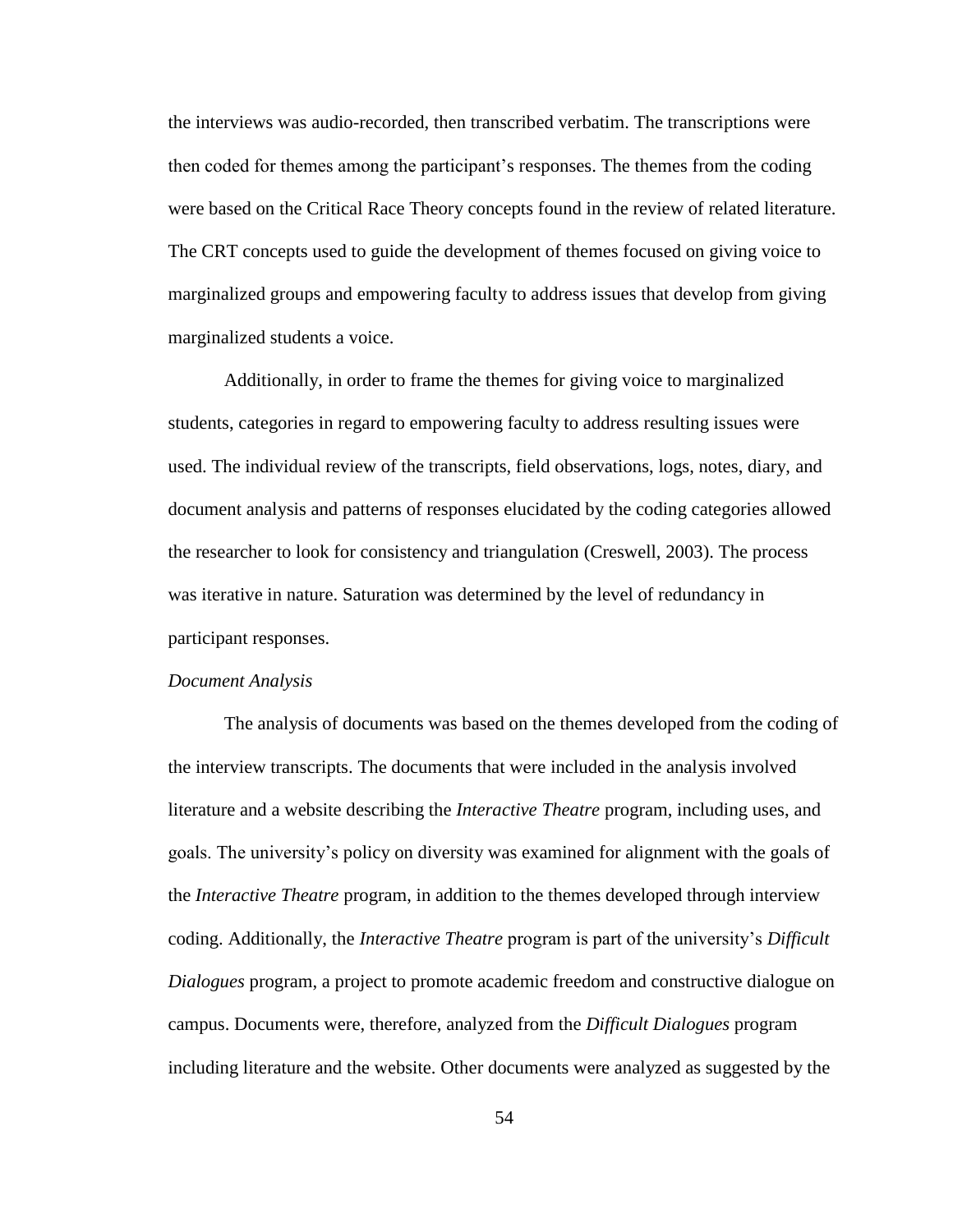the interviews was audio-recorded, then transcribed verbatim. The transcriptions were then coded for themes among the participant's responses. The themes from the coding were based on the Critical Race Theory concepts found in the review of related literature. The CRT concepts used to guide the development of themes focused on giving voice to marginalized groups and empowering faculty to address issues that develop from giving marginalized students a voice.

Additionally, in order to frame the themes for giving voice to marginalized students, categories in regard to empowering faculty to address resulting issues were used. The individual review of the transcripts, field observations, logs, notes, diary, and document analysis and patterns of responses elucidated by the coding categories allowed the researcher to look for consistency and triangulation (Creswell, 2003). The process was iterative in nature. Saturation was determined by the level of redundancy in participant responses.

*Document Analysis*

The analysis of documents was based on the themes developed from the coding of the interview transcripts. The documents that were included in the analysis involved literature and a website describing the *Interactive Theatre* program, including uses, and goals. The university's policy on diversity was examined for alignment with the goals of the *Interactive Theatre* program, in addition to the themes developed through interview coding. Additionally, the *Interactive Theatre* program is part of the university's *Difficult Dialogues* program, a project to promote academic freedom and constructive dialogue on campus. Documents were, therefore, analyzed from the *Difficult Dialogues* program including literature and the website. Other documents were analyzed as suggested by the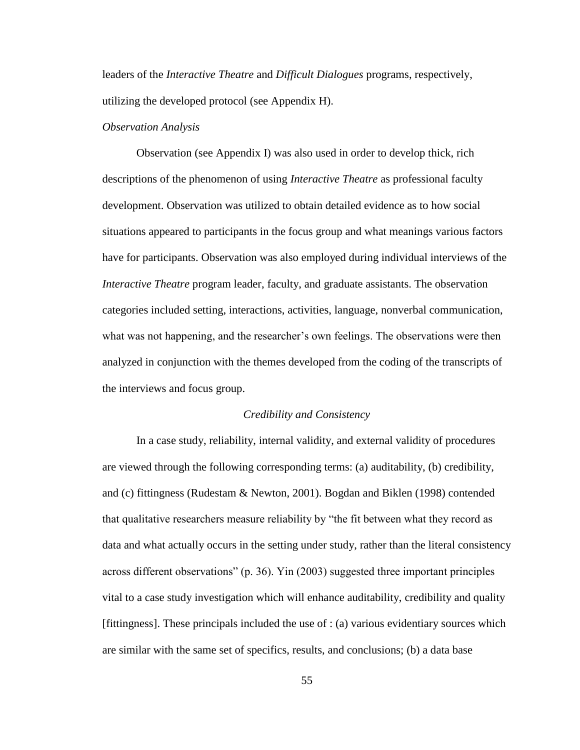leaders of the *Interactive Theatre* and *Difficult Dialogues* programs, respectively, utilizing the developed protocol (see Appendix H).

*Observation Analysis*

Observation (see Appendix I) was also used in order to develop thick, rich descriptions of the phenomenon of using *Interactive Theatre* as professional faculty development. Observation was utilized to obtain detailed evidence as to how social situations appeared to participants in the focus group and what meanings various factors have for participants. Observation was also employed during individual interviews of the *Interactive Theatre* program leader, faculty, and graduate assistants. The observation categories included setting, interactions, activities, language, nonverbal communication, what was not happening, and the researcher's own feelings. The observations were then analyzed in conjunction with the themes developed from the coding of the transcripts of the interviews and focus group.

### *Credibility and Consistency*

In a case study, reliability, internal validity, and external validity of procedures are viewed through the following corresponding terms: (a) auditability, (b) credibility, and (c) fittingness (Rudestam & Newton, 2001). Bogdan and Biklen (1998) contended that qualitative researchers measure reliability by "the fit between what they record as data and what actually occurs in the setting under study, rather than the literal consistency across different observations" (p. 36). Yin (2003) suggested three important principles vital to a case study investigation which will enhance auditability, credibility and quality [fittingness]. These principals included the use of : (a) various evidentiary sources which are similar with the same set of specifics, results, and conclusions; (b) a data base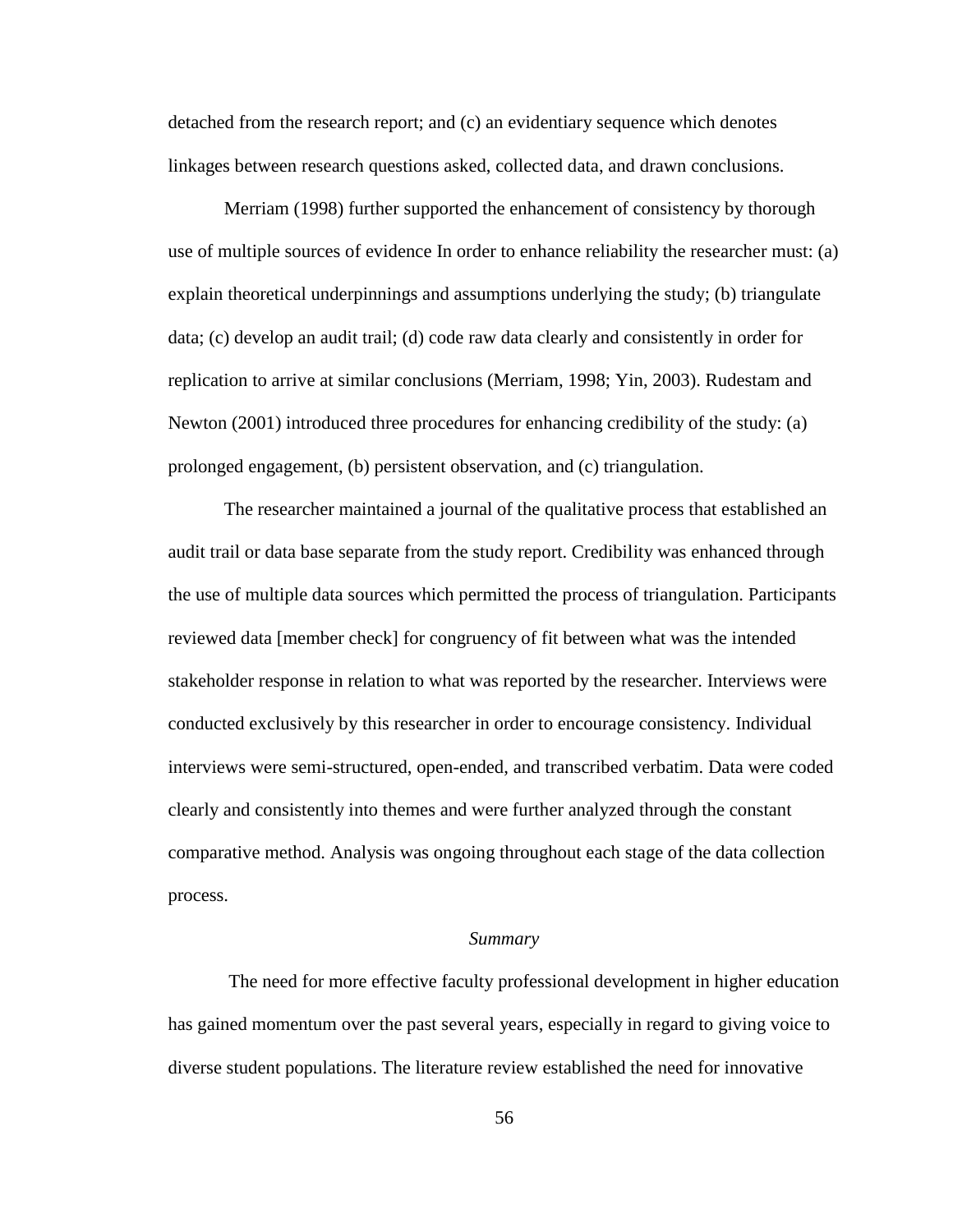detached from the research report; and (c) an evidentiary sequence which denotes linkages between research questions asked, collected data, and drawn conclusions.

Merriam (1998) further supported the enhancement of consistency by thorough use of multiple sources of evidence In order to enhance reliability the researcher must: (a) explain theoretical underpinnings and assumptions underlying the study; (b) triangulate data; (c) develop an audit trail; (d) code raw data clearly and consistently in order for replication to arrive at similar conclusions (Merriam, 1998; Yin, 2003). Rudestam and Newton (2001) introduced three procedures for enhancing credibility of the study: (a) prolonged engagement, (b) persistent observation, and (c) triangulation.

The researcher maintained a journal of the qualitative process that established an audit trail or data base separate from the study report. Credibility was enhanced through the use of multiple data sources which permitted the process of triangulation. Participants reviewed data [member check] for congruency of fit between what was the intended stakeholder response in relation to what was reported by the researcher. Interviews were conducted exclusively by this researcher in order to encourage consistency. Individual interviews were semi-structured, open-ended, and transcribed verbatim. Data were coded clearly and consistently into themes and were further analyzed through the constant comparative method. Analysis was ongoing throughout each stage of the data collection process.

### *Summary*

The need for more effective faculty professional development in higher education has gained momentum over the past several years, especially in regard to giving voice to diverse student populations. The literature review established the need for innovative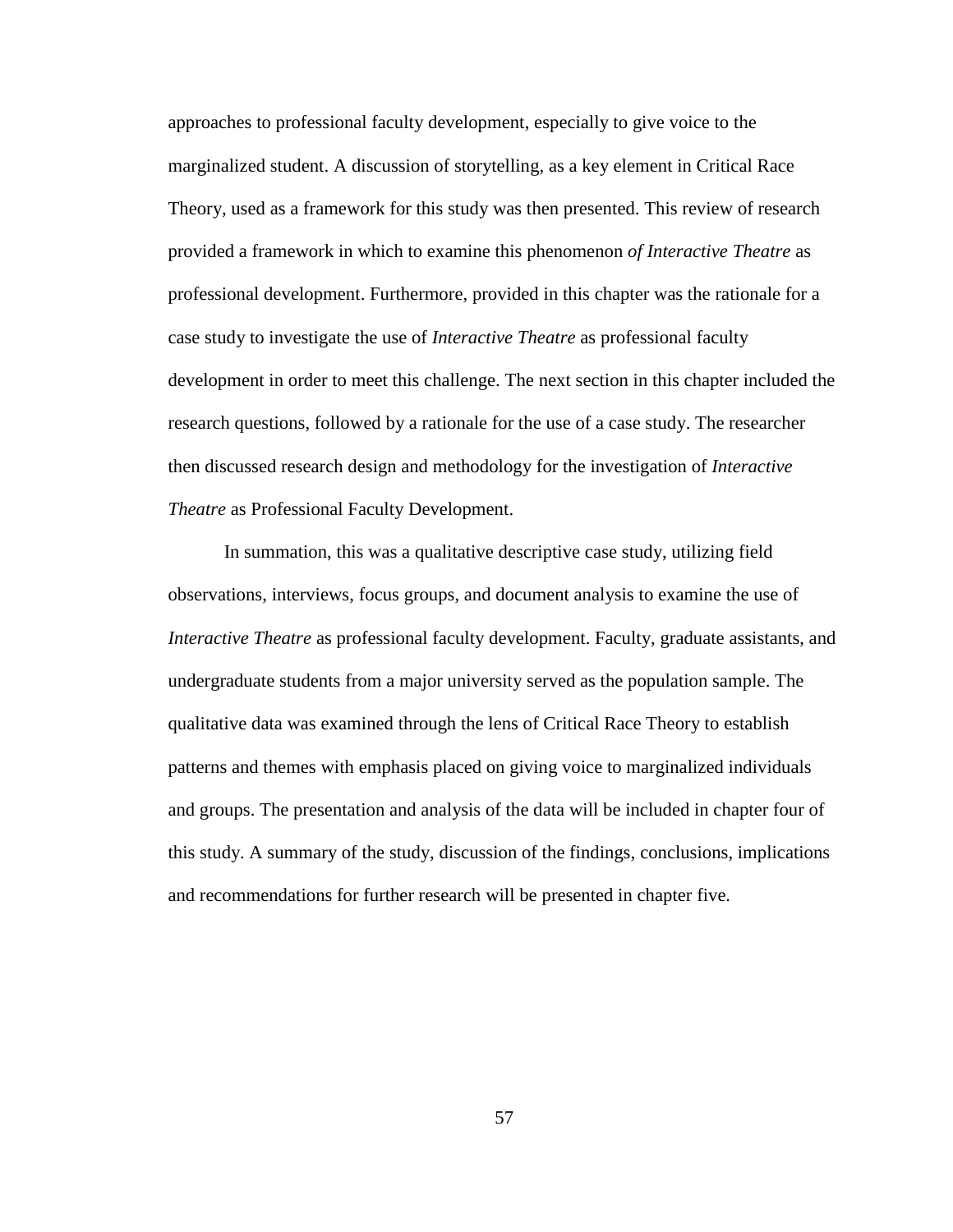approaches to professional faculty development, especially to give voice to the marginalized student. A discussion of storytelling, as a key element in Critical Race Theory, used as a framework for this study was then presented. This review of research provided a framework in which to examine this phenomenon *of Interactive Theatre* as professional development. Furthermore, provided in this chapter was the rationale for a case study to investigate the use of *Interactive Theatre* as professional faculty development in order to meet this challenge. The next section in this chapter included the research questions, followed by a rationale for the use of a case study. The researcher then discussed research design and methodology for the investigation of *Interactive Theatre* as Professional Faculty Development.

In summation, this was a qualitative descriptive case study, utilizing field observations, interviews, focus groups, and document analysis to examine the use of *Interactive Theatre* as professional faculty development. Faculty, graduate assistants, and undergraduate students from a major university served as the population sample. The qualitative data was examined through the lens of Critical Race Theory to establish patterns and themes with emphasis placed on giving voice to marginalized individuals and groups. The presentation and analysis of the data will be included in chapter four of this study. A summary of the study, discussion of the findings, conclusions, implications and recommendations for further research will be presented in chapter five.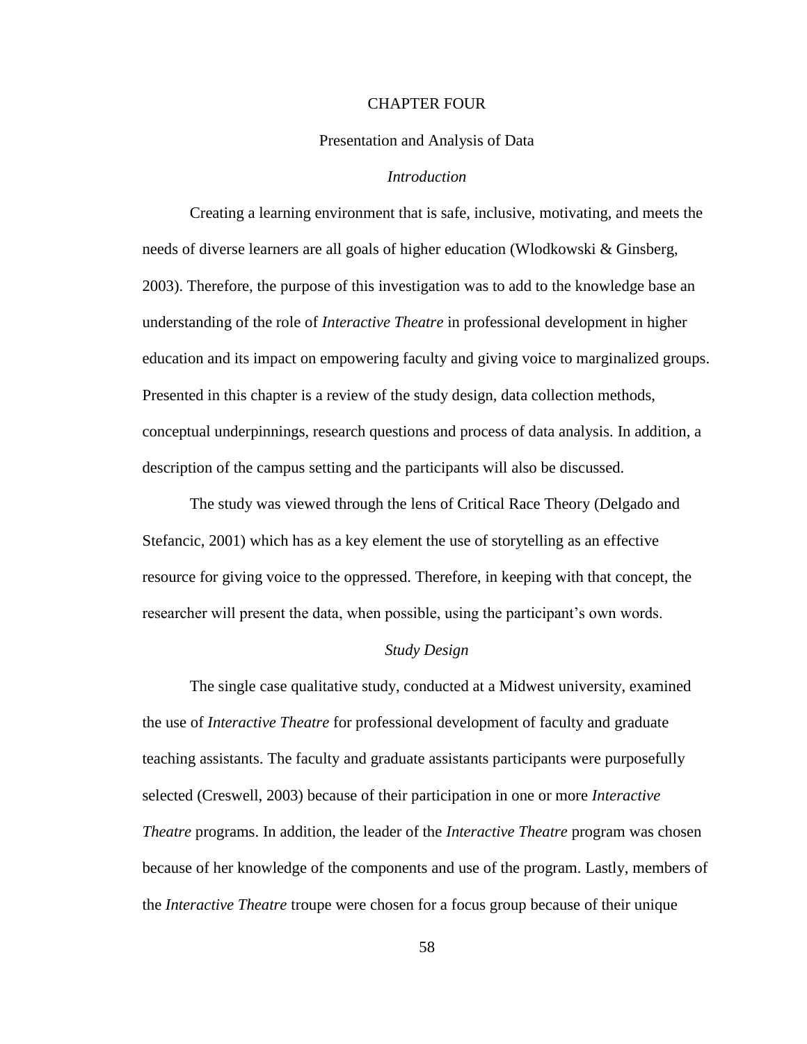# CHAPTER FOUR

## Presentation and Analysis of Data

### *Introduction*

Creating a learning environment that is safe, inclusive, motivating, and meets the needs of diverse learners are all goals of higher education (Wlodkowski & Ginsberg, 2003). Therefore, the purpose of this investigation was to add to the knowledge base an understanding of the role of *Interactive Theatre* in professional development in higher education and its impact on empowering faculty and giving voice to marginalized groups. Presented in this chapter is a review of the study design, data collection methods, conceptual underpinnings, research questions and process of data analysis. In addition, a description of the campus setting and the participants will also be discussed.

The study was viewed through the lens of Critical Race Theory (Delgado and Stefancic, 2001) which has as a key element the use of storytelling as an effective resource for giving voice to the oppressed. Therefore, in keeping with that concept, the researcher will present the data, when possible, using the participant's own words.

### *Study Design*

The single case qualitative study, conducted at a Midwest university, examined the use of *Interactive Theatre* for professional development of faculty and graduate teaching assistants. The faculty and graduate assistants participants were purposefully selected (Creswell, 2003) because of their participation in one or more *Interactive Theatre* programs. In addition, the leader of the *Interactive Theatre* program was chosen because of her knowledge of the components and use of the program. Lastly, members of the *Interactive Theatre* troupe were chosen for a focus group because of their unique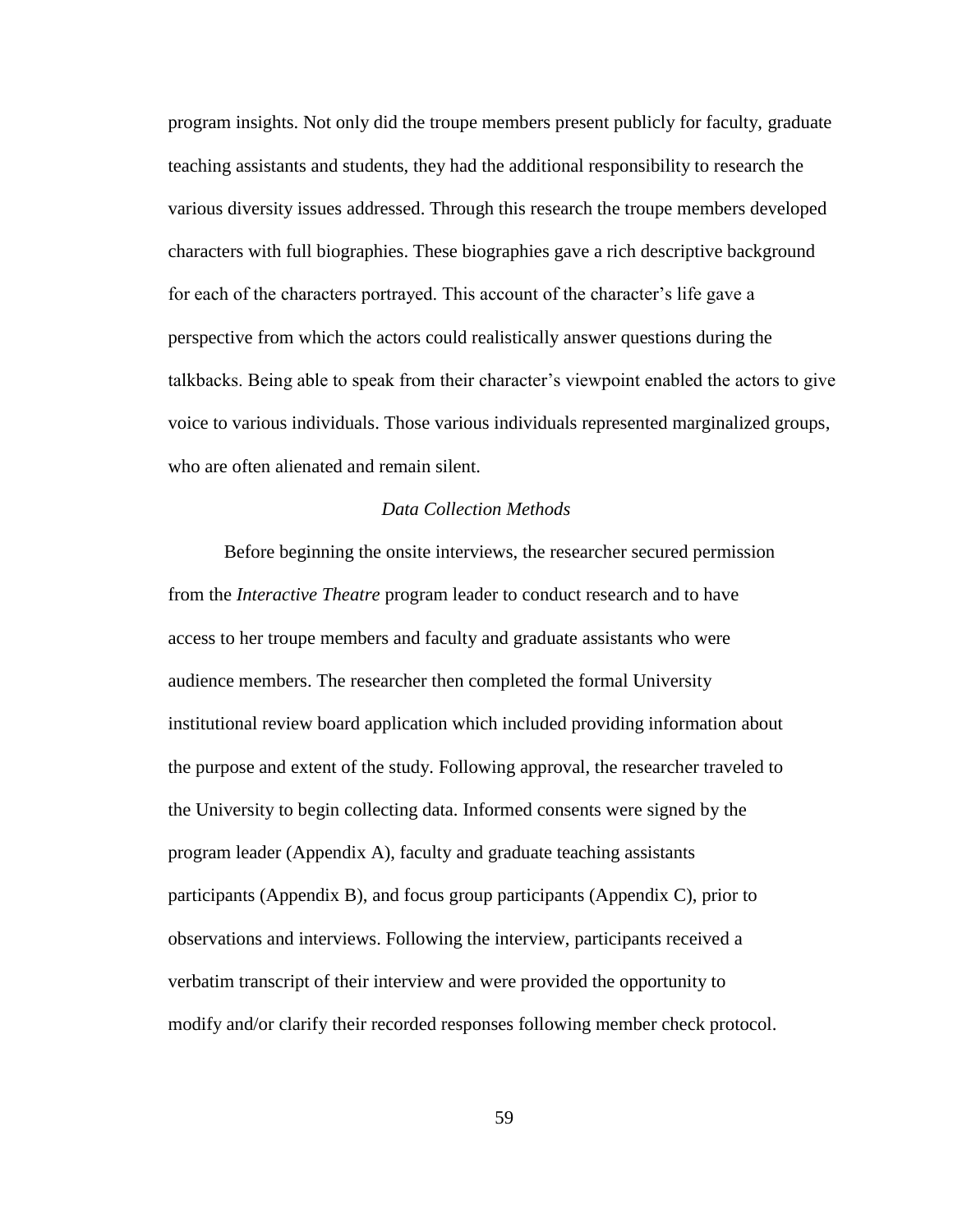program insights. Not only did the troupe members present publicly for faculty, graduate teaching assistants and students, they had the additional responsibility to research the various diversity issues addressed. Through this research the troupe members developed characters with full biographies. These biographies gave a rich descriptive background for each of the characters portrayed. This account of the character's life gave a perspective from which the actors could realistically answer questions during the talkbacks. Being able to speak from their character's viewpoint enabled the actors to give voice to various individuals. Those various individuals represented marginalized groups, who are often alienated and remain silent.

### *Data Collection Methods*

Before beginning the onsite interviews, the researcher secured permission from the *Interactive Theatre* program leader to conduct research and to have access to her troupe members and faculty and graduate assistants who were audience members. The researcher then completed the formal University institutional review board application which included providing information about the purpose and extent of the study. Following approval, the researcher traveled to the University to begin collecting data. Informed consents were signed by the program leader (Appendix A), faculty and graduate teaching assistants participants (Appendix B), and focus group participants (Appendix C), prior to observations and interviews. Following the interview, participants received a verbatim transcript of their interview and were provided the opportunity to modify and/or clarify their recorded responses following member check protocol.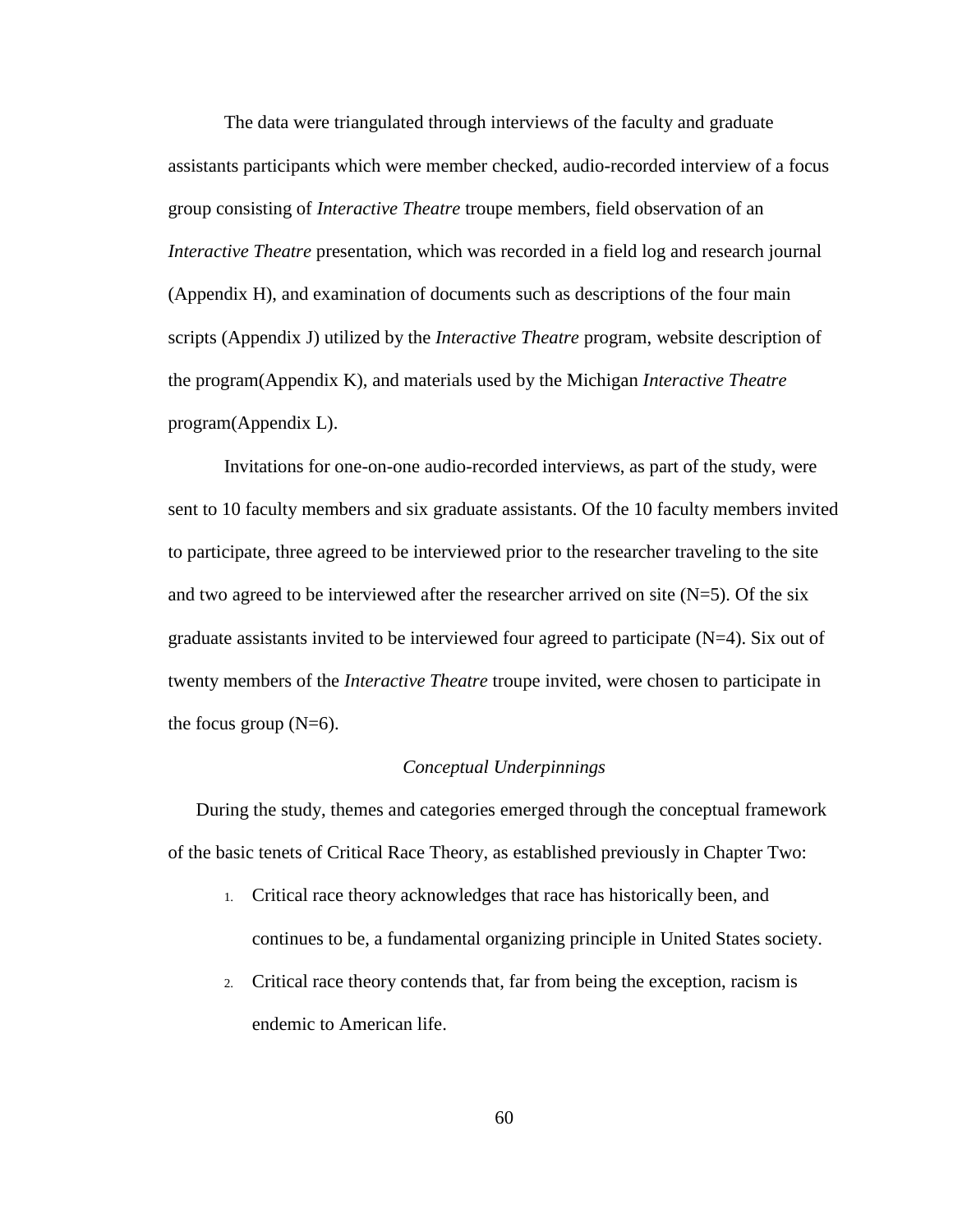The data were triangulated through interviews of the faculty and graduate assistants participants which were member checked, audio-recorded interview of a focus group consisting of *Interactive Theatre* troupe members, field observation of an *Interactive Theatre* presentation, which was recorded in a field log and research journal (Appendix H), and examination of documents such as descriptions of the four main scripts (Appendix J) utilized by the *Interactive Theatre* program, website description of the program(Appendix K), and materials used by the Michigan *Interactive Theatre* program(Appendix L).

Invitations for one-on-one audio-recorded interviews, as part of the study, were sent to 10 faculty members and six graduate assistants. Of the 10 faculty members invited to participate, three agreed to be interviewed prior to the researcher traveling to the site and two agreed to be interviewed after the researcher arrived on site (N=5). Of the six graduate assistants invited to be interviewed four agreed to participate (N=4). Six out of twenty members of the *Interactive Theatre* troupe invited, were chosen to participate in the focus group (N=6).

### *Conceptual Underpinnings*

During the study, themes and categories emerged through the conceptual framework of the basic tenets of Critical Race Theory, as established previously in Chapter Two:

1. Critical race theory acknowledges that race has historically been, and continues to be, a fundamental organizing principle in United States society.
2. Critical race theory contends that, far from being the exception, racism is endemic to American life.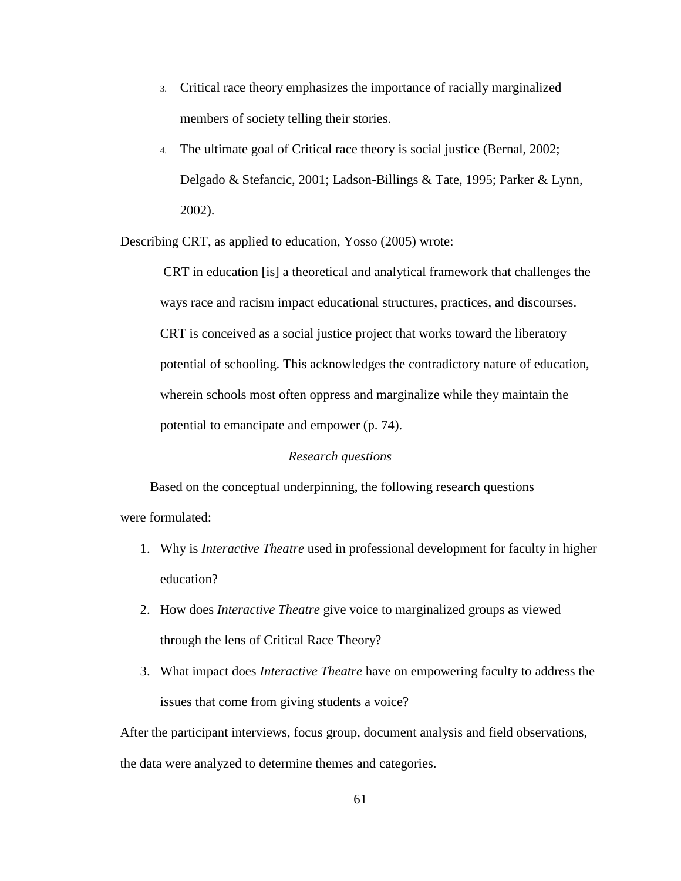3. Critical race theory emphasizes the importance of racially marginalized members of society telling their stories.
4. The ultimate goal of Critical race theory is social justice (Bernal, 2002; Delgado & Stefancic, 2001; Ladson-Billings & Tate, 1995; Parker & Lynn, 2002).

Describing CRT, as applied to education, Yosso (2005) wrote:

> CRT in education [is] a theoretical and analytical framework that challenges the ways race and racism impact educational structures, practices, and discourses. CRT is conceived as a social justice project that works toward the liberatory potential of schooling. This acknowledges the contradictory nature of education, wherein schools most often oppress and marginalize while they maintain the potential to emancipate and empower (p. 74).

### *Research questions*

Based on the conceptual underpinning, the following research questions were formulated:

1. Why is *Interactive Theatre* used in professional development for faculty in higher education?
2. How does *Interactive Theatre* give voice to marginalized groups as viewed through the lens of Critical Race Theory?
3. What impact does *Interactive Theatre* have on empowering faculty to address the issues that come from giving students a voice?

After the participant interviews, focus group, document analysis and field observations, the data were analyzed to determine themes and categories.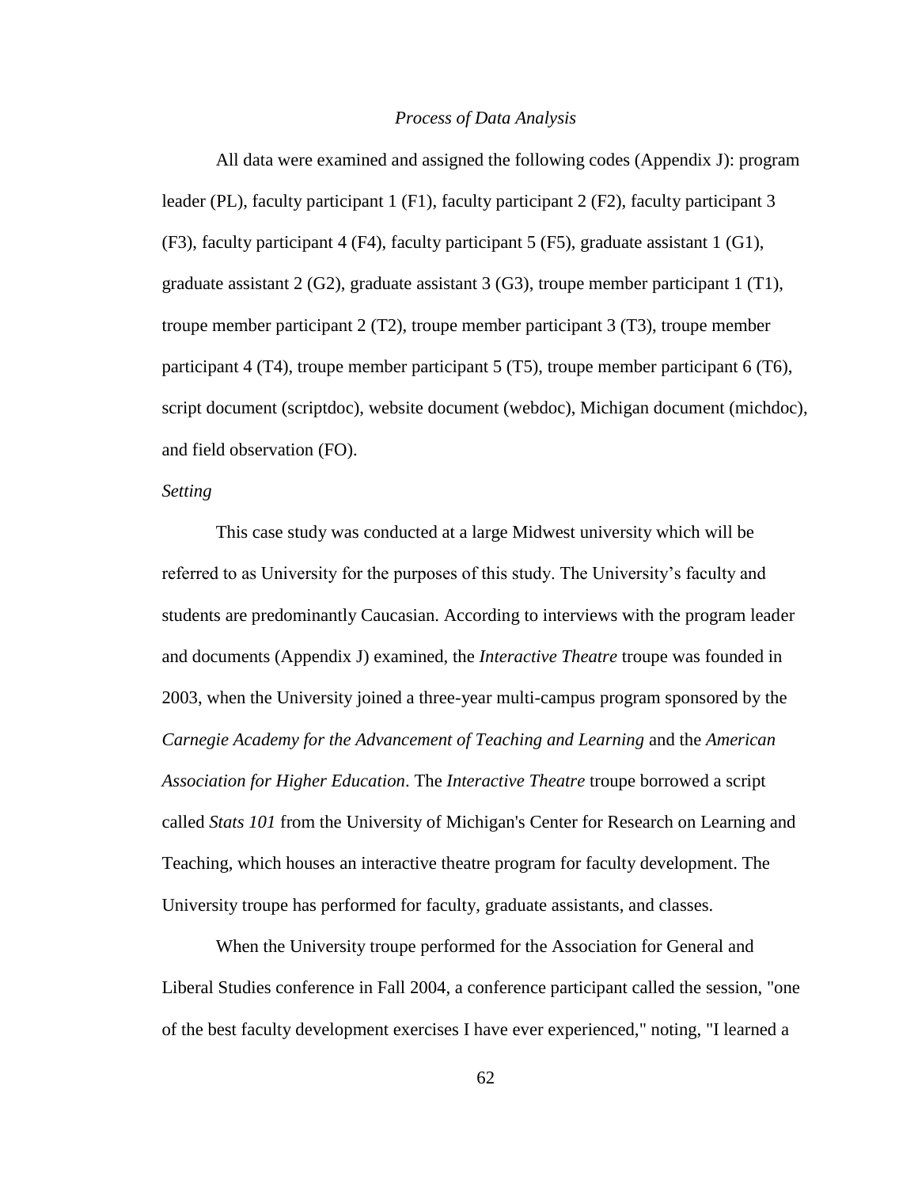*Process of Data Analysis*

All data were examined and assigned the following codes (Appendix J): program leader (PL), faculty participant 1 (F1), faculty participant 2 (F2), faculty participant 3 (F3), faculty participant 4 (F4), faculty participant 5 (F5), graduate assistant 1 (G1), graduate assistant 2 (G2), graduate assistant 3 (G3), troupe member participant 1 (T1), troupe member participant 2 (T2), troupe member participant 3 (T3), troupe member participant 4 (T4), troupe member participant 5 (T5), troupe member participant 6 (T6), script document (scriptdoc), website document (webdoc), Michigan document (michdoc), and field observation (FO).

*Setting*

This case study was conducted at a large Midwest university which will be referred to as University for the purposes of this study. The University's faculty and students are predominantly Caucasian. According to interviews with the program leader and documents (Appendix J) examined, the *Interactive Theatre* troupe was founded in 2003, when the University joined a three-year multi-campus program sponsored by the *Carnegie Academy for the Advancement of Teaching and Learning* and the *American Association for Higher Education*. The *Interactive Theatre* troupe borrowed a script called *Stats 101* from the University of Michigan's Center for Research on Learning and Teaching, which houses an interactive theatre program for faculty development. The University troupe has performed for faculty, graduate assistants, and classes.

When the University troupe performed for the Association for General and Liberal Studies conference in Fall 2004, a conference participant called the session, "one of the best faculty development exercises I have ever experienced," noting, "I learned a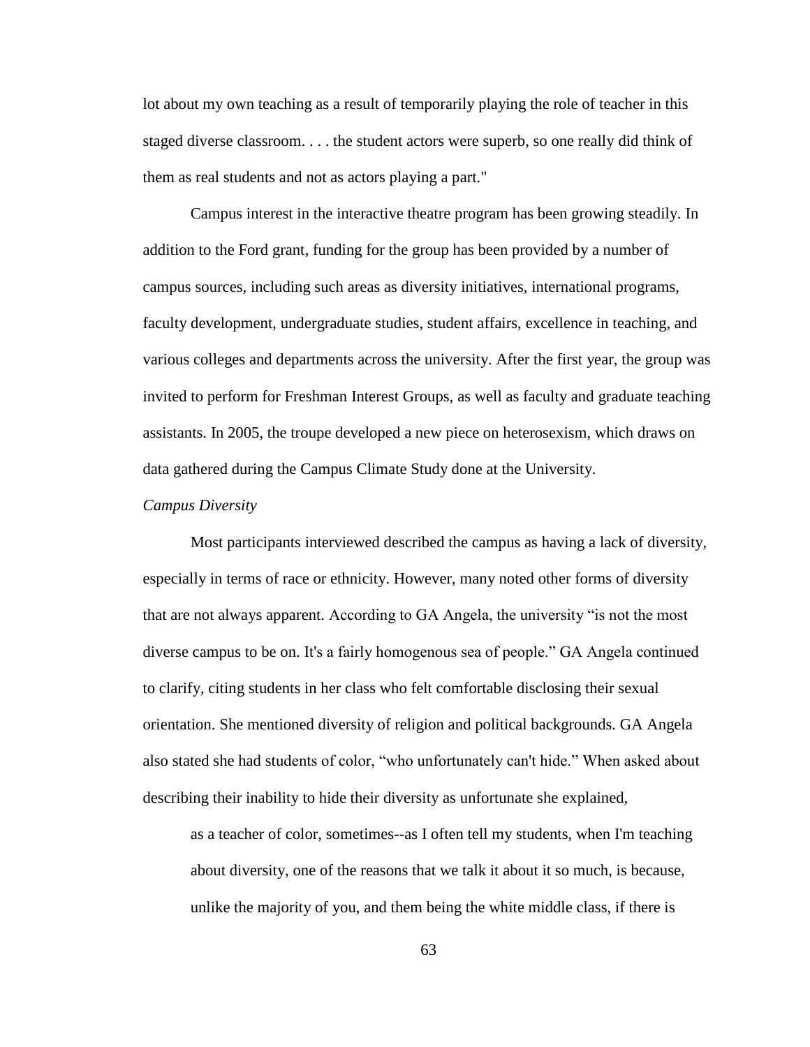lot about my own teaching as a result of temporarily playing the role of teacher in this staged diverse classroom. . . . the student actors were superb, so one really did think of them as real students and not as actors playing a part."

Campus interest in the interactive theatre program has been growing steadily. In addition to the Ford grant, funding for the group has been provided by a number of campus sources, including such areas as diversity initiatives, international programs, faculty development, undergraduate studies, student affairs, excellence in teaching, and various colleges and departments across the university. After the first year, the group was invited to perform for Freshman Interest Groups, as well as faculty and graduate teaching assistants. In 2005, the troupe developed a new piece on heterosexism, which draws on data gathered during the Campus Climate Study done at the University.

*Campus Diversity*

Most participants interviewed described the campus as having a lack of diversity, especially in terms of race or ethnicity. However, many noted other forms of diversity that are not always apparent. According to GA Angela, the university "is not the most diverse campus to be on. It's a fairly homogenous sea of people." GA Angela continued to clarify, citing students in her class who felt comfortable disclosing their sexual orientation. She mentioned diversity of religion and political backgrounds. GA Angela also stated she had students of color, "who unfortunately can't hide." When asked about describing their inability to hide their diversity as unfortunate she explained,

> as a teacher of color, sometimes--as I often tell my students, when I'm teaching about diversity, one of the reasons that we talk it about it so much, is because, unlike the majority of you, and them being the white middle class, if there is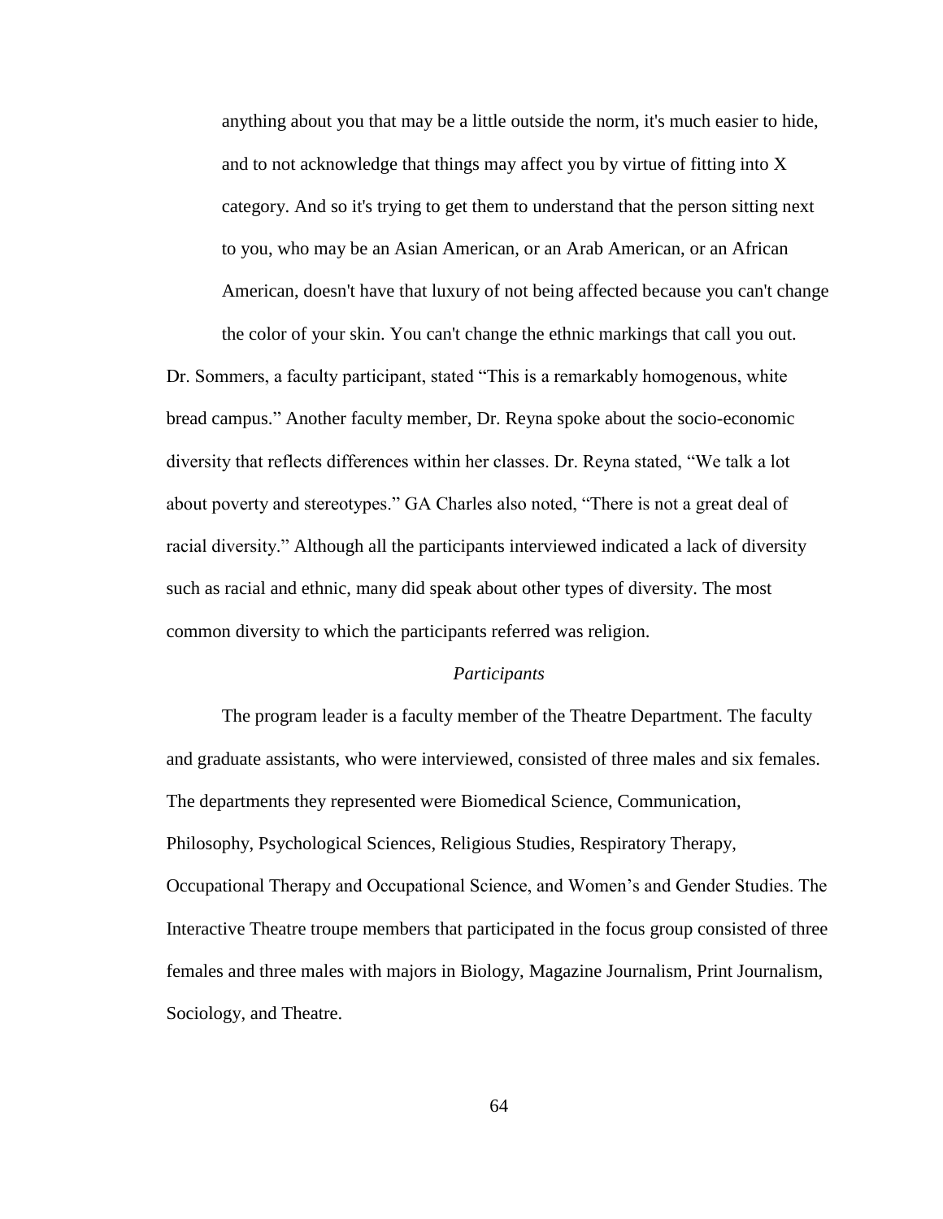> anything about you that may be a little outside the norm, it's much easier to hide, and to not acknowledge that things may affect you by virtue of fitting into X category. And so it's trying to get them to understand that the person sitting next to you, who may be an Asian American, or an Arab American, or an African American, doesn't have that luxury of not being affected because you can't change the color of your skin. You can't change the ethnic markings that call you out.

Dr. Sommers, a faculty participant, stated "This is a remarkably homogenous, white bread campus." Another faculty member, Dr. Reyna spoke about the socio-economic diversity that reflects differences within her classes. Dr. Reyna stated, "We talk a lot about poverty and stereotypes." GA Charles also noted, "There is not a great deal of racial diversity." Although all the participants interviewed indicated a lack of diversity such as racial and ethnic, many did speak about other types of diversity. The most common diversity to which the participants referred was religion.

### *Participants*

The program leader is a faculty member of the Theatre Department. The faculty and graduate assistants, who were interviewed, consisted of three males and six females. The departments they represented were Biomedical Science, Communication, Philosophy, Psychological Sciences, Religious Studies, Respiratory Therapy, Occupational Therapy and Occupational Science, and Women's and Gender Studies. The Interactive Theatre troupe members that participated in the focus group consisted of three females and three males with majors in Biology, Magazine Journalism, Print Journalism, Sociology, and Theatre.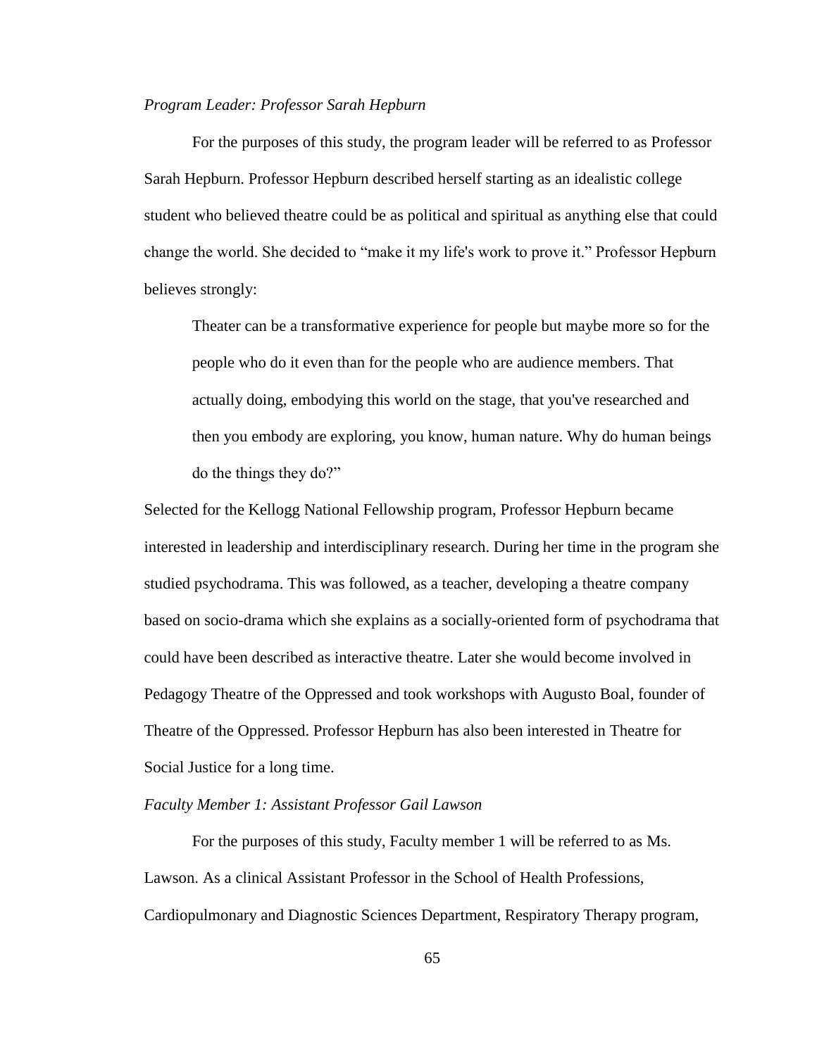*Program Leader: Professor Sarah Hepburn*

For the purposes of this study, the program leader will be referred to as Professor Sarah Hepburn. Professor Hepburn described herself starting as an idealistic college student who believed theatre could be as political and spiritual as anything else that could change the world. She decided to "make it my life's work to prove it." Professor Hepburn believes strongly:

> Theater can be a transformative experience for people but maybe more so for the people who do it even than for the people who are audience members. That actually doing, embodying this world on the stage, that you've researched and then you embody are exploring, you know, human nature. Why do human beings do the things they do?"

Selected for the Kellogg National Fellowship program, Professor Hepburn became interested in leadership and interdisciplinary research. During her time in the program she studied psychodrama. This was followed, as a teacher, developing a theatre company based on socio-drama which she explains as a socially-oriented form of psychodrama that could have been described as interactive theatre. Later she would become involved in Pedagogy Theatre of the Oppressed and took workshops with Augusto Boal, founder of Theatre of the Oppressed. Professor Hepburn has also been interested in Theatre for Social Justice for a long time.

*Faculty Member 1: Assistant Professor Gail Lawson*

For the purposes of this study, Faculty member 1 will be referred to as Ms. Lawson. As a clinical Assistant Professor in the School of Health Professions, Cardiopulmonary and Diagnostic Sciences Department, Respiratory Therapy program,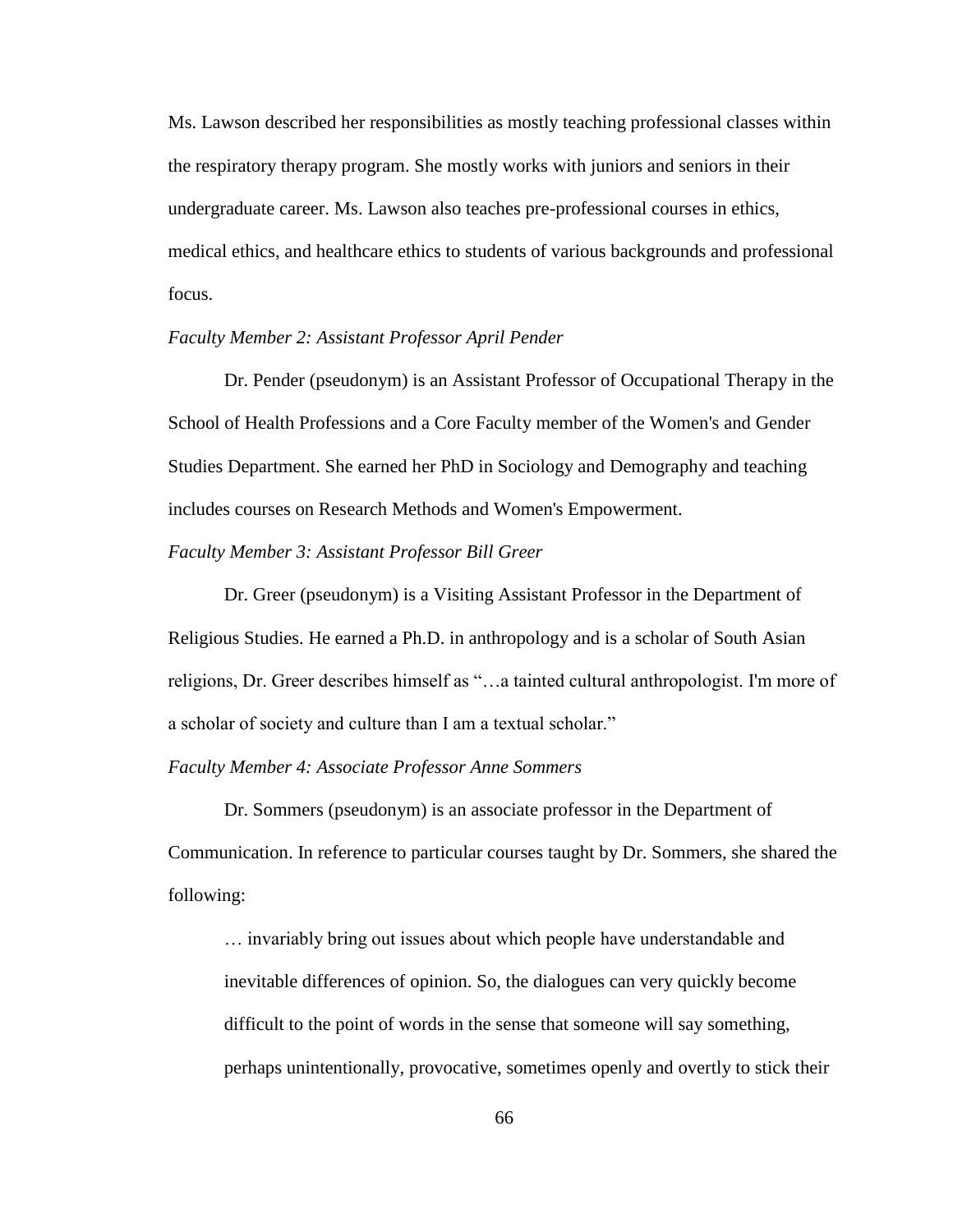Ms. Lawson described her responsibilities as mostly teaching professional classes within the respiratory therapy program. She mostly works with juniors and seniors in their undergraduate career. Ms. Lawson also teaches pre-professional courses in ethics, medical ethics, and healthcare ethics to students of various backgrounds and professional focus.

*Faculty Member 2: Assistant Professor April Pender*

Dr. Pender (pseudonym) is an Assistant Professor of Occupational Therapy in the School of Health Professions and a Core Faculty member of the Women's and Gender Studies Department. She earned her PhD in Sociology and Demography and teaching includes courses on Research Methods and Women's Empowerment.

*Faculty Member 3: Assistant Professor Bill Greer*

Dr. Greer (pseudonym) is a Visiting Assistant Professor in the Department of Religious Studies. He earned a Ph.D. in anthropology and is a scholar of South Asian religions, Dr. Greer describes himself as "…a tainted cultural anthropologist. I'm more of a scholar of society and culture than I am a textual scholar."

*Faculty Member 4: Associate Professor Anne Sommers*

Dr. Sommers (pseudonym) is an associate professor in the Department of Communication. In reference to particular courses taught by Dr. Sommers, she shared the following:

> … invariably bring out issues about which people have understandable and inevitable differences of opinion. So, the dialogues can very quickly become difficult to the point of words in the sense that someone will say something, perhaps unintentionally, provocative, sometimes openly and overtly to stick their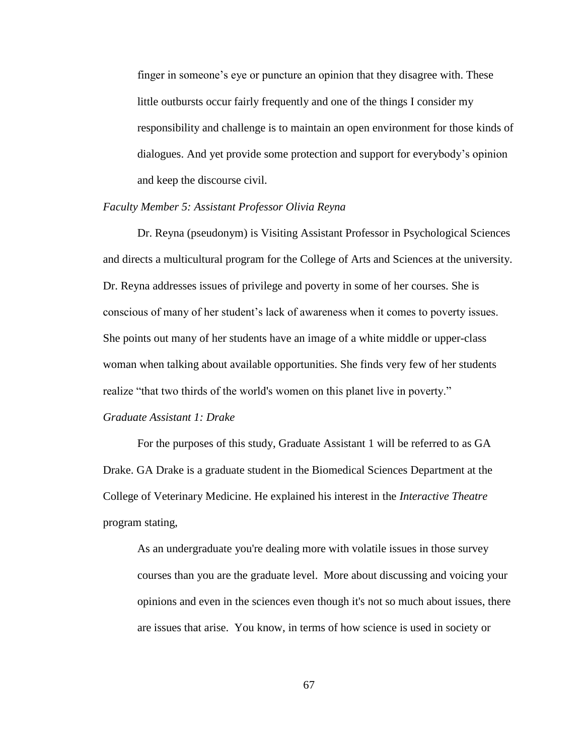> finger in someone's eye or puncture an opinion that they disagree with. These little outbursts occur fairly frequently and one of the things I consider my responsibility and challenge is to maintain an open environment for those kinds of dialogues. And yet provide some protection and support for everybody's opinion and keep the discourse civil.

*Faculty Member 5: Assistant Professor Olivia Reyna*

Dr. Reyna (pseudonym) is Visiting Assistant Professor in Psychological Sciences and directs a multicultural program for the College of Arts and Sciences at the university. Dr. Reyna addresses issues of privilege and poverty in some of her courses. She is conscious of many of her student's lack of awareness when it comes to poverty issues. She points out many of her students have an image of a white middle or upper-class woman when talking about available opportunities. She finds very few of her students realize "that two thirds of the world's women on this planet live in poverty."

*Graduate Assistant 1: Drake*

For the purposes of this study, Graduate Assistant 1 will be referred to as GA Drake. GA Drake is a graduate student in the Biomedical Sciences Department at the College of Veterinary Medicine. He explained his interest in the *Interactive Theatre* program stating,

> As an undergraduate you're dealing more with volatile issues in those survey courses than you are the graduate level. More about discussing and voicing your opinions and even in the sciences even though it's not so much about issues, there are issues that arise. You know, in terms of how science is used in society or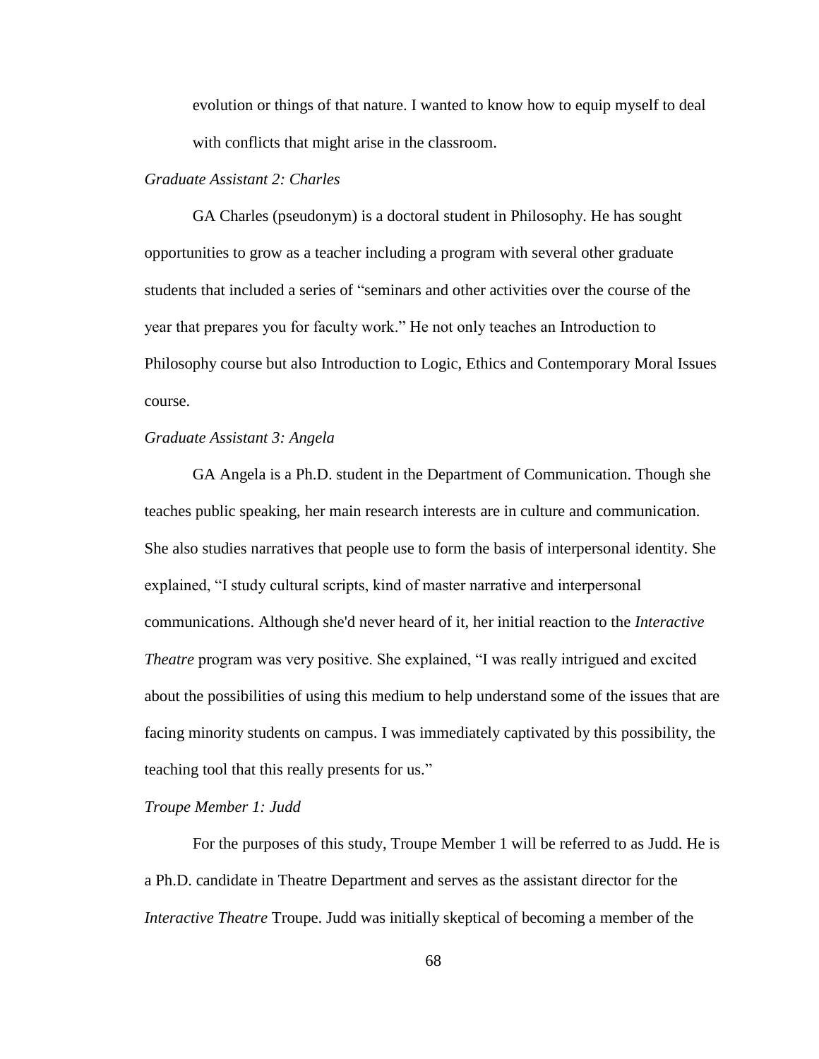evolution or things of that nature. I wanted to know how to equip myself to deal with conflicts that might arise in the classroom.

*Graduate Assistant 2: Charles*

GA Charles (pseudonym) is a doctoral student in Philosophy. He has sought opportunities to grow as a teacher including a program with several other graduate students that included a series of "seminars and other activities over the course of the year that prepares you for faculty work." He not only teaches an Introduction to Philosophy course but also Introduction to Logic, Ethics and Contemporary Moral Issues course.

*Graduate Assistant 3: Angela*

GA Angela is a Ph.D. student in the Department of Communication. Though she teaches public speaking, her main research interests are in culture and communication. She also studies narratives that people use to form the basis of interpersonal identity. She explained, "I study cultural scripts, kind of master narrative and interpersonal communications. Although she'd never heard of it, her initial reaction to the *Interactive Theatre* program was very positive. She explained, "I was really intrigued and excited about the possibilities of using this medium to help understand some of the issues that are facing minority students on campus. I was immediately captivated by this possibility, the teaching tool that this really presents for us."

*Troupe Member 1: Judd*

For the purposes of this study, Troupe Member 1 will be referred to as Judd. He is a Ph.D. candidate in Theatre Department and serves as the assistant director for the *Interactive Theatre* Troupe. Judd was initially skeptical of becoming a member of the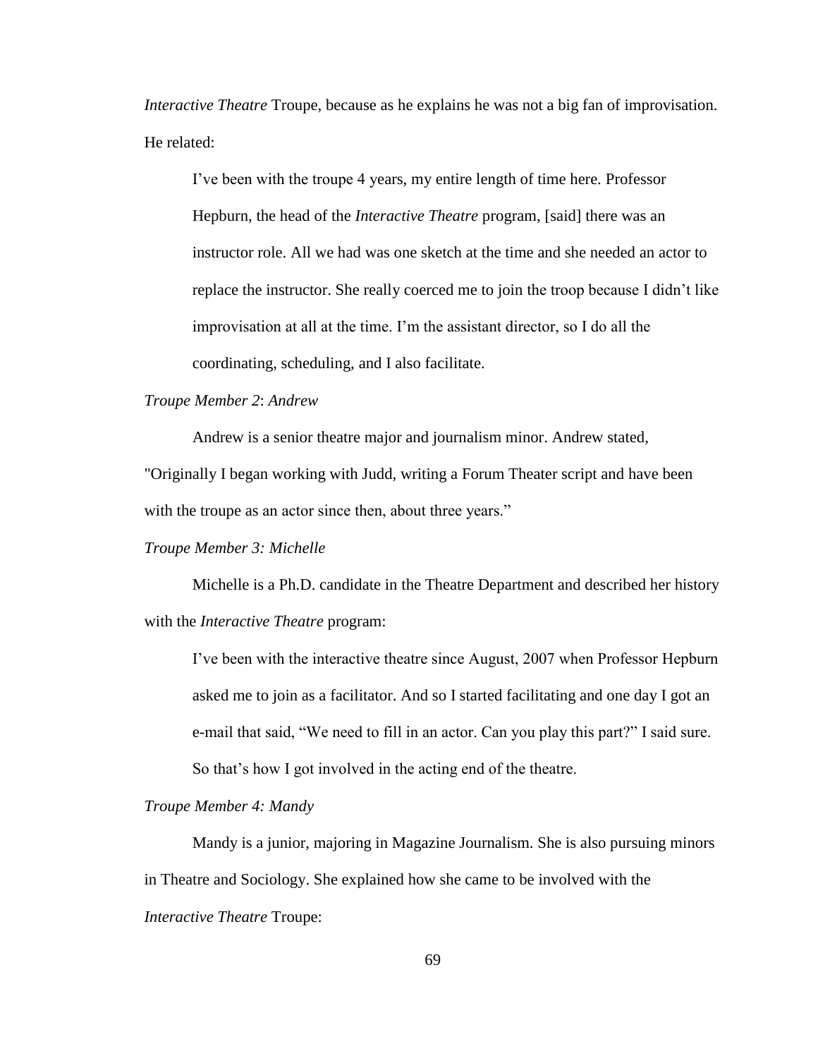*Interactive Theatre* Troupe, because as he explains he was not a big fan of improvisation. He related:

> I've been with the troupe 4 years, my entire length of time here. Professor Hepburn, the head of the *Interactive Theatre* program, [said] there was an instructor role. All we had was one sketch at the time and she needed an actor to replace the instructor. She really coerced me to join the troop because I didn't like improvisation at all at the time. I'm the assistant director, so I do all the coordinating, scheduling, and I also facilitate.

*Troupe Member 2*: *Andrew*

Andrew is a senior theatre major and journalism minor. Andrew stated, "Originally I began working with Judd, writing a Forum Theater script and have been with the troupe as an actor since then, about three years."

*Troupe Member 3: Michelle*

Michelle is a Ph.D. candidate in the Theatre Department and described her history with the *Interactive Theatre* program:

> I've been with the interactive theatre since August, 2007 when Professor Hepburn asked me to join as a facilitator. And so I started facilitating and one day I got an e-mail that said, "We need to fill in an actor. Can you play this part?" I said sure. So that's how I got involved in the acting end of the theatre.

*Troupe Member 4: Mandy*

Mandy is a junior, majoring in Magazine Journalism. She is also pursuing minors in Theatre and Sociology. She explained how she came to be involved with the *Interactive Theatre* Troupe: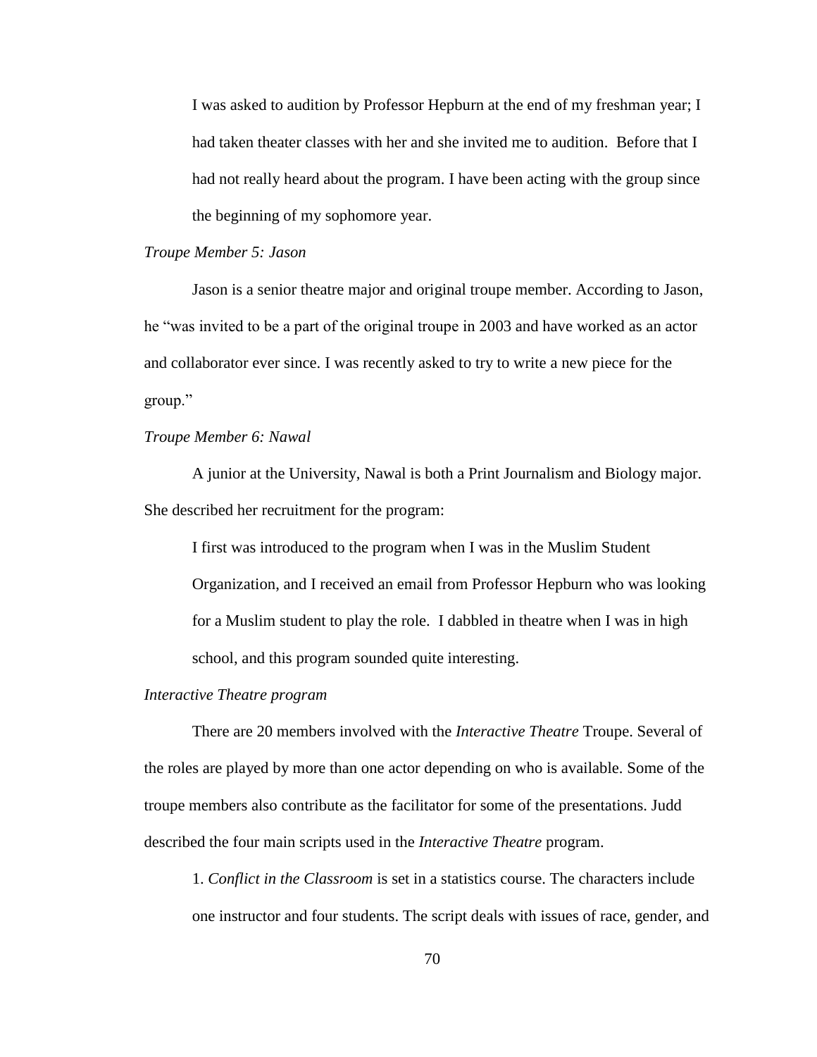I was asked to audition by Professor Hepburn at the end of my freshman year; I had taken theater classes with her and she invited me to audition. Before that I had not really heard about the program. I have been acting with the group since the beginning of my sophomore year.

*Troupe Member 5: Jason*

Jason is a senior theatre major and original troupe member. According to Jason, he "was invited to be a part of the original troupe in 2003 and have worked as an actor and collaborator ever since. I was recently asked to try to write a new piece for the group."

*Troupe Member 6: Nawal*

A junior at the University, Nawal is both a Print Journalism and Biology major. She described her recruitment for the program:

> I first was introduced to the program when I was in the Muslim Student Organization, and I received an email from Professor Hepburn who was looking for a Muslim student to play the role. I dabbled in theatre when I was in high school, and this program sounded quite interesting.

*Interactive Theatre program*

There are 20 members involved with the *Interactive Theatre* Troupe. Several of the roles are played by more than one actor depending on who is available. Some of the troupe members also contribute as the facilitator for some of the presentations. Judd described the four main scripts used in the *Interactive Theatre* program.

1. *Conflict in the Classroom* is set in a statistics course. The characters include one instructor and four students. The script deals with issues of race, gender, and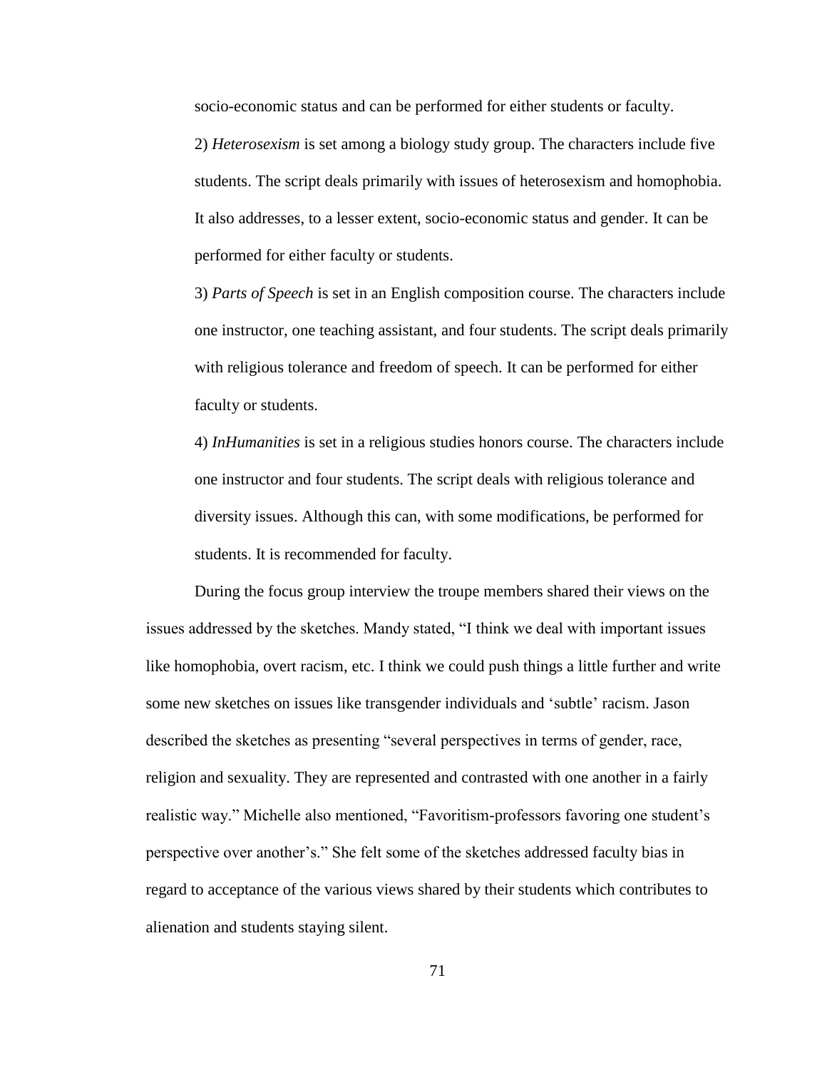socio-economic status and can be performed for either students or faculty.

2) *Heterosexism* is set among a biology study group. The characters include five students. The script deals primarily with issues of heterosexism and homophobia. It also addresses, to a lesser extent, socio-economic status and gender. It can be performed for either faculty or students.

3) *Parts of Speech* is set in an English composition course. The characters include one instructor, one teaching assistant, and four students. The script deals primarily with religious tolerance and freedom of speech. It can be performed for either faculty or students.

4) *InHumanities* is set in a religious studies honors course. The characters include one instructor and four students. The script deals with religious tolerance and diversity issues. Although this can, with some modifications, be performed for students. It is recommended for faculty.

During the focus group interview the troupe members shared their views on the issues addressed by the sketches. Mandy stated, "I think we deal with important issues like homophobia, overt racism, etc. I think we could push things a little further and write some new sketches on issues like transgender individuals and 'subtle' racism. Jason described the sketches as presenting "several perspectives in terms of gender, race, religion and sexuality. They are represented and contrasted with one another in a fairly realistic way." Michelle also mentioned, "Favoritism-professors favoring one student's perspective over another's." She felt some of the sketches addressed faculty bias in regard to acceptance of the various views shared by their students which contributes to alienation and students staying silent.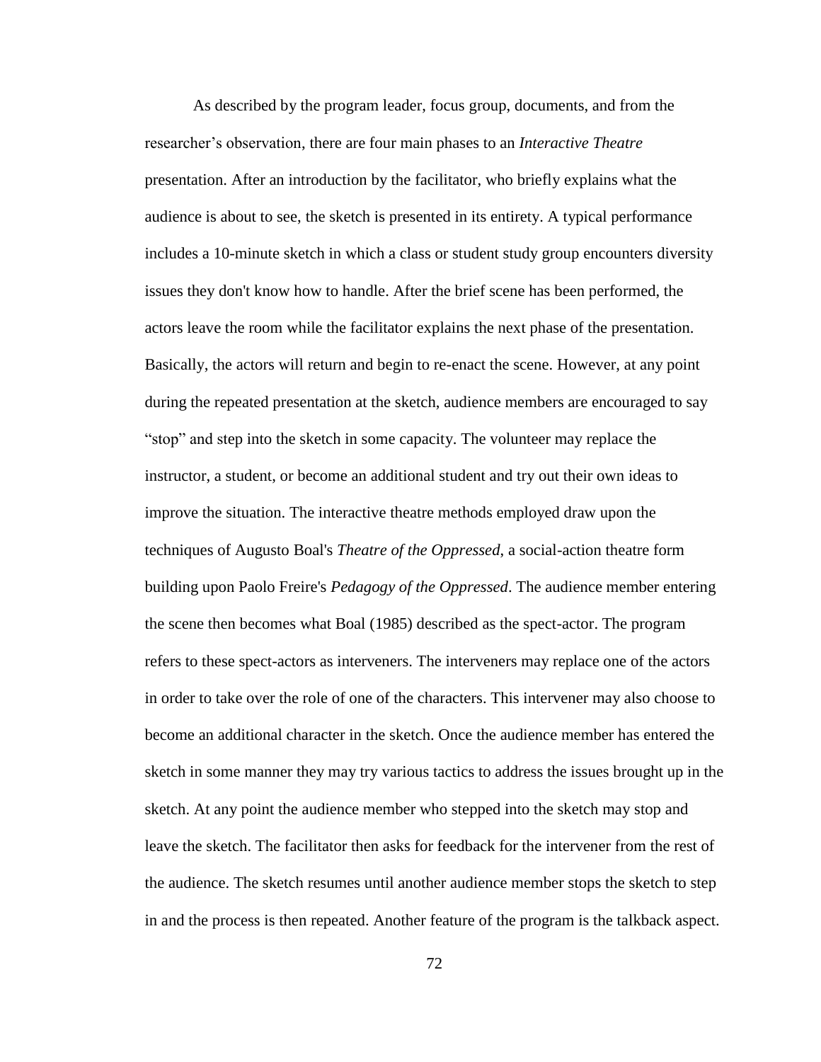As described by the program leader, focus group, documents, and from the researcher's observation, there are four main phases to an *Interactive Theatre* presentation. After an introduction by the facilitator, who briefly explains what the audience is about to see, the sketch is presented in its entirety. A typical performance includes a 10-minute sketch in which a class or student study group encounters diversity issues they don't know how to handle. After the brief scene has been performed, the actors leave the room while the facilitator explains the next phase of the presentation. Basically, the actors will return and begin to re-enact the scene. However, at any point during the repeated presentation at the sketch, audience members are encouraged to say "stop" and step into the sketch in some capacity. The volunteer may replace the instructor, a student, or become an additional student and try out their own ideas to improve the situation. The interactive theatre methods employed draw upon the techniques of Augusto Boal's *Theatre of the Oppressed*, a social-action theatre form building upon Paolo Freire's *Pedagogy of the Oppressed*. The audience member entering the scene then becomes what Boal (1985) described as the spect-actor. The program refers to these spect-actors as interveners. The interveners may replace one of the actors in order to take over the role of one of the characters. This intervener may also choose to become an additional character in the sketch. Once the audience member has entered the sketch in some manner they may try various tactics to address the issues brought up in the sketch. At any point the audience member who stepped into the sketch may stop and leave the sketch. The facilitator then asks for feedback for the intervener from the rest of the audience. The sketch resumes until another audience member stops the sketch to step in and the process is then repeated. Another feature of the program is the talkback aspect.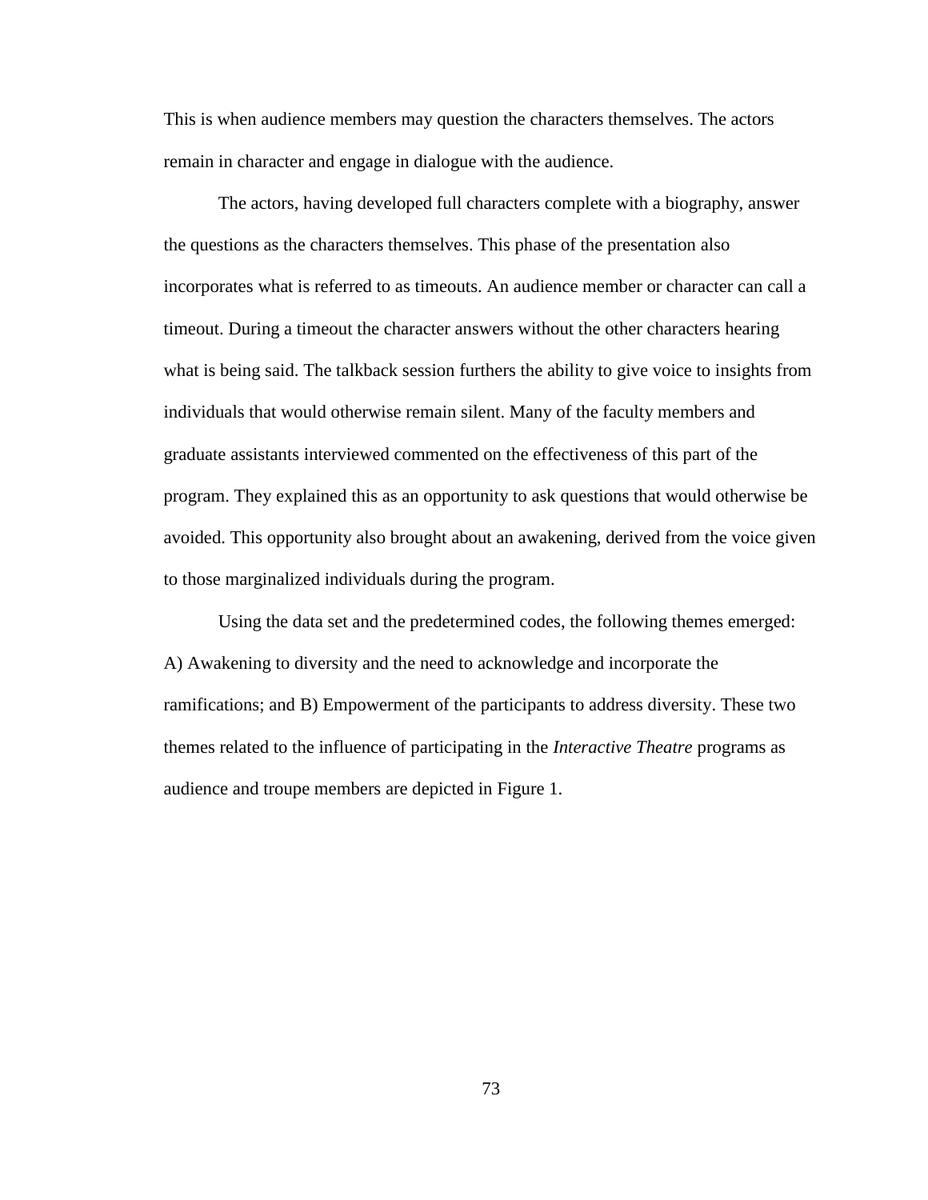This is when audience members may question the characters themselves. The actors remain in character and engage in dialogue with the audience.

The actors, having developed full characters complete with a biography, answer the questions as the characters themselves. This phase of the presentation also incorporates what is referred to as timeouts. An audience member or character can call a timeout. During a timeout the character answers without the other characters hearing what is being said. The talkback session furthers the ability to give voice to insights from individuals that would otherwise remain silent. Many of the faculty members and graduate assistants interviewed commented on the effectiveness of this part of the program. They explained this as an opportunity to ask questions that would otherwise be avoided. This opportunity also brought about an awakening, derived from the voice given to those marginalized individuals during the program.

Using the data set and the predetermined codes, the following themes emerged: A) Awakening to diversity and the need to acknowledge and incorporate the ramifications; and B) Empowerment of the participants to address diversity. These two themes related to the influence of participating in the *Interactive Theatre* programs as audience and troupe members are depicted in Figure 1.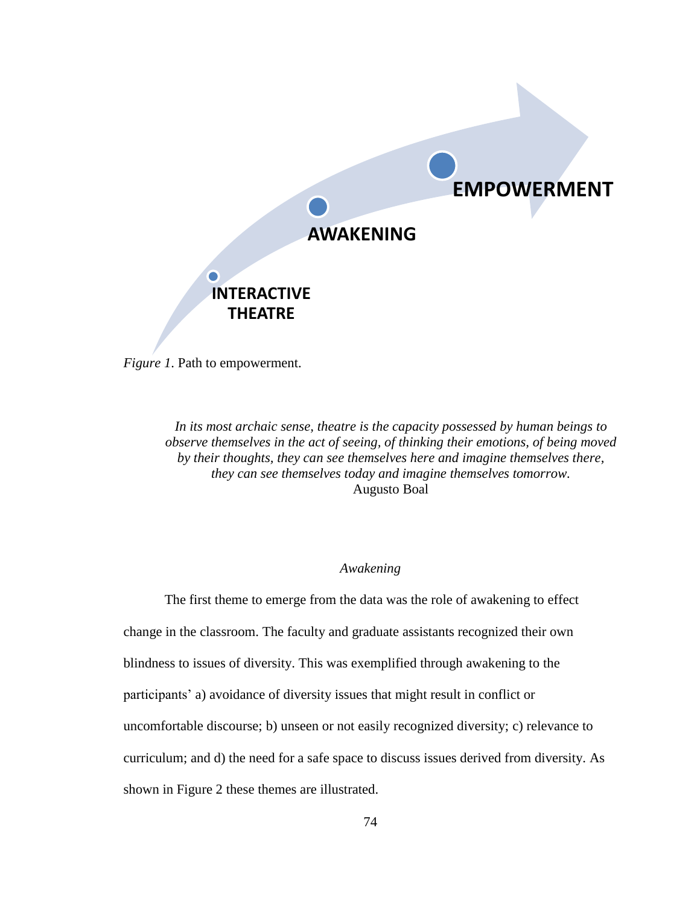INTERACTIVE THEATRE

AWAKENING

EMPOWERMENT

*Figure 1*. Path to empowerment.

> *In its most archaic sense, theatre is the capacity possessed by human beings to observe themselves in the act of seeing, of thinking their emotions, of being moved by their thoughts, they can see themselves here and imagine themselves there, they can see themselves today and imagine themselves tomorrow.*
> Augusto Boal

### *Awakening*

The first theme to emerge from the data was the role of awakening to effect change in the classroom. The faculty and graduate assistants recognized their own blindness to issues of diversity. This was exemplified through awakening to the participants' a) avoidance of diversity issues that might result in conflict or uncomfortable discourse; b) unseen or not easily recognized diversity; c) relevance to curriculum; and d) the need for a safe space to discuss issues derived from diversity. As shown in Figure 2 these themes are illustrated.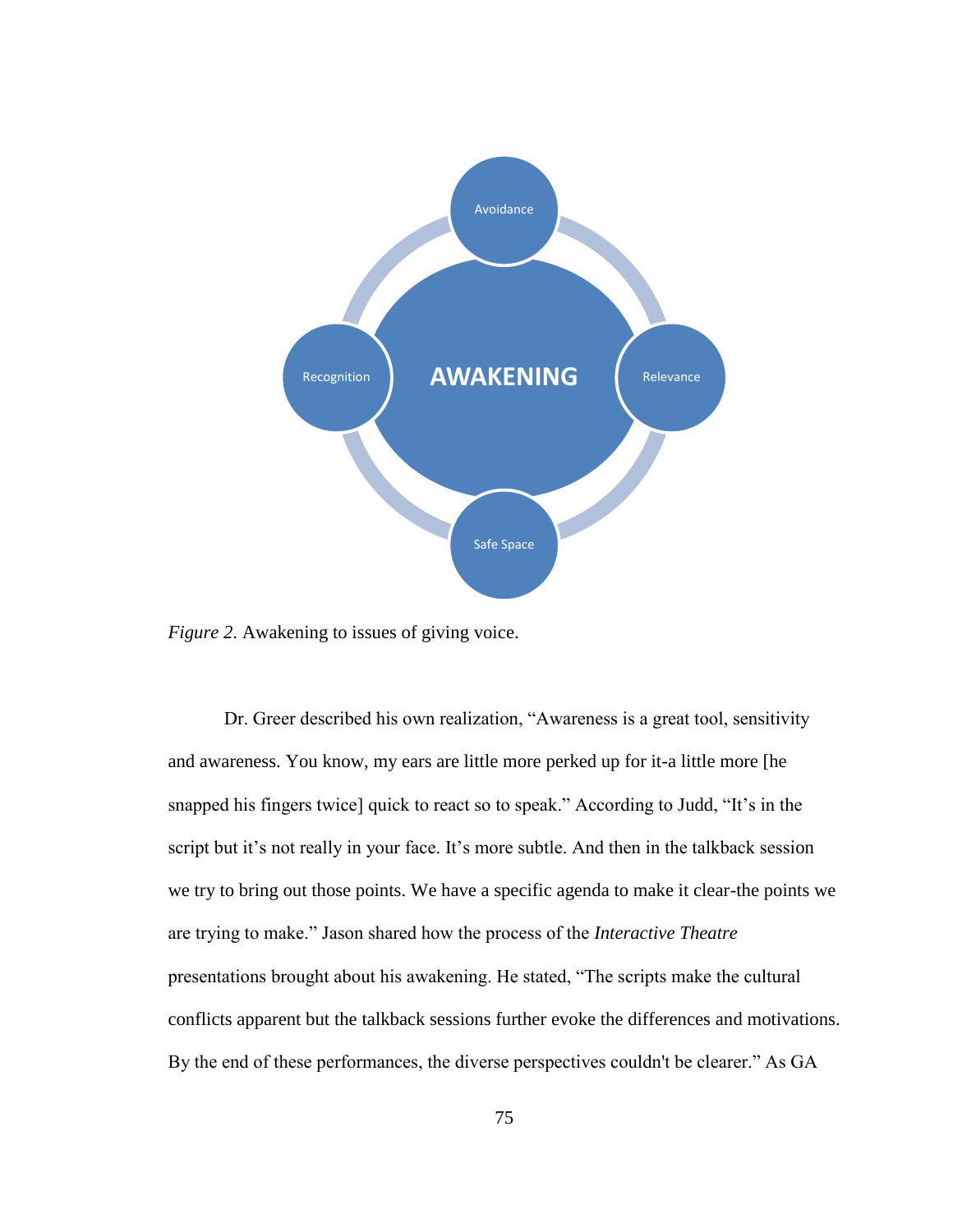AWAKENING

Avoidance

Relevance

Safe Space

Recognition

*Figure 2*. Awakening to issues of giving voice.

Dr. Greer described his own realization, "Awareness is a great tool, sensitivity and awareness. You know, my ears are little more perked up for it-a little more [he snapped his fingers twice] quick to react so to speak." According to Judd, "It's in the script but it's not really in your face. It's more subtle. And then in the talkback session we try to bring out those points. We have a specific agenda to make it clear-the points we are trying to make." Jason shared how the process of the *Interactive Theatre* presentations brought about his awakening. He stated, "The scripts make the cultural conflicts apparent but the talkback sessions further evoke the differences and motivations. By the end of these performances, the diverse perspectives couldn't be clearer." As GA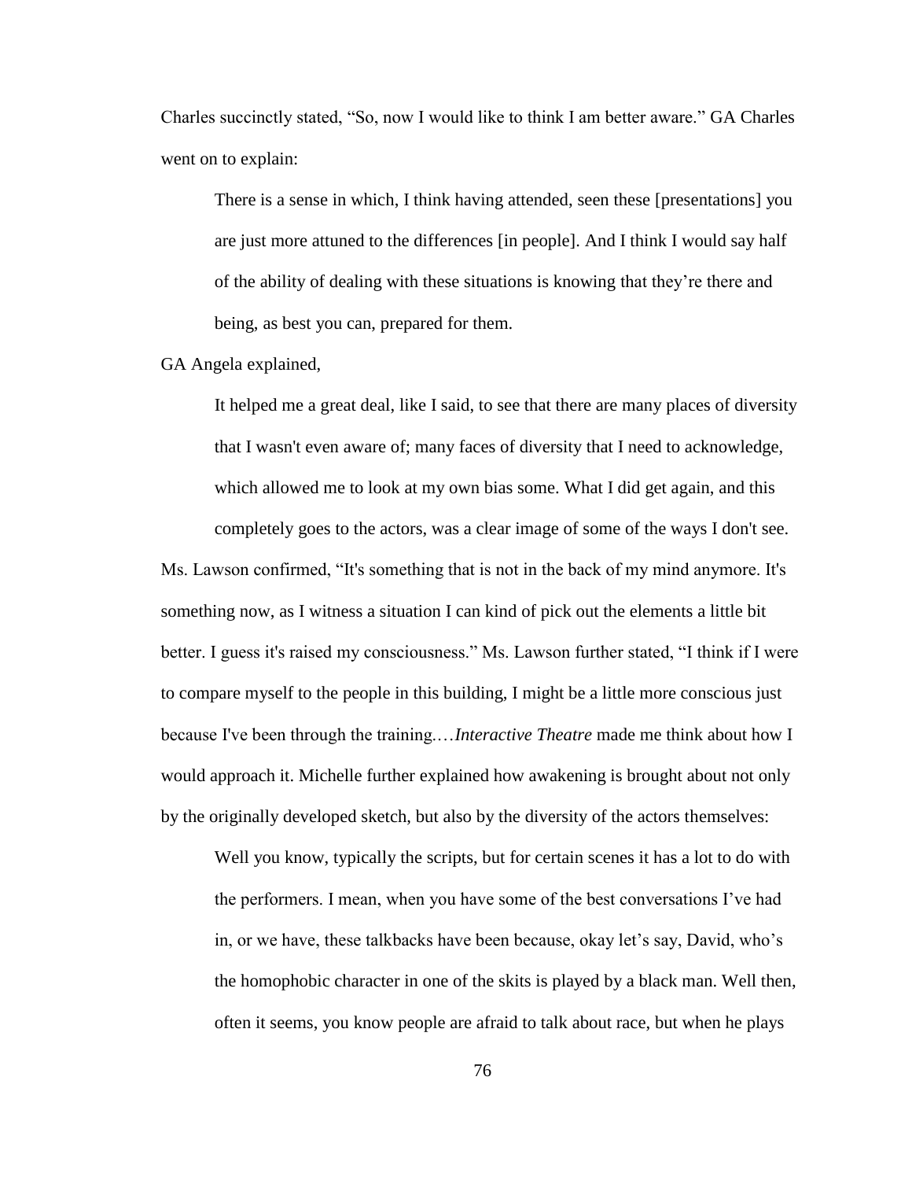Charles succinctly stated, "So, now I would like to think I am better aware." GA Charles went on to explain:

> There is a sense in which, I think having attended, seen these [presentations] you are just more attuned to the differences [in people]. And I think I would say half of the ability of dealing with these situations is knowing that they're there and being, as best you can, prepared for them.

GA Angela explained,

> It helped me a great deal, like I said, to see that there are many places of diversity that I wasn't even aware of; many faces of diversity that I need to acknowledge, which allowed me to look at my own bias some. What I did get again, and this completely goes to the actors, was a clear image of some of the ways I don't see.

Ms. Lawson confirmed, "It's something that is not in the back of my mind anymore. It's something now, as I witness a situation I can kind of pick out the elements a little bit better. I guess it's raised my consciousness." Ms. Lawson further stated, "I think if I were to compare myself to the people in this building, I might be a little more conscious just because I've been through the training.…*Interactive Theatre* made me think about how I would approach it. Michelle further explained how awakening is brought about not only by the originally developed sketch, but also by the diversity of the actors themselves:

> Well you know, typically the scripts, but for certain scenes it has a lot to do with the performers. I mean, when you have some of the best conversations I've had in, or we have, these talkbacks have been because, okay let's say, David, who's the homophobic character in one of the skits is played by a black man. Well then, often it seems, you know people are afraid to talk about race, but when he plays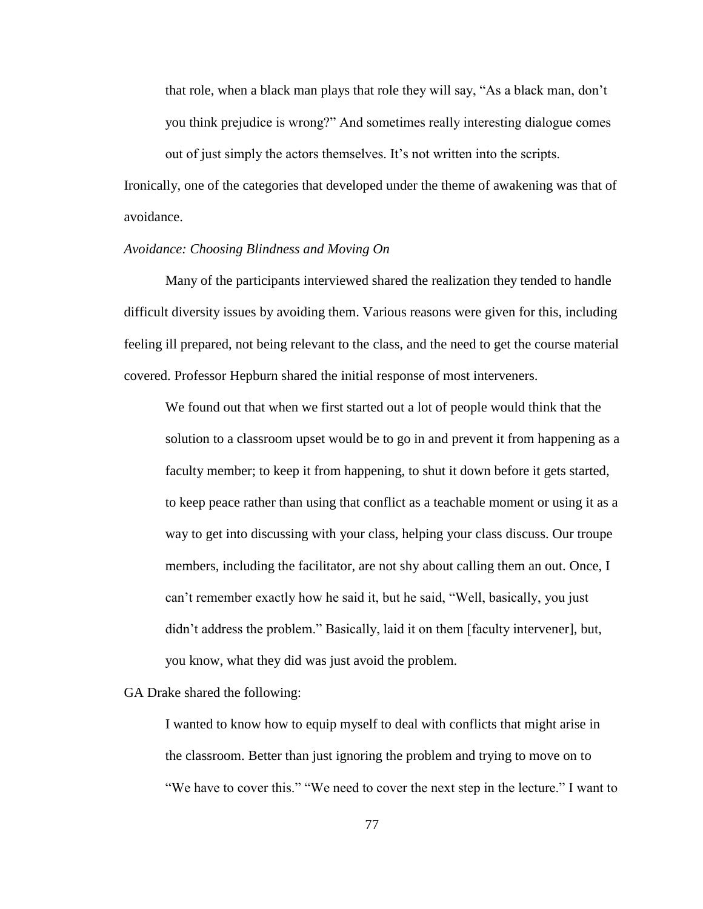> that role, when a black man plays that role they will say, "As a black man, don't you think prejudice is wrong?" And sometimes really interesting dialogue comes out of just simply the actors themselves. It's not written into the scripts.

Ironically, one of the categories that developed under the theme of awakening was that of avoidance.

*Avoidance: Choosing Blindness and Moving On*

Many of the participants interviewed shared the realization they tended to handle difficult diversity issues by avoiding them. Various reasons were given for this, including feeling ill prepared, not being relevant to the class, and the need to get the course material covered. Professor Hepburn shared the initial response of most interveners.

> We found out that when we first started out a lot of people would think that the solution to a classroom upset would be to go in and prevent it from happening as a faculty member; to keep it from happening, to shut it down before it gets started, to keep peace rather than using that conflict as a teachable moment or using it as a way to get into discussing with your class, helping your class discuss. Our troupe members, including the facilitator, are not shy about calling them an out. Once, I can't remember exactly how he said it, but he said, "Well, basically, you just didn't address the problem." Basically, laid it on them [faculty intervener], but, you know, what they did was just avoid the problem.

GA Drake shared the following:

> I wanted to know how to equip myself to deal with conflicts that might arise in the classroom. Better than just ignoring the problem and trying to move on to "We have to cover this." "We need to cover the next step in the lecture." I want to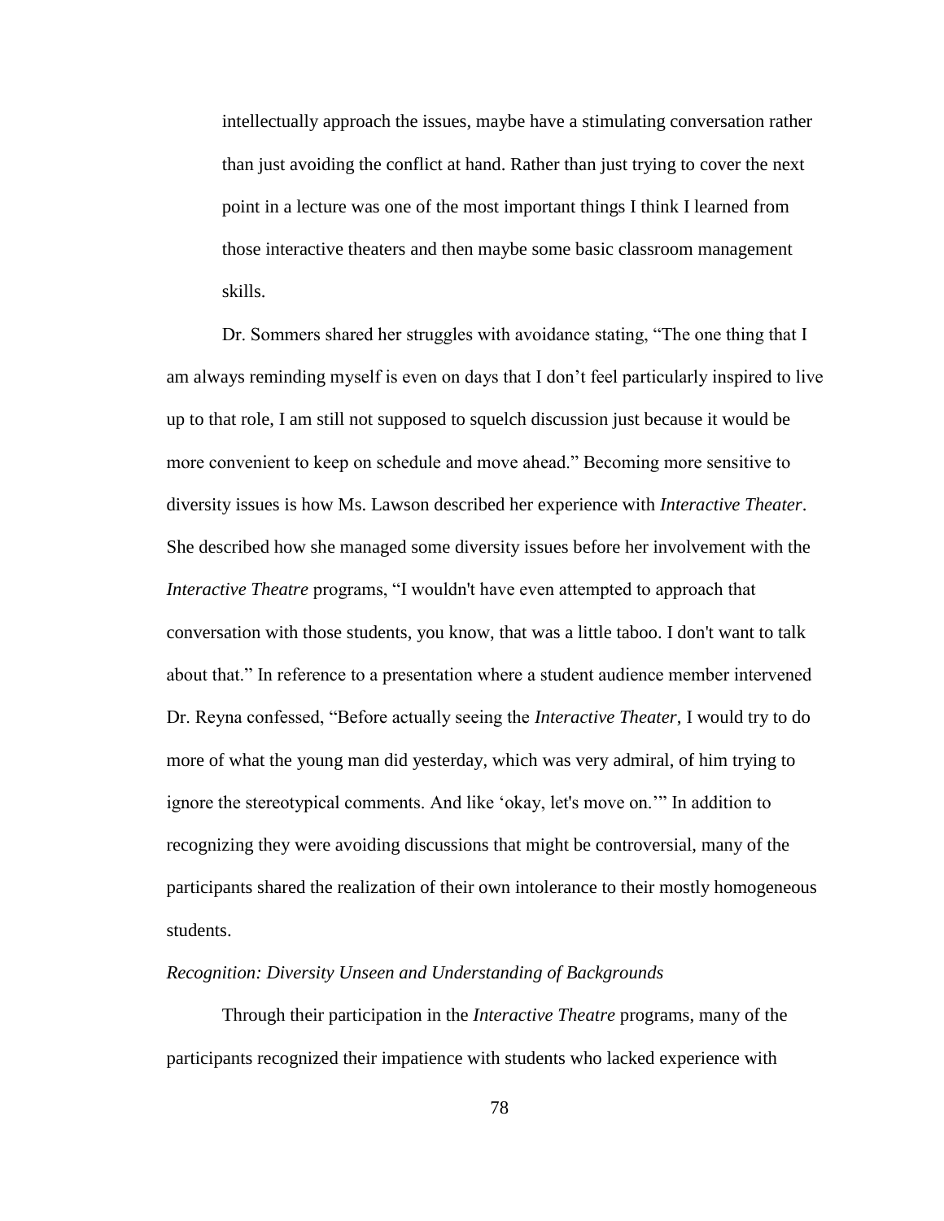> intellectually approach the issues, maybe have a stimulating conversation rather than just avoiding the conflict at hand. Rather than just trying to cover the next point in a lecture was one of the most important things I think I learned from those interactive theaters and then maybe some basic classroom management skills.

Dr. Sommers shared her struggles with avoidance stating, "The one thing that I am always reminding myself is even on days that I don't feel particularly inspired to live up to that role, I am still not supposed to squelch discussion just because it would be more convenient to keep on schedule and move ahead." Becoming more sensitive to diversity issues is how Ms. Lawson described her experience with *Interactive Theater*. She described how she managed some diversity issues before her involvement with the *Interactive Theatre* programs, "I wouldn't have even attempted to approach that conversation with those students, you know, that was a little taboo. I don't want to talk about that." In reference to a presentation where a student audience member intervened Dr. Reyna confessed, "Before actually seeing the *Interactive Theater*, I would try to do more of what the young man did yesterday, which was very admiral, of him trying to ignore the stereotypical comments. And like 'okay, let's move on.'" In addition to recognizing they were avoiding discussions that might be controversial, many of the participants shared the realization of their own intolerance to their mostly homogeneous students.

*Recognition: Diversity Unseen and Understanding of Backgrounds*

Through their participation in the *Interactive Theatre* programs, many of the participants recognized their impatience with students who lacked experience with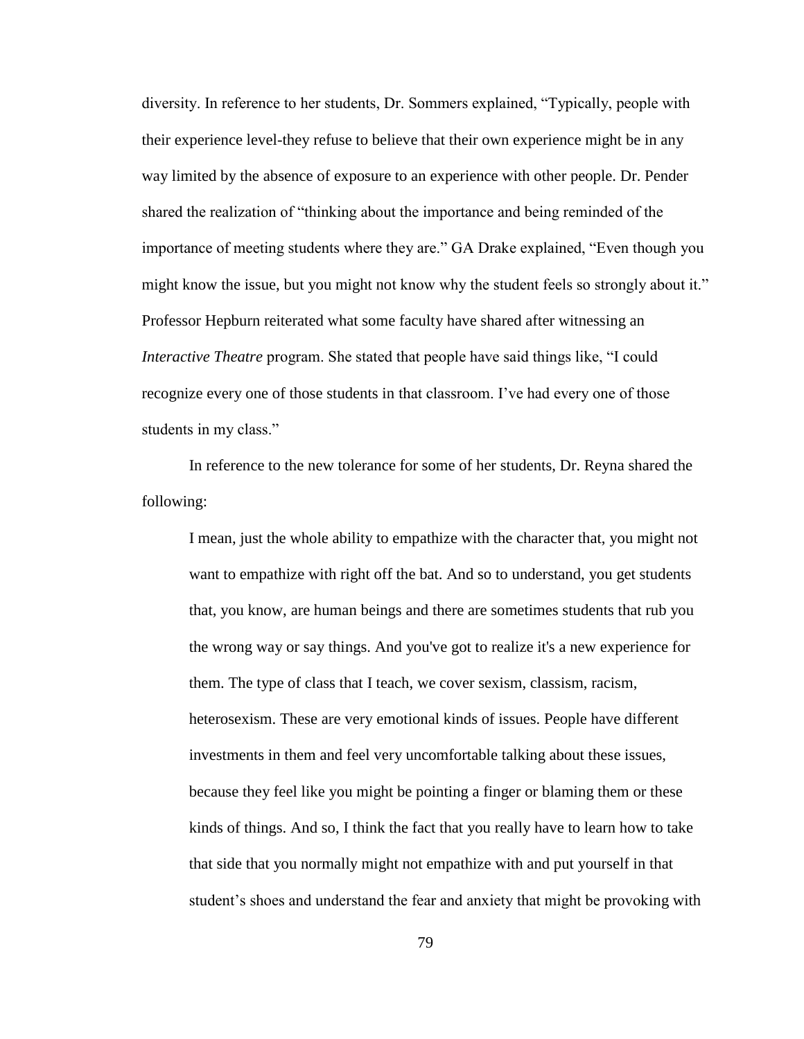diversity. In reference to her students, Dr. Sommers explained, “Typically, people with their experience level-they refuse to believe that their own experience might be in any way limited by the absence of exposure to an experience with other people. Dr. Pender shared the realization of “thinking about the importance and being reminded of the importance of meeting students where they are.” GA Drake explained, “Even though you might know the issue, but you might not know why the student feels so strongly about it.” Professor Hepburn reiterated what some faculty have shared after witnessing an *Interactive Theatre* program. She stated that people have said things like, “I could recognize every one of those students in that classroom. I’ve had every one of those students in my class.”

In reference to the new tolerance for some of her students, Dr. Reyna shared the following:

> I mean, just the whole ability to empathize with the character that, you might not want to empathize with right off the bat. And so to understand, you get students that, you know, are human beings and there are sometimes students that rub you the wrong way or say things. And you've got to realize it's a new experience for them. The type of class that I teach, we cover sexism, classism, racism, heterosexism. These are very emotional kinds of issues. People have different investments in them and feel very uncomfortable talking about these issues, because they feel like you might be pointing a finger or blaming them or these kinds of things. And so, I think the fact that you really have to learn how to take that side that you normally might not empathize with and put yourself in that student’s shoes and understand the fear and anxiety that might be provoking with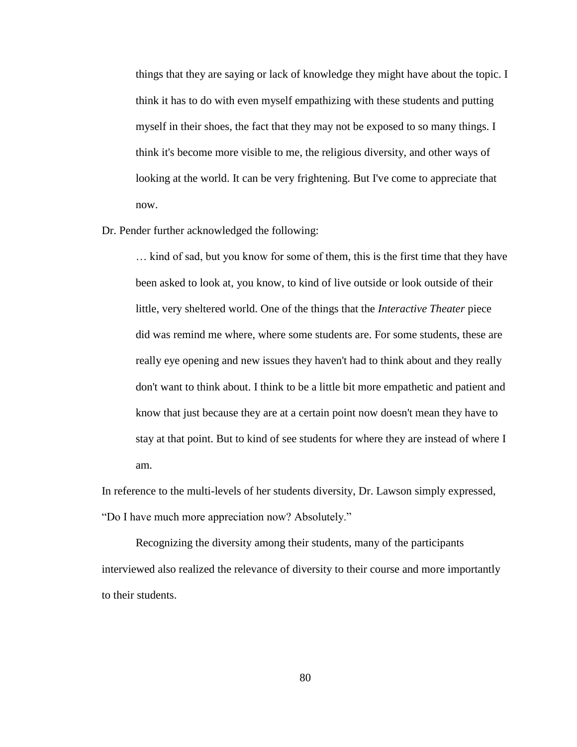> things that they are saying or lack of knowledge they might have about the topic. I think it has to do with even myself empathizing with these students and putting myself in their shoes, the fact that they may not be exposed to so many things. I think it's become more visible to me, the religious diversity, and other ways of looking at the world. It can be very frightening. But I've come to appreciate that now.

Dr. Pender further acknowledged the following:

> … kind of sad, but you know for some of them, this is the first time that they have been asked to look at, you know, to kind of live outside or look outside of their little, very sheltered world. One of the things that the *Interactive Theater* piece did was remind me where, where some students are. For some students, these are really eye opening and new issues they haven't had to think about and they really don't want to think about. I think to be a little bit more empathetic and patient and know that just because they are at a certain point now doesn't mean they have to stay at that point. But to kind of see students for where they are instead of where I am.

In reference to the multi-levels of her students diversity, Dr. Lawson simply expressed, "Do I have much more appreciation now? Absolutely."

Recognizing the diversity among their students, many of the participants interviewed also realized the relevance of diversity to their course and more importantly to their students.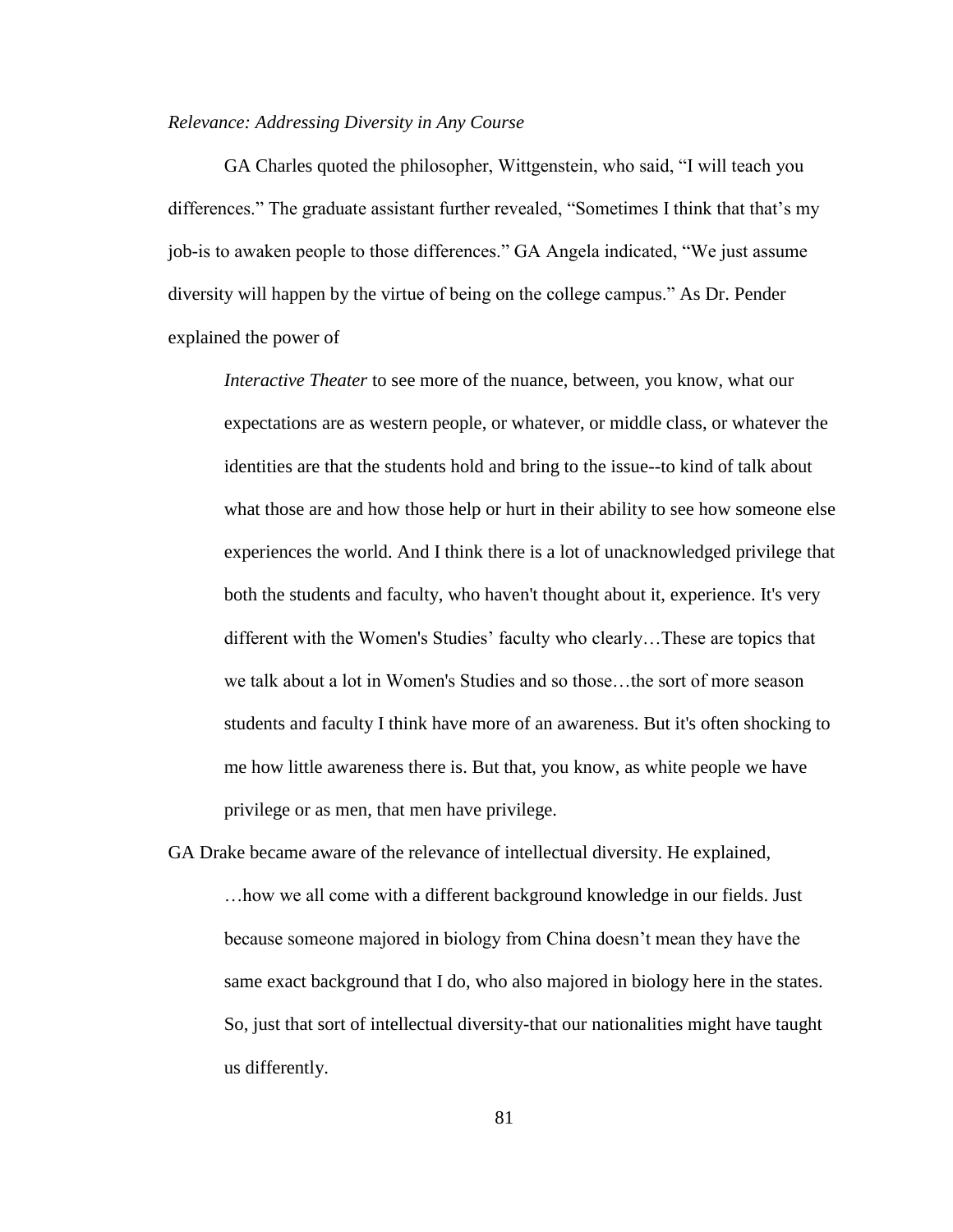*Relevance: Addressing Diversity in Any Course*

GA Charles quoted the philosopher, Wittgenstein, who said, "I will teach you differences." The graduate assistant further revealed, "Sometimes I think that that's my job-is to awaken people to those differences." GA Angela indicated, "We just assume diversity will happen by the virtue of being on the college campus." As Dr. Pender explained the power of

> *Interactive Theater* to see more of the nuance, between, you know, what our expectations are as western people, or whatever, or middle class, or whatever the identities are that the students hold and bring to the issue--to kind of talk about what those are and how those help or hurt in their ability to see how someone else experiences the world. And I think there is a lot of unacknowledged privilege that both the students and faculty, who haven't thought about it, experience. It's very different with the Women's Studies' faculty who clearly…These are topics that we talk about a lot in Women's Studies and so those…the sort of more season students and faculty I think have more of an awareness. But it's often shocking to me how little awareness there is. But that, you know, as white people we have privilege or as men, that men have privilege.

GA Drake became aware of the relevance of intellectual diversity. He explained,

> …how we all come with a different background knowledge in our fields. Just because someone majored in biology from China doesn't mean they have the same exact background that I do, who also majored in biology here in the states. So, just that sort of intellectual diversity-that our nationalities might have taught us differently.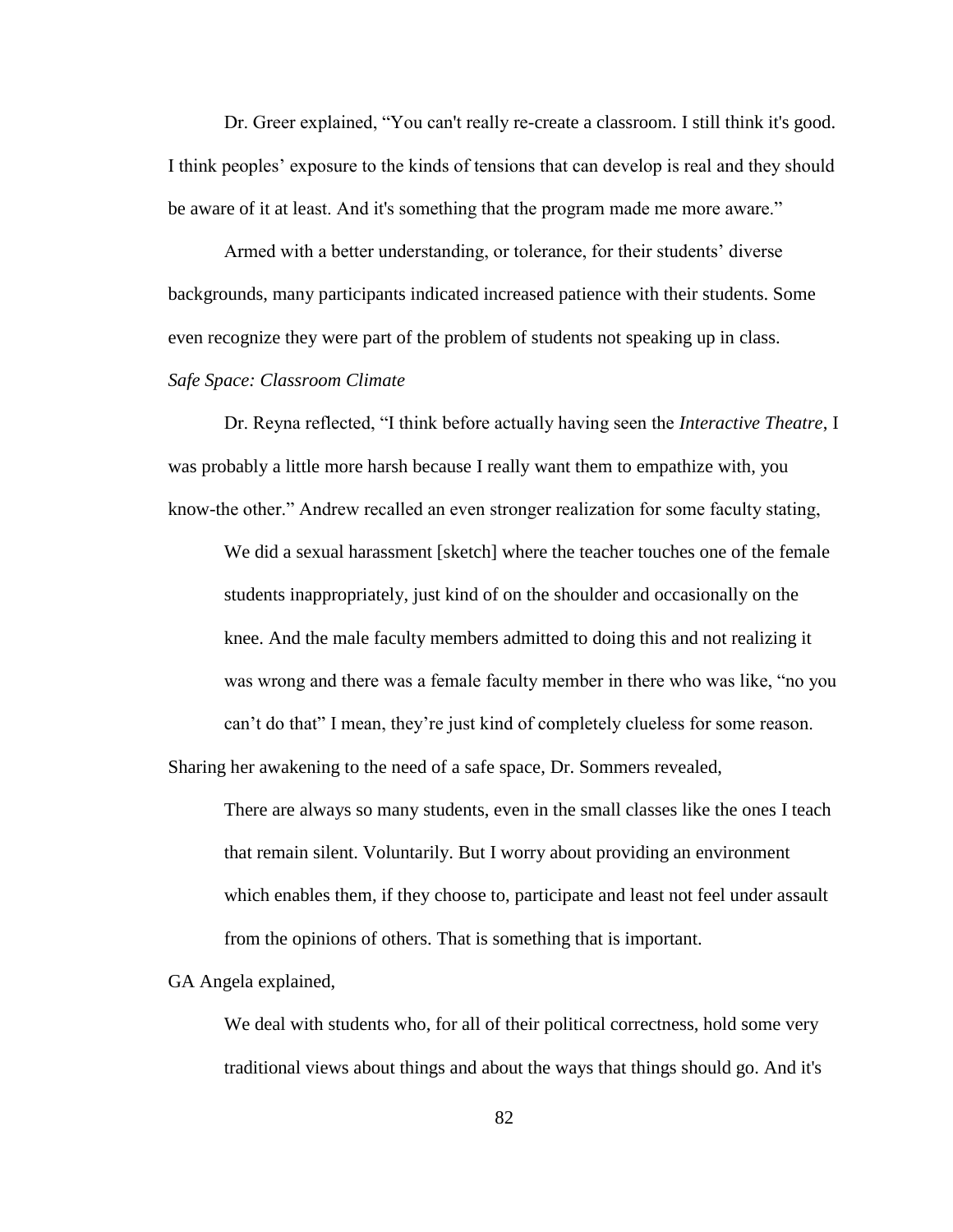Dr. Greer explained, "You can't really re-create a classroom. I still think it's good. I think peoples' exposure to the kinds of tensions that can develop is real and they should be aware of it at least. And it's something that the program made me more aware."

Armed with a better understanding, or tolerance, for their students' diverse backgrounds, many participants indicated increased patience with their students. Some even recognize they were part of the problem of students not speaking up in class.

*Safe Space: Classroom Climate*

Dr. Reyna reflected, "I think before actually having seen the *Interactive Theatre*, I was probably a little more harsh because I really want them to empathize with, you know-the other." Andrew recalled an even stronger realization for some faculty stating,

> We did a sexual harassment [sketch] where the teacher touches one of the female students inappropriately, just kind of on the shoulder and occasionally on the knee. And the male faculty members admitted to doing this and not realizing it was wrong and there was a female faculty member in there who was like, "no you can't do that" I mean, they're just kind of completely clueless for some reason.

Sharing her awakening to the need of a safe space, Dr. Sommers revealed,

> There are always so many students, even in the small classes like the ones I teach that remain silent. Voluntarily. But I worry about providing an environment which enables them, if they choose to, participate and least not feel under assault from the opinions of others. That is something that is important.

GA Angela explained,

> We deal with students who, for all of their political correctness, hold some very traditional views about things and about the ways that things should go. And it's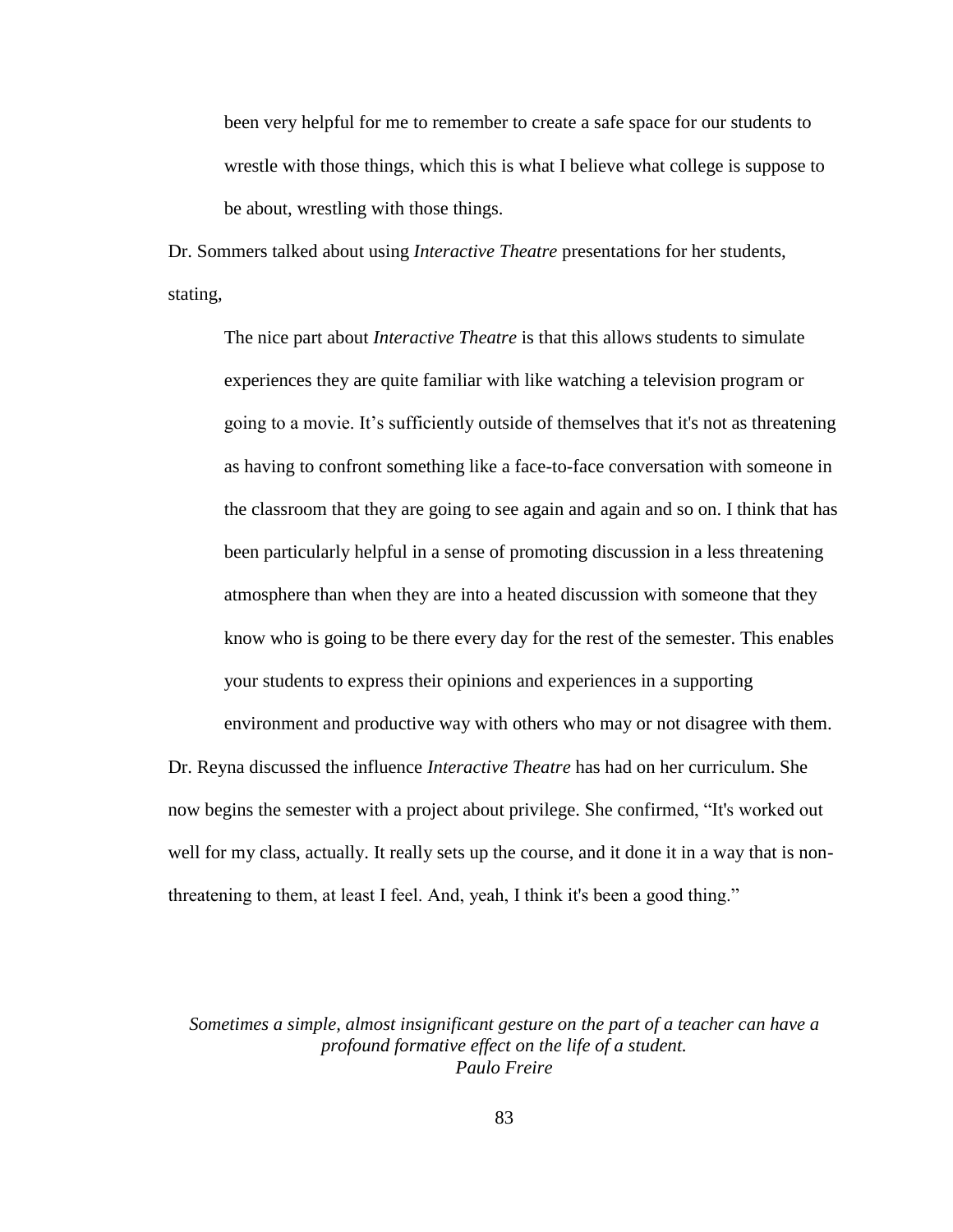> been very helpful for me to remember to create a safe space for our students to wrestle with those things, which this is what I believe what college is suppose to be about, wrestling with those things.

Dr. Sommers talked about using *Interactive Theatre* presentations for her students, stating,

> The nice part about *Interactive Theatre* is that this allows students to simulate experiences they are quite familiar with like watching a television program or going to a movie. It's sufficiently outside of themselves that it's not as threatening as having to confront something like a face-to-face conversation with someone in the classroom that they are going to see again and again and so on. I think that has been particularly helpful in a sense of promoting discussion in a less threatening atmosphere than when they are into a heated discussion with someone that they know who is going to be there every day for the rest of the semester. This enables your students to express their opinions and experiences in a supporting environment and productive way with others who may or not disagree with them.

Dr. Reyna discussed the influence *Interactive Theatre* has had on her curriculum. She now begins the semester with a project about privilege. She confirmed, "It's worked out well for my class, actually. It really sets up the course, and it done it in a way that is non-threatening to them, at least I feel. And, yeah, I think it's been a good thing."

*Sometimes a simple, almost insignificant gesture on the part of a teacher can have a profound formative effect on the life of a student.*
*Paulo Freire*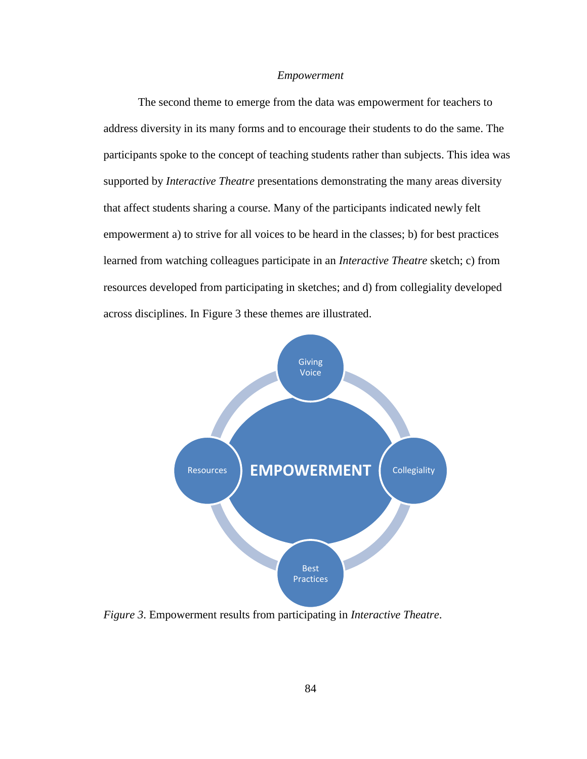*Empowerment*

The second theme to emerge from the data was empowerment for teachers to address diversity in its many forms and to encourage their students to do the same. The participants spoke to the concept of teaching students rather than subjects. This idea was supported by *Interactive Theatre* presentations demonstrating the many areas diversity that affect students sharing a course. Many of the participants indicated newly felt empowerment a) to strive for all voices to be heard in the classes; b) for best practices learned from watching colleagues participate in an *Interactive Theatre* sketch; c) from resources developed from participating in sketches; and d) from collegiality developed across disciplines. In Figure 3 these themes are illustrated.

*Figure 3*. Empowerment results from participating in *Interactive Theatre*.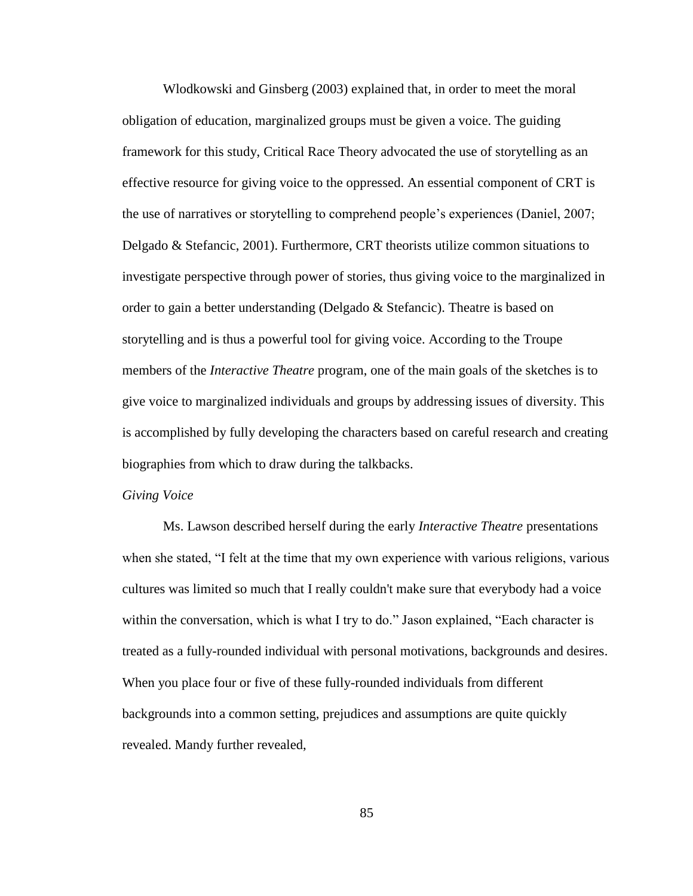Wlodkowski and Ginsberg (2003) explained that, in order to meet the moral obligation of education, marginalized groups must be given a voice. The guiding framework for this study, Critical Race Theory advocated the use of storytelling as an effective resource for giving voice to the oppressed. An essential component of CRT is the use of narratives or storytelling to comprehend people's experiences (Daniel, 2007; Delgado & Stefancic, 2001). Furthermore, CRT theorists utilize common situations to investigate perspective through power of stories, thus giving voice to the marginalized in order to gain a better understanding (Delgado & Stefancic). Theatre is based on storytelling and is thus a powerful tool for giving voice. According to the Troupe members of the *Interactive Theatre* program, one of the main goals of the sketches is to give voice to marginalized individuals and groups by addressing issues of diversity. This is accomplished by fully developing the characters based on careful research and creating biographies from which to draw during the talkbacks.

*Giving Voice*

Ms. Lawson described herself during the early *Interactive Theatre* presentations when she stated, "I felt at the time that my own experience with various religions, various cultures was limited so much that I really couldn't make sure that everybody had a voice within the conversation, which is what I try to do." Jason explained, "Each character is treated as a fully-rounded individual with personal motivations, backgrounds and desires. When you place four or five of these fully-rounded individuals from different backgrounds into a common setting, prejudices and assumptions are quite quickly revealed. Mandy further revealed,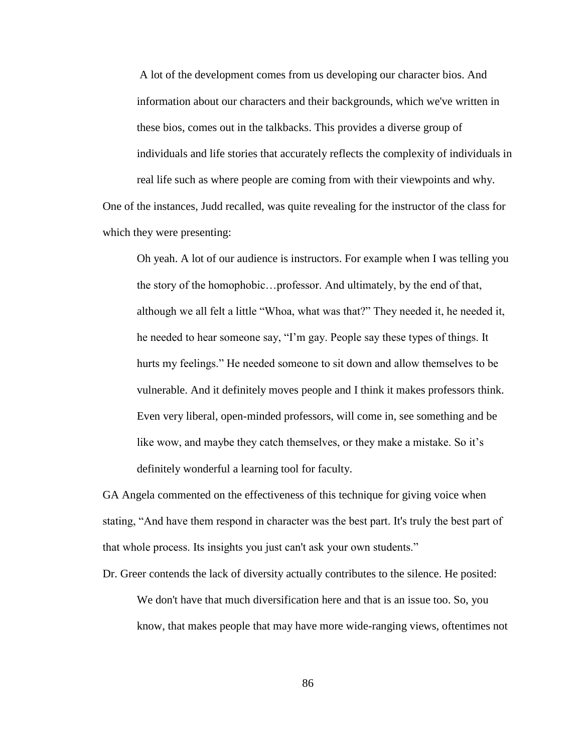> A lot of the development comes from us developing our character bios. And information about our characters and their backgrounds, which we've written in these bios, comes out in the talkbacks. This provides a diverse group of individuals and life stories that accurately reflects the complexity of individuals in real life such as where people are coming from with their viewpoints and why.

One of the instances, Judd recalled, was quite revealing for the instructor of the class for which they were presenting:

> Oh yeah. A lot of our audience is instructors. For example when I was telling you the story of the homophobic…professor. And ultimately, by the end of that, although we all felt a little "Whoa, what was that?" They needed it, he needed it, he needed to hear someone say, "I'm gay. People say these types of things. It hurts my feelings." He needed someone to sit down and allow themselves to be vulnerable. And it definitely moves people and I think it makes professors think. Even very liberal, open-minded professors, will come in, see something and be like wow, and maybe they catch themselves, or they make a mistake. So it's definitely wonderful a learning tool for faculty.

GA Angela commented on the effectiveness of this technique for giving voice when stating, "And have them respond in character was the best part. It's truly the best part of that whole process. Its insights you just can't ask your own students."

Dr. Greer contends the lack of diversity actually contributes to the silence. He posited:

> We don't have that much diversification here and that is an issue too. So, you know, that makes people that may have more wide-ranging views, oftentimes not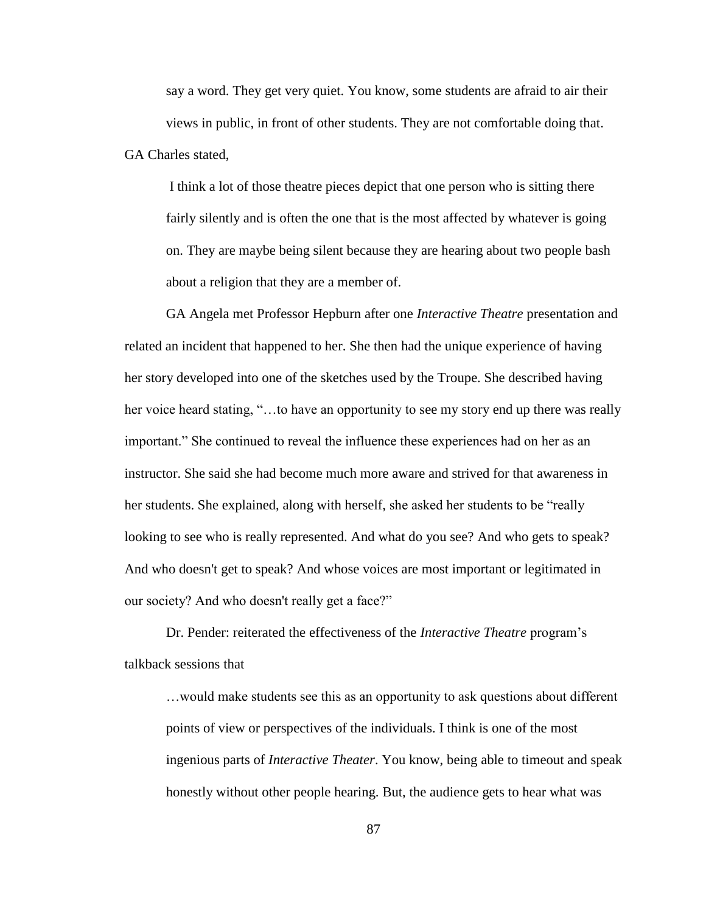> say a word. They get very quiet. You know, some students are afraid to air their views in public, in front of other students. They are not comfortable doing that.

GA Charles stated,

> I think a lot of those theatre pieces depict that one person who is sitting there fairly silently and is often the one that is the most affected by whatever is going on. They are maybe being silent because they are hearing about two people bash about a religion that they are a member of.

GA Angela met Professor Hepburn after one *Interactive Theatre* presentation and related an incident that happened to her. She then had the unique experience of having her story developed into one of the sketches used by the Troupe. She described having her voice heard stating, "…to have an opportunity to see my story end up there was really important." She continued to reveal the influence these experiences had on her as an instructor. She said she had become much more aware and strived for that awareness in her students. She explained, along with herself, she asked her students to be "really looking to see who is really represented. And what do you see? And who gets to speak? And who doesn't get to speak? And whose voices are most important or legitimated in our society? And who doesn't really get a face?"

Dr. Pender: reiterated the effectiveness of the *Interactive Theatre* program's talkback sessions that

> …would make students see this as an opportunity to ask questions about different points of view or perspectives of the individuals. I think is one of the most ingenious parts of *Interactive Theater*. You know, being able to timeout and speak honestly without other people hearing. But, the audience gets to hear what was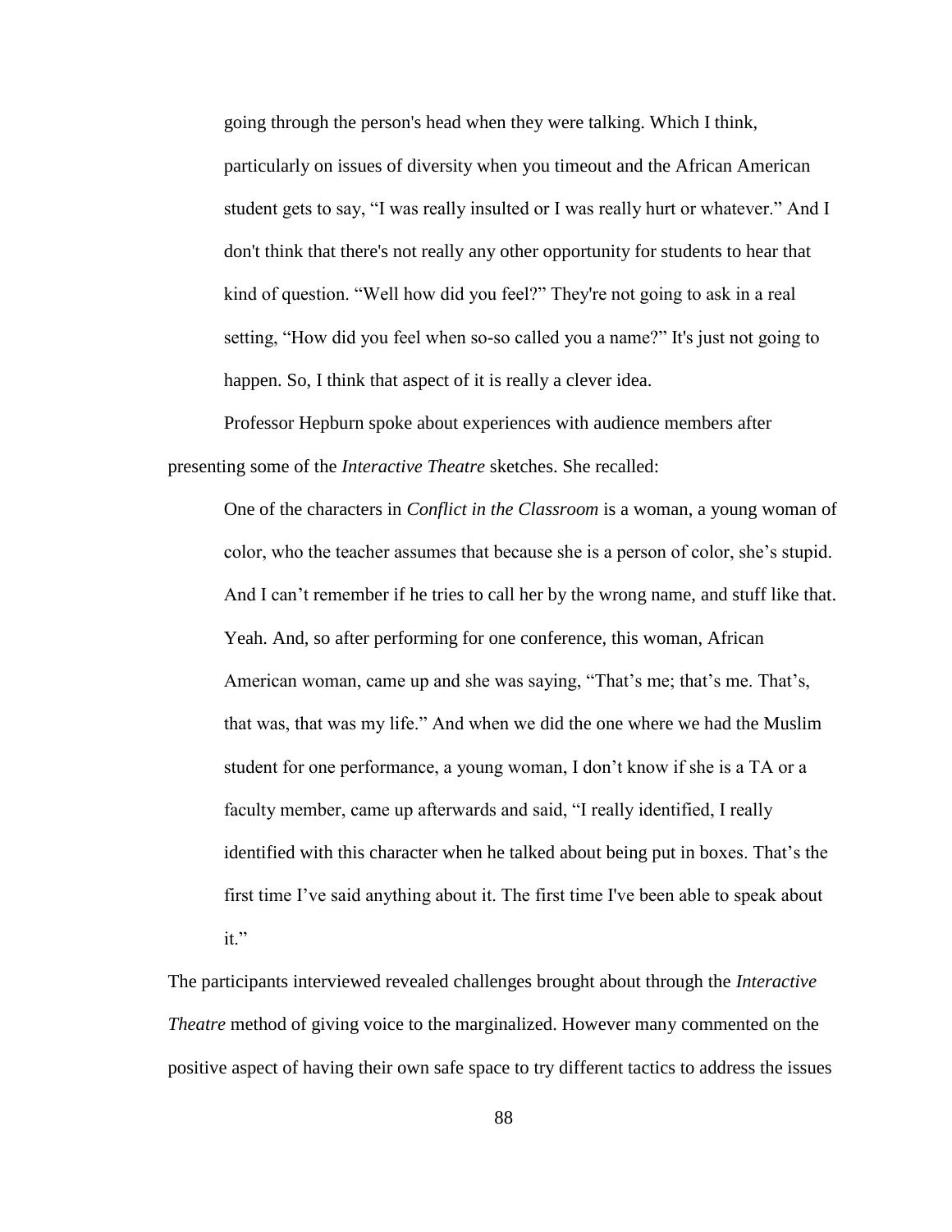> going through the person's head when they were talking. Which I think, particularly on issues of diversity when you timeout and the African American student gets to say, "I was really insulted or I was really hurt or whatever." And I don't think that there's not really any other opportunity for students to hear that kind of question. "Well how did you feel?" They're not going to ask in a real setting, "How did you feel when so-so called you a name?" It's just not going to happen. So, I think that aspect of it is really a clever idea.

Professor Hepburn spoke about experiences with audience members after presenting some of the *Interactive Theatre* sketches. She recalled:

> One of the characters in *Conflict in the Classroom* is a woman, a young woman of color, who the teacher assumes that because she is a person of color, she's stupid. And I can't remember if he tries to call her by the wrong name, and stuff like that. Yeah. And, so after performing for one conference, this woman, African American woman, came up and she was saying, "That's me; that's me. That's, that was, that was my life." And when we did the one where we had the Muslim student for one performance, a young woman, I don't know if she is a TA or a faculty member, came up afterwards and said, "I really identified, I really identified with this character when he talked about being put in boxes. That's the first time I've said anything about it. The first time I've been able to speak about it."

The participants interviewed revealed challenges brought about through the *Interactive Theatre* method of giving voice to the marginalized. However many commented on the positive aspect of having their own safe space to try different tactics to address the issues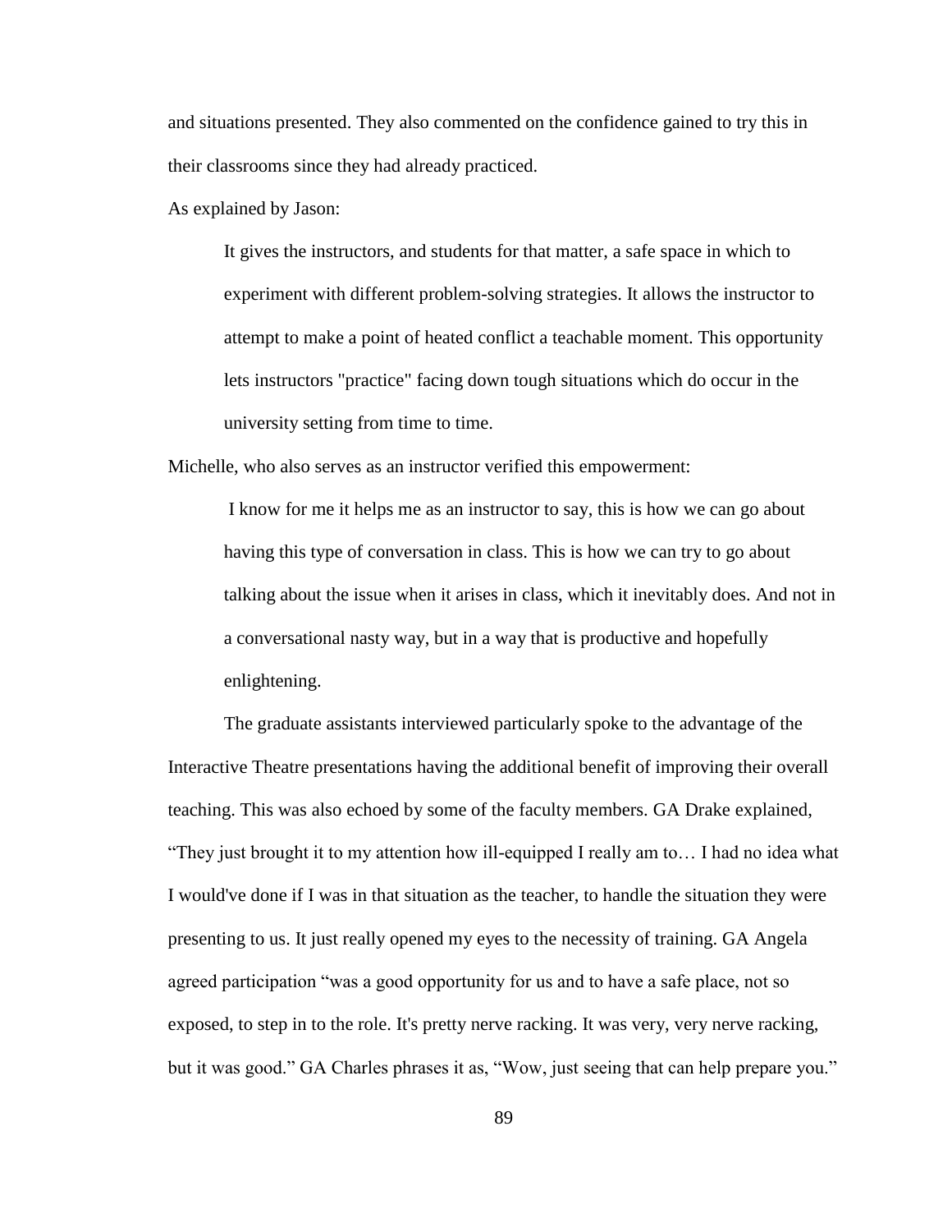and situations presented. They also commented on the confidence gained to try this in their classrooms since they had already practiced.

As explained by Jason:

> It gives the instructors, and students for that matter, a safe space in which to experiment with different problem-solving strategies. It allows the instructor to attempt to make a point of heated conflict a teachable moment. This opportunity lets instructors "practice" facing down tough situations which do occur in the university setting from time to time.

Michelle, who also serves as an instructor verified this empowerment:

> I know for me it helps me as an instructor to say, this is how we can go about having this type of conversation in class. This is how we can try to go about talking about the issue when it arises in class, which it inevitably does. And not in a conversational nasty way, but in a way that is productive and hopefully enlightening.

The graduate assistants interviewed particularly spoke to the advantage of the Interactive Theatre presentations having the additional benefit of improving their overall teaching. This was also echoed by some of the faculty members. GA Drake explained, “They just brought it to my attention how ill-equipped I really am to… I had no idea what I would've done if I was in that situation as the teacher, to handle the situation they were presenting to us. It just really opened my eyes to the necessity of training. GA Angela agreed participation “was a good opportunity for us and to have a safe place, not so exposed, to step in to the role. It's pretty nerve racking. It was very, very nerve racking, but it was good.” GA Charles phrases it as, “Wow, just seeing that can help prepare you.”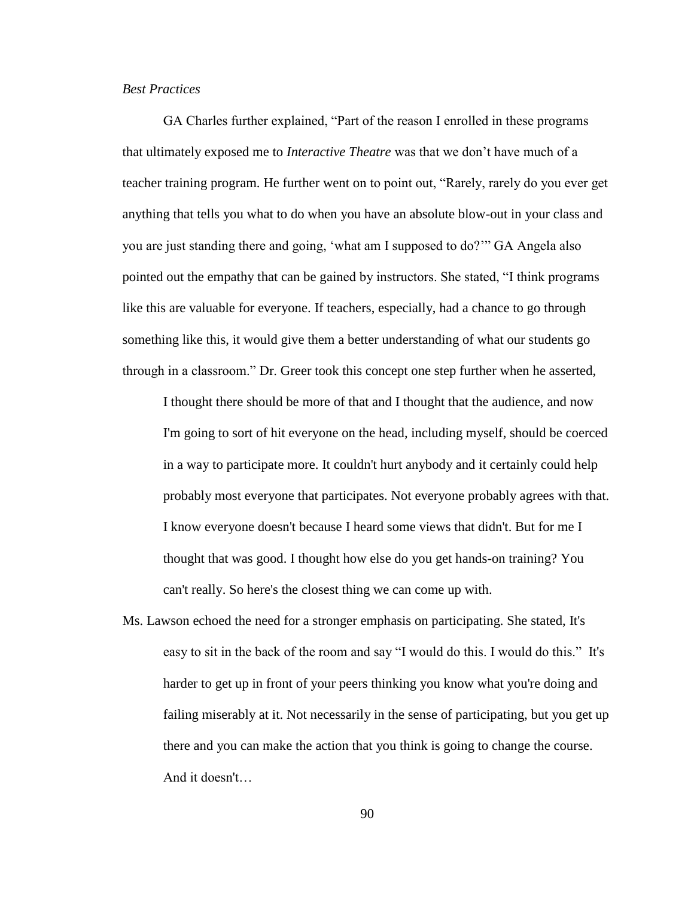*Best Practices*

GA Charles further explained, "Part of the reason I enrolled in these programs that ultimately exposed me to *Interactive Theatre* was that we don't have much of a teacher training program. He further went on to point out, "Rarely, rarely do you ever get anything that tells you what to do when you have an absolute blow-out in your class and you are just standing there and going, 'what am I supposed to do?'" GA Angela also pointed out the empathy that can be gained by instructors. She stated, "I think programs like this are valuable for everyone. If teachers, especially, had a chance to go through something like this, it would give them a better understanding of what our students go through in a classroom." Dr. Greer took this concept one step further when he asserted,

> I thought there should be more of that and I thought that the audience, and now I'm going to sort of hit everyone on the head, including myself, should be coerced in a way to participate more. It couldn't hurt anybody and it certainly could help probably most everyone that participates. Not everyone probably agrees with that. I know everyone doesn't because I heard some views that didn't. But for me I thought that was good. I thought how else do you get hands-on training? You can't really. So here's the closest thing we can come up with.

Ms. Lawson echoed the need for a stronger emphasis on participating. She stated, It's

> easy to sit in the back of the room and say "I would do this. I would do this." It's harder to get up in front of your peers thinking you know what you're doing and failing miserably at it. Not necessarily in the sense of participating, but you get up there and you can make the action that you think is going to change the course. And it doesn't…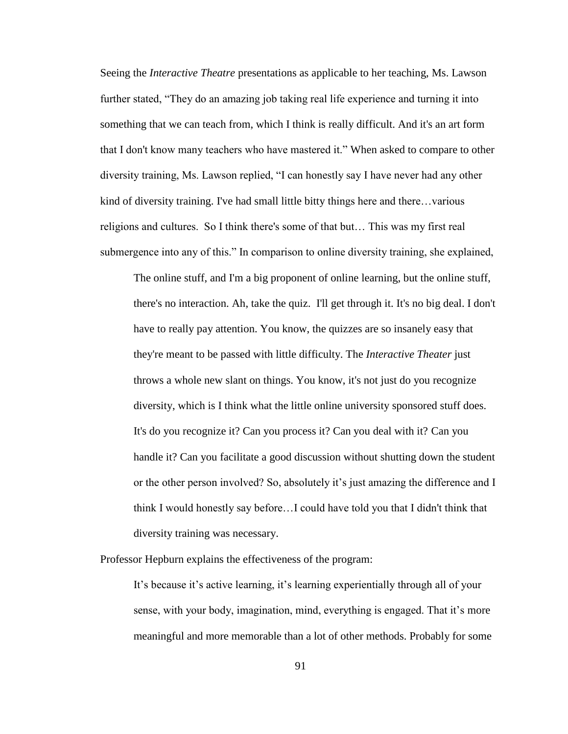Seeing the *Interactive Theatre* presentations as applicable to her teaching, Ms. Lawson further stated, "They do an amazing job taking real life experience and turning it into something that we can teach from, which I think is really difficult. And it's an art form that I don't know many teachers who have mastered it." When asked to compare to other diversity training, Ms. Lawson replied, "I can honestly say I have never had any other kind of diversity training. I've had small little bitty things here and there…various religions and cultures. So I think there's some of that but… This was my first real submergence into any of this." In comparison to online diversity training, she explained,

> The online stuff, and I'm a big proponent of online learning, but the online stuff, there's no interaction. Ah, take the quiz. I'll get through it. It's no big deal. I don't have to really pay attention. You know, the quizzes are so insanely easy that they're meant to be passed with little difficulty. The *Interactive Theater* just throws a whole new slant on things. You know, it's not just do you recognize diversity, which is I think what the little online university sponsored stuff does. It's do you recognize it? Can you process it? Can you deal with it? Can you handle it? Can you facilitate a good discussion without shutting down the student or the other person involved? So, absolutely it's just amazing the difference and I think I would honestly say before…I could have told you that I didn't think that diversity training was necessary.

Professor Hepburn explains the effectiveness of the program:

> It's because it's active learning, it's learning experientially through all of your sense, with your body, imagination, mind, everything is engaged. That it's more meaningful and more memorable than a lot of other methods. Probably for some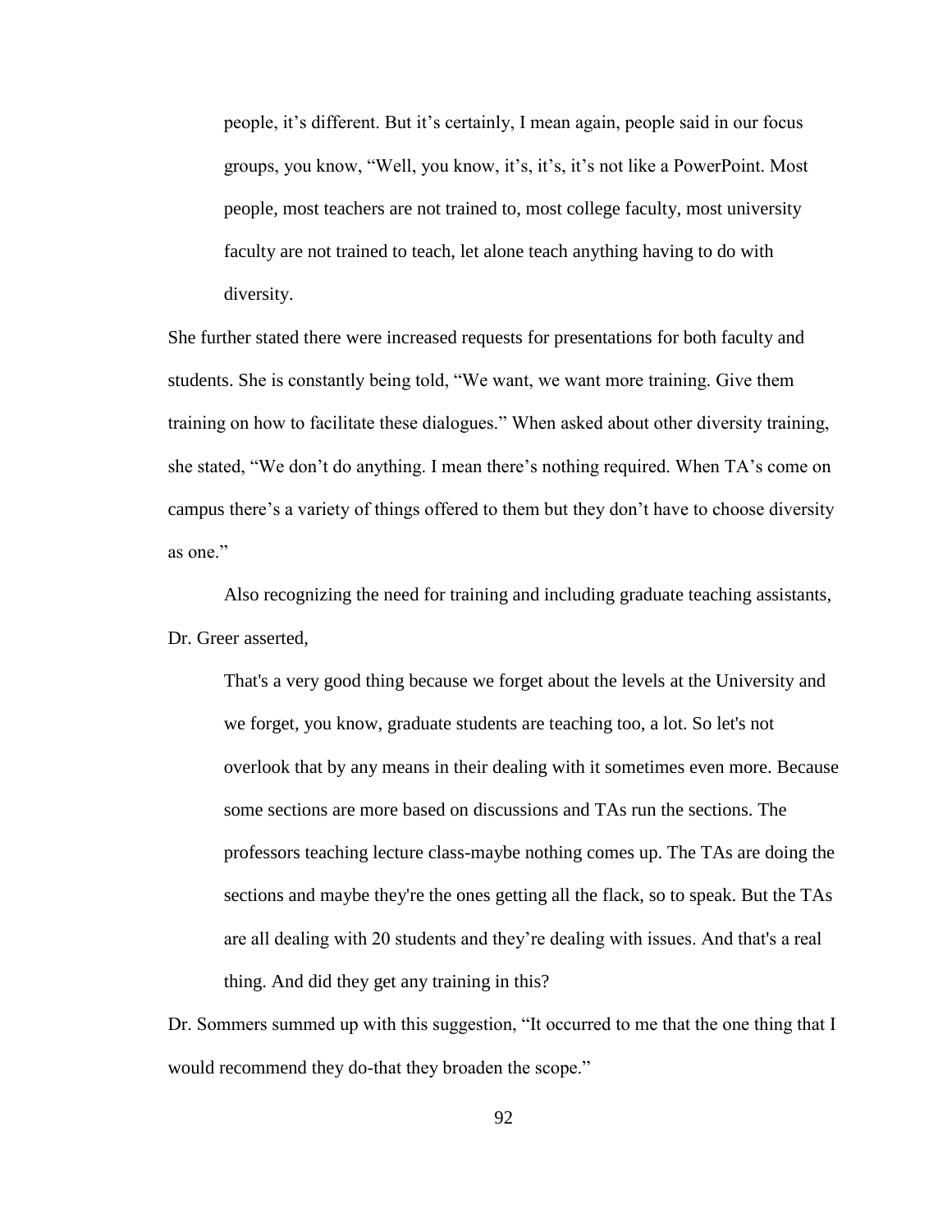> people, it's different. But it's certainly, I mean again, people said in our focus groups, you know, "Well, you know, it's, it's, it's not like a PowerPoint. Most people, most teachers are not trained to, most college faculty, most university faculty are not trained to teach, let alone teach anything having to do with diversity.

She further stated there were increased requests for presentations for both faculty and students. She is constantly being told, "We want, we want more training. Give them training on how to facilitate these dialogues." When asked about other diversity training, she stated, "We don't do anything. I mean there's nothing required. When TA's come on campus there's a variety of things offered to them but they don't have to choose diversity as one."

Also recognizing the need for training and including graduate teaching assistants, Dr. Greer asserted,

> That's a very good thing because we forget about the levels at the University and we forget, you know, graduate students are teaching too, a lot. So let's not overlook that by any means in their dealing with it sometimes even more. Because some sections are more based on discussions and TAs run the sections. The professors teaching lecture class-maybe nothing comes up. The TAs are doing the sections and maybe they're the ones getting all the flack, so to speak. But the TAs are all dealing with 20 students and they're dealing with issues. And that's a real thing. And did they get any training in this?

Dr. Sommers summed up with this suggestion, "It occurred to me that the one thing that I would recommend they do-that they broaden the scope."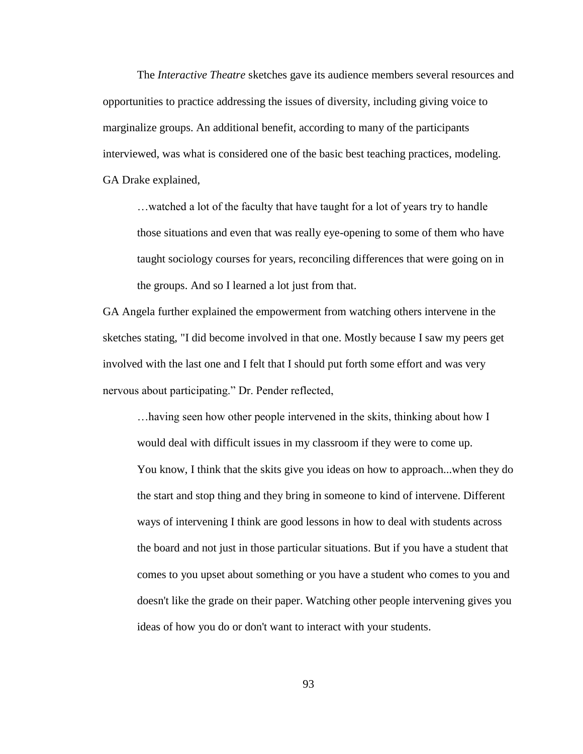The *Interactive Theatre* sketches gave its audience members several resources and opportunities to practice addressing the issues of diversity, including giving voice to marginalize groups. An additional benefit, according to many of the participants interviewed, was what is considered one of the basic best teaching practices, modeling. GA Drake explained,

> …watched a lot of the faculty that have taught for a lot of years try to handle those situations and even that was really eye-opening to some of them who have taught sociology courses for years, reconciling differences that were going on in the groups. And so I learned a lot just from that.

GA Angela further explained the empowerment from watching others intervene in the sketches stating, "I did become involved in that one. Mostly because I saw my peers get involved with the last one and I felt that I should put forth some effort and was very nervous about participating." Dr. Pender reflected,

> …having seen how other people intervened in the skits, thinking about how I would deal with difficult issues in my classroom if they were to come up.
> You know, I think that the skits give you ideas on how to approach...when they do the start and stop thing and they bring in someone to kind of intervene. Different ways of intervening I think are good lessons in how to deal with students across the board and not just in those particular situations. But if you have a student that comes to you upset about something or you have a student who comes to you and doesn't like the grade on their paper. Watching other people intervening gives you ideas of how you do or don't want to interact with your students.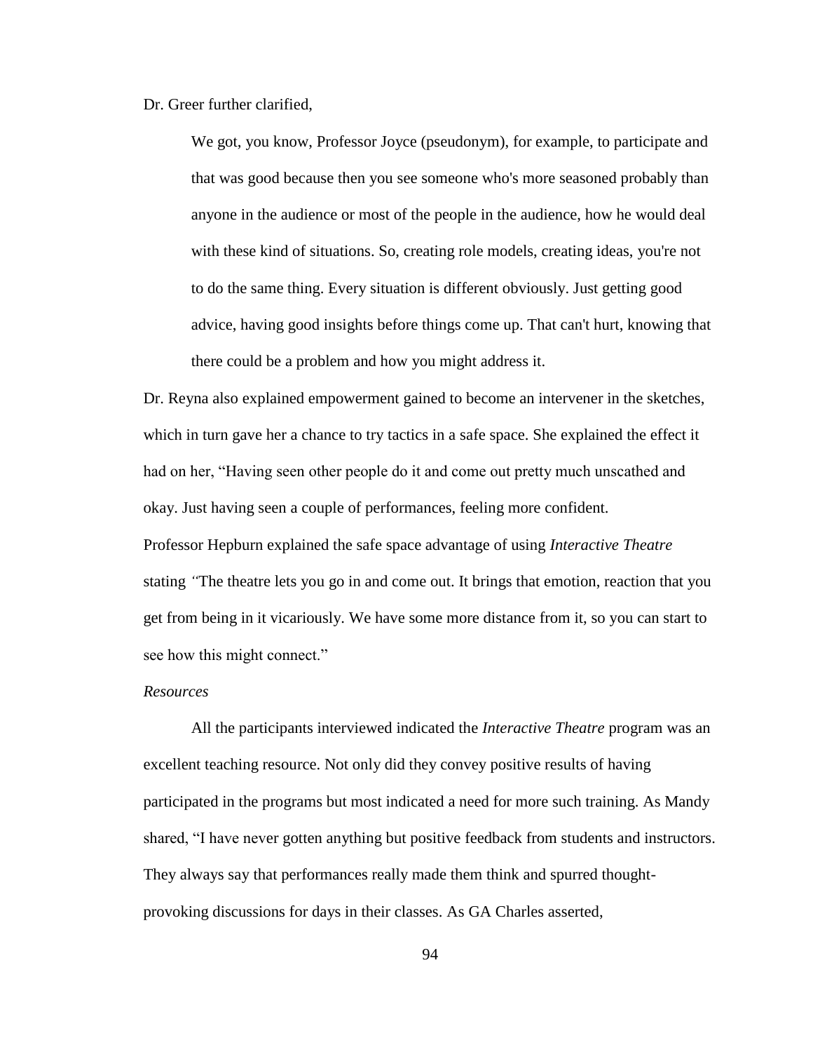Dr. Greer further clarified,

> We got, you know, Professor Joyce (pseudonym), for example, to participate and that was good because then you see someone who's more seasoned probably than anyone in the audience or most of the people in the audience, how he would deal with these kind of situations. So, creating role models, creating ideas, you're not to do the same thing. Every situation is different obviously. Just getting good advice, having good insights before things come up. That can't hurt, knowing that there could be a problem and how you might address it.

Dr. Reyna also explained empowerment gained to become an intervener in the sketches, which in turn gave her a chance to try tactics in a safe space. She explained the effect it had on her, "Having seen other people do it and come out pretty much unscathed and okay. Just having seen a couple of performances, feeling more confident.

Professor Hepburn explained the safe space advantage of using *Interactive Theatre* stating *"*The theatre lets you go in and come out. It brings that emotion, reaction that you get from being in it vicariously. We have some more distance from it, so you can start to see how this might connect."

*Resources*

All the participants interviewed indicated the *Interactive Theatre* program was an excellent teaching resource. Not only did they convey positive results of having participated in the programs but most indicated a need for more such training. As Mandy shared, "I have never gotten anything but positive feedback from students and instructors. They always say that performances really made them think and spurred thought-provoking discussions for days in their classes. As GA Charles asserted,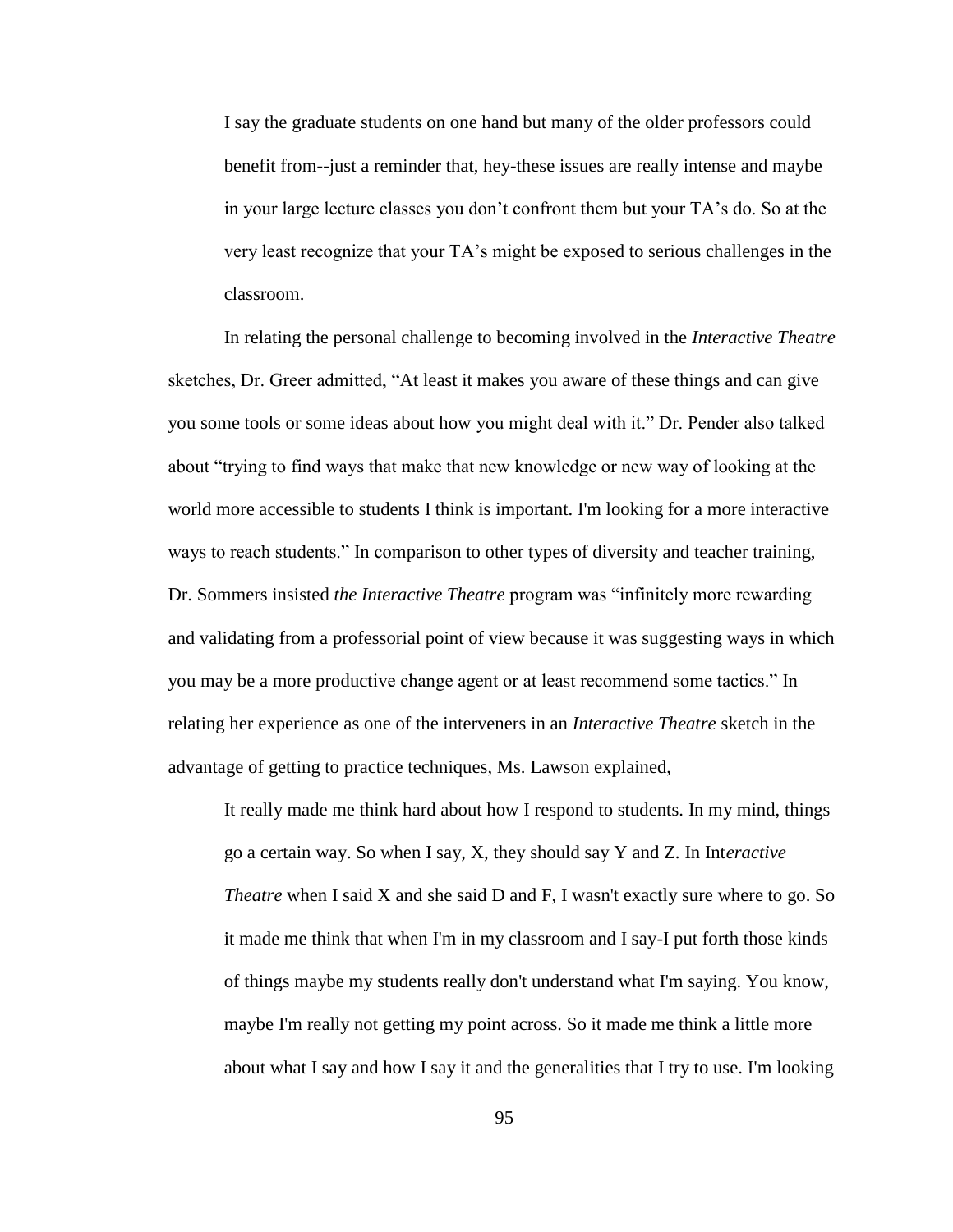> I say the graduate students on one hand but many of the older professors could benefit from--just a reminder that, hey-these issues are really intense and maybe in your large lecture classes you don't confront them but your TA's do. So at the very least recognize that your TA's might be exposed to serious challenges in the classroom.

In relating the personal challenge to becoming involved in the *Interactive Theatre* sketches, Dr. Greer admitted, "At least it makes you aware of these things and can give you some tools or some ideas about how you might deal with it." Dr. Pender also talked about "trying to find ways that make that new knowledge or new way of looking at the world more accessible to students I think is important. I'm looking for a more interactive ways to reach students." In comparison to other types of diversity and teacher training, Dr. Sommers insisted *the Interactive Theatre* program was "infinitely more rewarding and validating from a professorial point of view because it was suggesting ways in which you may be a more productive change agent or at least recommend some tactics." In relating her experience as one of the interveners in an *Interactive Theatre* sketch in the advantage of getting to practice techniques, Ms. Lawson explained,

> It really made me think hard about how I respond to students. In my mind, things go a certain way. So when I say, X, they should say Y and Z. In Int*eractive Theatre* when I said X and she said D and F, I wasn't exactly sure where to go. So it made me think that when I'm in my classroom and I say-I put forth those kinds of things maybe my students really don't understand what I'm saying. You know, maybe I'm really not getting my point across. So it made me think a little more about what I say and how I say it and the generalities that I try to use. I'm looking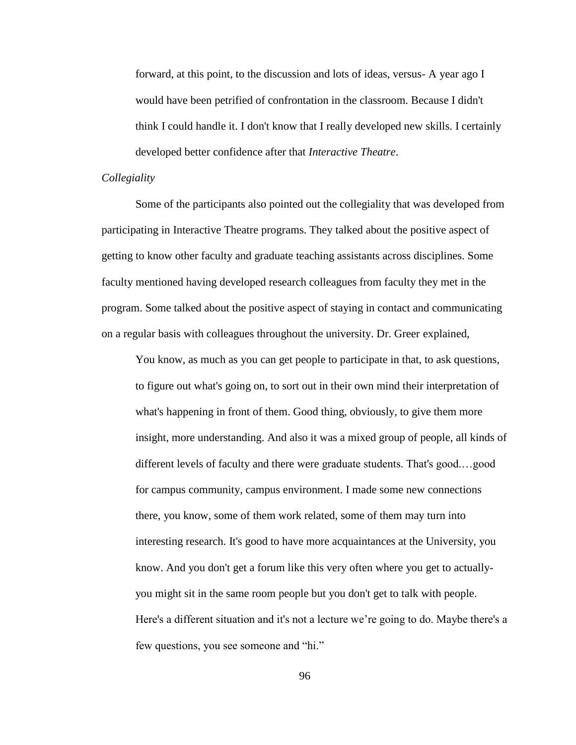> forward, at this point, to the discussion and lots of ideas, versus- A year ago I would have been petrified of confrontation in the classroom. Because I didn't think I could handle it. I don't know that I really developed new skills. I certainly developed better confidence after that *Interactive Theatre*.

*Collegiality*

Some of the participants also pointed out the collegiality that was developed from participating in Interactive Theatre programs. They talked about the positive aspect of getting to know other faculty and graduate teaching assistants across disciplines. Some faculty mentioned having developed research colleagues from faculty they met in the program. Some talked about the positive aspect of staying in contact and communicating on a regular basis with colleagues throughout the university. Dr. Greer explained,

> You know, as much as you can get people to participate in that, to ask questions, to figure out what's going on, to sort out in their own mind their interpretation of what's happening in front of them. Good thing, obviously, to give them more insight, more understanding. And also it was a mixed group of people, all kinds of different levels of faculty and there were graduate students. That's good.…good for campus community, campus environment. I made some new connections there, you know, some of them work related, some of them may turn into interesting research. It's good to have more acquaintances at the University, you know. And you don't get a forum like this very often where you get to actually- you might sit in the same room people but you don't get to talk with people. Here's a different situation and it's not a lecture we're going to do. Maybe there's a few questions, you see someone and "hi."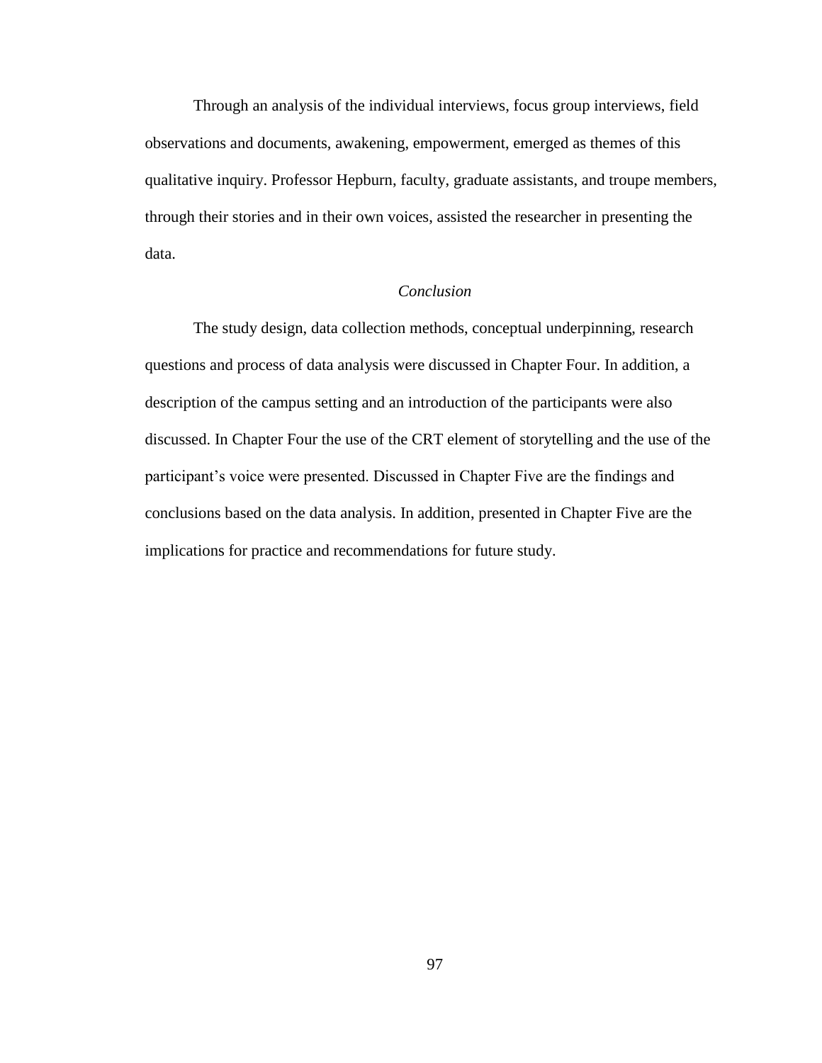Through an analysis of the individual interviews, focus group interviews, field observations and documents, awakening, empowerment, emerged as themes of this qualitative inquiry. Professor Hepburn, faculty, graduate assistants, and troupe members, through their stories and in their own voices, assisted the researcher in presenting the data.

### *Conclusion*

The study design, data collection methods, conceptual underpinning, research questions and process of data analysis were discussed in Chapter Four. In addition, a description of the campus setting and an introduction of the participants were also discussed. In Chapter Four the use of the CRT element of storytelling and the use of the participant's voice were presented. Discussed in Chapter Five are the findings and conclusions based on the data analysis. In addition, presented in Chapter Five are the implications for practice and recommendations for future study.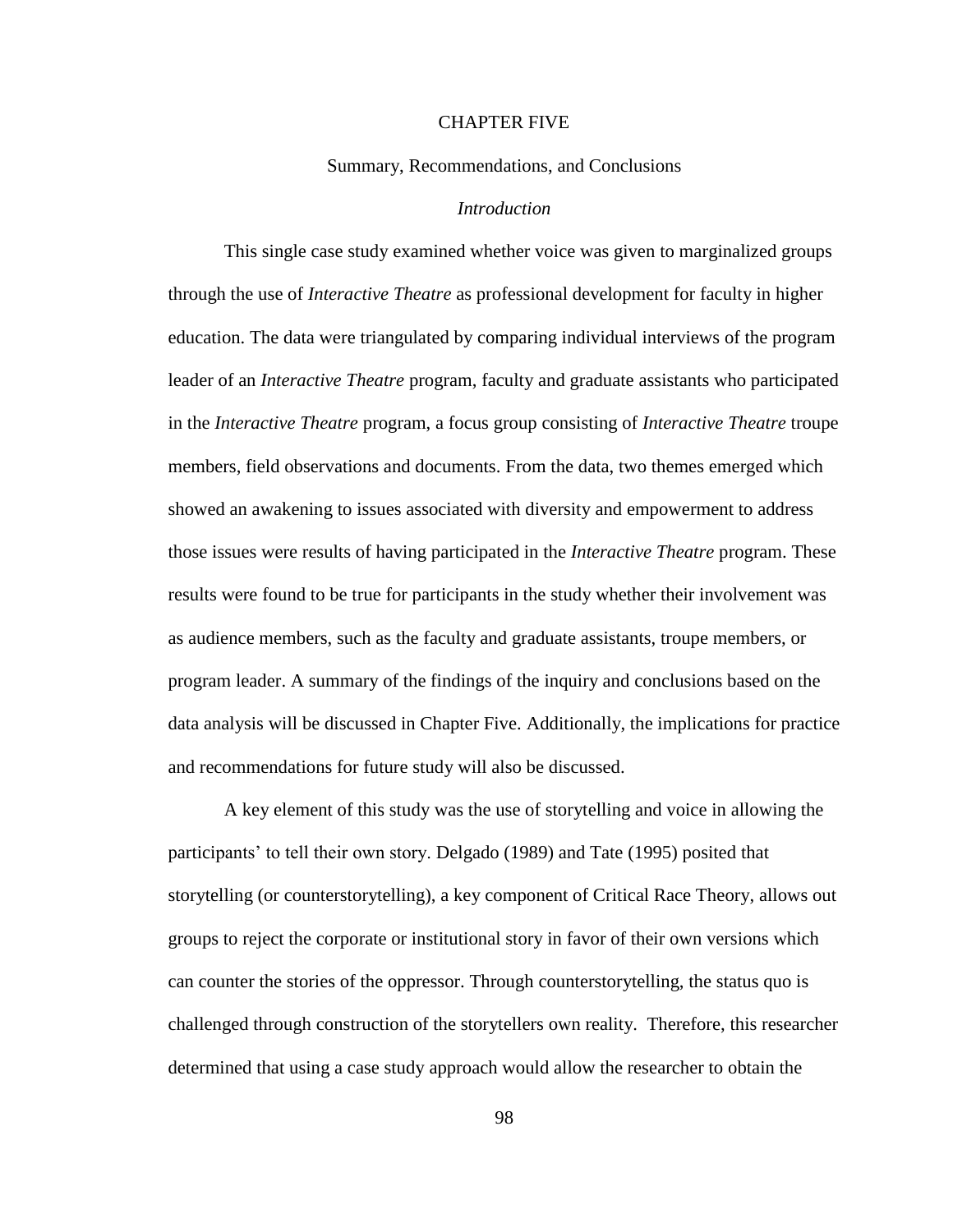# CHAPTER FIVE

## Summary, Recommendations, and Conclusions

### *Introduction*

This single case study examined whether voice was given to marginalized groups through the use of *Interactive Theatre* as professional development for faculty in higher education. The data were triangulated by comparing individual interviews of the program leader of an *Interactive Theatre* program, faculty and graduate assistants who participated in the *Interactive Theatre* program, a focus group consisting of *Interactive Theatre* troupe members, field observations and documents. From the data, two themes emerged which showed an awakening to issues associated with diversity and empowerment to address those issues were results of having participated in the *Interactive Theatre* program. These results were found to be true for participants in the study whether their involvement was as audience members, such as the faculty and graduate assistants, troupe members, or program leader. A summary of the findings of the inquiry and conclusions based on the data analysis will be discussed in Chapter Five. Additionally, the implications for practice and recommendations for future study will also be discussed.

A key element of this study was the use of storytelling and voice in allowing the participants' to tell their own story. Delgado (1989) and Tate (1995) posited that storytelling (or counterstorytelling), a key component of Critical Race Theory, allows out groups to reject the corporate or institutional story in favor of their own versions which can counter the stories of the oppressor. Through counterstorytelling, the status quo is challenged through construction of the storytellers own reality. Therefore, this researcher determined that using a case study approach would allow the researcher to obtain the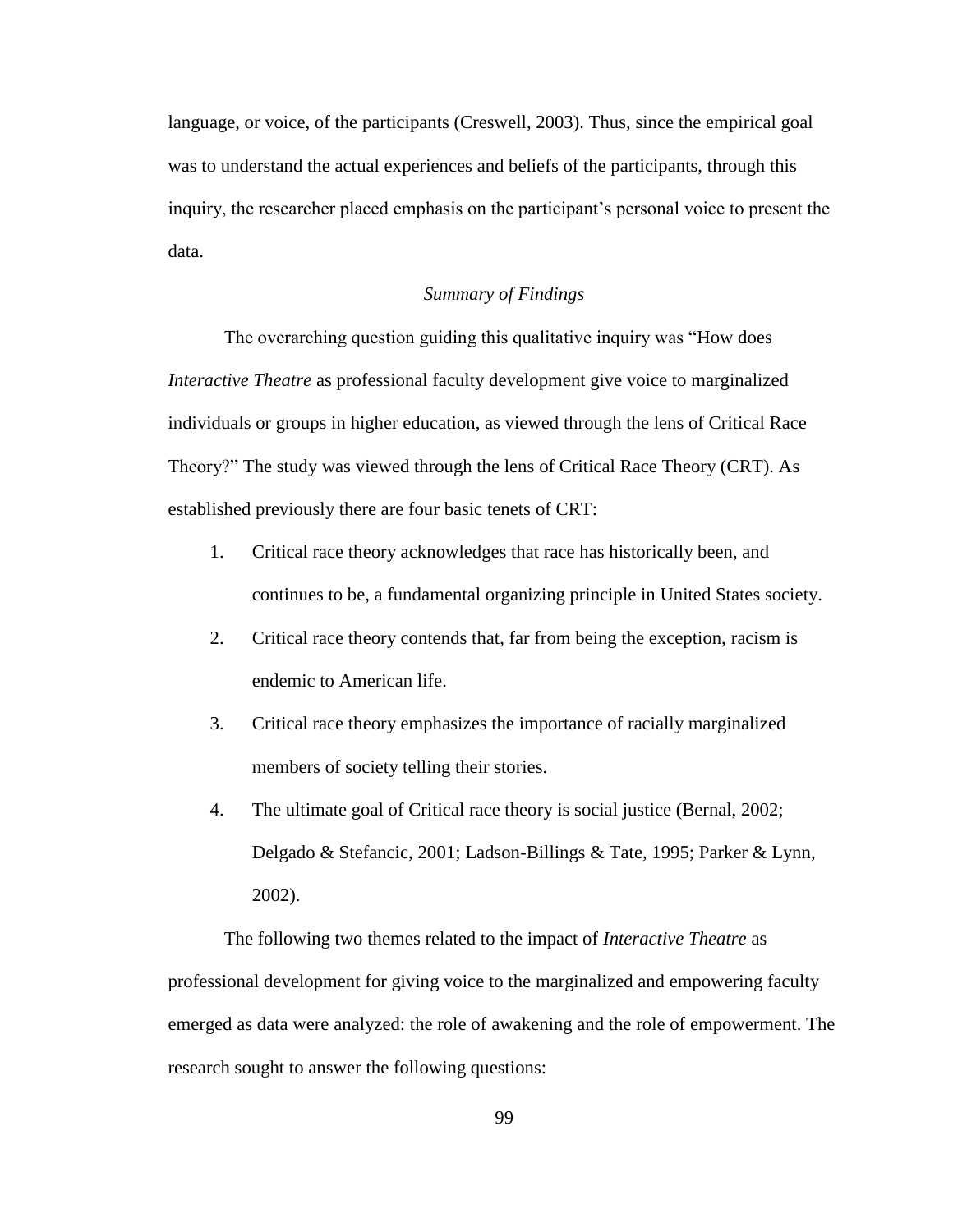language, or voice, of the participants (Creswell, 2003). Thus, since the empirical goal was to understand the actual experiences and beliefs of the participants, through this inquiry, the researcher placed emphasis on the participant's personal voice to present the data.

### *Summary of Findings*

The overarching question guiding this qualitative inquiry was "How does *Interactive Theatre* as professional faculty development give voice to marginalized individuals or groups in higher education, as viewed through the lens of Critical Race Theory?" The study was viewed through the lens of Critical Race Theory (CRT). As established previously there are four basic tenets of CRT:

1. Critical race theory acknowledges that race has historically been, and continues to be, a fundamental organizing principle in United States society.
2. Critical race theory contends that, far from being the exception, racism is endemic to American life.
3. Critical race theory emphasizes the importance of racially marginalized members of society telling their stories.
4. The ultimate goal of Critical race theory is social justice (Bernal, 2002; Delgado & Stefancic, 2001; Ladson-Billings & Tate, 1995; Parker & Lynn, 2002).

The following two themes related to the impact of *Interactive Theatre* as professional development for giving voice to the marginalized and empowering faculty emerged as data were analyzed: the role of awakening and the role of empowerment. The research sought to answer the following questions: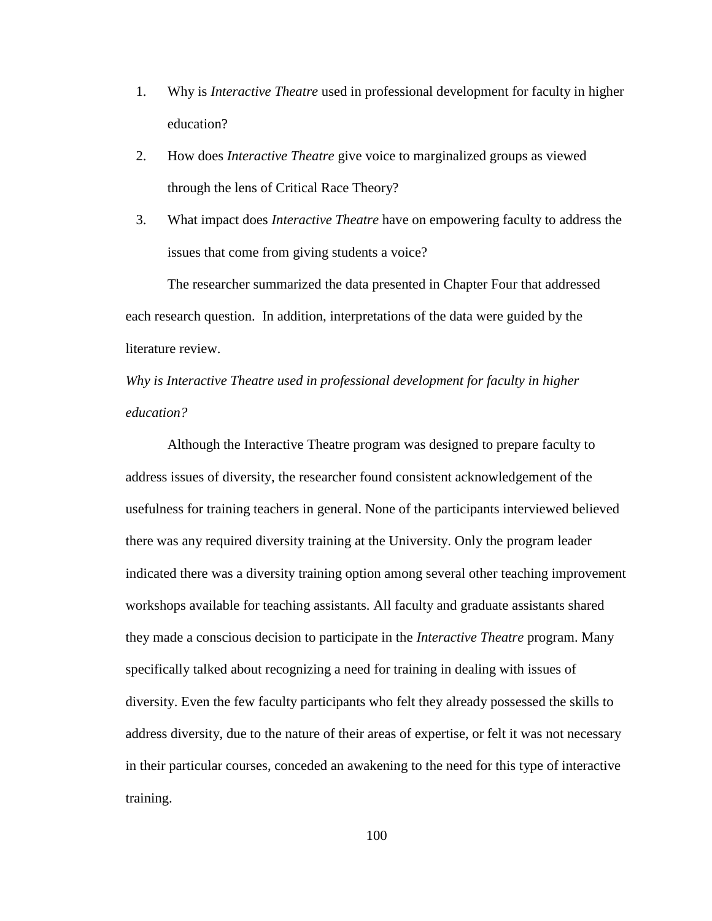1. Why is *Interactive Theatre* used in professional development for faculty in higher education?
2. How does *Interactive Theatre* give voice to marginalized groups as viewed through the lens of Critical Race Theory?
3. What impact does *Interactive Theatre* have on empowering faculty to address the issues that come from giving students a voice?

The researcher summarized the data presented in Chapter Four that addressed each research question. In addition, interpretations of the data were guided by the literature review.

*Why is Interactive Theatre used in professional development for faculty in higher education?*

Although the Interactive Theatre program was designed to prepare faculty to address issues of diversity, the researcher found consistent acknowledgement of the usefulness for training teachers in general. None of the participants interviewed believed there was any required diversity training at the University. Only the program leader indicated there was a diversity training option among several other teaching improvement workshops available for teaching assistants. All faculty and graduate assistants shared they made a conscious decision to participate in the *Interactive Theatre* program. Many specifically talked about recognizing a need for training in dealing with issues of diversity. Even the few faculty participants who felt they already possessed the skills to address diversity, due to the nature of their areas of expertise, or felt it was not necessary in their particular courses, conceded an awakening to the need for this type of interactive training.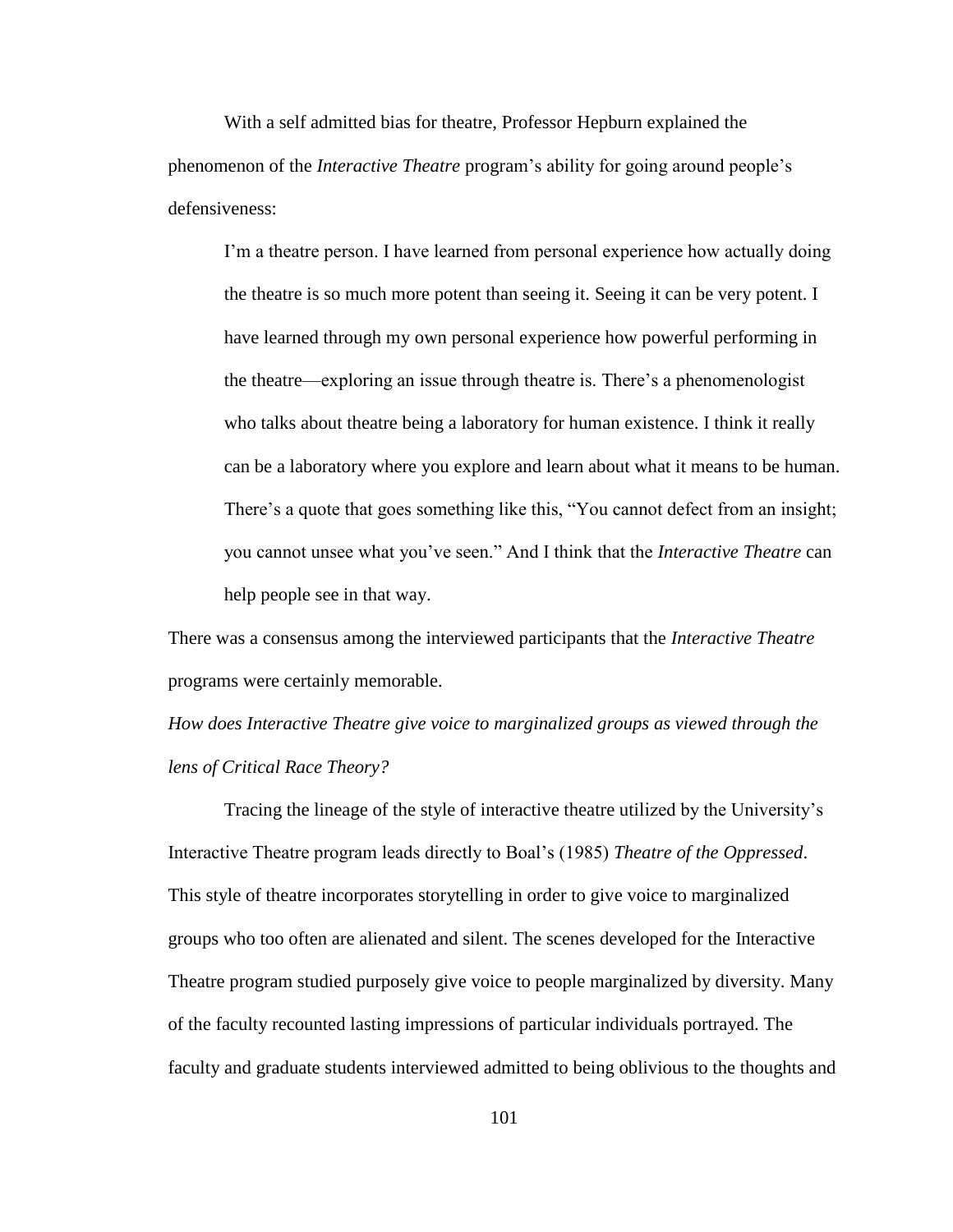With a self admitted bias for theatre, Professor Hepburn explained the phenomenon of the *Interactive Theatre* program's ability for going around people's defensiveness:

> I'm a theatre person. I have learned from personal experience how actually doing the theatre is so much more potent than seeing it. Seeing it can be very potent. I have learned through my own personal experience how powerful performing in the theatre—exploring an issue through theatre is. There's a phenomenologist who talks about theatre being a laboratory for human existence. I think it really can be a laboratory where you explore and learn about what it means to be human. There's a quote that goes something like this, "You cannot defect from an insight; you cannot unsee what you've seen." And I think that the *Interactive Theatre* can help people see in that way.

There was a consensus among the interviewed participants that the *Interactive Theatre* programs were certainly memorable.

*How does Interactive Theatre give voice to marginalized groups as viewed through the lens of Critical Race Theory?*

Tracing the lineage of the style of interactive theatre utilized by the University's Interactive Theatre program leads directly to Boal's (1985) *Theatre of the Oppressed*. This style of theatre incorporates storytelling in order to give voice to marginalized groups who too often are alienated and silent. The scenes developed for the Interactive Theatre program studied purposely give voice to people marginalized by diversity. Many of the faculty recounted lasting impressions of particular individuals portrayed. The faculty and graduate students interviewed admitted to being oblivious to the thoughts and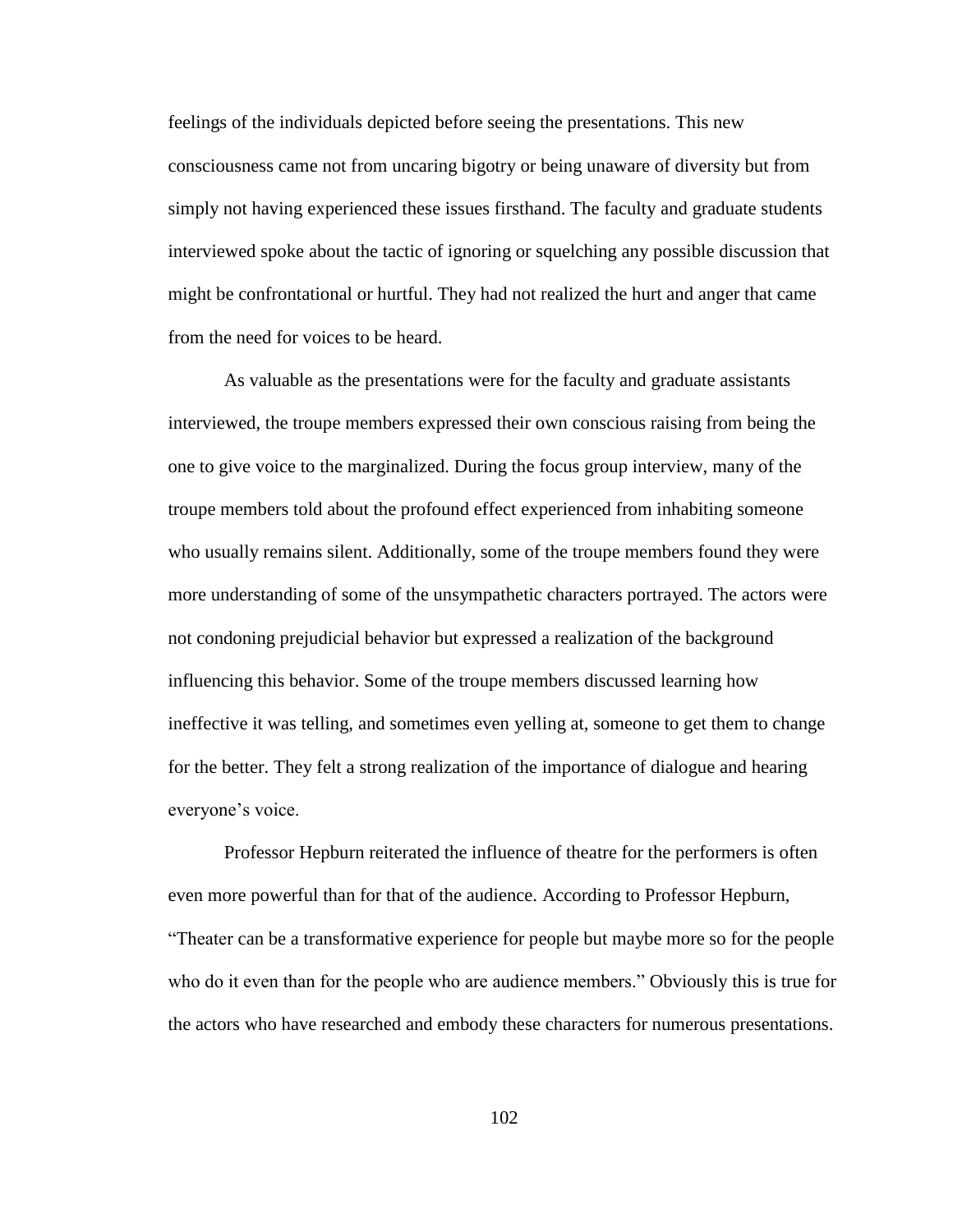feelings of the individuals depicted before seeing the presentations. This new consciousness came not from uncaring bigotry or being unaware of diversity but from simply not having experienced these issues firsthand. The faculty and graduate students interviewed spoke about the tactic of ignoring or squelching any possible discussion that might be confrontational or hurtful. They had not realized the hurt and anger that came from the need for voices to be heard.

As valuable as the presentations were for the faculty and graduate assistants interviewed, the troupe members expressed their own conscious raising from being the one to give voice to the marginalized. During the focus group interview, many of the troupe members told about the profound effect experienced from inhabiting someone who usually remains silent. Additionally, some of the troupe members found they were more understanding of some of the unsympathetic characters portrayed. The actors were not condoning prejudicial behavior but expressed a realization of the background influencing this behavior. Some of the troupe members discussed learning how ineffective it was telling, and sometimes even yelling at, someone to get them to change for the better. They felt a strong realization of the importance of dialogue and hearing everyone's voice.

Professor Hepburn reiterated the influence of theatre for the performers is often even more powerful than for that of the audience. According to Professor Hepburn, "Theater can be a transformative experience for people but maybe more so for the people who do it even than for the people who are audience members." Obviously this is true for the actors who have researched and embody these characters for numerous presentations.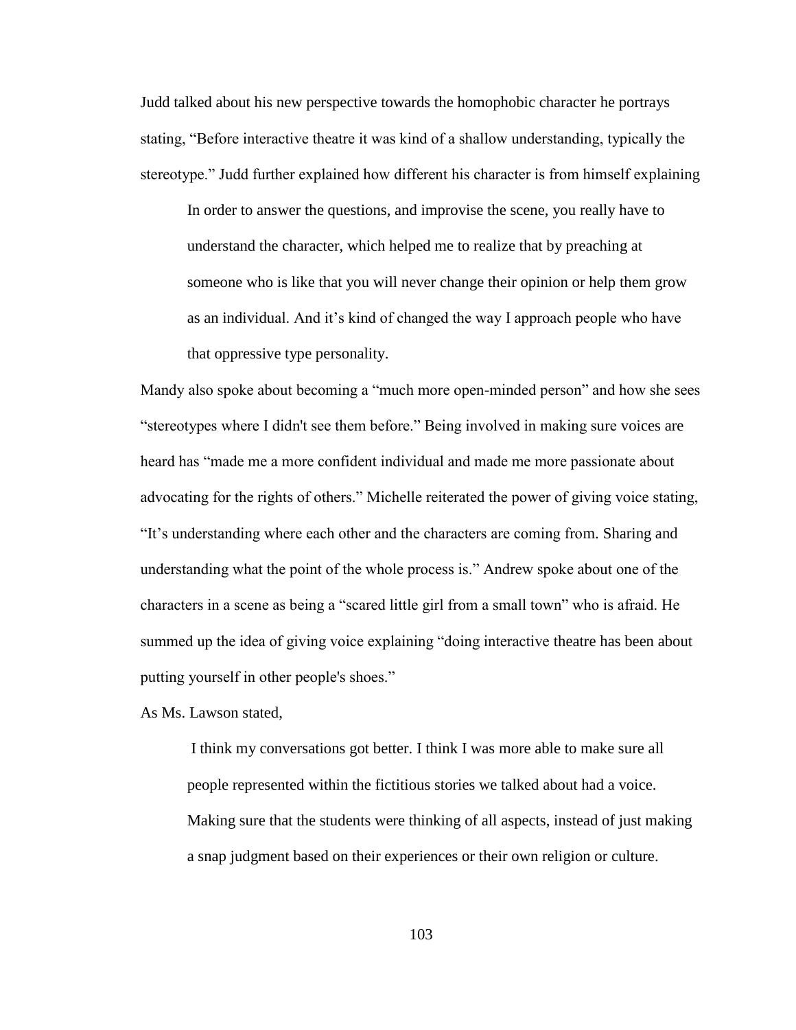Judd talked about his new perspective towards the homophobic character he portrays stating, "Before interactive theatre it was kind of a shallow understanding, typically the stereotype." Judd further explained how different his character is from himself explaining

> In order to answer the questions, and improvise the scene, you really have to understand the character, which helped me to realize that by preaching at someone who is like that you will never change their opinion or help them grow as an individual. And it's kind of changed the way I approach people who have that oppressive type personality.

Mandy also spoke about becoming a "much more open-minded person" and how she sees "stereotypes where I didn't see them before." Being involved in making sure voices are heard has "made me a more confident individual and made me more passionate about advocating for the rights of others." Michelle reiterated the power of giving voice stating, "It's understanding where each other and the characters are coming from. Sharing and understanding what the point of the whole process is." Andrew spoke about one of the characters in a scene as being a "scared little girl from a small town" who is afraid. He summed up the idea of giving voice explaining "doing interactive theatre has been about putting yourself in other people's shoes."

As Ms. Lawson stated,

> I think my conversations got better. I think I was more able to make sure all people represented within the fictitious stories we talked about had a voice. Making sure that the students were thinking of all aspects, instead of just making a snap judgment based on their experiences or their own religion or culture.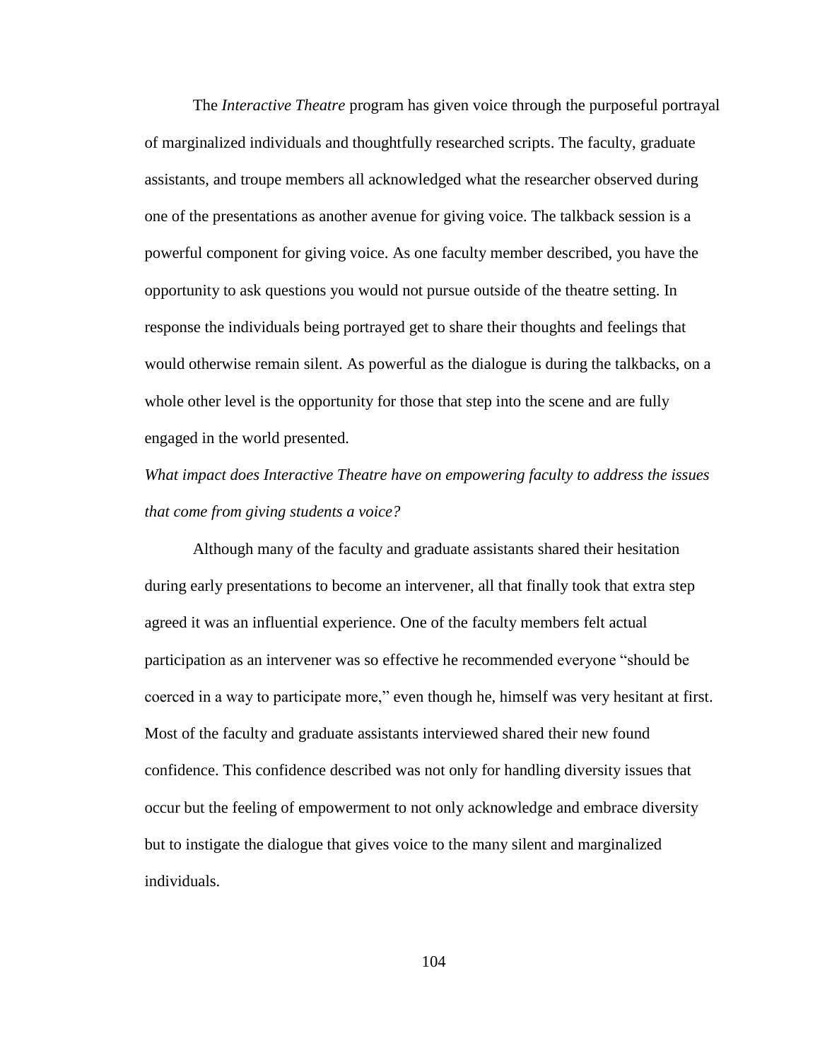The *Interactive Theatre* program has given voice through the purposeful portrayal of marginalized individuals and thoughtfully researched scripts. The faculty, graduate assistants, and troupe members all acknowledged what the researcher observed during one of the presentations as another avenue for giving voice. The talkback session is a powerful component for giving voice. As one faculty member described, you have the opportunity to ask questions you would not pursue outside of the theatre setting. In response the individuals being portrayed get to share their thoughts and feelings that would otherwise remain silent. As powerful as the dialogue is during the talkbacks, on a whole other level is the opportunity for those that step into the scene and are fully engaged in the world presented.

*What impact does Interactive Theatre have on empowering faculty to address the issues that come from giving students a voice?*

Although many of the faculty and graduate assistants shared their hesitation during early presentations to become an intervener, all that finally took that extra step agreed it was an influential experience. One of the faculty members felt actual participation as an intervener was so effective he recommended everyone "should be coerced in a way to participate more," even though he, himself was very hesitant at first. Most of the faculty and graduate assistants interviewed shared their new found confidence. This confidence described was not only for handling diversity issues that occur but the feeling of empowerment to not only acknowledge and embrace diversity but to instigate the dialogue that gives voice to the many silent and marginalized individuals.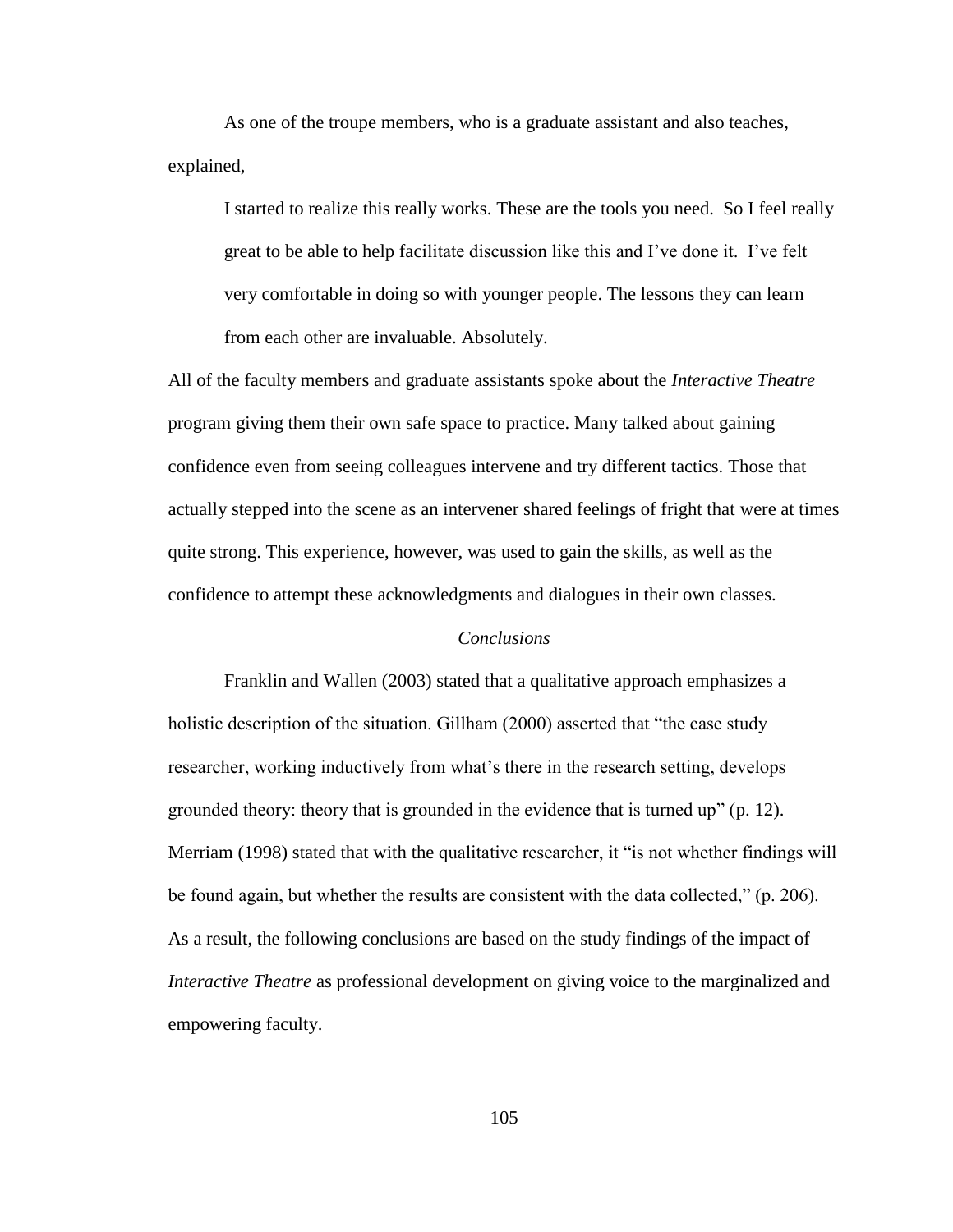As one of the troupe members, who is a graduate assistant and also teaches, explained,

> I started to realize this really works. These are the tools you need. So I feel really great to be able to help facilitate discussion like this and I've done it. I've felt very comfortable in doing so with younger people. The lessons they can learn from each other are invaluable. Absolutely.

All of the faculty members and graduate assistants spoke about the *Interactive Theatre* program giving them their own safe space to practice. Many talked about gaining confidence even from seeing colleagues intervene and try different tactics. Those that actually stepped into the scene as an intervener shared feelings of fright that were at times quite strong. This experience, however, was used to gain the skills, as well as the confidence to attempt these acknowledgments and dialogues in their own classes.

## *Conclusions*

Franklin and Wallen (2003) stated that a qualitative approach emphasizes a holistic description of the situation. Gillham (2000) asserted that "the case study researcher, working inductively from what's there in the research setting, develops grounded theory: theory that is grounded in the evidence that is turned up" (p. 12). Merriam (1998) stated that with the qualitative researcher, it "is not whether findings will be found again, but whether the results are consistent with the data collected," (p. 206). As a result, the following conclusions are based on the study findings of the impact of *Interactive Theatre* as professional development on giving voice to the marginalized and empowering faculty.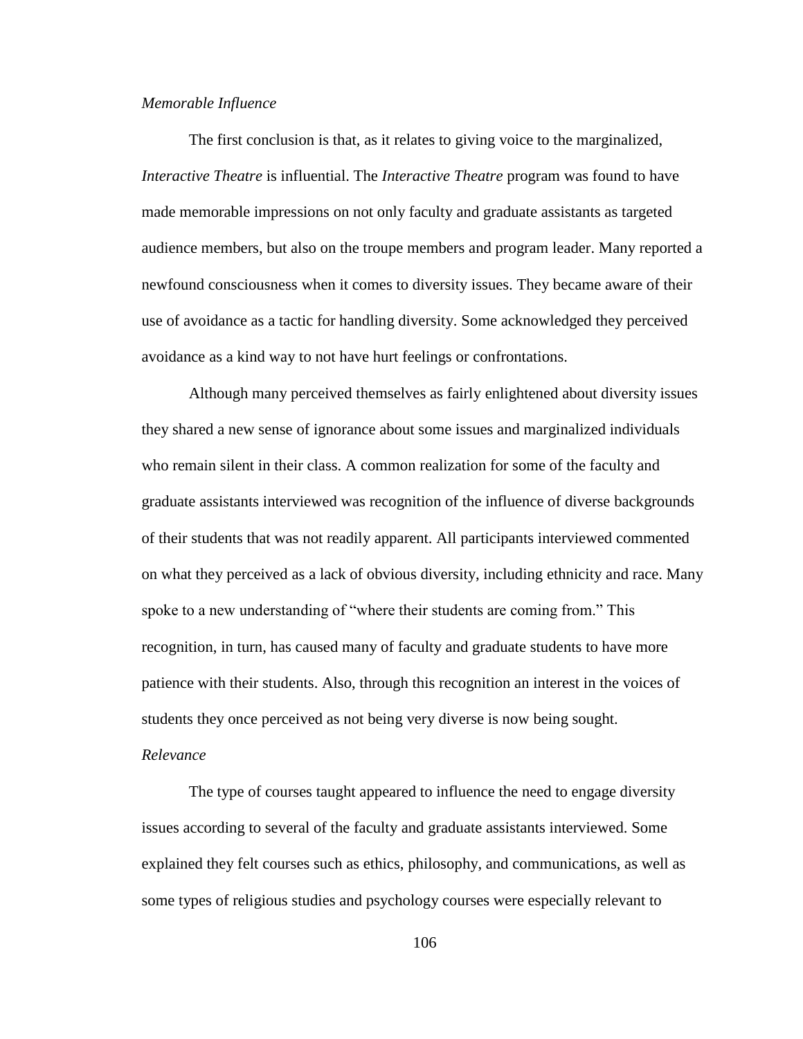*Memorable Influence*

The first conclusion is that, as it relates to giving voice to the marginalized, *Interactive Theatre* is influential. The *Interactive Theatre* program was found to have made memorable impressions on not only faculty and graduate assistants as targeted audience members, but also on the troupe members and program leader. Many reported a newfound consciousness when it comes to diversity issues. They became aware of their use of avoidance as a tactic for handling diversity. Some acknowledged they perceived avoidance as a kind way to not have hurt feelings or confrontations.

Although many perceived themselves as fairly enlightened about diversity issues they shared a new sense of ignorance about some issues and marginalized individuals who remain silent in their class. A common realization for some of the faculty and graduate assistants interviewed was recognition of the influence of diverse backgrounds of their students that was not readily apparent. All participants interviewed commented on what they perceived as a lack of obvious diversity, including ethnicity and race. Many spoke to a new understanding of "where their students are coming from." This recognition, in turn, has caused many of faculty and graduate students to have more patience with their students. Also, through this recognition an interest in the voices of students they once perceived as not being very diverse is now being sought.

*Relevance*

The type of courses taught appeared to influence the need to engage diversity issues according to several of the faculty and graduate assistants interviewed. Some explained they felt courses such as ethics, philosophy, and communications, as well as some types of religious studies and psychology courses were especially relevant to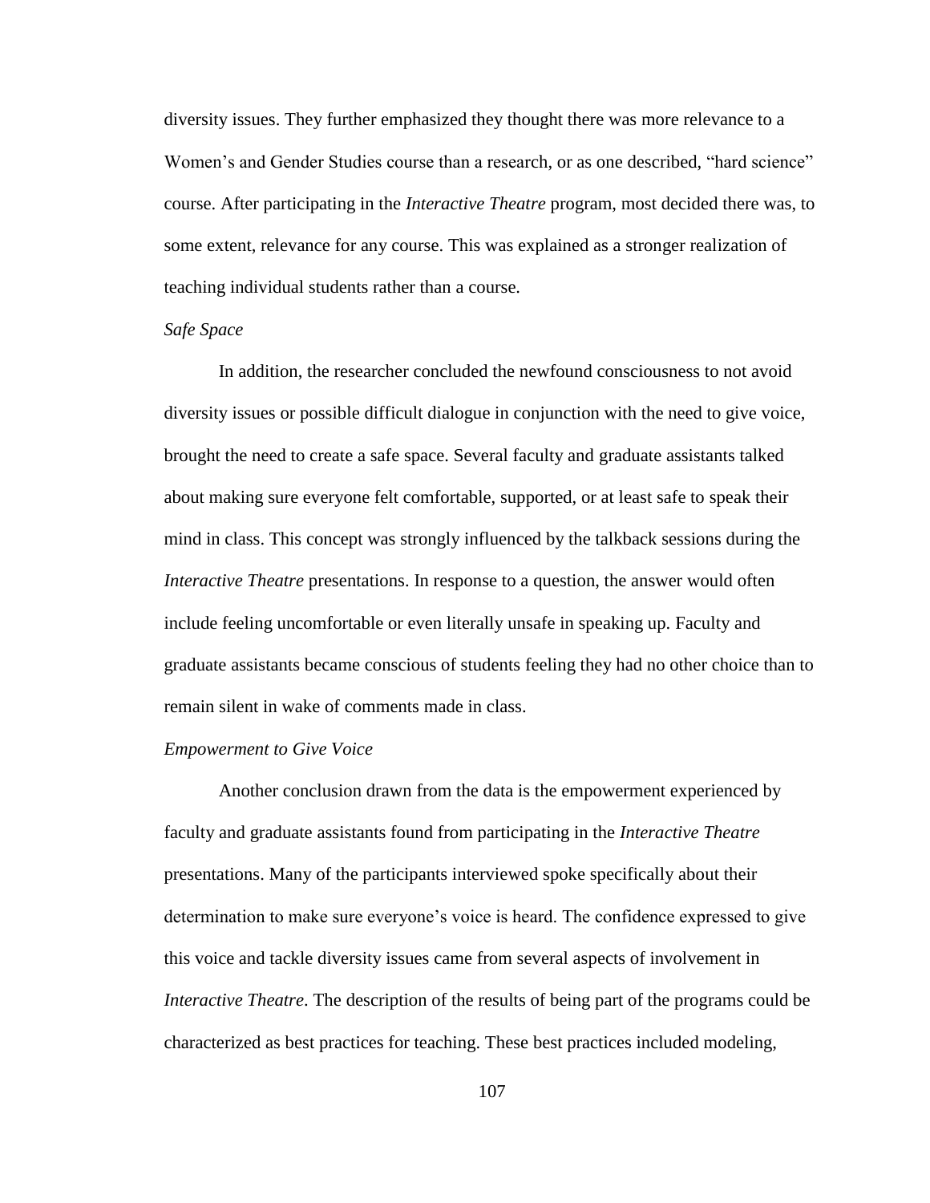diversity issues. They further emphasized they thought there was more relevance to a Women's and Gender Studies course than a research, or as one described, "hard science" course. After participating in the *Interactive Theatre* program, most decided there was, to some extent, relevance for any course. This was explained as a stronger realization of teaching individual students rather than a course.

### *Safe Space*

In addition, the researcher concluded the newfound consciousness to not avoid diversity issues or possible difficult dialogue in conjunction with the need to give voice, brought the need to create a safe space. Several faculty and graduate assistants talked about making sure everyone felt comfortable, supported, or at least safe to speak their mind in class. This concept was strongly influenced by the talkback sessions during the *Interactive Theatre* presentations. In response to a question, the answer would often include feeling uncomfortable or even literally unsafe in speaking up. Faculty and graduate assistants became conscious of students feeling they had no other choice than to remain silent in wake of comments made in class.

### *Empowerment to Give Voice*

Another conclusion drawn from the data is the empowerment experienced by faculty and graduate assistants found from participating in the *Interactive Theatre* presentations. Many of the participants interviewed spoke specifically about their determination to make sure everyone's voice is heard. The confidence expressed to give this voice and tackle diversity issues came from several aspects of involvement in *Interactive Theatre*. The description of the results of being part of the programs could be characterized as best practices for teaching. These best practices included modeling,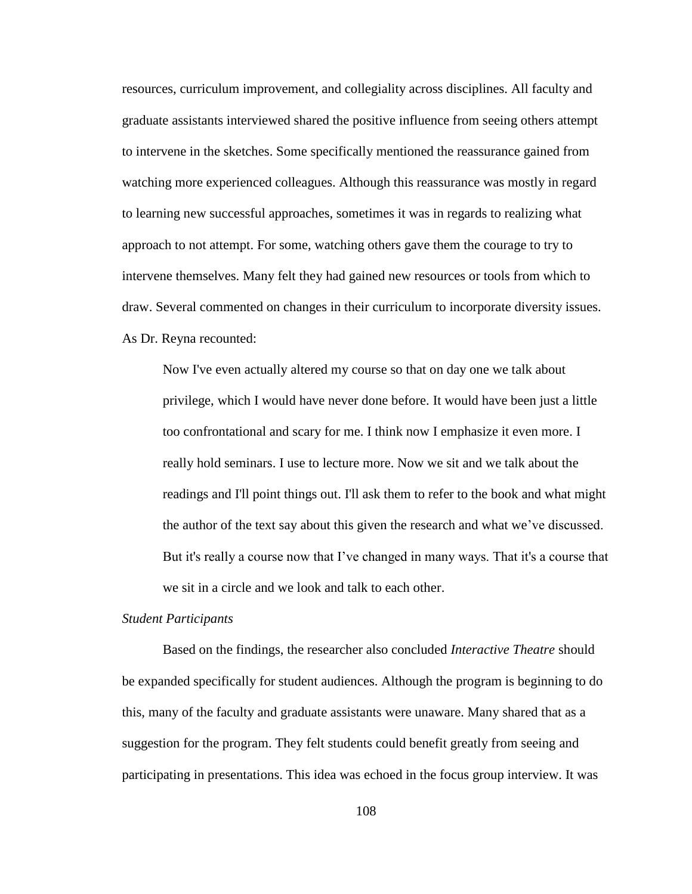resources, curriculum improvement, and collegiality across disciplines. All faculty and graduate assistants interviewed shared the positive influence from seeing others attempt to intervene in the sketches. Some specifically mentioned the reassurance gained from watching more experienced colleagues. Although this reassurance was mostly in regard to learning new successful approaches, sometimes it was in regards to realizing what approach to not attempt. For some, watching others gave them the courage to try to intervene themselves. Many felt they had gained new resources or tools from which to draw. Several commented on changes in their curriculum to incorporate diversity issues. As Dr. Reyna recounted:

> Now I've even actually altered my course so that on day one we talk about privilege, which I would have never done before. It would have been just a little too confrontational and scary for me. I think now I emphasize it even more. I really hold seminars. I use to lecture more. Now we sit and we talk about the readings and I'll point things out. I'll ask them to refer to the book and what might the author of the text say about this given the research and what we've discussed. But it's really a course now that I've changed in many ways. That it's a course that we sit in a circle and we look and talk to each other.

*Student Participants*

Based on the findings, the researcher also concluded *Interactive Theatre* should be expanded specifically for student audiences. Although the program is beginning to do this, many of the faculty and graduate assistants were unaware. Many shared that as a suggestion for the program. They felt students could benefit greatly from seeing and participating in presentations. This idea was echoed in the focus group interview. It was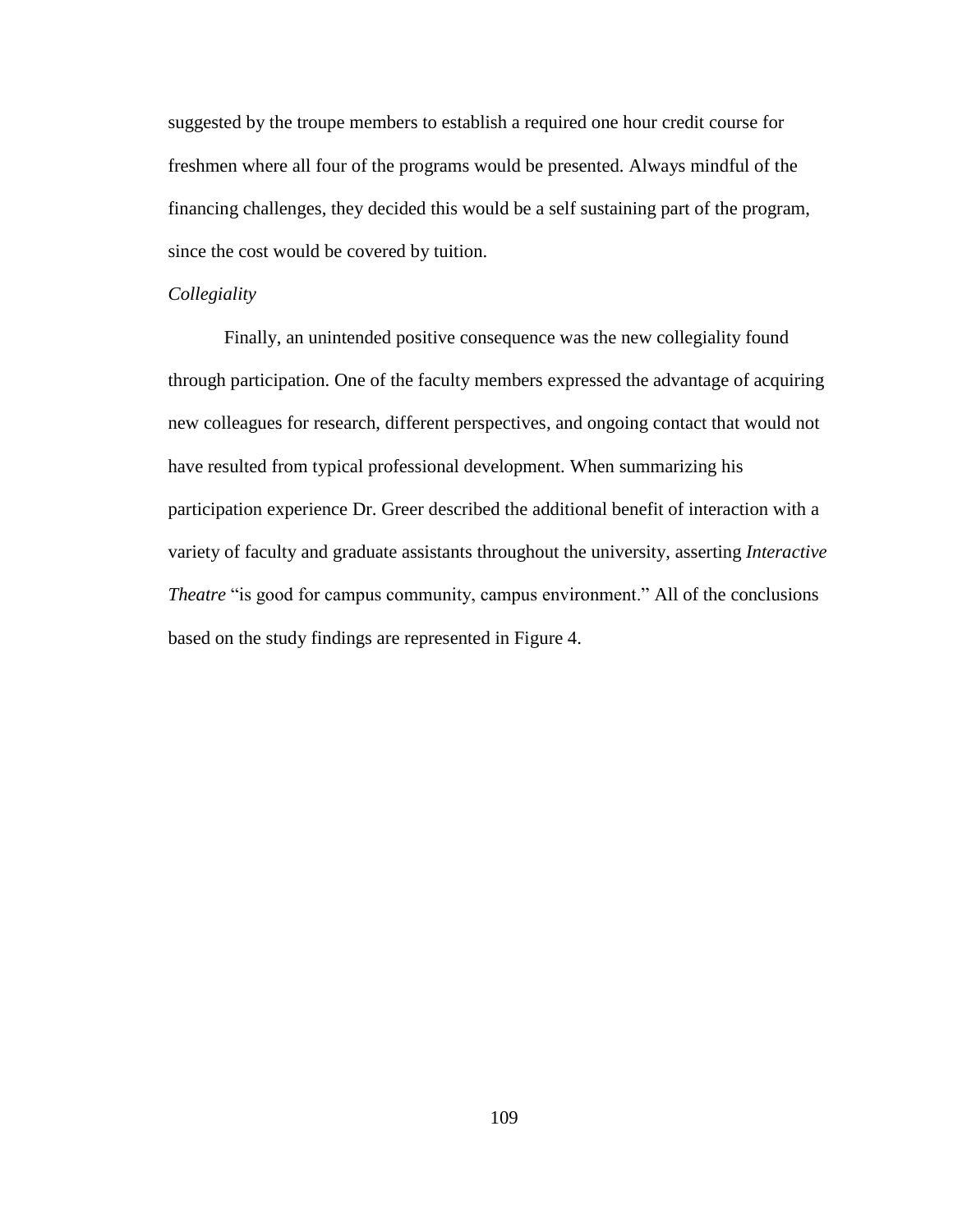suggested by the troupe members to establish a required one hour credit course for freshmen where all four of the programs would be presented. Always mindful of the financing challenges, they decided this would be a self sustaining part of the program, since the cost would be covered by tuition.

*Collegiality*

Finally, an unintended positive consequence was the new collegiality found through participation. One of the faculty members expressed the advantage of acquiring new colleagues for research, different perspectives, and ongoing contact that would not have resulted from typical professional development. When summarizing his participation experience Dr. Greer described the additional benefit of interaction with a variety of faculty and graduate assistants throughout the university, asserting *Interactive Theatre* "is good for campus community, campus environment." All of the conclusions based on the study findings are represented in Figure 4.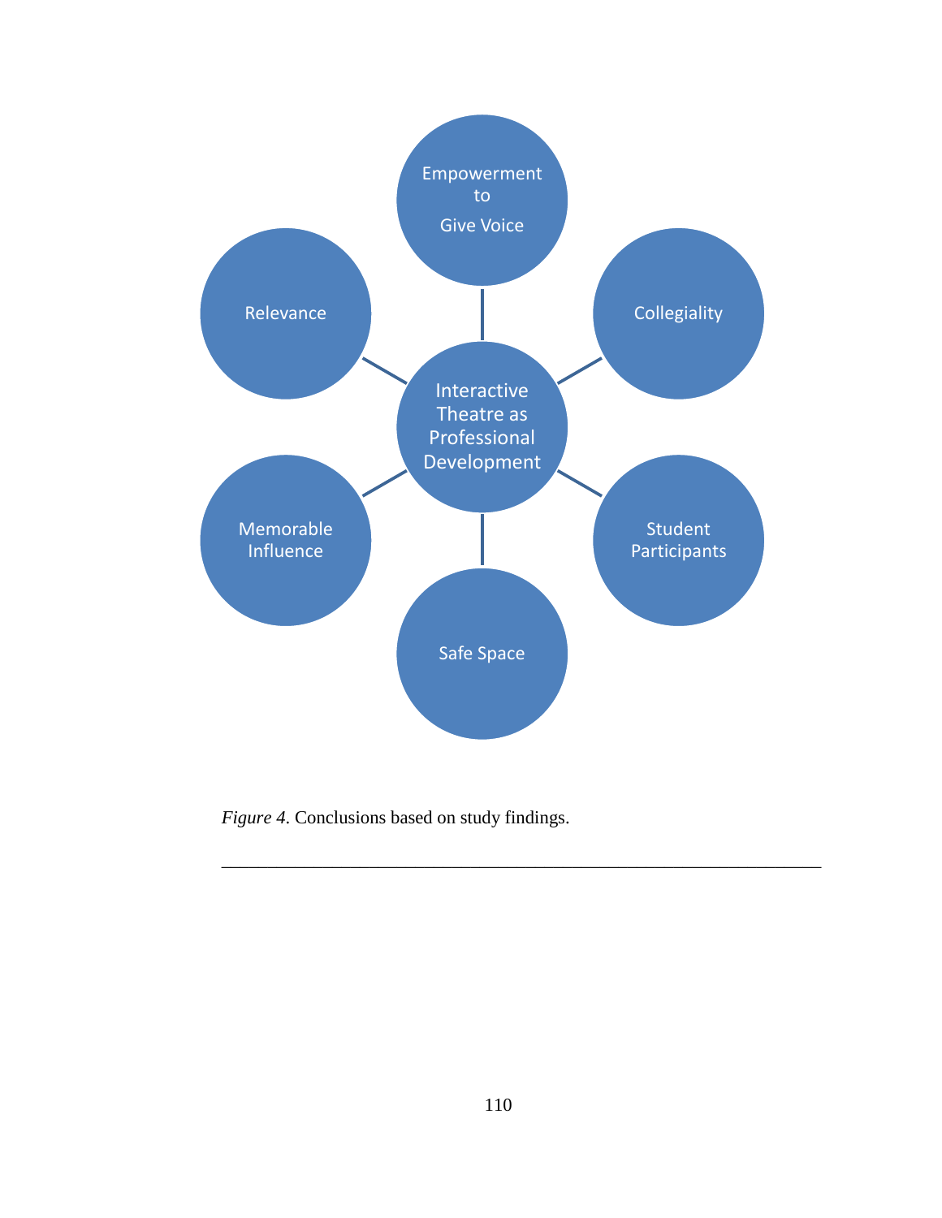Empowerment to Give Voice

Relevance

Collegiality

Interactive Theatre as Professional Development

Memorable Influence

Student Participants

Safe Space

*Figure 4*. Conclusions based on study findings.

---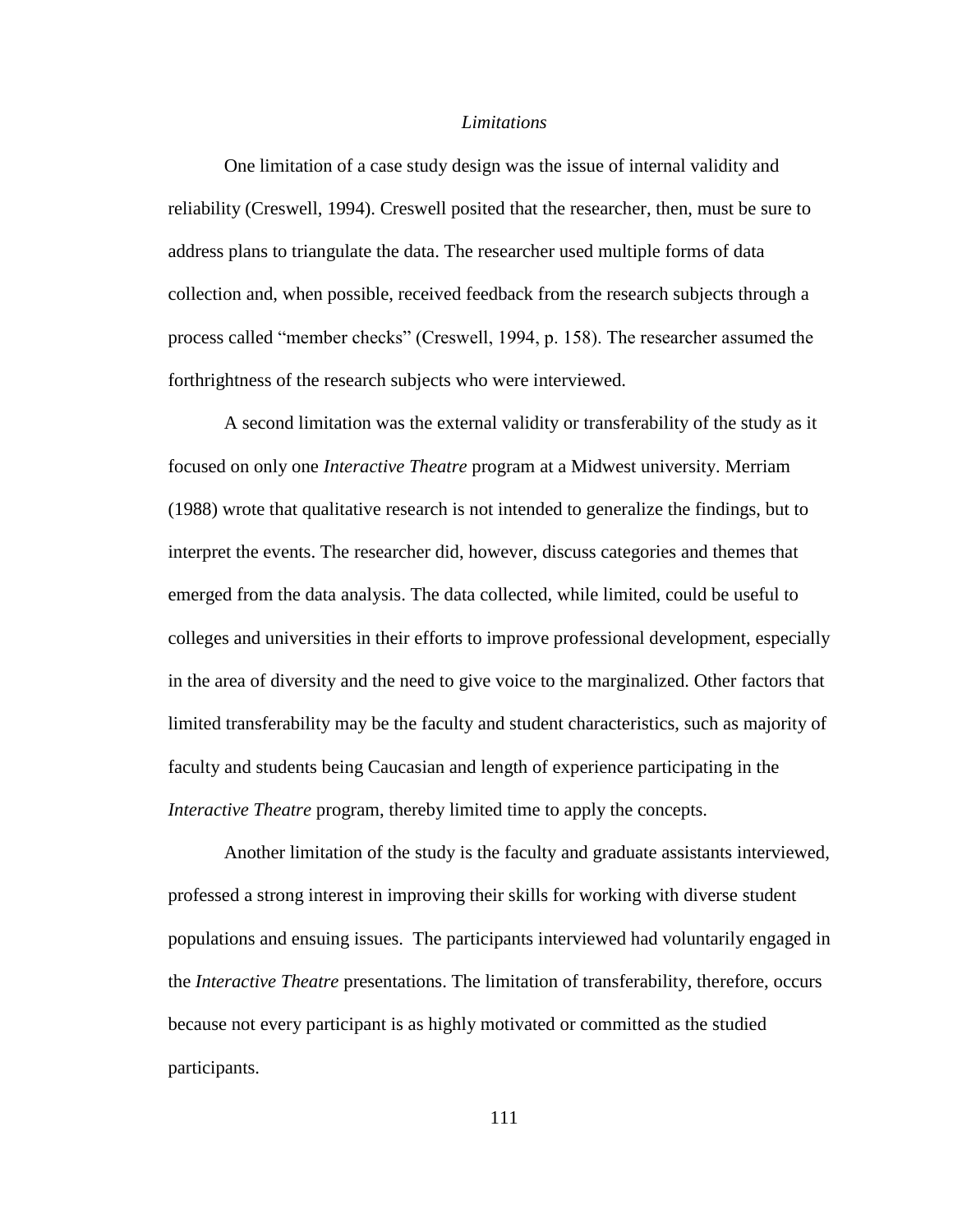### *Limitations*

One limitation of a case study design was the issue of internal validity and reliability (Creswell, 1994). Creswell posited that the researcher, then, must be sure to address plans to triangulate the data. The researcher used multiple forms of data collection and, when possible, received feedback from the research subjects through a process called "member checks" (Creswell, 1994, p. 158). The researcher assumed the forthrightness of the research subjects who were interviewed.

A second limitation was the external validity or transferability of the study as it focused on only one *Interactive Theatre* program at a Midwest university. Merriam (1988) wrote that qualitative research is not intended to generalize the findings, but to interpret the events. The researcher did, however, discuss categories and themes that emerged from the data analysis. The data collected, while limited, could be useful to colleges and universities in their efforts to improve professional development, especially in the area of diversity and the need to give voice to the marginalized. Other factors that limited transferability may be the faculty and student characteristics, such as majority of faculty and students being Caucasian and length of experience participating in the *Interactive Theatre* program, thereby limited time to apply the concepts.

Another limitation of the study is the faculty and graduate assistants interviewed, professed a strong interest in improving their skills for working with diverse student populations and ensuing issues. The participants interviewed had voluntarily engaged in the *Interactive Theatre* presentations. The limitation of transferability, therefore, occurs because not every participant is as highly motivated or committed as the studied participants.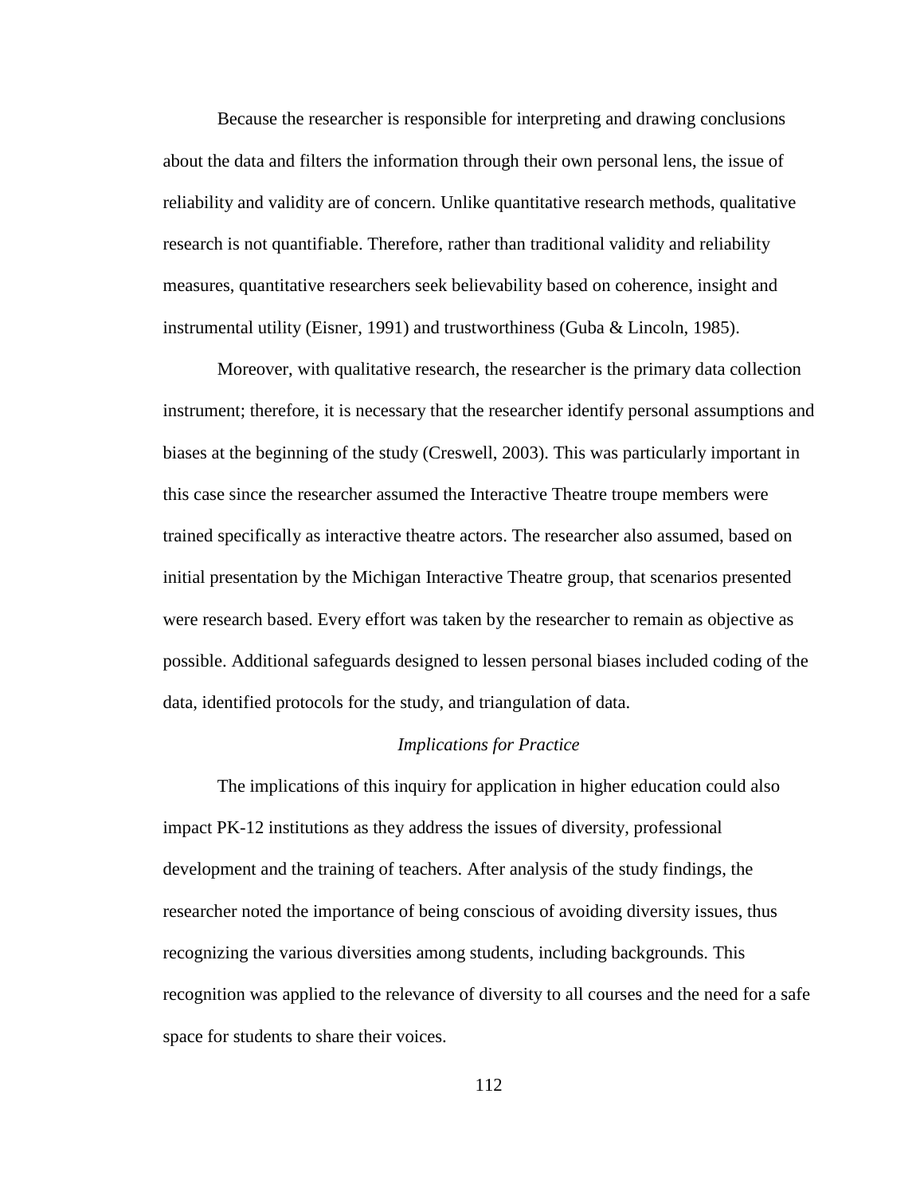Because the researcher is responsible for interpreting and drawing conclusions about the data and filters the information through their own personal lens, the issue of reliability and validity are of concern. Unlike quantitative research methods, qualitative research is not quantifiable. Therefore, rather than traditional validity and reliability measures, quantitative researchers seek believability based on coherence, insight and instrumental utility (Eisner, 1991) and trustworthiness (Guba & Lincoln, 1985).

Moreover, with qualitative research, the researcher is the primary data collection instrument; therefore, it is necessary that the researcher identify personal assumptions and biases at the beginning of the study (Creswell, 2003). This was particularly important in this case since the researcher assumed the Interactive Theatre troupe members were trained specifically as interactive theatre actors. The researcher also assumed, based on initial presentation by the Michigan Interactive Theatre group, that scenarios presented were research based. Every effort was taken by the researcher to remain as objective as possible. Additional safeguards designed to lessen personal biases included coding of the data, identified protocols for the study, and triangulation of data.

### *Implications for Practice*

The implications of this inquiry for application in higher education could also impact PK-12 institutions as they address the issues of diversity, professional development and the training of teachers. After analysis of the study findings, the researcher noted the importance of being conscious of avoiding diversity issues, thus recognizing the various diversities among students, including backgrounds. This recognition was applied to the relevance of diversity to all courses and the need for a safe space for students to share their voices.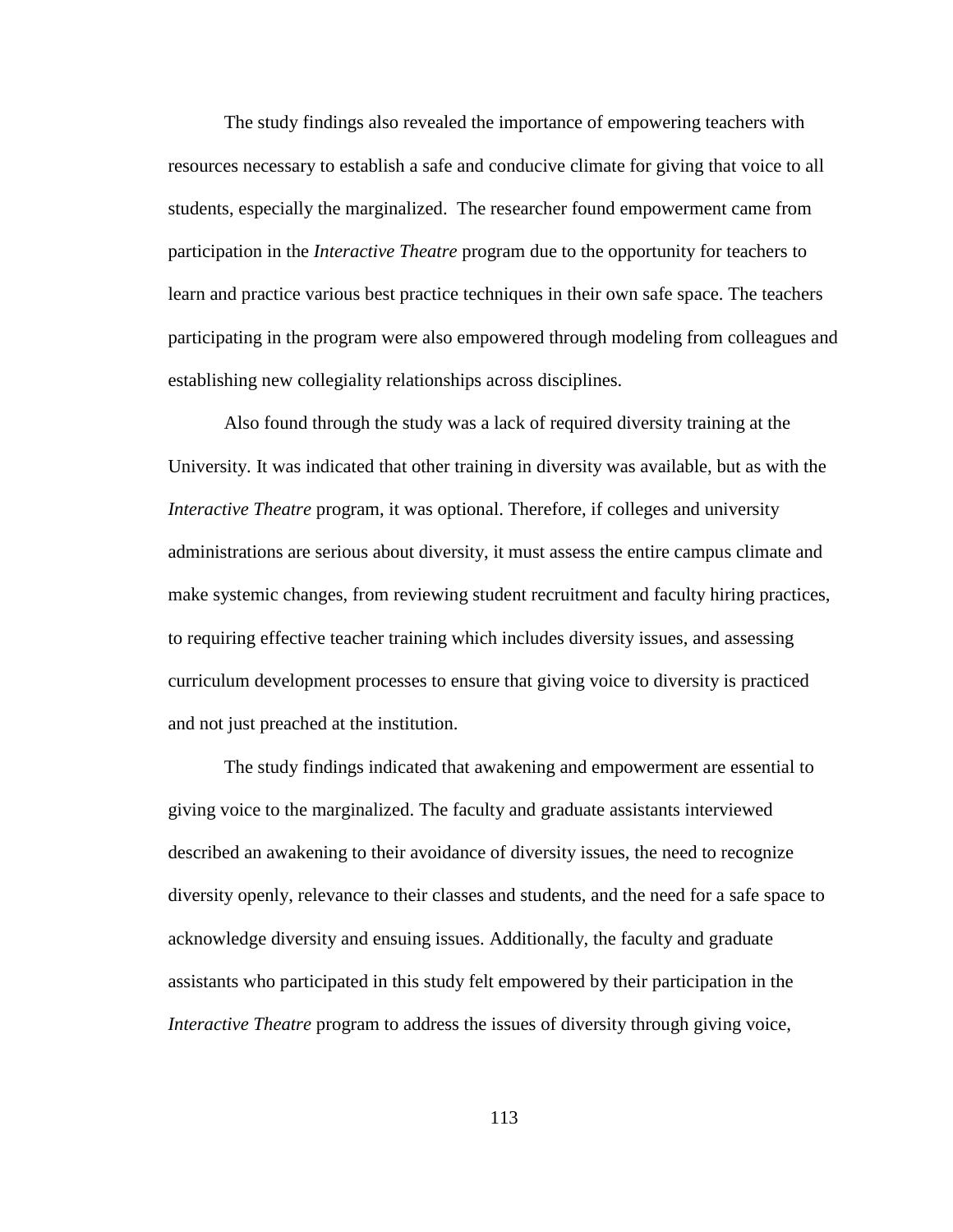The study findings also revealed the importance of empowering teachers with resources necessary to establish a safe and conducive climate for giving that voice to all students, especially the marginalized. The researcher found empowerment came from participation in the *Interactive Theatre* program due to the opportunity for teachers to learn and practice various best practice techniques in their own safe space. The teachers participating in the program were also empowered through modeling from colleagues and establishing new collegiality relationships across disciplines.

Also found through the study was a lack of required diversity training at the University. It was indicated that other training in diversity was available, but as with the *Interactive Theatre* program, it was optional. Therefore, if colleges and university administrations are serious about diversity, it must assess the entire campus climate and make systemic changes, from reviewing student recruitment and faculty hiring practices, to requiring effective teacher training which includes diversity issues, and assessing curriculum development processes to ensure that giving voice to diversity is practiced and not just preached at the institution.

The study findings indicated that awakening and empowerment are essential to giving voice to the marginalized. The faculty and graduate assistants interviewed described an awakening to their avoidance of diversity issues, the need to recognize diversity openly, relevance to their classes and students, and the need for a safe space to acknowledge diversity and ensuing issues. Additionally, the faculty and graduate assistants who participated in this study felt empowered by their participation in the *Interactive Theatre* program to address the issues of diversity through giving voice,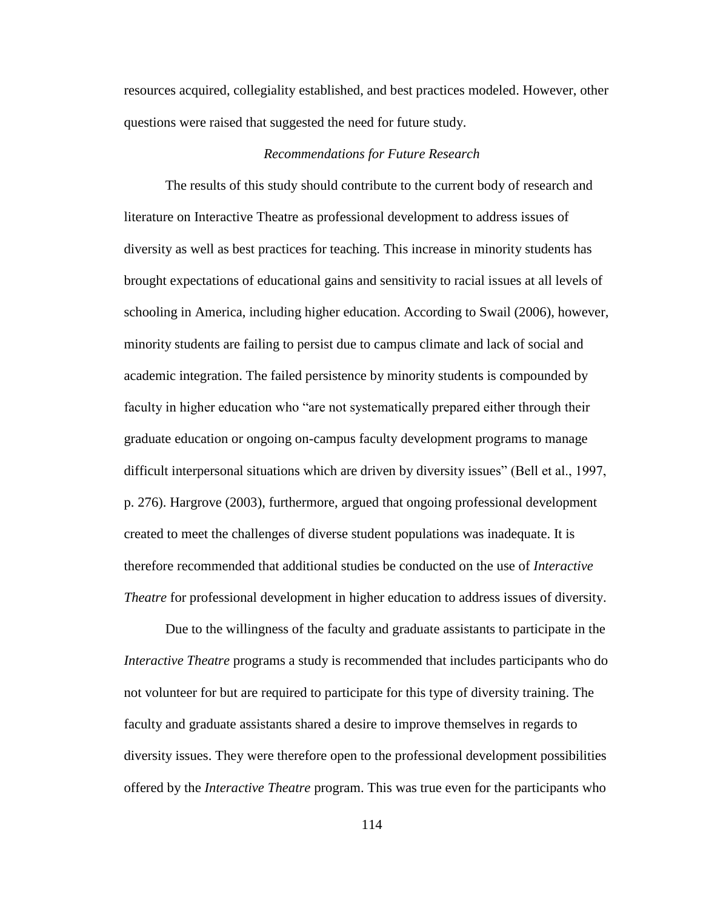resources acquired, collegiality established, and best practices modeled. However, other questions were raised that suggested the need for future study.

### *Recommendations for Future Research*

The results of this study should contribute to the current body of research and literature on Interactive Theatre as professional development to address issues of diversity as well as best practices for teaching. This increase in minority students has brought expectations of educational gains and sensitivity to racial issues at all levels of schooling in America, including higher education. According to Swail (2006), however, minority students are failing to persist due to campus climate and lack of social and academic integration. The failed persistence by minority students is compounded by faculty in higher education who "are not systematically prepared either through their graduate education or ongoing on-campus faculty development programs to manage difficult interpersonal situations which are driven by diversity issues" (Bell et al., 1997, p. 276). Hargrove (2003), furthermore, argued that ongoing professional development created to meet the challenges of diverse student populations was inadequate. It is therefore recommended that additional studies be conducted on the use of *Interactive Theatre* for professional development in higher education to address issues of diversity.

Due to the willingness of the faculty and graduate assistants to participate in the *Interactive Theatre* programs a study is recommended that includes participants who do not volunteer for but are required to participate for this type of diversity training. The faculty and graduate assistants shared a desire to improve themselves in regards to diversity issues. They were therefore open to the professional development possibilities offered by the *Interactive Theatre* program. This was true even for the participants who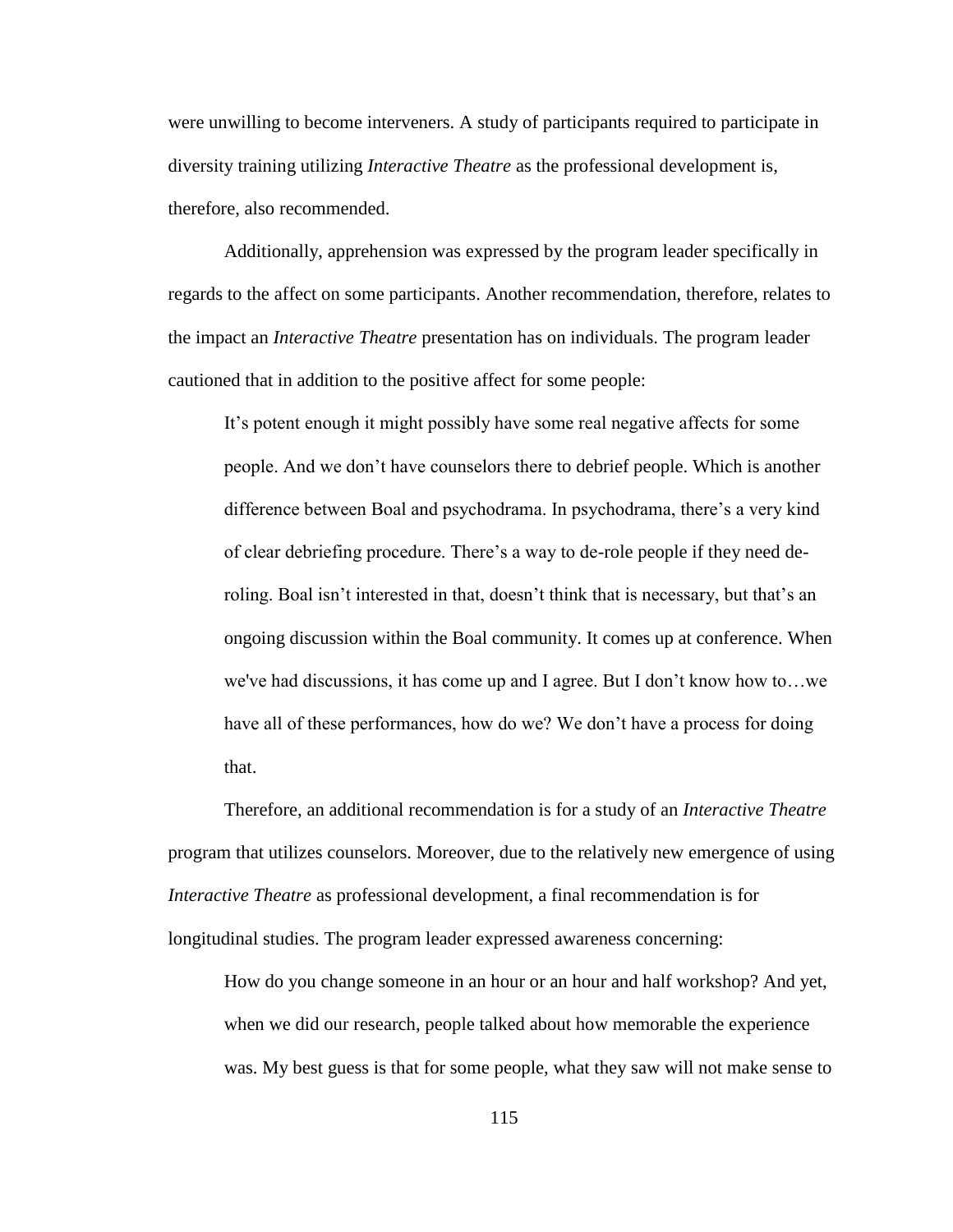were unwilling to become interveners. A study of participants required to participate in diversity training utilizing *Interactive Theatre* as the professional development is, therefore, also recommended.

Additionally, apprehension was expressed by the program leader specifically in regards to the affect on some participants. Another recommendation, therefore, relates to the impact an *Interactive Theatre* presentation has on individuals. The program leader cautioned that in addition to the positive affect for some people:

> It's potent enough it might possibly have some real negative affects for some people. And we don't have counselors there to debrief people. Which is another difference between Boal and psychodrama. In psychodrama, there's a very kind of clear debriefing procedure. There's a way to de-role people if they need de-roling. Boal isn't interested in that, doesn't think that is necessary, but that's an ongoing discussion within the Boal community. It comes up at conference. When we've had discussions, it has come up and I agree. But I don't know how to…we have all of these performances, how do we? We don't have a process for doing that.

Therefore, an additional recommendation is for a study of an *Interactive Theatre* program that utilizes counselors. Moreover, due to the relatively new emergence of using *Interactive Theatre* as professional development, a final recommendation is for longitudinal studies. The program leader expressed awareness concerning:

> How do you change someone in an hour or an hour and half workshop? And yet, when we did our research, people talked about how memorable the experience was. My best guess is that for some people, what they saw will not make sense to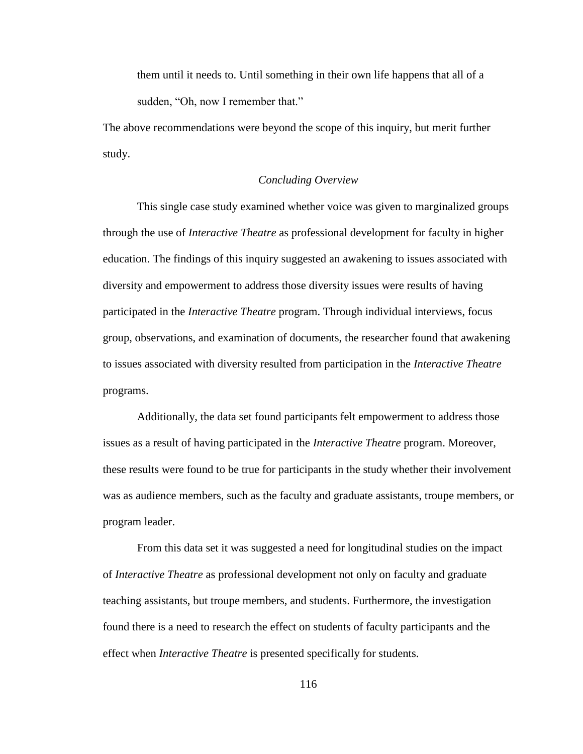> them until it needs to. Until something in their own life happens that all of a sudden, "Oh, now I remember that."

The above recommendations were beyond the scope of this inquiry, but merit further study.

### *Concluding Overview*

This single case study examined whether voice was given to marginalized groups through the use of *Interactive Theatre* as professional development for faculty in higher education. The findings of this inquiry suggested an awakening to issues associated with diversity and empowerment to address those diversity issues were results of having participated in the *Interactive Theatre* program. Through individual interviews, focus group, observations, and examination of documents, the researcher found that awakening to issues associated with diversity resulted from participation in the *Interactive Theatre* programs.

Additionally, the data set found participants felt empowerment to address those issues as a result of having participated in the *Interactive Theatre* program. Moreover, these results were found to be true for participants in the study whether their involvement was as audience members, such as the faculty and graduate assistants, troupe members, or program leader.

From this data set it was suggested a need for longitudinal studies on the impact of *Interactive Theatre* as professional development not only on faculty and graduate teaching assistants, but troupe members, and students. Furthermore, the investigation found there is a need to research the effect on students of faculty participants and the effect when *Interactive Theatre* is presented specifically for students.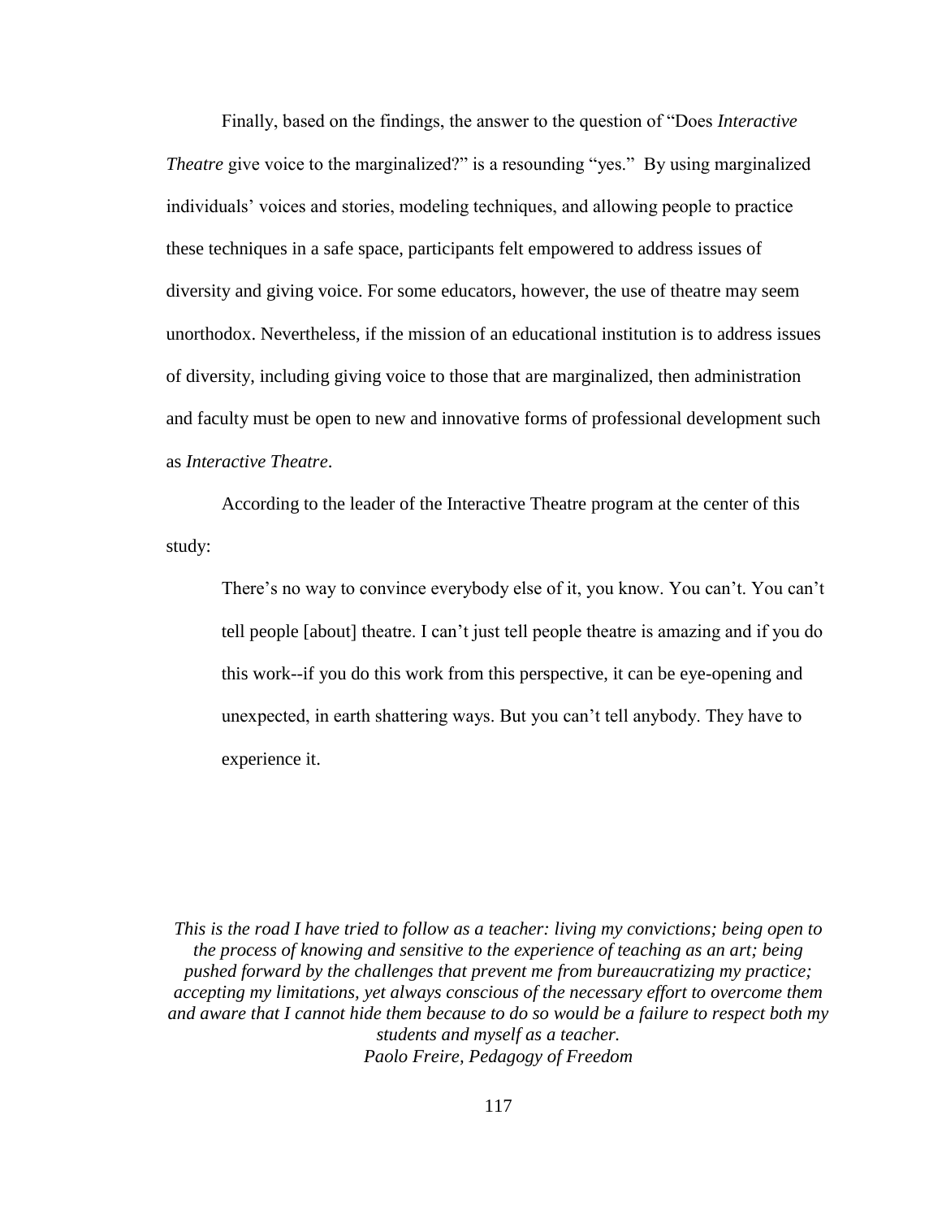Finally, based on the findings, the answer to the question of "Does *Interactive Theatre* give voice to the marginalized?" is a resounding "yes." By using marginalized individuals' voices and stories, modeling techniques, and allowing people to practice these techniques in a safe space, participants felt empowered to address issues of diversity and giving voice. For some educators, however, the use of theatre may seem unorthodox. Nevertheless, if the mission of an educational institution is to address issues of diversity, including giving voice to those that are marginalized, then administration and faculty must be open to new and innovative forms of professional development such as *Interactive Theatre*.

According to the leader of the Interactive Theatre program at the center of this study:

> There's no way to convince everybody else of it, you know. You can't. You can't tell people [about] theatre. I can't just tell people theatre is amazing and if you do this work--if you do this work from this perspective, it can be eye-opening and unexpected, in earth shattering ways. But you can't tell anybody. They have to experience it.

*This is the road I have tried to follow as a teacher: living my convictions; being open to the process of knowing and sensitive to the experience of teaching as an art; being pushed forward by the challenges that prevent me from bureaucratizing my practice; accepting my limitations, yet always conscious of the necessary effort to overcome them and aware that I cannot hide them because to do so would be a failure to respect both my students and myself as a teacher.*
*Paolo Freire, Pedagogy of Freedom*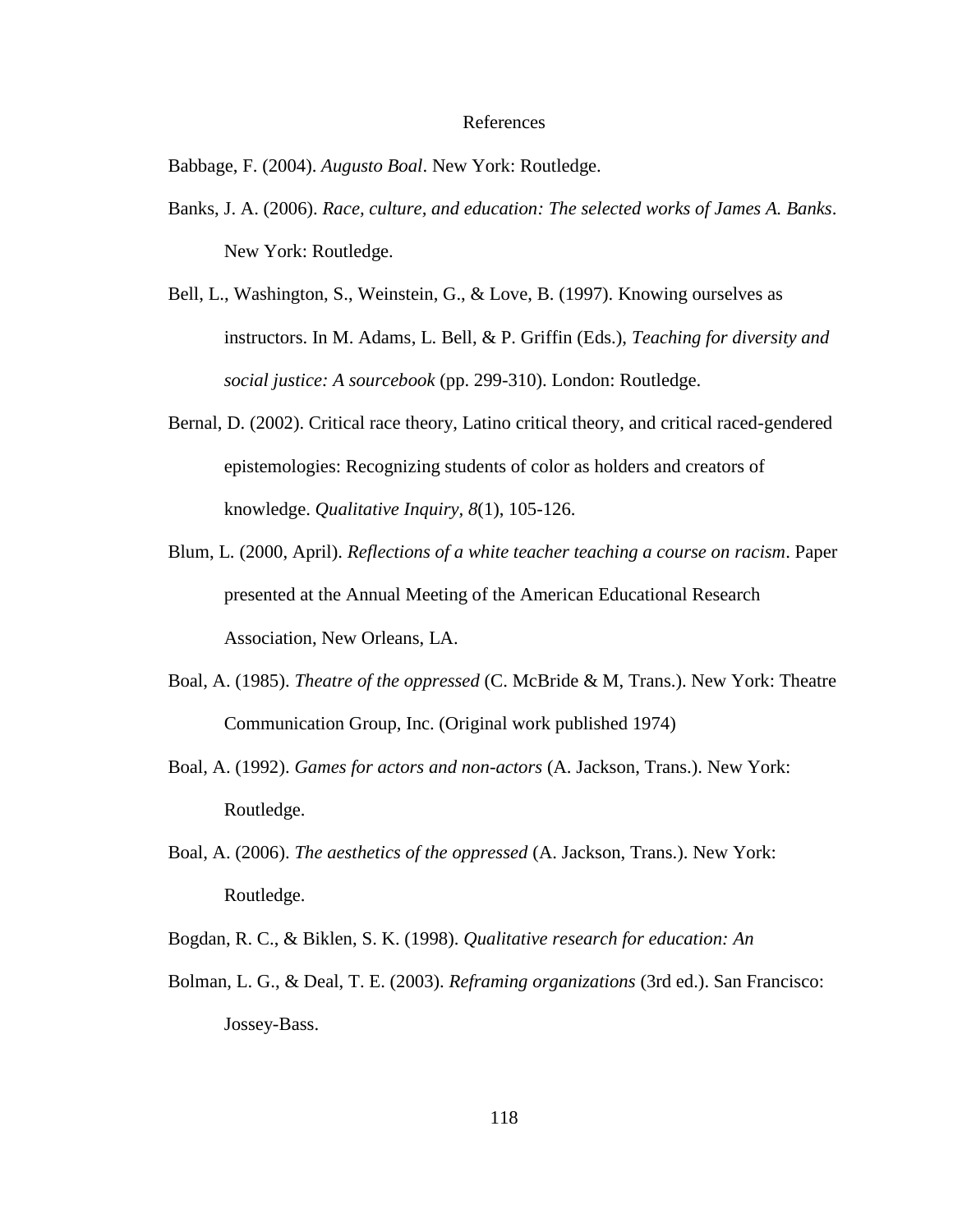# References

Babbage, F. (2004). *Augusto Boal*. New York: Routledge.

Banks, J. A. (2006). *Race, culture, and education: The selected works of James A. Banks*. New York: Routledge.

Bell, L., Washington, S., Weinstein, G., & Love, B. (1997). Knowing ourselves as instructors. In M. Adams, L. Bell, & P. Griffin (Eds.), *Teaching for diversity and social justice: A sourcebook* (pp. 299-310). London: Routledge.

Bernal, D. (2002). Critical race theory, Latino critical theory, and critical raced-gendered epistemologies: Recognizing students of color as holders and creators of knowledge. *Qualitative Inquiry, 8*(1), 105-126.

Blum, L. (2000, April). *Reflections of a white teacher teaching a course on racism*. Paper presented at the Annual Meeting of the American Educational Research Association, New Orleans, LA.

Boal, A. (1985). *Theatre of the oppressed* (C. McBride & M, Trans.). New York: Theatre Communication Group, Inc. (Original work published 1974)

Boal, A. (1992). *Games for actors and non-actors* (A. Jackson, Trans.). New York: Routledge.

Boal, A. (2006). *The aesthetics of the oppressed* (A. Jackson, Trans.). New York: Routledge.

Bogdan, R. C., & Biklen, S. K. (1998). *Qualitative research for education: An*

Bolman, L. G., & Deal, T. E. (2003). *Reframing organizations* (3rd ed.). San Francisco: Jossey-Bass.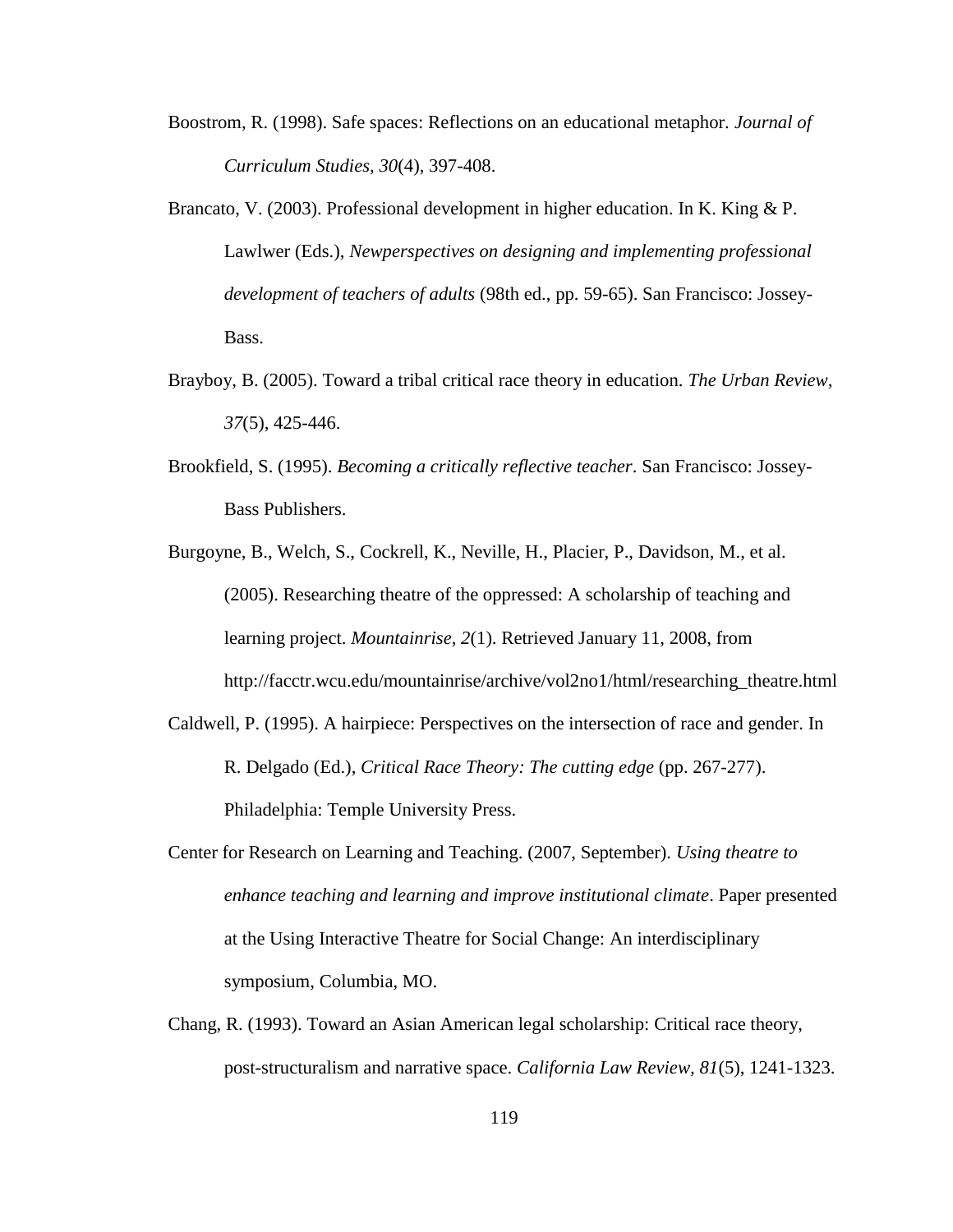Boostrom, R. (1998). Safe spaces: Reflections on an educational metaphor. *Journal of Curriculum Studies, 30*(4), 397-408.

Brancato, V. (2003). Professional development in higher education. In K. King & P. Lawlwer (Eds.), *Newperspectives on designing and implementing professional development of teachers of adults* (98th ed., pp. 59-65). San Francisco: Jossey-Bass.

Brayboy, B. (2005). Toward a tribal critical race theory in education. *The Urban Review, 37*(5), 425-446.

Brookfield, S. (1995). *Becoming a critically reflective teacher*. San Francisco: Jossey-Bass Publishers.

Burgoyne, B., Welch, S., Cockrell, K., Neville, H., Placier, P., Davidson, M., et al. (2005). Researching theatre of the oppressed: A scholarship of teaching and learning project. *Mountainrise, 2*(1). Retrieved January 11, 2008, from http://facctr.wcu.edu/mountainrise/archive/vol2no1/html/researching_theatre.html

Caldwell, P. (1995). A hairpiece: Perspectives on the intersection of race and gender. In R. Delgado (Ed.), *Critical Race Theory: The cutting edge* (pp. 267-277). Philadelphia: Temple University Press.

Center for Research on Learning and Teaching. (2007, September). *Using theatre to enhance teaching and learning and improve institutional climate*. Paper presented at the Using Interactive Theatre for Social Change: An interdisciplinary symposium, Columbia, MO.

Chang, R. (1993). Toward an Asian American legal scholarship: Critical race theory, post-structuralism and narrative space. *California Law Review, 81*(5), 1241-1323.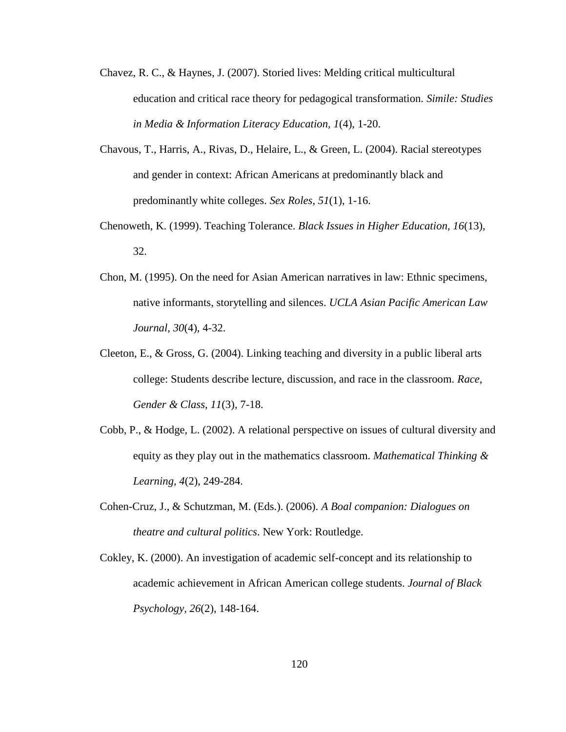Chavez, R. C., & Haynes, J. (2007). Storied lives: Melding critical multicultural education and critical race theory for pedagogical transformation. *Simile: Studies in Media & Information Literacy Education, 1*(4), 1-20.

Chavous, T., Harris, A., Rivas, D., Helaire, L., & Green, L. (2004). Racial stereotypes and gender in context: African Americans at predominantly black and predominantly white colleges. *Sex Roles, 51*(1), 1-16.

Chenoweth, K. (1999). Teaching Tolerance. *Black Issues in Higher Education, 16*(13), 32.

Chon, M. (1995). On the need for Asian American narratives in law: Ethnic specimens, native informants, storytelling and silences. *UCLA Asian Pacific American Law Journal, 30*(4), 4-32.

Cleeton, E., & Gross, G. (2004). Linking teaching and diversity in a public liberal arts college: Students describe lecture, discussion, and race in the classroom. *Race, Gender & Class, 11*(3), 7-18.

Cobb, P., & Hodge, L. (2002). A relational perspective on issues of cultural diversity and equity as they play out in the mathematics classroom. *Mathematical Thinking & Learning, 4*(2), 249-284.

Cohen-Cruz, J., & Schutzman, M. (Eds.). (2006). *A Boal companion: Dialogues on theatre and cultural politics*. New York: Routledge.

Cokley, K. (2000). An investigation of academic self-concept and its relationship to academic achievement in African American college students. *Journal of Black Psychology, 26*(2), 148-164.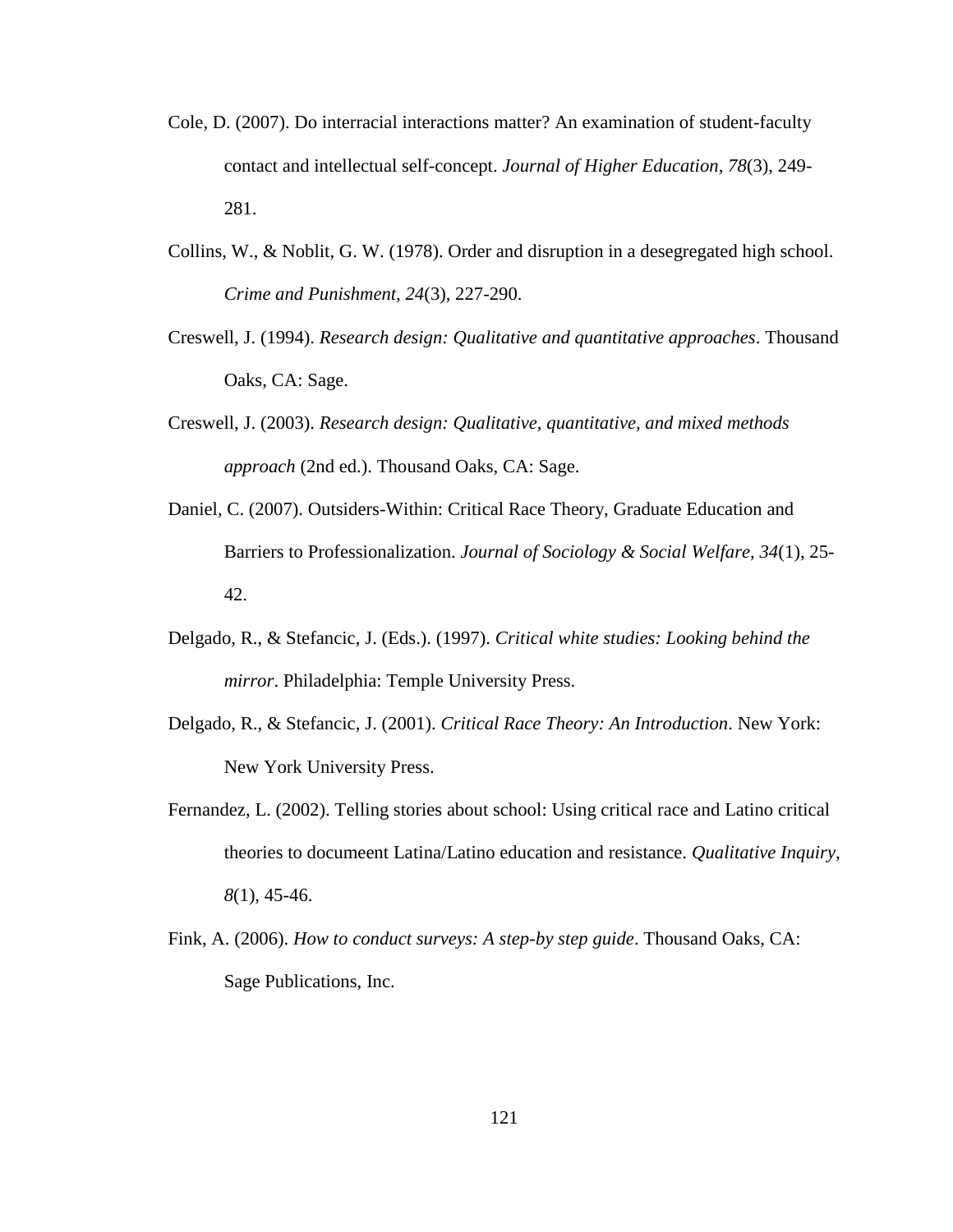Cole, D. (2007). Do interracial interactions matter? An examination of student-faculty contact and intellectual self-concept. *Journal of Higher Education, 78*(3), 249-281.

Collins, W., & Noblit, G. W. (1978). Order and disruption in a desegregated high school. *Crime and Punishment, 24*(3), 227-290.

Creswell, J. (1994). *Research design: Qualitative and quantitative approaches*. Thousand Oaks, CA: Sage.

Creswell, J. (2003). *Research design: Qualitative, quantitative, and mixed methods approach* (2nd ed.). Thousand Oaks, CA: Sage.

Daniel, C. (2007). Outsiders-Within: Critical Race Theory, Graduate Education and Barriers to Professionalization. *Journal of Sociology & Social Welfare, 34*(1), 25-42.

Delgado, R., & Stefancic, J. (Eds.). (1997). *Critical white studies: Looking behind the mirror*. Philadelphia: Temple University Press.

Delgado, R., & Stefancic, J. (2001). *Critical Race Theory: An Introduction*. New York: New York University Press.

Fernandez, L. (2002). Telling stories about school: Using critical race and Latino critical theories to documeent Latina/Latino education and resistance. *Qualitative Inquiry, 8*(1), 45-46.

Fink, A. (2006). *How to conduct surveys: A step-by step guide*. Thousand Oaks, CA: Sage Publications, Inc.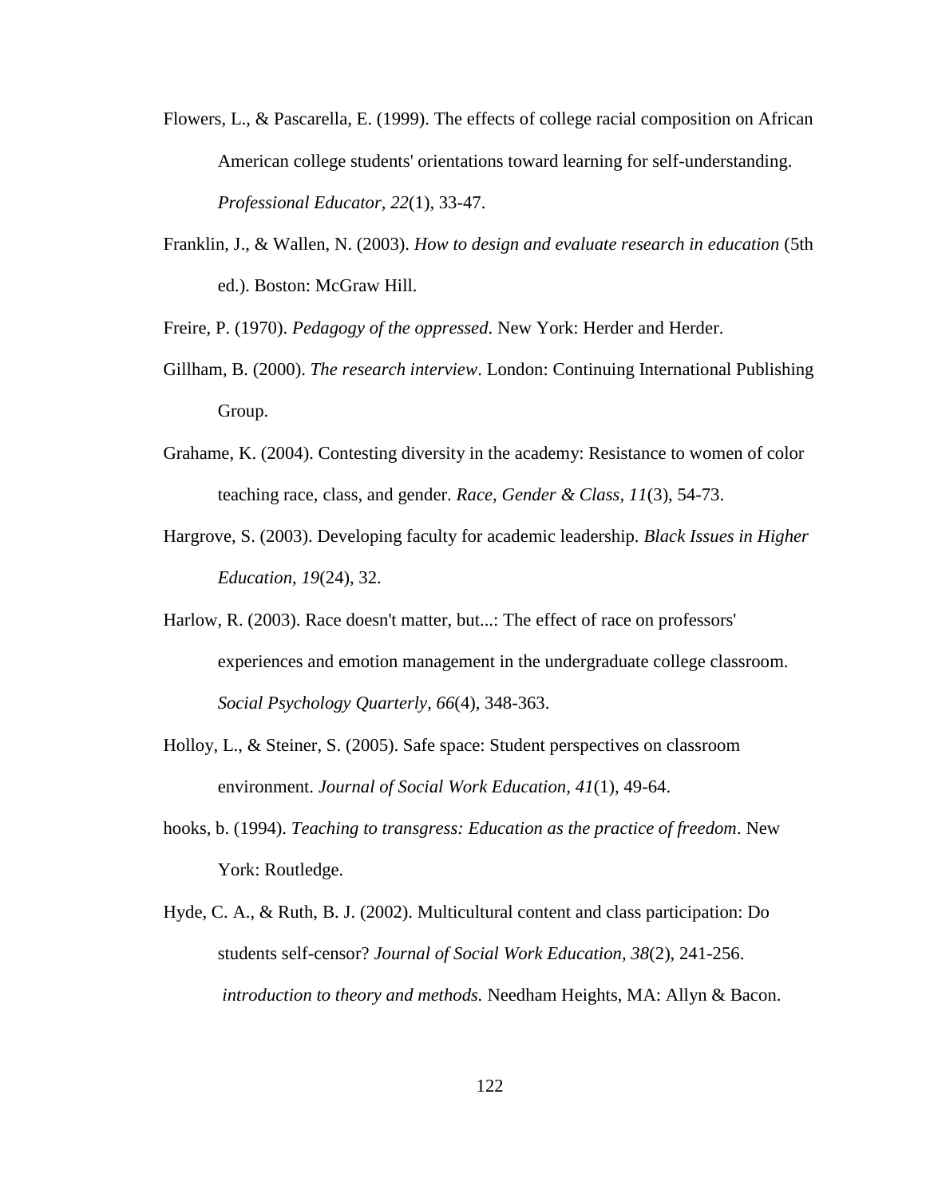Flowers, L., & Pascarella, E. (1999). The effects of college racial composition on African American college students' orientations toward learning for self-understanding. *Professional Educator*, *22*(1), 33-47.

Franklin, J., & Wallen, N. (2003). *How to design and evaluate research in education* (5th ed.). Boston: McGraw Hill.

Freire, P. (1970). *Pedagogy of the oppressed*. New York: Herder and Herder.

Gillham, B. (2000). *The research interview*. London: Continuing International Publishing Group.

Grahame, K. (2004). Contesting diversity in the academy: Resistance to women of color teaching race, class, and gender. *Race, Gender & Class*, *11*(3), 54-73.

Hargrove, S. (2003). Developing faculty for academic leadership. *Black Issues in Higher Education, 19*(24), 32.

Harlow, R. (2003). Race doesn't matter, but...: The effect of race on professors' experiences and emotion management in the undergraduate college classroom. *Social Psychology Quarterly, 66*(4), 348-363.

Holloy, L., & Steiner, S. (2005). Safe space: Student perspectives on classroom environment. *Journal of Social Work Education*, *41*(1), 49-64.

hooks, b. (1994). *Teaching to transgress: Education as the practice of freedom*. New York: Routledge.

Hyde, C. A., & Ruth, B. J. (2002). Multicultural content and class participation: Do students self-censor? *Journal of Social Work Education*, *38*(2), 241-256. *introduction to theory and methods.* Needham Heights, MA: Allyn & Bacon.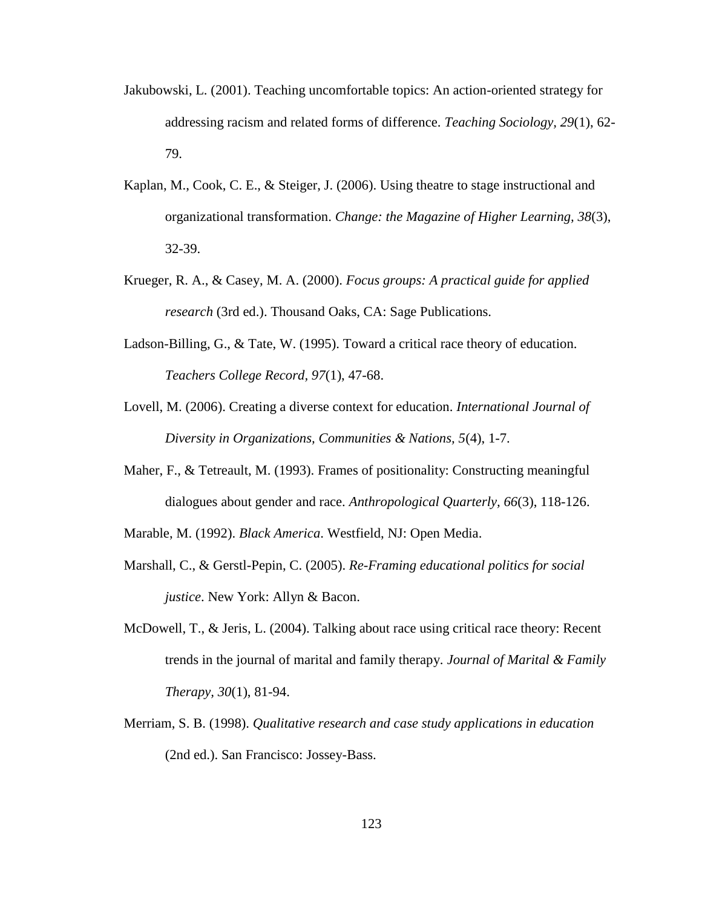Jakubowski, L. (2001). Teaching uncomfortable topics: An action-oriented strategy for addressing racism and related forms of difference. *Teaching Sociology, 29*(1), 62-79.

Kaplan, M., Cook, C. E., & Steiger, J. (2006). Using theatre to stage instructional and organizational transformation. *Change: the Magazine of Higher Learning, 38*(3), 32-39.

Krueger, R. A., & Casey, M. A. (2000). *Focus groups: A practical guide for applied research* (3rd ed.). Thousand Oaks, CA: Sage Publications.

Ladson-Billing, G., & Tate, W. (1995). Toward a critical race theory of education. *Teachers College Record, 97*(1), 47-68.

Lovell, M. (2006). Creating a diverse context for education. *International Journal of Diversity in Organizations, Communities & Nations, 5*(4), 1-7.

Maher, F., & Tetreault, M. (1993). Frames of positionality: Constructing meaningful dialogues about gender and race. *Anthropological Quarterly, 66*(3), 118-126.

Marable, M. (1992). *Black America*. Westfield, NJ: Open Media.

Marshall, C., & Gerstl-Pepin, C. (2005). *Re-Framing educational politics for social justice*. New York: Allyn & Bacon.

McDowell, T., & Jeris, L. (2004). Talking about race using critical race theory: Recent trends in the journal of marital and family therapy. *Journal of Marital & Family Therapy, 30*(1), 81-94.

Merriam, S. B. (1998). *Qualitative research and case study applications in education* (2nd ed.). San Francisco: Jossey-Bass.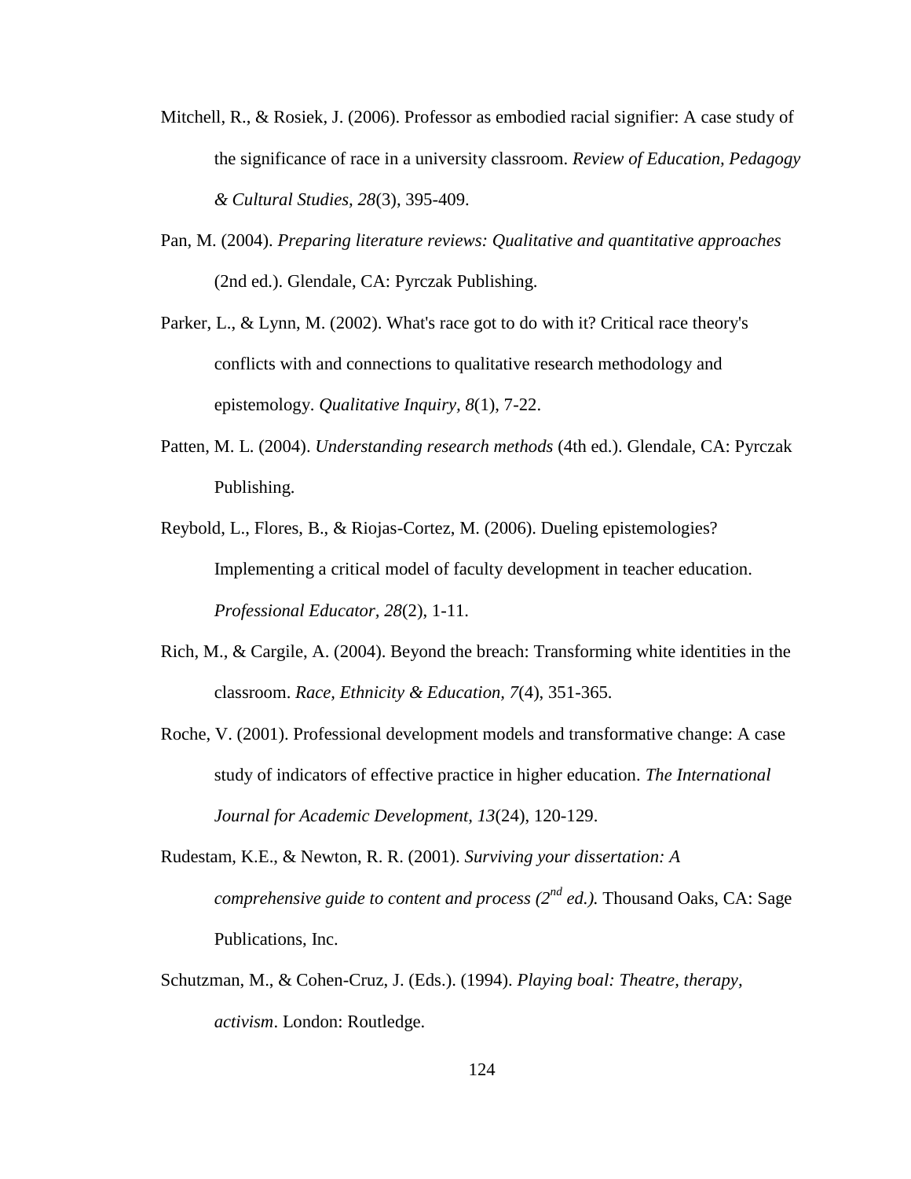Mitchell, R., & Rosiek, J. (2006). Professor as embodied racial signifier: A case study of the significance of race in a university classroom. *Review of Education, Pedagogy & Cultural Studies, 28*(3), 395-409.

Pan, M. (2004). *Preparing literature reviews: Qualitative and quantitative approaches* (2nd ed.). Glendale, CA: Pyrczak Publishing.

Parker, L., & Lynn, M. (2002). What's race got to do with it? Critical race theory's conflicts with and connections to qualitative research methodology and epistemology. *Qualitative Inquiry, 8*(1), 7-22.

Patten, M. L. (2004). *Understanding research methods* (4th ed.). Glendale, CA: Pyrczak Publishing.

Reybold, L., Flores, B., & Riojas-Cortez, M. (2006). Dueling epistemologies? Implementing a critical model of faculty development in teacher education. *Professional Educator, 28*(2), 1-11.

Rich, M., & Cargile, A. (2004). Beyond the breach: Transforming white identities in the classroom. *Race, Ethnicity & Education, 7*(4), 351-365.

Roche, V. (2001). Professional development models and transformative change: A case study of indicators of effective practice in higher education. *The International Journal for Academic Development, 13*(24), 120-129.

Rudestam, K.E., & Newton, R. R. (2001). *Surviving your dissertation: A comprehensive guide to content and process (2nd ed.).* Thousand Oaks, CA: Sage Publications, Inc.

Schutzman, M., & Cohen-Cruz, J. (Eds.). (1994). *Playing boal: Theatre, therapy, activism*. London: Routledge.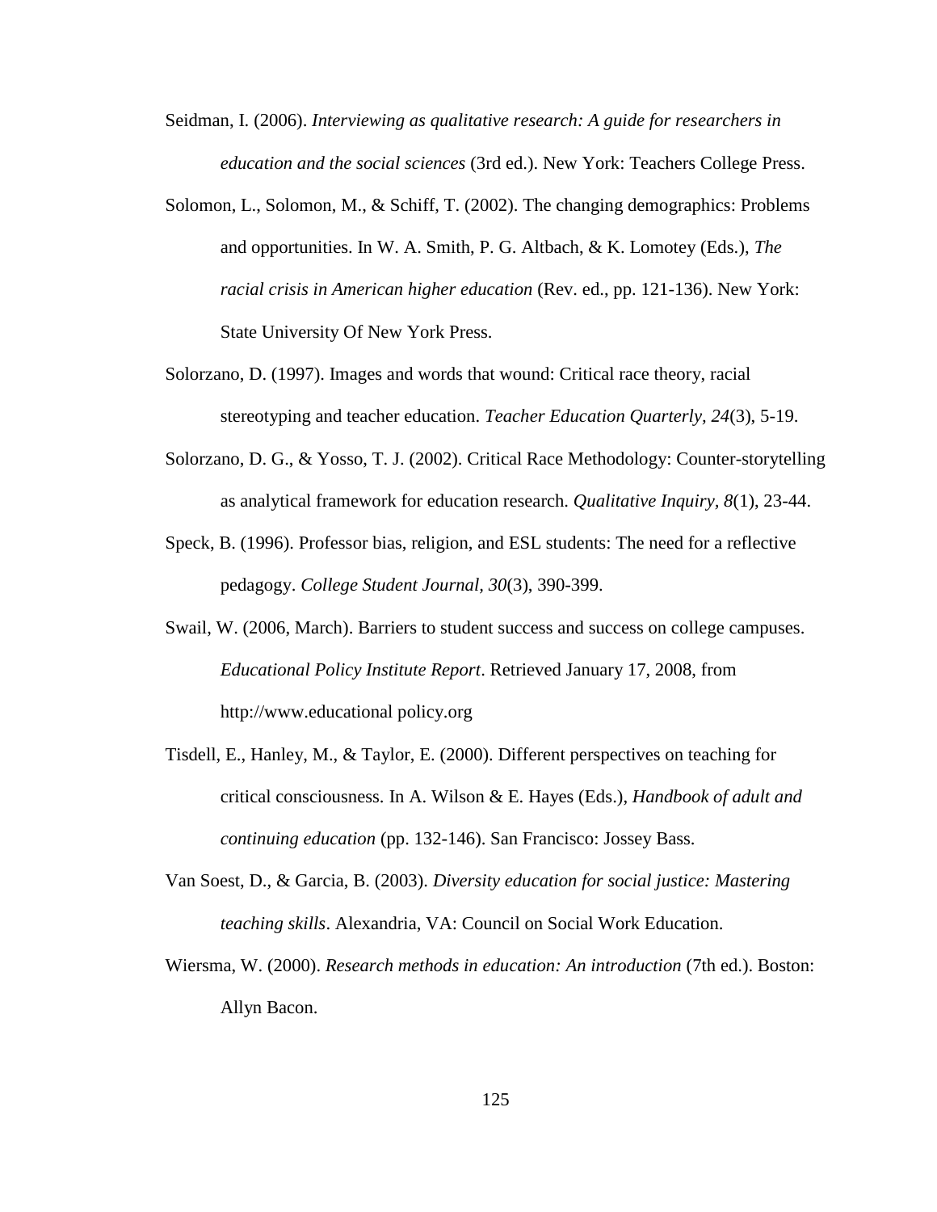Seidman, I. (2006). *Interviewing as qualitative research: A guide for researchers in education and the social sciences* (3rd ed.). New York: Teachers College Press.

Solomon, L., Solomon, M., & Schiff, T. (2002). The changing demographics: Problems and opportunities. In W. A. Smith, P. G. Altbach, & K. Lomotey (Eds.), *The racial crisis in American higher education* (Rev. ed., pp. 121-136). New York: State University Of New York Press.

Solorzano, D. (1997). Images and words that wound: Critical race theory, racial stereotyping and teacher education. *Teacher Education Quarterly, 24*(3), 5-19.

Solorzano, D. G., & Yosso, T. J. (2002). Critical Race Methodology: Counter-storytelling as analytical framework for education research. *Qualitative Inquiry*, *8*(1), 23-44.

Speck, B. (1996). Professor bias, religion, and ESL students: The need for a reflective pedagogy. *College Student Journal, 30*(3), 390-399.

Swail, W. (2006, March). Barriers to student success and success on college campuses. *Educational Policy Institute Report*. Retrieved January 17, 2008, from http://www.educational policy.org

Tisdell, E., Hanley, M., & Taylor, E. (2000). Different perspectives on teaching for critical consciousness. In A. Wilson & E. Hayes (Eds.), *Handbook of adult and continuing education* (pp. 132-146). San Francisco: Jossey Bass.

Van Soest, D., & Garcia, B. (2003). *Diversity education for social justice: Mastering teaching skills*. Alexandria, VA: Council on Social Work Education.

Wiersma, W. (2000). *Research methods in education: An introduction* (7th ed.). Boston: Allyn Bacon.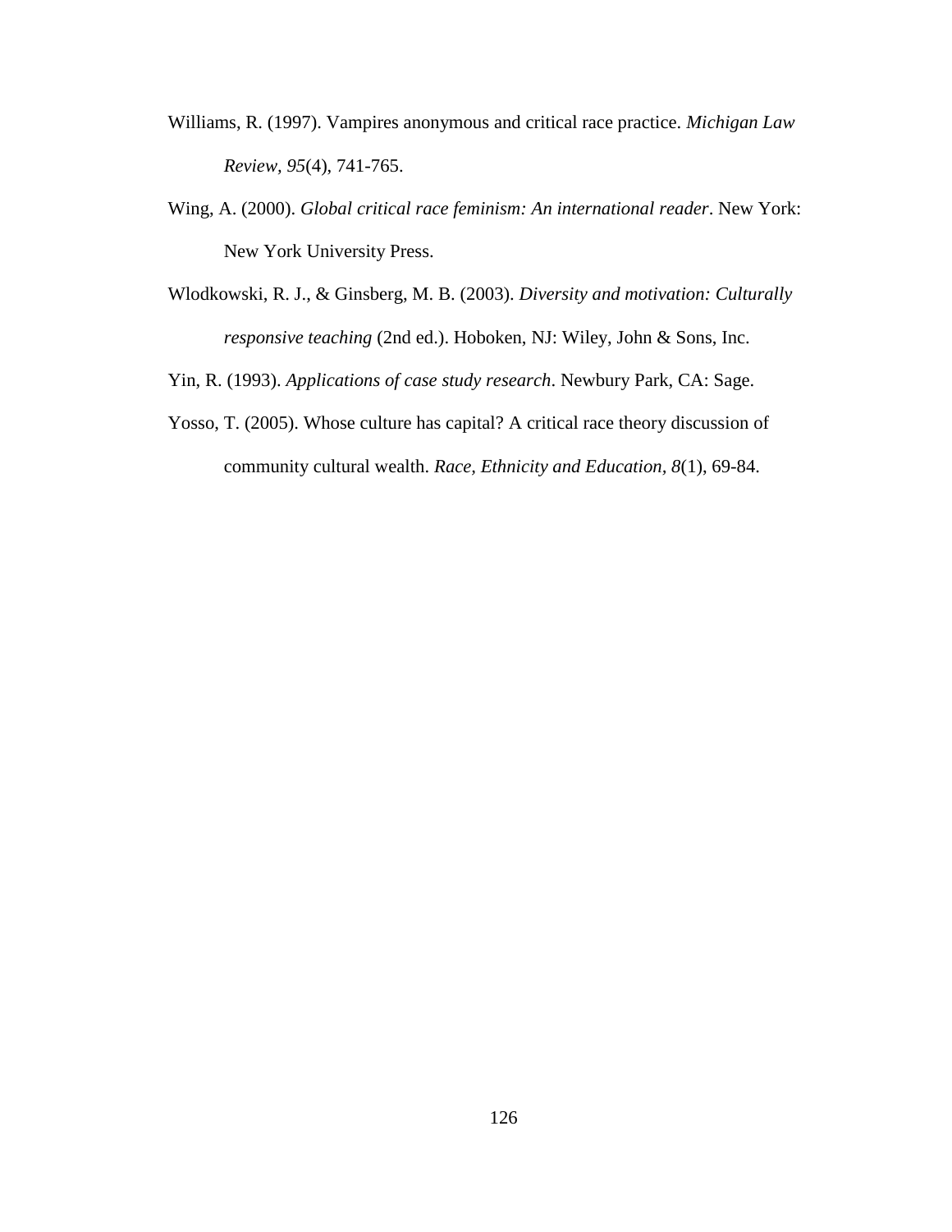Williams, R. (1997). Vampires anonymous and critical race practice. *Michigan Law Review, 95*(4), 741-765.

Wing, A. (2000). *Global critical race feminism: An international reader*. New York: New York University Press.

Wlodkowski, R. J., & Ginsberg, M. B. (2003). *Diversity and motivation: Culturally responsive teaching* (2nd ed.). Hoboken, NJ: Wiley, John & Sons, Inc.

Yin, R. (1993). *Applications of case study research*. Newbury Park, CA: Sage.

Yosso, T. (2005). Whose culture has capital? A critical race theory discussion of community cultural wealth. *Race, Ethnicity and Education, 8*(1), 69-84.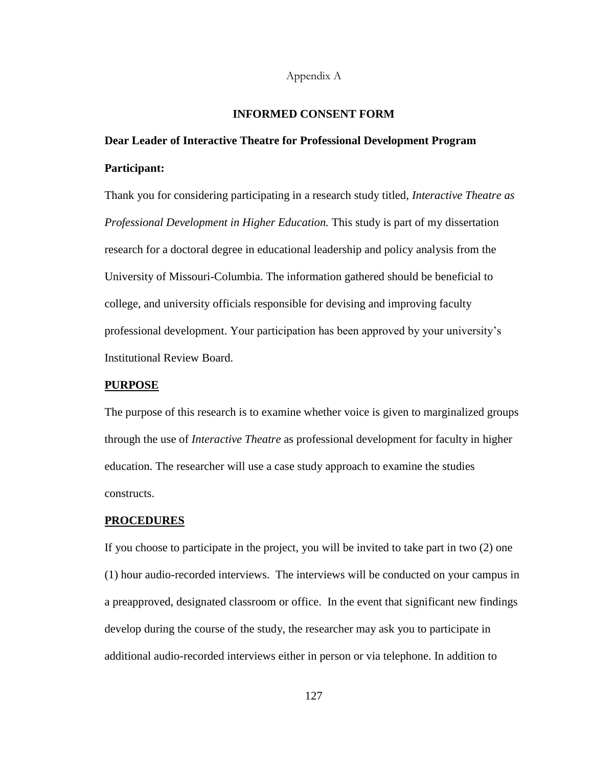Appendix A

## INFORMED CONSENT FORM

**Dear Leader of Interactive Theatre for Professional Development Program Participant:**

Thank you for considering participating in a research study titled, *Interactive Theatre as Professional Development in Higher Education.* This study is part of my dissertation research for a doctoral degree in educational leadership and policy analysis from the University of Missouri-Columbia. The information gathered should be beneficial to college, and university officials responsible for devising and improving faculty professional development. Your participation has been approved by your university's Institutional Review Board.

**PURPOSE**

The purpose of this research is to examine whether voice is given to marginalized groups through the use of *Interactive Theatre* as professional development for faculty in higher education. The researcher will use a case study approach to examine the studies constructs.

**PROCEDURES**

If you choose to participate in the project, you will be invited to take part in two (2) one (1) hour audio-recorded interviews. The interviews will be conducted on your campus in a preapproved, designated classroom or office. In the event that significant new findings develop during the course of the study, the researcher may ask you to participate in additional audio-recorded interviews either in person or via telephone. In addition to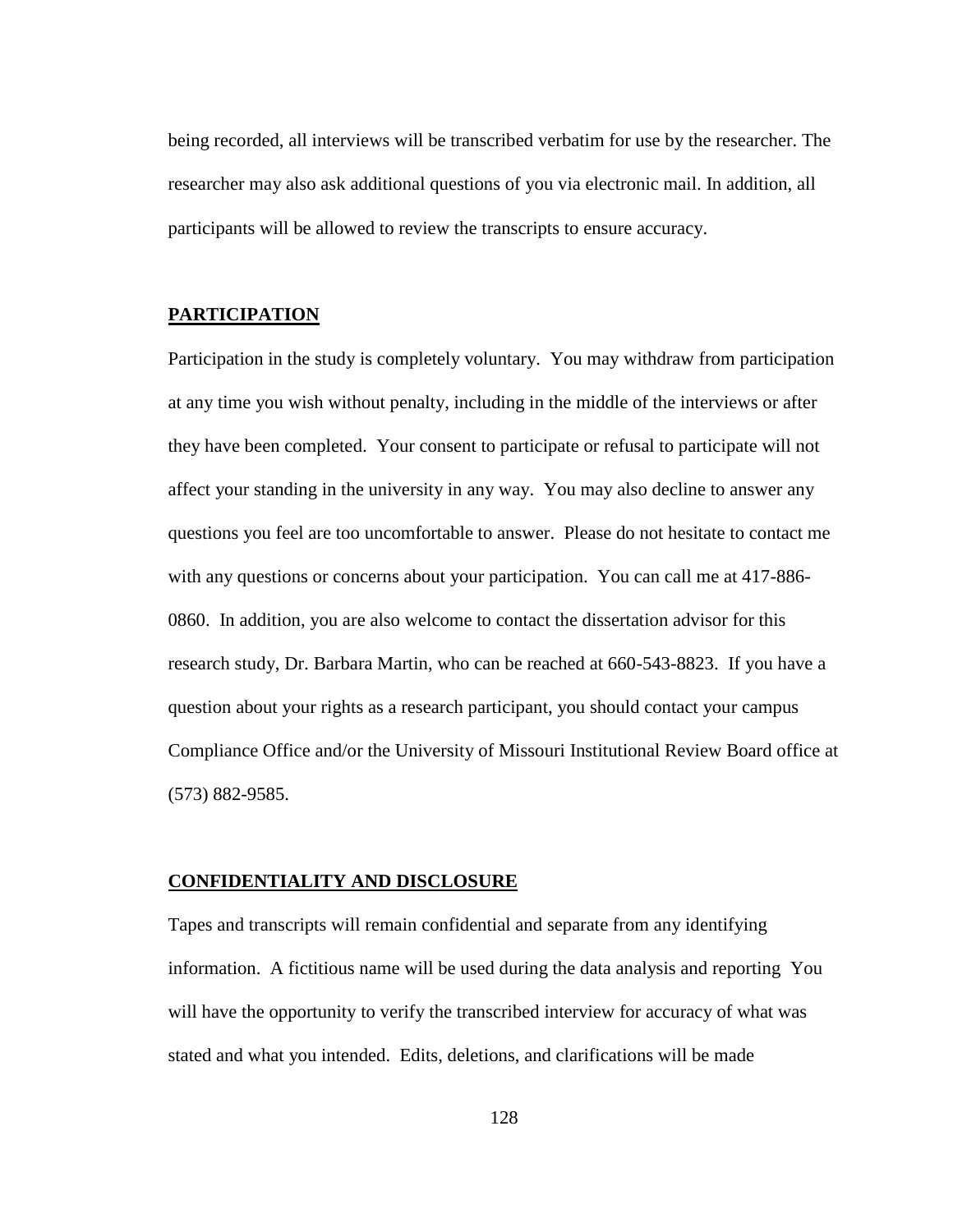being recorded, all interviews will be transcribed verbatim for use by the researcher. The researcher may also ask additional questions of you via electronic mail. In addition, all participants will be allowed to review the transcripts to ensure accuracy.

**PARTICIPATION**

Participation in the study is completely voluntary. You may withdraw from participation at any time you wish without penalty, including in the middle of the interviews or after they have been completed. Your consent to participate or refusal to participate will not affect your standing in the university in any way. You may also decline to answer any questions you feel are too uncomfortable to answer. Please do not hesitate to contact me with any questions or concerns about your participation. You can call me at 417-886-0860. In addition, you are also welcome to contact the dissertation advisor for this research study, Dr. Barbara Martin, who can be reached at 660-543-8823. If you have a question about your rights as a research participant, you should contact your campus Compliance Office and/or the University of Missouri Institutional Review Board office at (573) 882-9585.

**CONFIDENTIALITY AND DISCLOSURE**

Tapes and transcripts will remain confidential and separate from any identifying information. A fictitious name will be used during the data analysis and reporting You will have the opportunity to verify the transcribed interview for accuracy of what was stated and what you intended. Edits, deletions, and clarifications will be made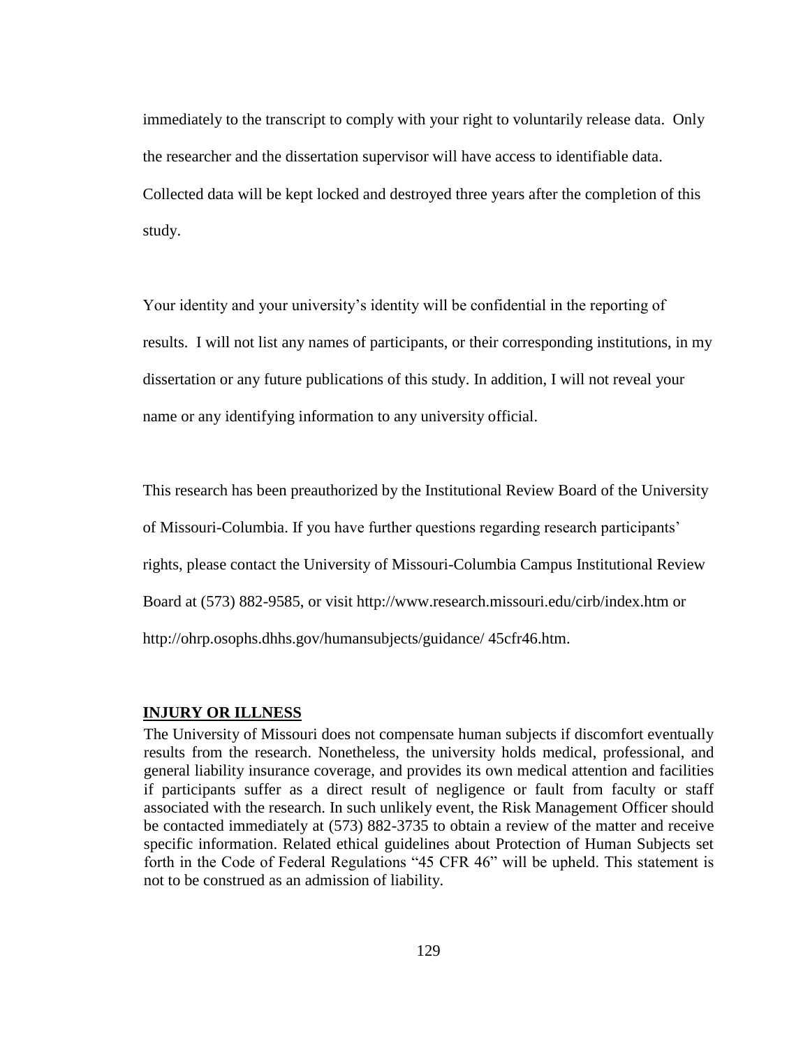immediately to the transcript to comply with your right to voluntarily release data. Only the researcher and the dissertation supervisor will have access to identifiable data. Collected data will be kept locked and destroyed three years after the completion of this study.

Your identity and your university's identity will be confidential in the reporting of results. I will not list any names of participants, or their corresponding institutions, in my dissertation or any future publications of this study. In addition, I will not reveal your name or any identifying information to any university official.

This research has been preauthorized by the Institutional Review Board of the University of Missouri-Columbia. If you have further questions regarding research participants' rights, please contact the University of Missouri-Columbia Campus Institutional Review Board at (573) 882-9585, or visit http://www.research.missouri.edu/cirb/index.htm or http://ohrp.osophs.dhhs.gov/humansubjects/guidance/ 45cfr46.htm.

**INJURY OR ILLNESS**

The University of Missouri does not compensate human subjects if discomfort eventually results from the research. Nonetheless, the university holds medical, professional, and general liability insurance coverage, and provides its own medical attention and facilities if participants suffer as a direct result of negligence or fault from faculty or staff associated with the research. In such unlikely event, the Risk Management Officer should be contacted immediately at (573) 882-3735 to obtain a review of the matter and receive specific information. Related ethical guidelines about Protection of Human Subjects set forth in the Code of Federal Regulations "45 CFR 46" will be upheld. This statement is not to be construed as an admission of liability.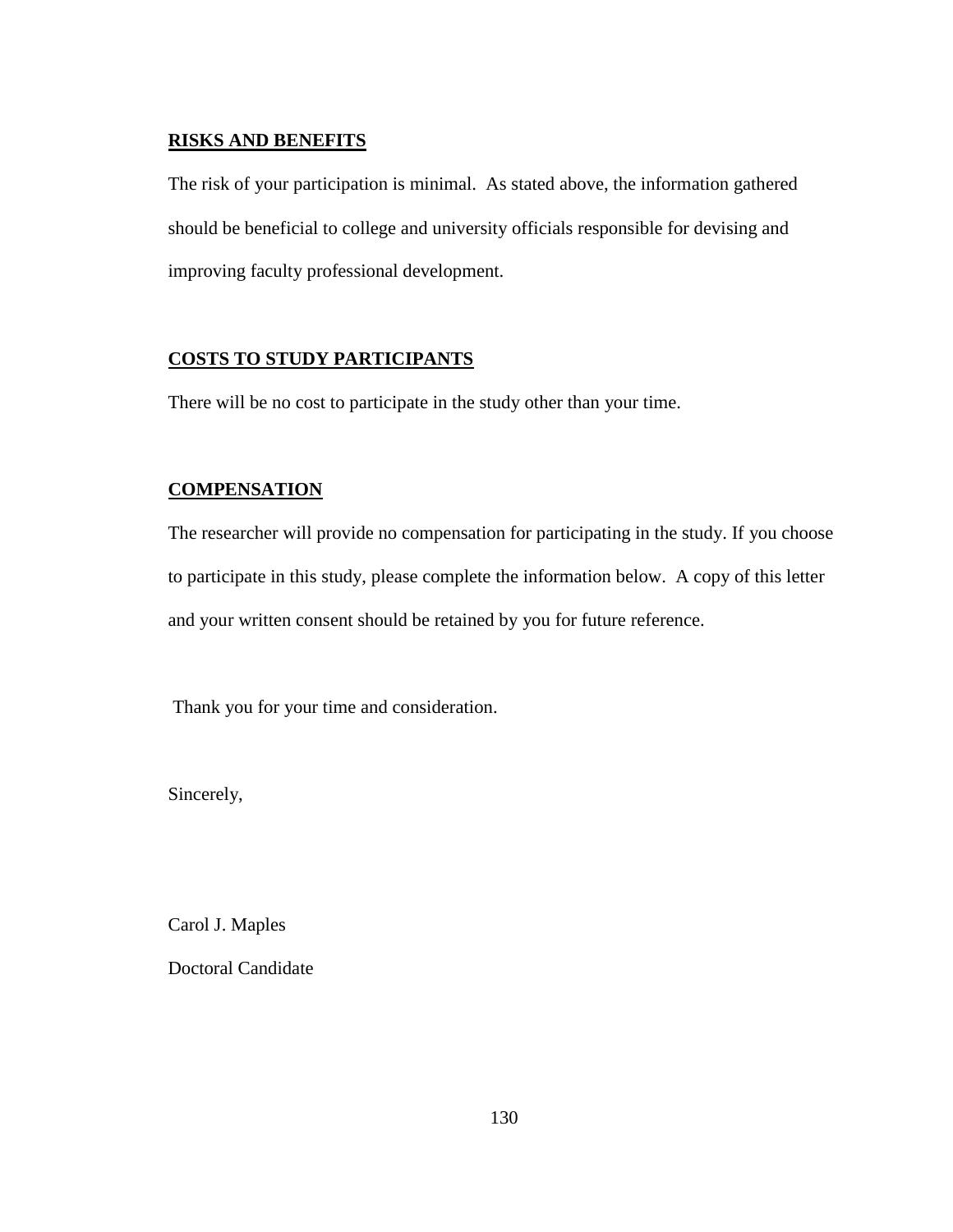**<u>RISKS AND BENEFITS</u>**

The risk of your participation is minimal. As stated above, the information gathered should be beneficial to college and university officials responsible for devising and improving faculty professional development.

**<u>COSTS TO STUDY PARTICIPANTS</u>**

There will be no cost to participate in the study other than your time.

**<u>COMPENSATION</u>**

The researcher will provide no compensation for participating in the study. If you choose to participate in this study, please complete the information below. A copy of this letter and your written consent should be retained by you for future reference.

Thank you for your time and consideration.

Sincerely,

Carol J. Maples

Doctoral Candidate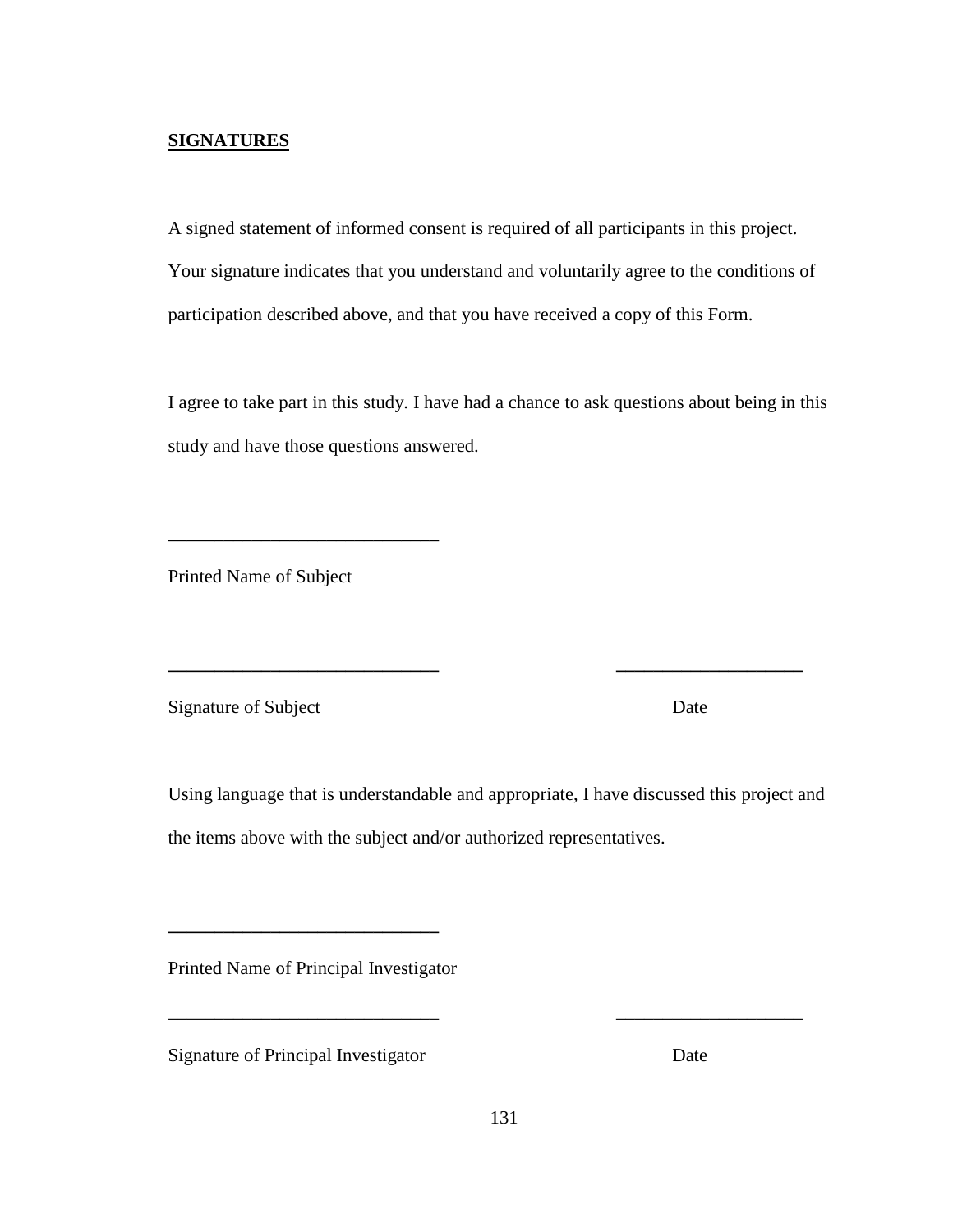**SIGNATURES**

A signed statement of informed consent is required of all participants in this project. Your signature indicates that you understand and voluntarily agree to the conditions of participation described above, and that you have received a copy of this Form.

I agree to take part in this study. I have had a chance to ask questions about being in this study and have those questions answered.

\_\_\_\_\_\_\_\_\_\_\_\_\_\_\_\_\_\_\_\_\_\_\_\_\_\_\_\_\_\_

Printed Name of Subject

\_\_\_\_\_\_\_\_\_\_\_\_\_\_\_\_\_\_\_\_\_\_\_\_\_\_\_\_\_\_ \_\_\_\_\_\_\_\_\_\_\_\_\_\_\_\_\_\_\_\_

Signature of Subject Date

Using language that is understandable and appropriate, I have discussed this project and the items above with the subject and/or authorized representatives.

\_\_\_\_\_\_\_\_\_\_\_\_\_\_\_\_\_\_\_\_\_\_\_\_\_\_\_\_\_\_

Printed Name of Principal Investigator

\_\_\_\_\_\_\_\_\_\_\_\_\_\_\_\_\_\_\_\_\_\_\_\_\_\_\_\_\_\_ \_\_\_\_\_\_\_\_\_\_\_\_\_\_\_\_\_\_\_\_

Signature of Principal Investigator Date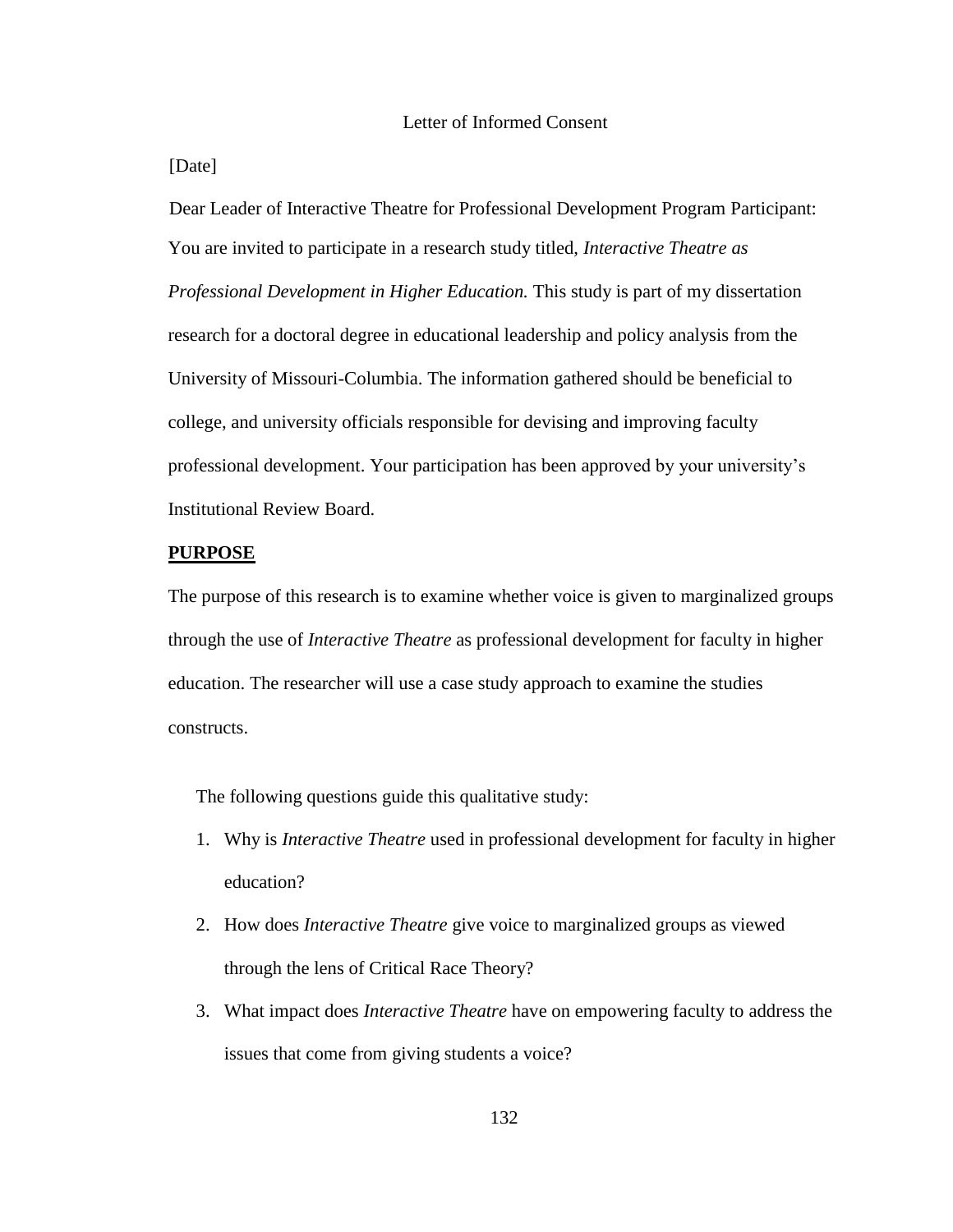Letter of Informed Consent

[Date]

Dear Leader of Interactive Theatre for Professional Development Program Participant:

You are invited to participate in a research study titled, *Interactive Theatre as Professional Development in Higher Education.* This study is part of my dissertation research for a doctoral degree in educational leadership and policy analysis from the University of Missouri-Columbia. The information gathered should be beneficial to college, and university officials responsible for devising and improving faculty professional development. Your participation has been approved by your university's Institutional Review Board.

**PURPOSE**

The purpose of this research is to examine whether voice is given to marginalized groups through the use of *Interactive Theatre* as professional development for faculty in higher education. The researcher will use a case study approach to examine the studies constructs.

The following questions guide this qualitative study:

1. Why is *Interactive Theatre* used in professional development for faculty in higher education?
2. How does *Interactive Theatre* give voice to marginalized groups as viewed through the lens of Critical Race Theory?
3. What impact does *Interactive Theatre* have on empowering faculty to address the issues that come from giving students a voice?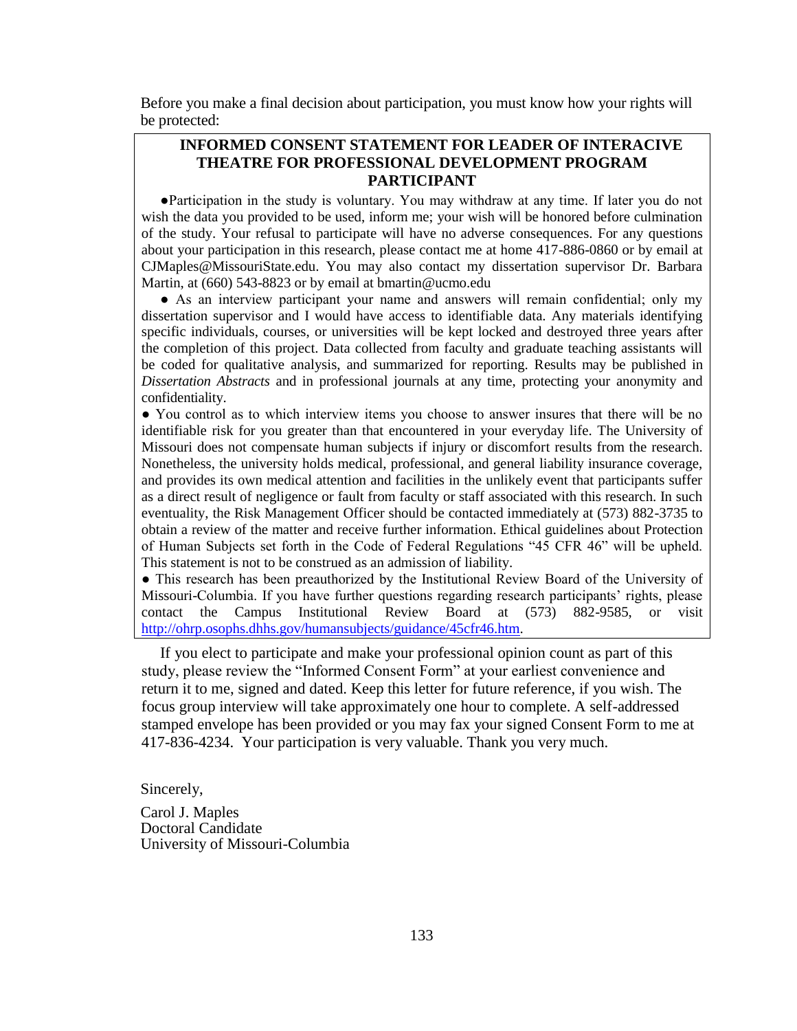Before you make a final decision about participation, you must know how your rights will be protected:

**INFORMED CONSENT STATEMENT FOR LEADER OF INTERACIVE THEATRE FOR PROFESSIONAL DEVELOPMENT PROGRAM PARTICIPANT**

●Participation in the study is voluntary. You may withdraw at any time. If later you do not wish the data you provided to be used, inform me; your wish will be honored before culmination of the study. Your refusal to participate will have no adverse consequences. For any questions about your participation in this research, please contact me at home 417-886-0860 or by email at CJMaples@MissouriState.edu. You may also contact my dissertation supervisor Dr. Barbara Martin, at (660) 543-8823 or by email at bmartin@ucmo.edu

● As an interview participant your name and answers will remain confidential; only my dissertation supervisor and I would have access to identifiable data. Any materials identifying specific individuals, courses, or universities will be kept locked and destroyed three years after the completion of this project. Data collected from faculty and graduate teaching assistants will be coded for qualitative analysis, and summarized for reporting. Results may be published in *Dissertation Abstracts* and in professional journals at any time, protecting your anonymity and confidentiality.

● You control as to which interview items you choose to answer insures that there will be no identifiable risk for you greater than that encountered in your everyday life. The University of Missouri does not compensate human subjects if injury or discomfort results from the research. Nonetheless, the university holds medical, professional, and general liability insurance coverage, and provides its own medical attention and facilities in the unlikely event that participants suffer as a direct result of negligence or fault from faculty or staff associated with this research. In such eventuality, the Risk Management Officer should be contacted immediately at (573) 882-3735 to obtain a review of the matter and receive further information. Ethical guidelines about Protection of Human Subjects set forth in the Code of Federal Regulations "45 CFR 46" will be upheld. This statement is not to be construed as an admission of liability.

● This research has been preauthorized by the Institutional Review Board of the University of Missouri-Columbia. If you have further questions regarding research participants' rights, please contact the Campus Institutional Review Board at (573) 882-9585, or visit http://ohrp.osophs.dhhs.gov/humansubjects/guidance/45cfr46.htm.

If you elect to participate and make your professional opinion count as part of this study, please review the "Informed Consent Form" at your earliest convenience and return it to me, signed and dated. Keep this letter for future reference, if you wish. The focus group interview will take approximately one hour to complete. A self-addressed stamped envelope has been provided or you may fax your signed Consent Form to me at 417-836-4234. Your participation is very valuable. Thank you very much.

Sincerely,

Carol J. Maples  
Doctoral Candidate  
University of Missouri-Columbia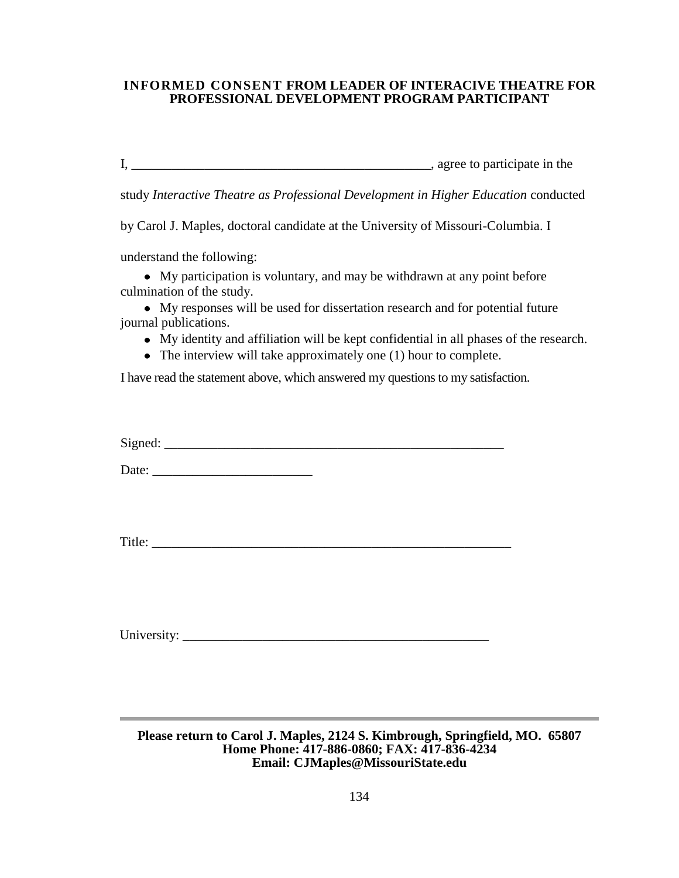**INFORMED CONSENT FROM LEADER OF INTERACIVE THEATRE FOR PROFESSIONAL DEVELOPMENT PROGRAM PARTICIPANT**

I, ______________________________________________, agree to participate in the study *Interactive Theatre as Professional Development in Higher Education* conducted by Carol J. Maples, doctoral candidate at the University of Missouri-Columbia. I understand the following:

- My participation is voluntary, and may be withdrawn at any point before culmination of the study.
- My responses will be used for dissertation research and for potential future journal publications.
- My identity and affiliation will be kept confidential in all phases of the research.
- The interview will take approximately one (1) hour to complete.

I have read the statement above, which answered my questions to my satisfaction.

Signed: _____________________________________________________

Date: ________________________

Title: _______________________________________________________

University: _______________________________________________

---

**Please return to Carol J. Maples, 2124 S. Kimbrough, Springfield, MO. 65807**
**Home Phone: 417-886-0860; FAX: 417-836-4234**
**Email: CJMaples@MissouriState.edu**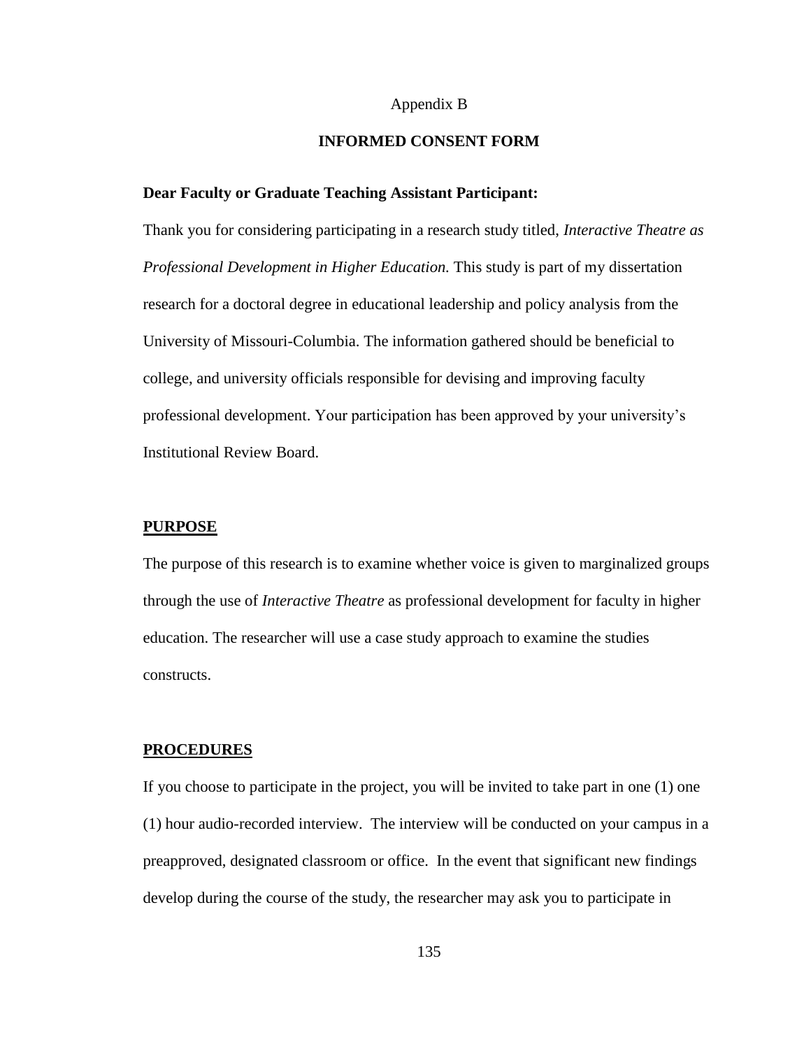Appendix B

# INFORMED CONSENT FORM

**Dear Faculty or Graduate Teaching Assistant Participant:**

Thank you for considering participating in a research study titled, *Interactive Theatre as Professional Development in Higher Education.* This study is part of my dissertation research for a doctoral degree in educational leadership and policy analysis from the University of Missouri-Columbia. The information gathered should be beneficial to college, and university officials responsible for devising and improving faculty professional development. Your participation has been approved by your university's Institutional Review Board.

## PURPOSE

The purpose of this research is to examine whether voice is given to marginalized groups through the use of *Interactive Theatre* as professional development for faculty in higher education. The researcher will use a case study approach to examine the studies constructs.

## PROCEDURES

If you choose to participate in the project, you will be invited to take part in one (1) one (1) hour audio-recorded interview. The interview will be conducted on your campus in a preapproved, designated classroom or office. In the event that significant new findings develop during the course of the study, the researcher may ask you to participate in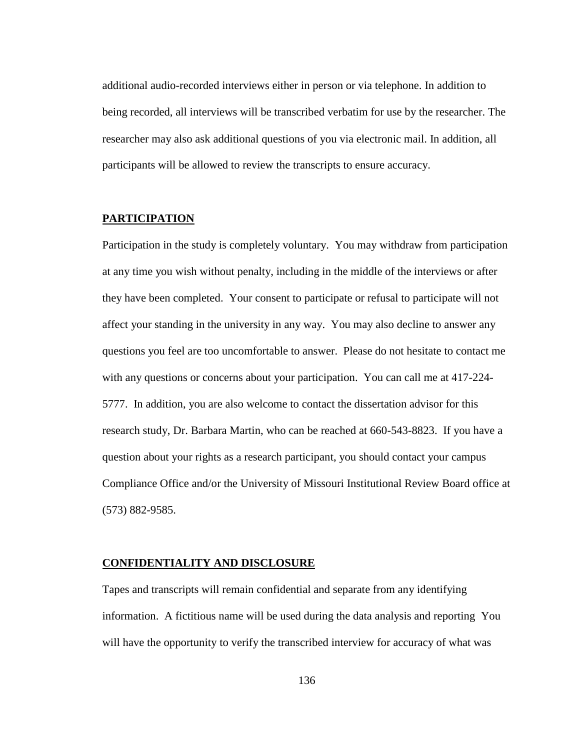additional audio-recorded interviews either in person or via telephone. In addition to being recorded, all interviews will be transcribed verbatim for use by the researcher. The researcher may also ask additional questions of you via electronic mail. In addition, all participants will be allowed to review the transcripts to ensure accuracy.

**PARTICIPATION**

Participation in the study is completely voluntary. You may withdraw from participation at any time you wish without penalty, including in the middle of the interviews or after they have been completed. Your consent to participate or refusal to participate will not affect your standing in the university in any way. You may also decline to answer any questions you feel are too uncomfortable to answer. Please do not hesitate to contact me with any questions or concerns about your participation. You can call me at 417-224-5777. In addition, you are also welcome to contact the dissertation advisor for this research study, Dr. Barbara Martin, who can be reached at 660-543-8823. If you have a question about your rights as a research participant, you should contact your campus Compliance Office and/or the University of Missouri Institutional Review Board office at (573) 882-9585.

**CONFIDENTIALITY AND DISCLOSURE**

Tapes and transcripts will remain confidential and separate from any identifying information. A fictitious name will be used during the data analysis and reporting You will have the opportunity to verify the transcribed interview for accuracy of what was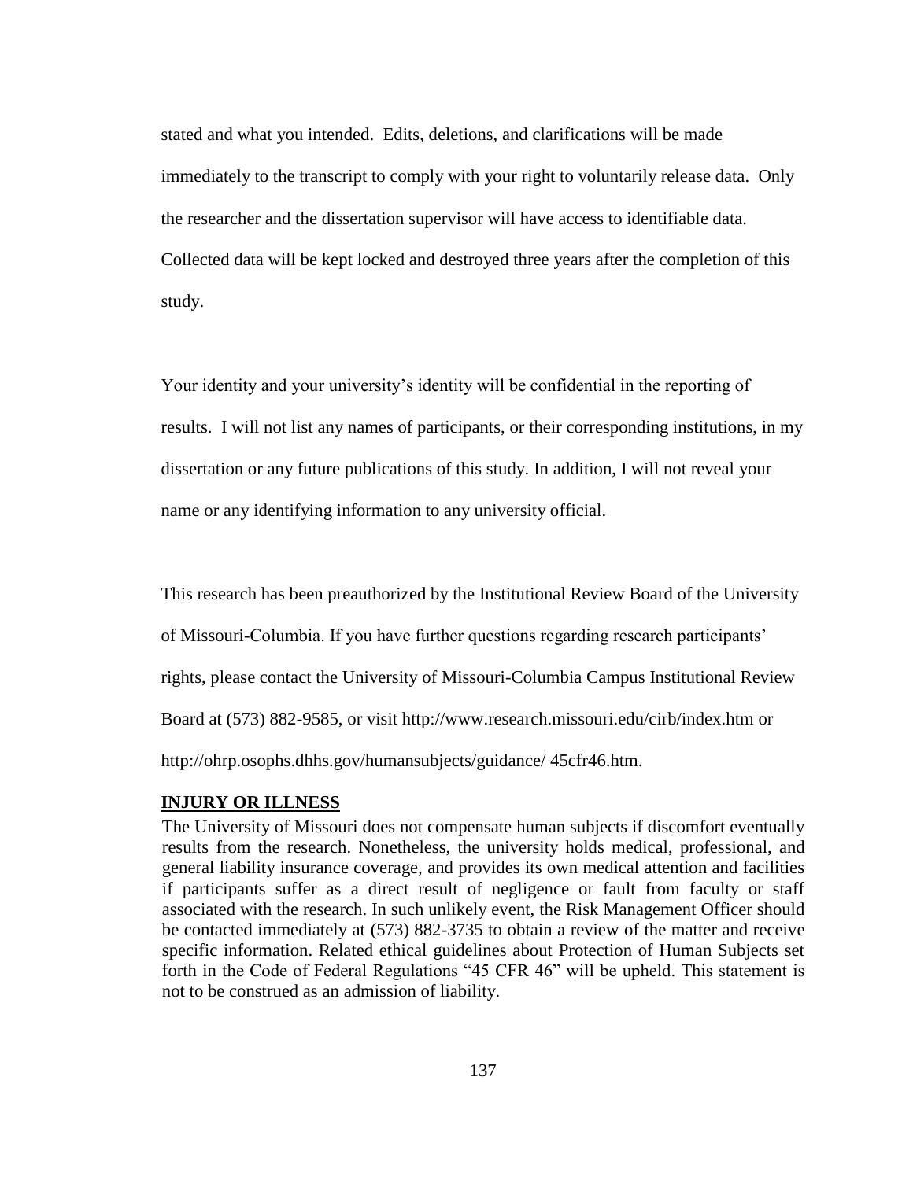stated and what you intended. Edits, deletions, and clarifications will be made immediately to the transcript to comply with your right to voluntarily release data. Only the researcher and the dissertation supervisor will have access to identifiable data. Collected data will be kept locked and destroyed three years after the completion of this study.

Your identity and your university's identity will be confidential in the reporting of results. I will not list any names of participants, or their corresponding institutions, in my dissertation or any future publications of this study. In addition, I will not reveal your name or any identifying information to any university official.

This research has been preauthorized by the Institutional Review Board of the University of Missouri-Columbia. If you have further questions regarding research participants' rights, please contact the University of Missouri-Columbia Campus Institutional Review Board at (573) 882-9585, or visit http://www.research.missouri.edu/cirb/index.htm or http://ohrp.osophs.dhhs.gov/humansubjects/guidance/ 45cfr46.htm.

**INJURY OR ILLNESS**

The University of Missouri does not compensate human subjects if discomfort eventually results from the research. Nonetheless, the university holds medical, professional, and general liability insurance coverage, and provides its own medical attention and facilities if participants suffer as a direct result of negligence or fault from faculty or staff associated with the research. In such unlikely event, the Risk Management Officer should be contacted immediately at (573) 882-3735 to obtain a review of the matter and receive specific information. Related ethical guidelines about Protection of Human Subjects set forth in the Code of Federal Regulations "45 CFR 46" will be upheld. This statement is not to be construed as an admission of liability.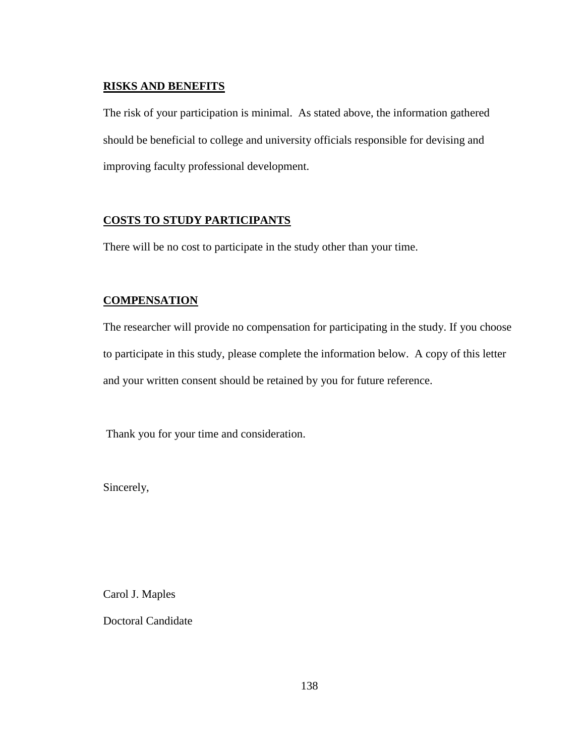**RISKS AND BENEFITS**

The risk of your participation is minimal. As stated above, the information gathered should be beneficial to college and university officials responsible for devising and improving faculty professional development.

**COSTS TO STUDY PARTICIPANTS**

There will be no cost to participate in the study other than your time.

**COMPENSATION**

The researcher will provide no compensation for participating in the study. If you choose to participate in this study, please complete the information below. A copy of this letter and your written consent should be retained by you for future reference.

Thank you for your time and consideration.

Sincerely,

Carol J. Maples

Doctoral Candidate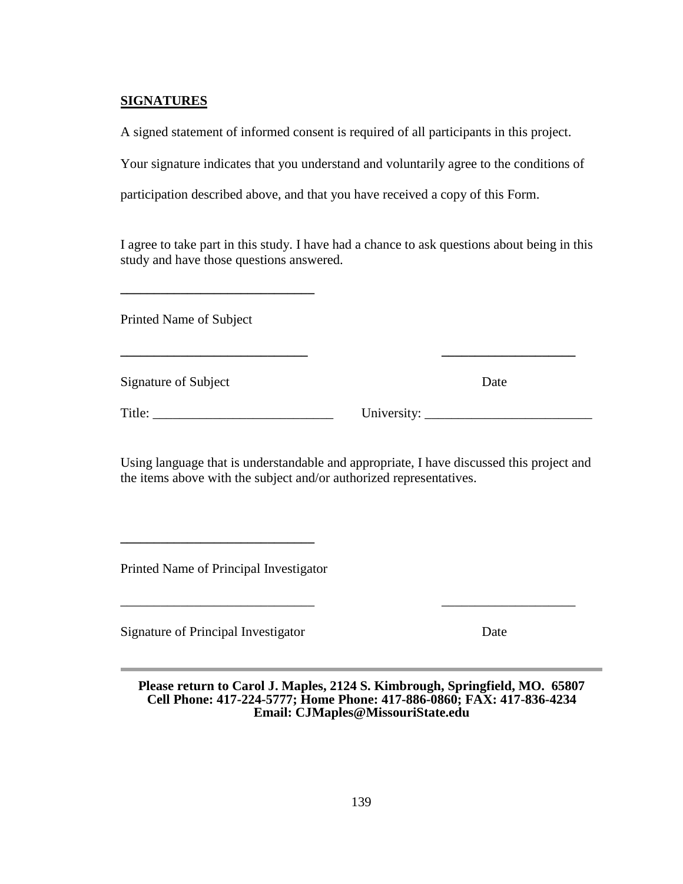**SIGNATURES**

A signed statement of informed consent is required of all participants in this project.

Your signature indicates that you understand and voluntarily agree to the conditions of participation described above, and that you have received a copy of this Form.

I agree to take part in this study. I have had a chance to ask questions about being in this study and have those questions answered.

____________________________

Printed Name of Subject

____________________________ ____________________

Signature of Subject Date

Title: ___________________________ University: _________________________

Using language that is understandable and appropriate, I have discussed this project and the items above with the subject and/or authorized representatives.

____________________________

Printed Name of Principal Investigator

____________________________ ____________________

Signature of Principal Investigator Date

---

**Please return to Carol J. Maples, 2124 S. Kimbrough, Springfield, MO. 65807**
**Cell Phone: 417-224-5777; Home Phone: 417-886-0860; FAX: 417-836-4234**
**Email: CJMaples@MissouriState.edu**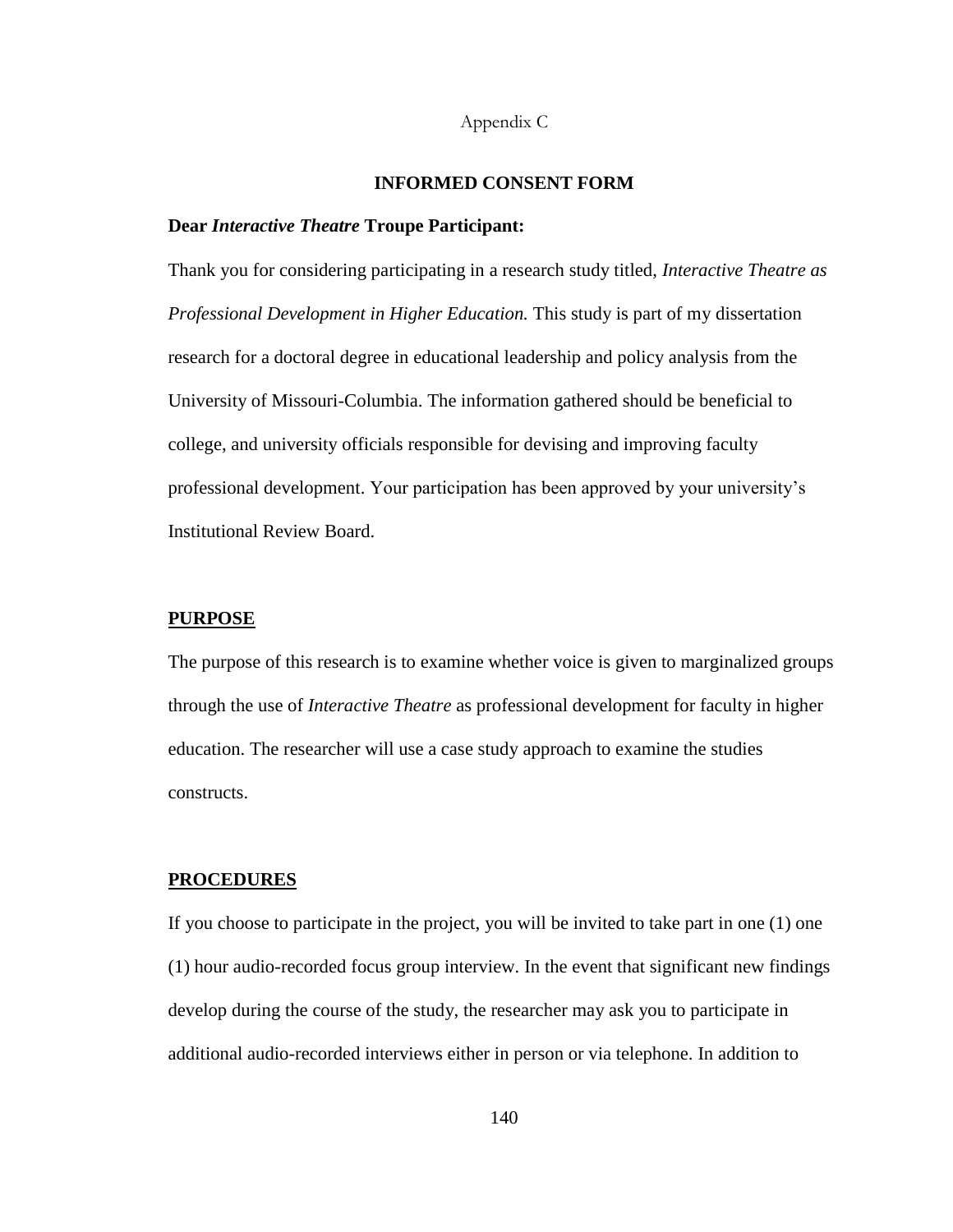Appendix C

## INFORMED CONSENT FORM

**Dear *Interactive Theatre* Troupe Participant:**

Thank you for considering participating in a research study titled, *Interactive Theatre as Professional Development in Higher Education.* This study is part of my dissertation research for a doctoral degree in educational leadership and policy analysis from the University of Missouri-Columbia. The information gathered should be beneficial to college, and university officials responsible for devising and improving faculty professional development. Your participation has been approved by your university's Institutional Review Board.

### PURPOSE

The purpose of this research is to examine whether voice is given to marginalized groups through the use of *Interactive Theatre* as professional development for faculty in higher education. The researcher will use a case study approach to examine the studies constructs.

### PROCEDURES

If you choose to participate in the project, you will be invited to take part in one (1) one (1) hour audio-recorded focus group interview. In the event that significant new findings develop during the course of the study, the researcher may ask you to participate in additional audio-recorded interviews either in person or via telephone. In addition to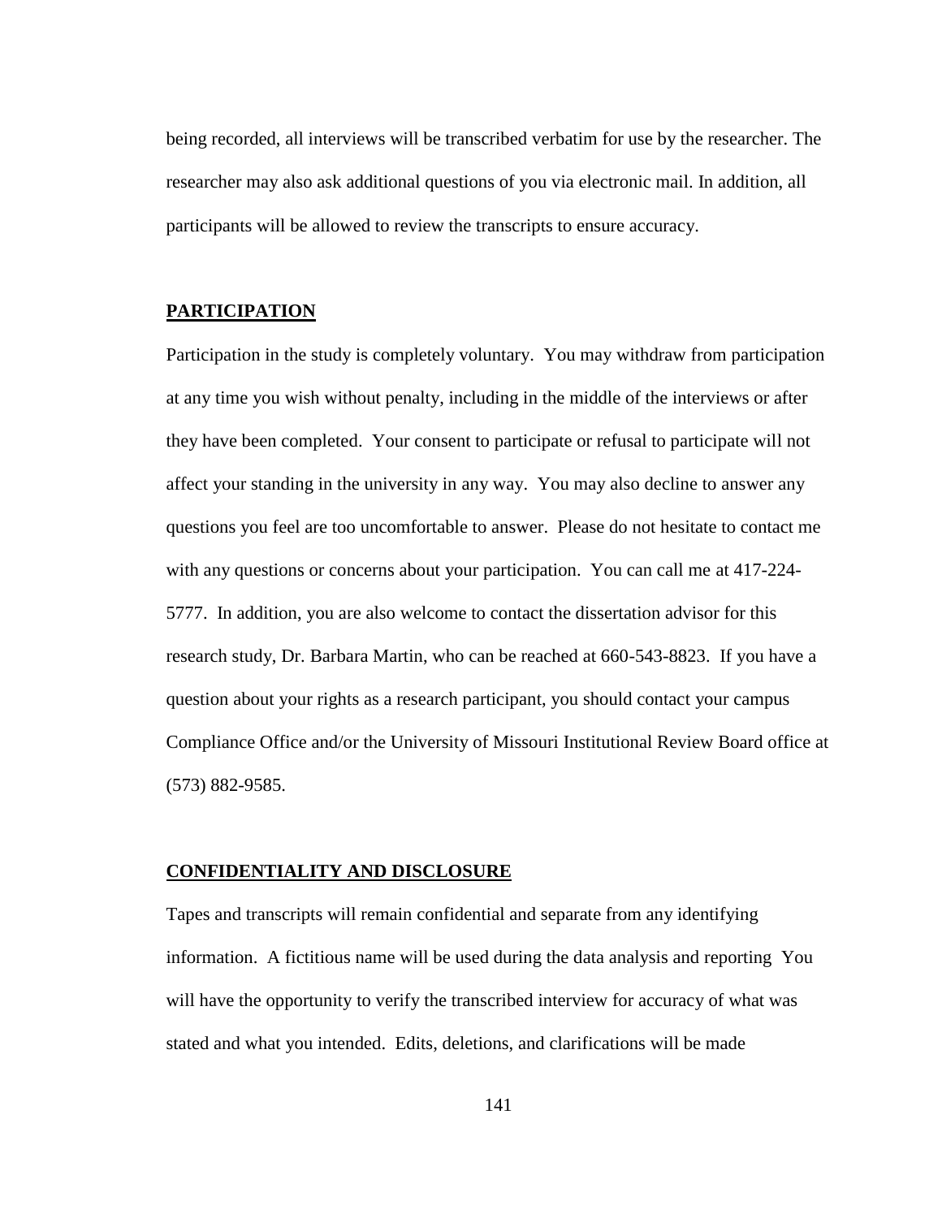being recorded, all interviews will be transcribed verbatim for use by the researcher. The researcher may also ask additional questions of you via electronic mail. In addition, all participants will be allowed to review the transcripts to ensure accuracy.

**PARTICIPATION**

Participation in the study is completely voluntary. You may withdraw from participation at any time you wish without penalty, including in the middle of the interviews or after they have been completed. Your consent to participate or refusal to participate will not affect your standing in the university in any way. You may also decline to answer any questions you feel are too uncomfortable to answer. Please do not hesitate to contact me with any questions or concerns about your participation. You can call me at 417-224-5777. In addition, you are also welcome to contact the dissertation advisor for this research study, Dr. Barbara Martin, who can be reached at 660-543-8823. If you have a question about your rights as a research participant, you should contact your campus Compliance Office and/or the University of Missouri Institutional Review Board office at (573) 882-9585.

**CONFIDENTIALITY AND DISCLOSURE**

Tapes and transcripts will remain confidential and separate from any identifying information. A fictitious name will be used during the data analysis and reporting You will have the opportunity to verify the transcribed interview for accuracy of what was stated and what you intended. Edits, deletions, and clarifications will be made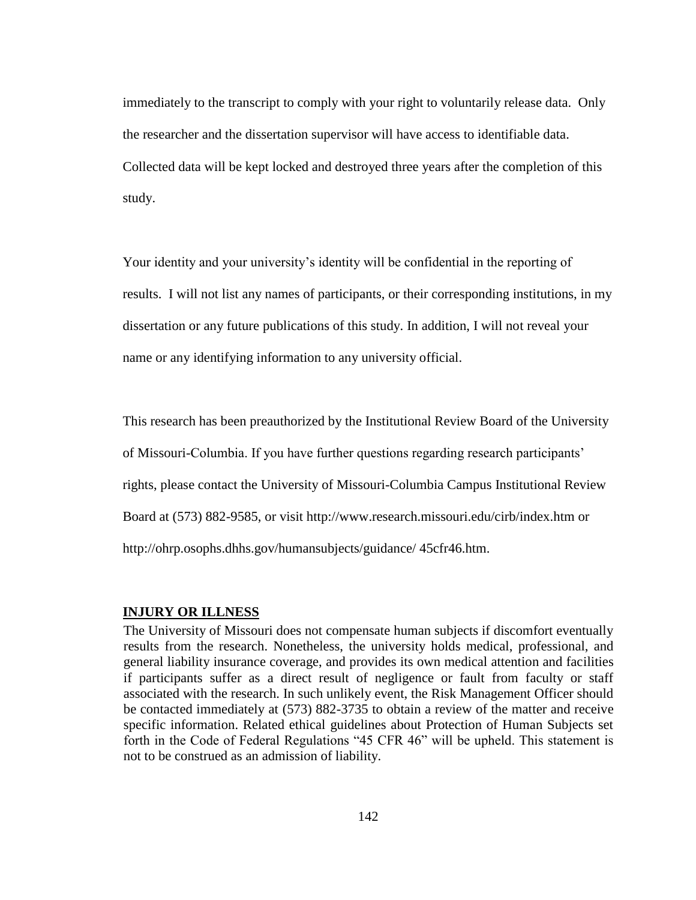immediately to the transcript to comply with your right to voluntarily release data. Only the researcher and the dissertation supervisor will have access to identifiable data. Collected data will be kept locked and destroyed three years after the completion of this study.

Your identity and your university's identity will be confidential in the reporting of results. I will not list any names of participants, or their corresponding institutions, in my dissertation or any future publications of this study. In addition, I will not reveal your name or any identifying information to any university official.

This research has been preauthorized by the Institutional Review Board of the University of Missouri-Columbia. If you have further questions regarding research participants' rights, please contact the University of Missouri-Columbia Campus Institutional Review Board at (573) 882-9585, or visit http://www.research.missouri.edu/cirb/index.htm or http://ohrp.osophs.dhhs.gov/humansubjects/guidance/ 45cfr46.htm.

**INJURY OR ILLNESS**

The University of Missouri does not compensate human subjects if discomfort eventually results from the research. Nonetheless, the university holds medical, professional, and general liability insurance coverage, and provides its own medical attention and facilities if participants suffer as a direct result of negligence or fault from faculty or staff associated with the research. In such unlikely event, the Risk Management Officer should be contacted immediately at (573) 882-3735 to obtain a review of the matter and receive specific information. Related ethical guidelines about Protection of Human Subjects set forth in the Code of Federal Regulations "45 CFR 46" will be upheld. This statement is not to be construed as an admission of liability.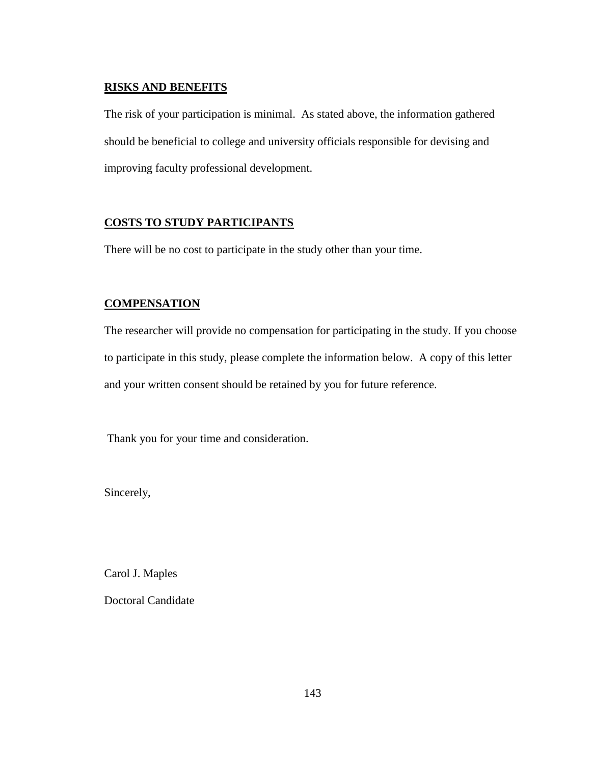**RISKS AND BENEFITS**

The risk of your participation is minimal. As stated above, the information gathered should be beneficial to college and university officials responsible for devising and improving faculty professional development.

**COSTS TO STUDY PARTICIPANTS**

There will be no cost to participate in the study other than your time.

**COMPENSATION**

The researcher will provide no compensation for participating in the study. If you choose to participate in this study, please complete the information below. A copy of this letter and your written consent should be retained by you for future reference.

Thank you for your time and consideration.

Sincerely,

Carol J. Maples

Doctoral Candidate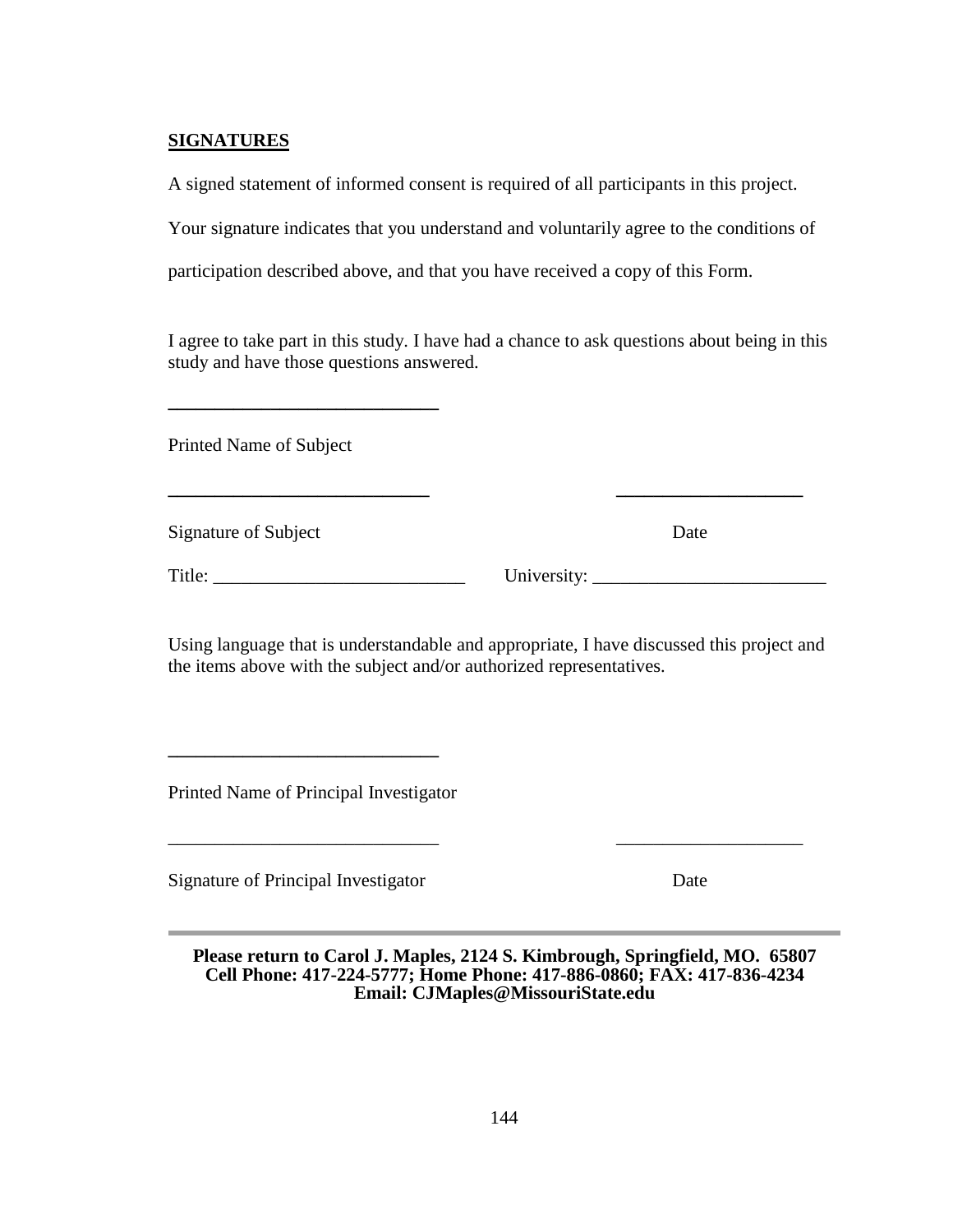**SIGNATURES**

A signed statement of informed consent is required of all participants in this project. Your signature indicates that you understand and voluntarily agree to the conditions of participation described above, and that you have received a copy of this Form.

I agree to take part in this study. I have had a chance to ask questions about being in this study and have those questions answered.

\_\_\_\_\_\_\_\_\_\_\_\_\_\_\_\_\_\_\_\_\_\_\_\_\_\_\_\_

Printed Name of Subject

\_\_\_\_\_\_\_\_\_\_\_\_\_\_\_\_\_\_\_\_\_\_\_\_\_\_\_ \_\_\_\_\_\_\_\_\_\_\_\_\_\_\_\_\_\_\_\_

Signature of Subject Date

Title: \_\_\_\_\_\_\_\_\_\_\_\_\_\_\_\_\_\_\_\_\_\_\_\_\_\_\_ University: \_\_\_\_\_\_\_\_\_\_\_\_\_\_\_\_\_\_\_\_\_\_\_\_\_

Using language that is understandable and appropriate, I have discussed this project and the items above with the subject and/or authorized representatives.

\_\_\_\_\_\_\_\_\_\_\_\_\_\_\_\_\_\_\_\_\_\_\_\_\_\_\_\_

Printed Name of Principal Investigator

\_\_\_\_\_\_\_\_\_\_\_\_\_\_\_\_\_\_\_\_\_\_\_\_\_\_\_\_ \_\_\_\_\_\_\_\_\_\_\_\_\_\_\_\_\_\_\_\_

Signature of Principal Investigator Date

---

**Please return to Carol J. Maples, 2124 S. Kimbrough, Springfield, MO. 65807**
**Cell Phone: 417-224-5777; Home Phone: 417-886-0860; FAX: 417-836-4234**
**Email: CJMaples@MissouriState.edu**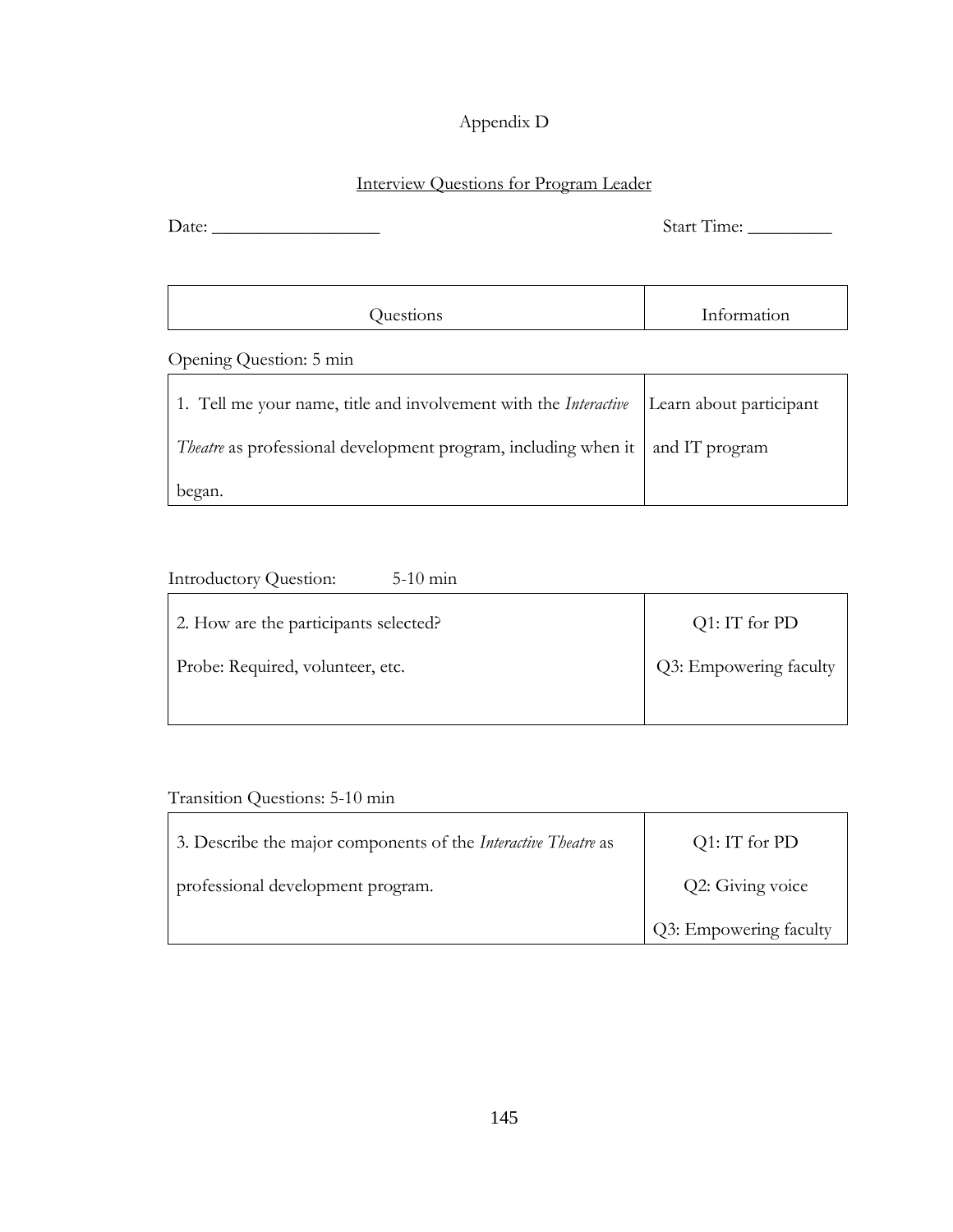Appendix D

Interview Questions for Program Leader

Date: __________________ Start Time: _________

| Questions | Information |
|---|---|

Opening Question: 5 min

| | |
|---|---|
| 1. Tell me your name, title and involvement with the *Interactive Theatre* as professional development program, including when it began. | Learn about participant and IT program |

Introductory Question: 5-10 min

| | |
|---|---|
| 2. How are the participants selected?<br>Probe: Required, volunteer, etc. | Q1: IT for PD<br>Q3: Empowering faculty |

Transition Questions: 5-10 min

| | |
|---|---|
| 3. Describe the major components of the *Interactive Theatre* as professional development program. | Q1: IT for PD<br>Q2: Giving voice<br>Q3: Empowering faculty |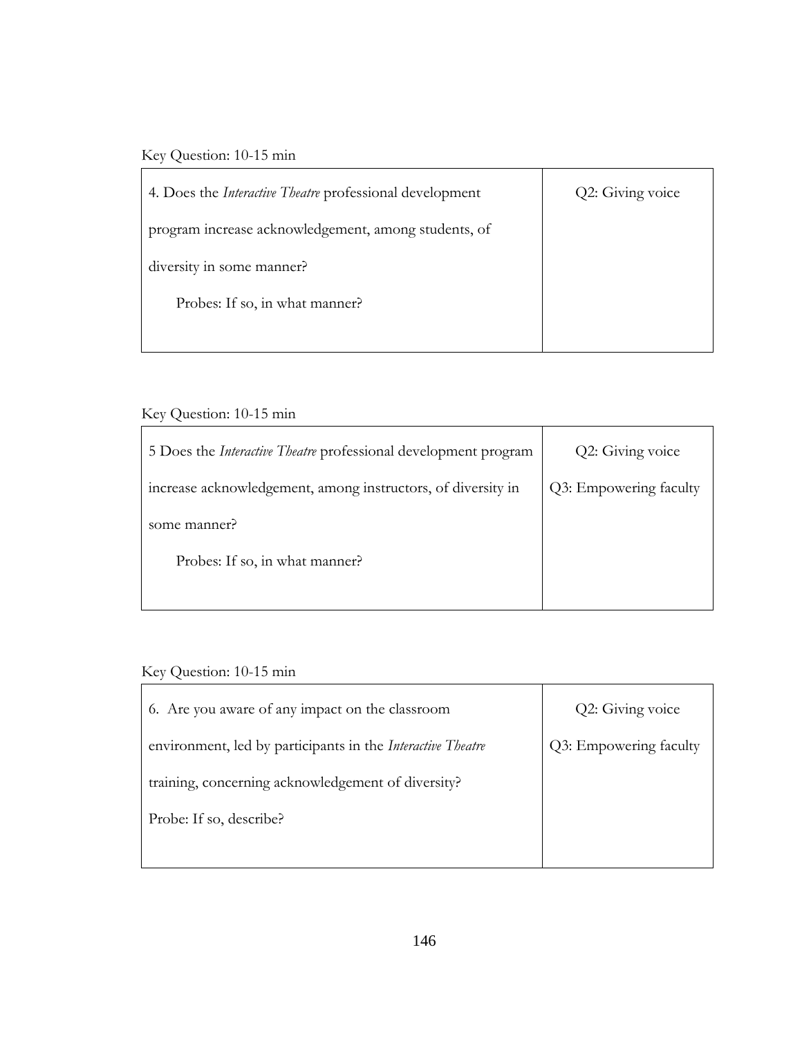Key Question: 10-15 min

| 4. Does the *Interactive Theatre* professional development program increase acknowledgement, among students, of diversity in some manner?<br><br>Probes: If so, in what manner? | Q2: Giving voice |
|---|---|

Key Question: 10-15 min

| 5 Does the *Interactive Theatre* professional development program increase acknowledgement, among instructors, of diversity in some manner?<br><br>Probes: If so, in what manner? | Q2: Giving voice<br>Q3: Empowering faculty |
|---|---|

Key Question: 10-15 min

| 6. Are you aware of any impact on the classroom environment, led by participants in the *Interactive Theatre* training, concerning acknowledgement of diversity?<br><br>Probe: If so, describe? | Q2: Giving voice<br>Q3: Empowering faculty |
|---|---|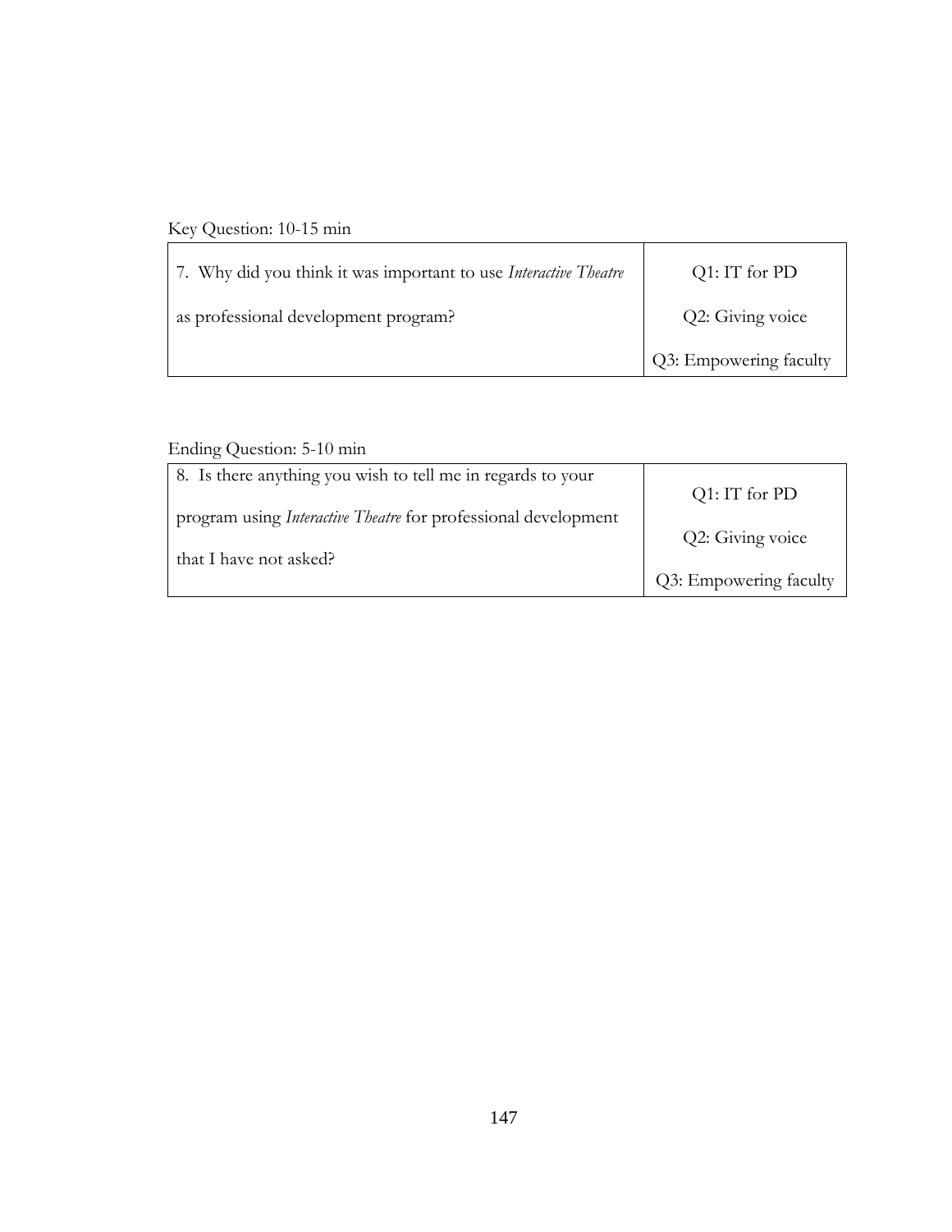Key Question: 10-15 min

| 7. Why did you think it was important to use *Interactive Theatre* as professional development program? | Q1: IT for PD<br>Q2: Giving voice<br>Q3: Empowering faculty |
|---|---|

Ending Question: 5-10 min

| 8. Is there anything you wish to tell me in regards to your program using *Interactive Theatre* for professional development that I have not asked? | Q1: IT for PD<br>Q2: Giving voice<br>Q3: Empowering faculty |
|---|---|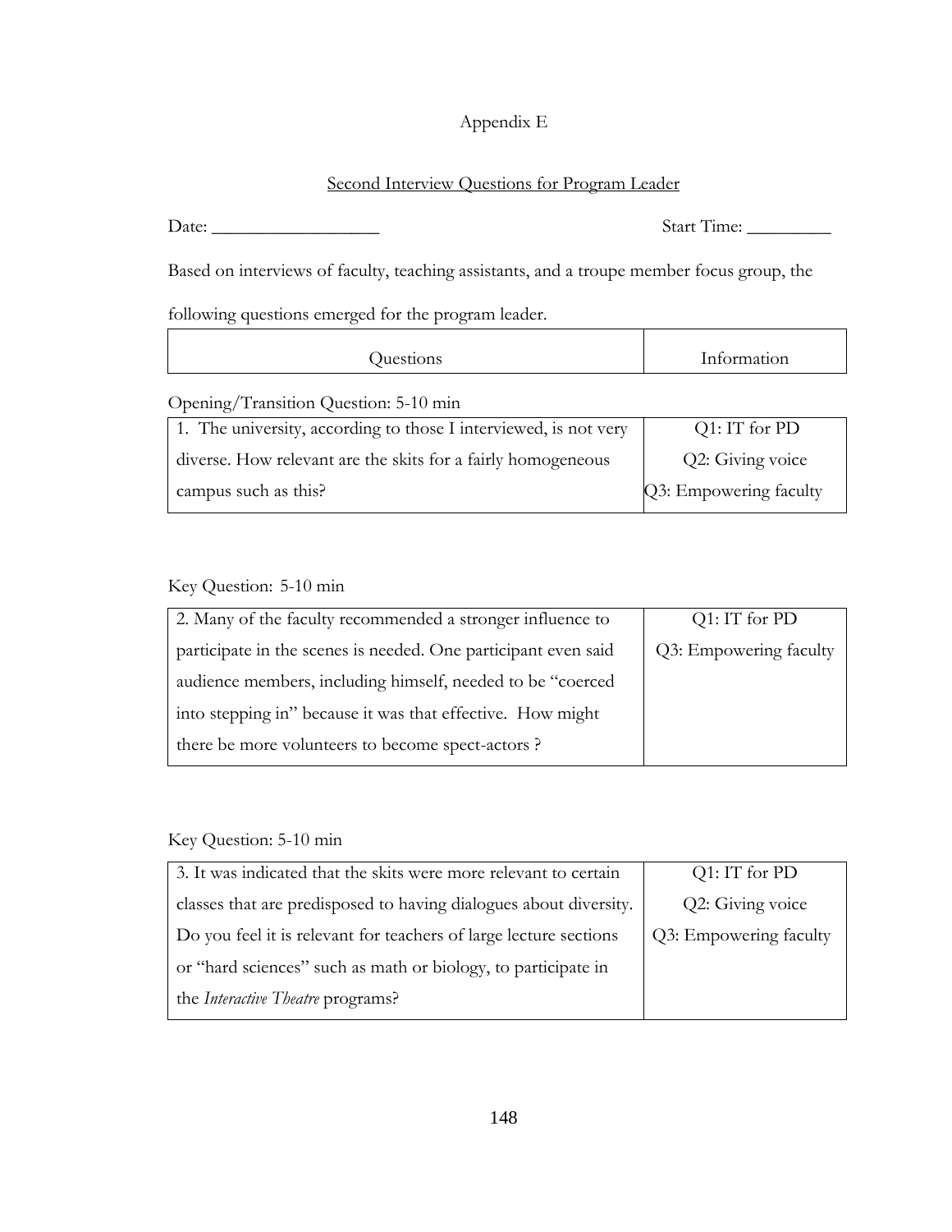Appendix E

Second Interview Questions for Program Leader

Date: ___________________ Start Time: _________

Based on interviews of faculty, teaching assistants, and a troupe member focus group, the following questions emerged for the program leader.

| Questions | Information |
|---|---|

Opening/Transition Question: 5-10 min

| | |
|---|---|
| 1. The university, according to those I interviewed, is not very diverse. How relevant are the skits for a fairly homogeneous campus such as this? | Q1: IT for PD<br>Q2: Giving voice<br>Q3: Empowering faculty |

Key Question: 5-10 min

| | |
|---|---|
| 2. Many of the faculty recommended a stronger influence to participate in the scenes is needed. One participant even said audience members, including himself, needed to be "coerced into stepping in" because it was that effective. How might there be more volunteers to become spect-actors ? | Q1: IT for PD<br>Q3: Empowering faculty |

Key Question: 5-10 min

| | |
|---|---|
| 3. It was indicated that the skits were more relevant to certain classes that are predisposed to having dialogues about diversity. Do you feel it is relevant for teachers of large lecture sections or "hard sciences" such as math or biology, to participate in the *Interactive Theatre* programs? | Q1: IT for PD<br>Q2: Giving voice<br>Q3: Empowering faculty |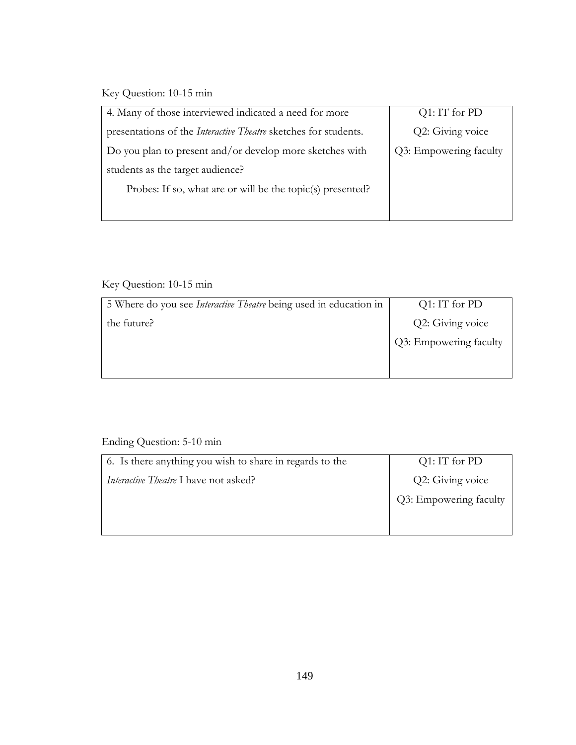Key Question: 10-15 min

| 4. Many of those interviewed indicated a need for more presentations of the *Interactive Theatre* sketches for students. Do you plan to present and/or develop more sketches with students as the target audience? Probes: If so, what are or will be the topic(s) presented? | Q1: IT for PD Q2: Giving voice Q3: Empowering faculty |
|---|---|

Key Question: 10-15 min

| 5 Where do you see *Interactive Theatre* being used in education in the future? | Q1: IT for PD Q2: Giving voice Q3: Empowering faculty |
|---|---|

Ending Question: 5-10 min

| 6. Is there anything you wish to share in regards to the *Interactive Theatre* I have not asked? | Q1: IT for PD Q2: Giving voice Q3: Empowering faculty |
|---|---|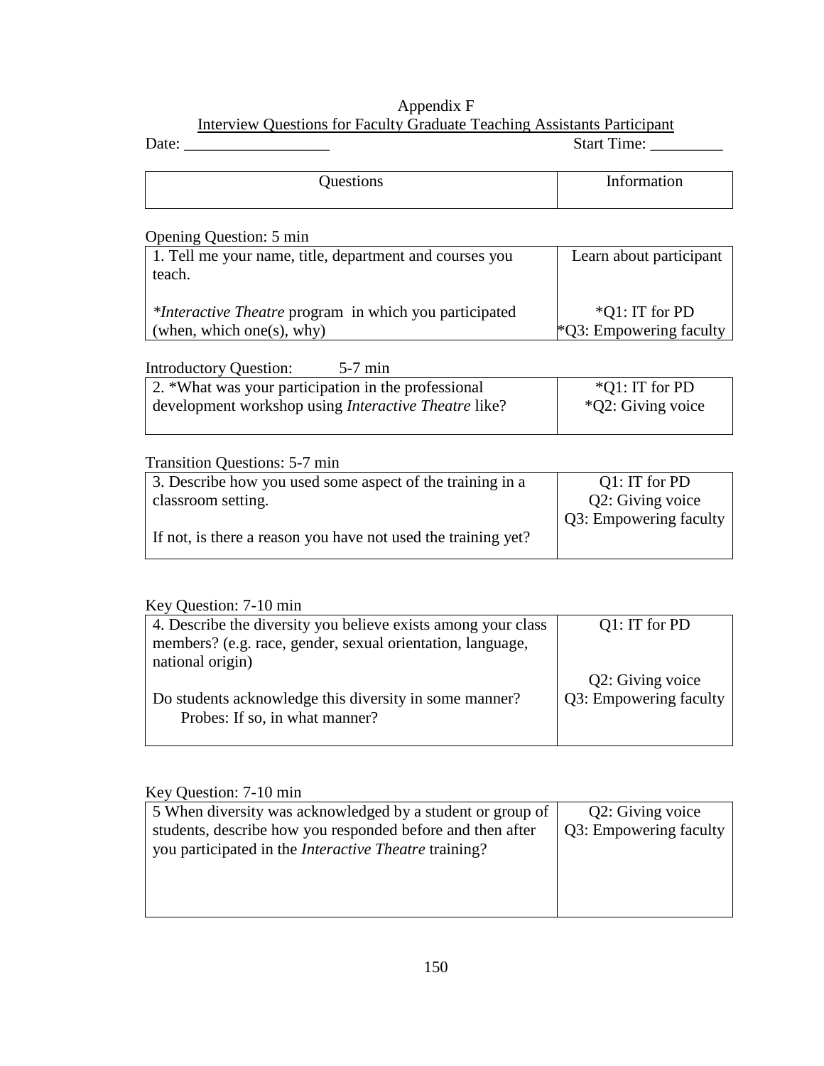Appendix F

Interview Questions for Faculty Graduate Teaching Assistants Participant

Date: __________________ Start Time: _________

| Questions | Information |
|---|---|

Opening Question: 5 min

| | |
|---|---|
| 1. Tell me your name, title, department and courses you teach.<br><br>**Interactive Theatre* program in which you participated (when, which one(s), why) | Learn about participant<br><br>*Q1: IT for PD<br>*Q3: Empowering faculty |

Introductory Question: 5-7 min

| | |
|---|---|
| 2. *What was your participation in the professional development workshop using *Interactive Theatre* like? | *Q1: IT for PD<br>*Q2: Giving voice |

Transition Questions: 5-7 min

| | |
|---|---|
| 3. Describe how you used some aspect of the training in a classroom setting.<br><br>If not, is there a reason you have not used the training yet? | Q1: IT for PD<br>Q2: Giving voice<br>Q3: Empowering faculty |

Key Question: 7-10 min

| | |
|---|---|
| 4. Describe the diversity you believe exists among your class members? (e.g. race, gender, sexual orientation, language, national origin)<br><br>Do students acknowledge this diversity in some manner?<br>Probes: If so, in what manner? | Q1: IT for PD<br><br>Q2: Giving voice<br>Q3: Empowering faculty |

Key Question: 7-10 min

| | |
|---|---|
| 5 When diversity was acknowledged by a student or group of students, describe how you responded before and then after you participated in the *Interactive Theatre* training? | Q2: Giving voice<br>Q3: Empowering faculty |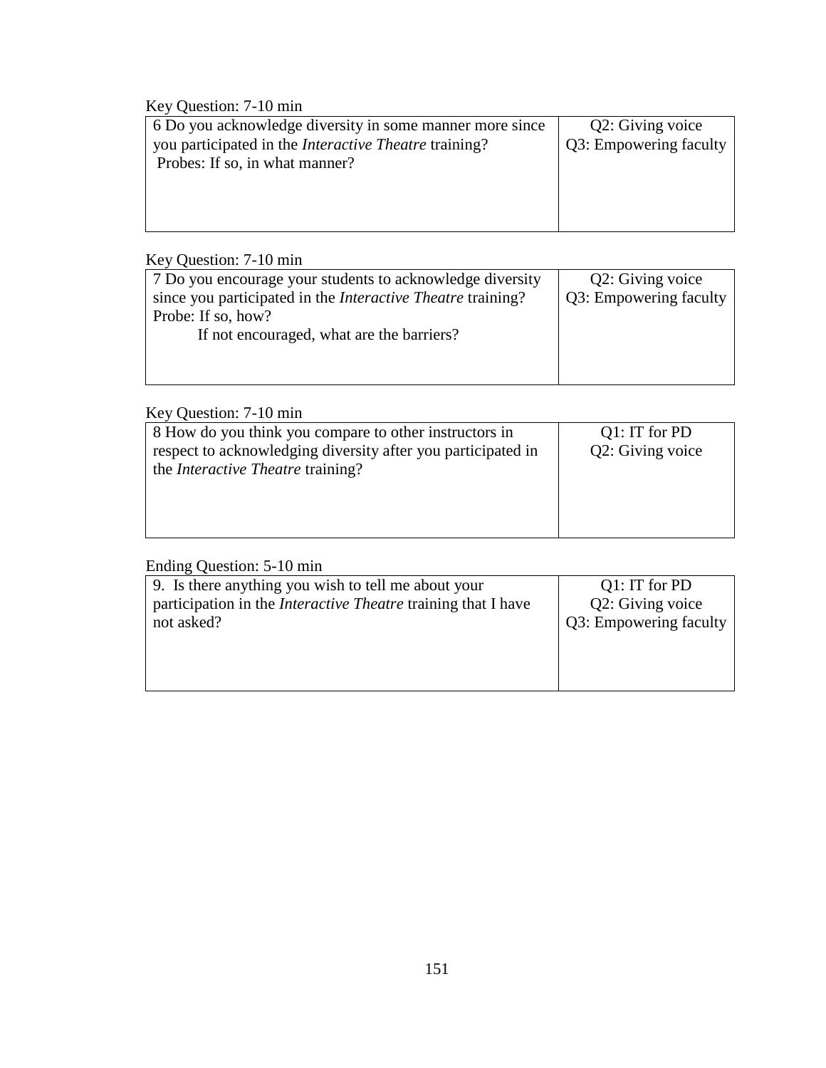Key Question: 7-10 min

| 6 Do you acknowledge diversity in some manner more since you participated in the *Interactive Theatre* training?<br>Probes: If so, in what manner? | Q2: Giving voice<br>Q3: Empowering faculty |
|---|---|

Key Question: 7-10 min

| 7 Do you encourage your students to acknowledge diversity since you participated in the *Interactive Theatre* training?<br>Probe: If so, how?<br>If not encouraged, what are the barriers? | Q2: Giving voice<br>Q3: Empowering faculty |
|---|---|

Key Question: 7-10 min

| 8 How do you think you compare to other instructors in respect to acknowledging diversity after you participated in the *Interactive Theatre* training? | Q1: IT for PD<br>Q2: Giving voice |
|---|---|

Ending Question: 5-10 min

| 9. Is there anything you wish to tell me about your participation in the *Interactive Theatre* training that I have not asked? | Q1: IT for PD<br>Q2: Giving voice<br>Q3: Empowering faculty |
|---|---|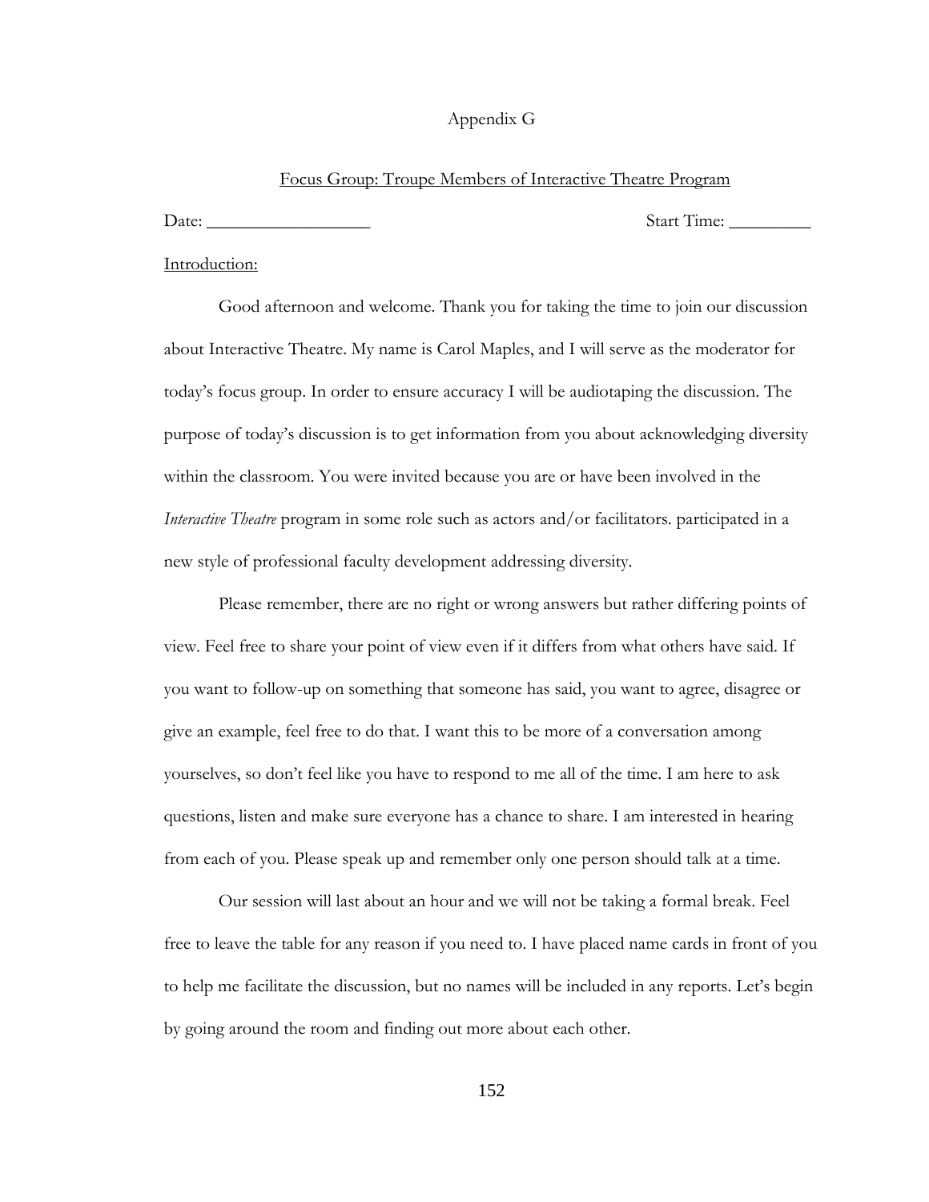# Appendix G

<u>Focus Group: Troupe Members of Interactive Theatre Program</u>

Date: __________________ Start Time: _________

<u>Introduction:</u>

Good afternoon and welcome. Thank you for taking the time to join our discussion about Interactive Theatre. My name is Carol Maples, and I will serve as the moderator for today's focus group. In order to ensure accuracy I will be audiotaping the discussion. The purpose of today's discussion is to get information from you about acknowledging diversity within the classroom. You were invited because you are or have been involved in the *Interactive Theatre* program in some role such as actors and/or facilitators. participated in a new style of professional faculty development addressing diversity.

Please remember, there are no right or wrong answers but rather differing points of view. Feel free to share your point of view even if it differs from what others have said. If you want to follow-up on something that someone has said, you want to agree, disagree or give an example, feel free to do that. I want this to be more of a conversation among yourselves, so don't feel like you have to respond to me all of the time. I am here to ask questions, listen and make sure everyone has a chance to share. I am interested in hearing from each of you. Please speak up and remember only one person should talk at a time.

Our session will last about an hour and we will not be taking a formal break. Feel free to leave the table for any reason if you need to. I have placed name cards in front of you to help me facilitate the discussion, but no names will be included in any reports. Let's begin by going around the room and finding out more about each other.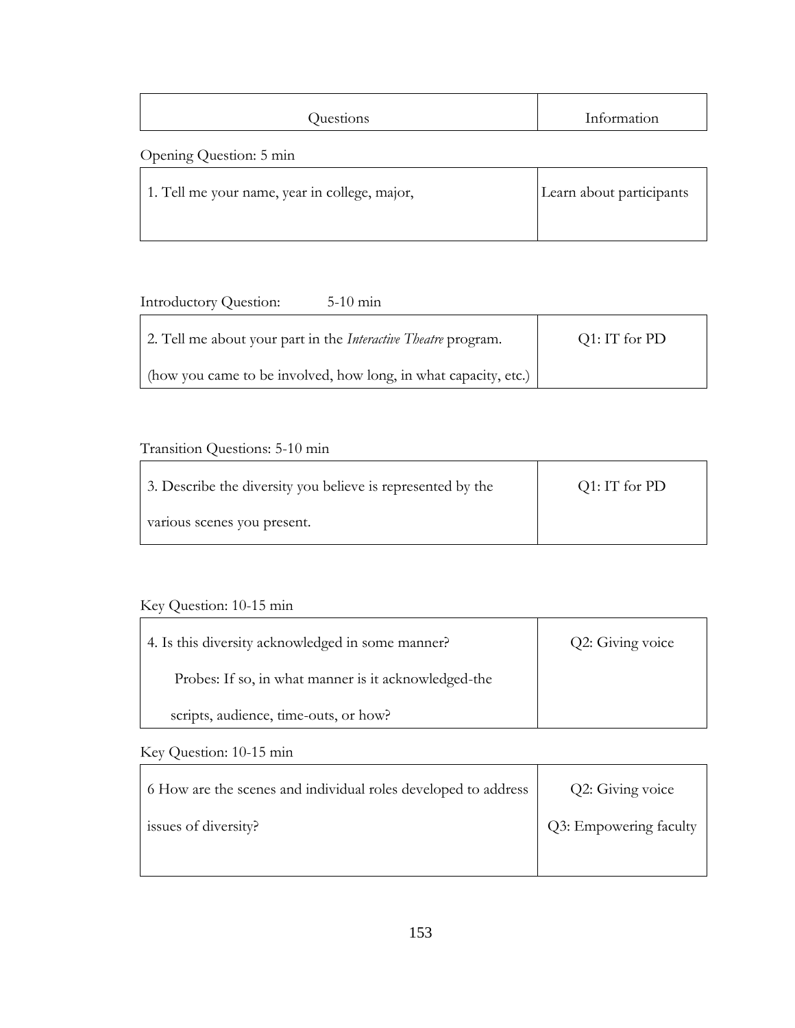| Questions | Information |
|---|---|

Opening Question: 5 min

| | |
|---|---|
| 1. Tell me your name, year in college, major, | Learn about participants |

Introductory Question: 5-10 min

| | |
|---|---|
| 2. Tell me about your part in the *Interactive Theatre* program. (how you came to be involved, how long, in what capacity, etc.) | Q1: IT for PD |

Transition Questions: 5-10 min

| | |
|---|---|
| 3. Describe the diversity you believe is represented by the various scenes you present. | Q1: IT for PD |

Key Question: 10-15 min

| | |
|---|---|
| 4. Is this diversity acknowledged in some manner? Probes: If so, in what manner is it acknowledged-the scripts, audience, time-outs, or how? | Q2: Giving voice |

Key Question: 10-15 min

| | |
|---|---|
| 6 How are the scenes and individual roles developed to address issues of diversity? | Q2: Giving voice<br>Q3: Empowering faculty |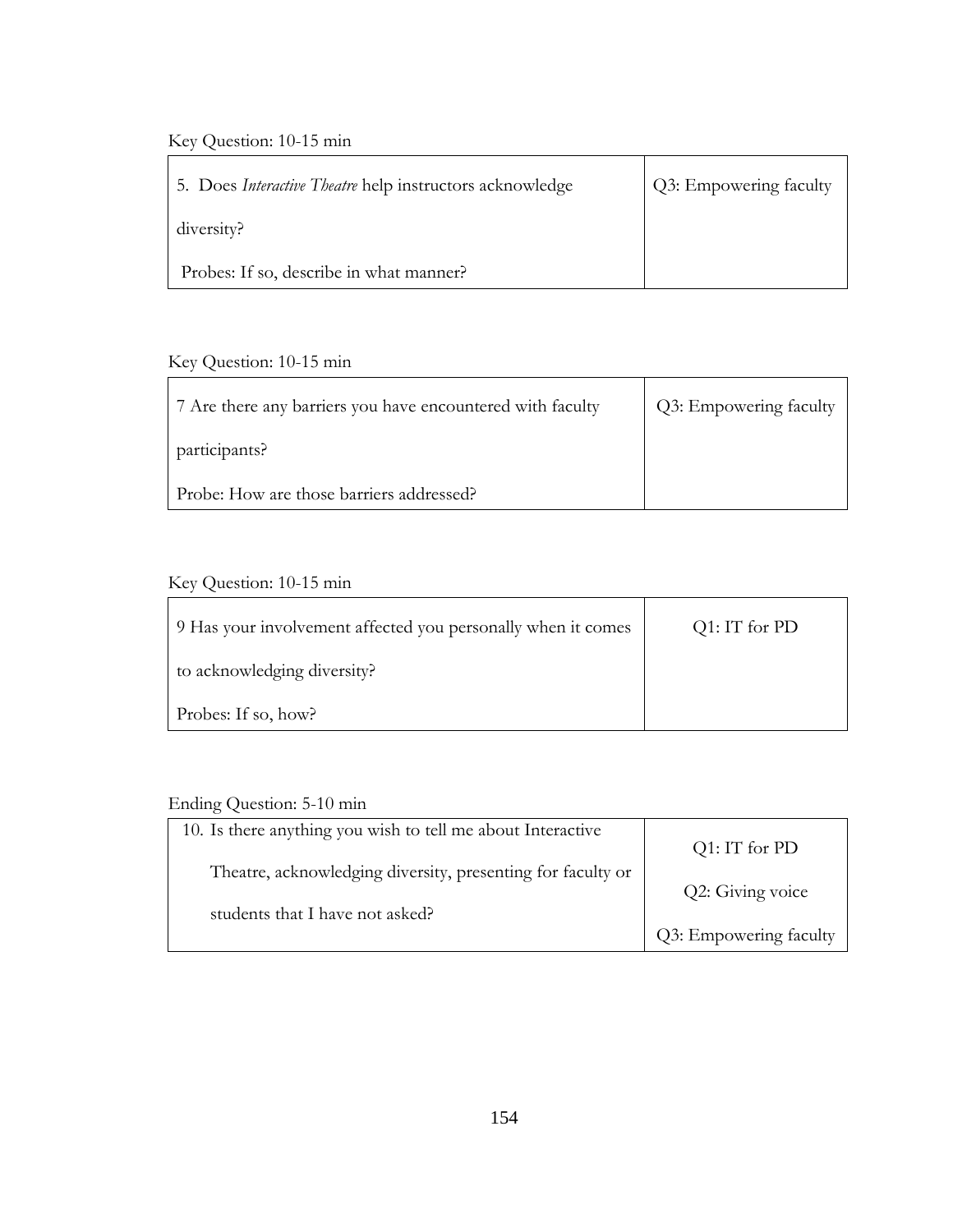Key Question: 10-15 min

| 5. Does *Interactive Theatre* help instructors acknowledge diversity?<br>Probes: If so, describe in what manner? | Q3: Empowering faculty |
|---|---|

Key Question: 10-15 min

| 7 Are there any barriers you have encountered with faculty participants?<br>Probe: How are those barriers addressed? | Q3: Empowering faculty |
|---|---|

Key Question: 10-15 min

| 9 Has your involvement affected you personally when it comes to acknowledging diversity?<br>Probes: If so, how? | Q1: IT for PD |
|---|---|

Ending Question: 5-10 min

| 10. Is there anything you wish to tell me about Interactive Theatre, acknowledging diversity, presenting for faculty or students that I have not asked? | Q1: IT for PD<br>Q2: Giving voice<br>Q3: Empowering faculty |
|---|---|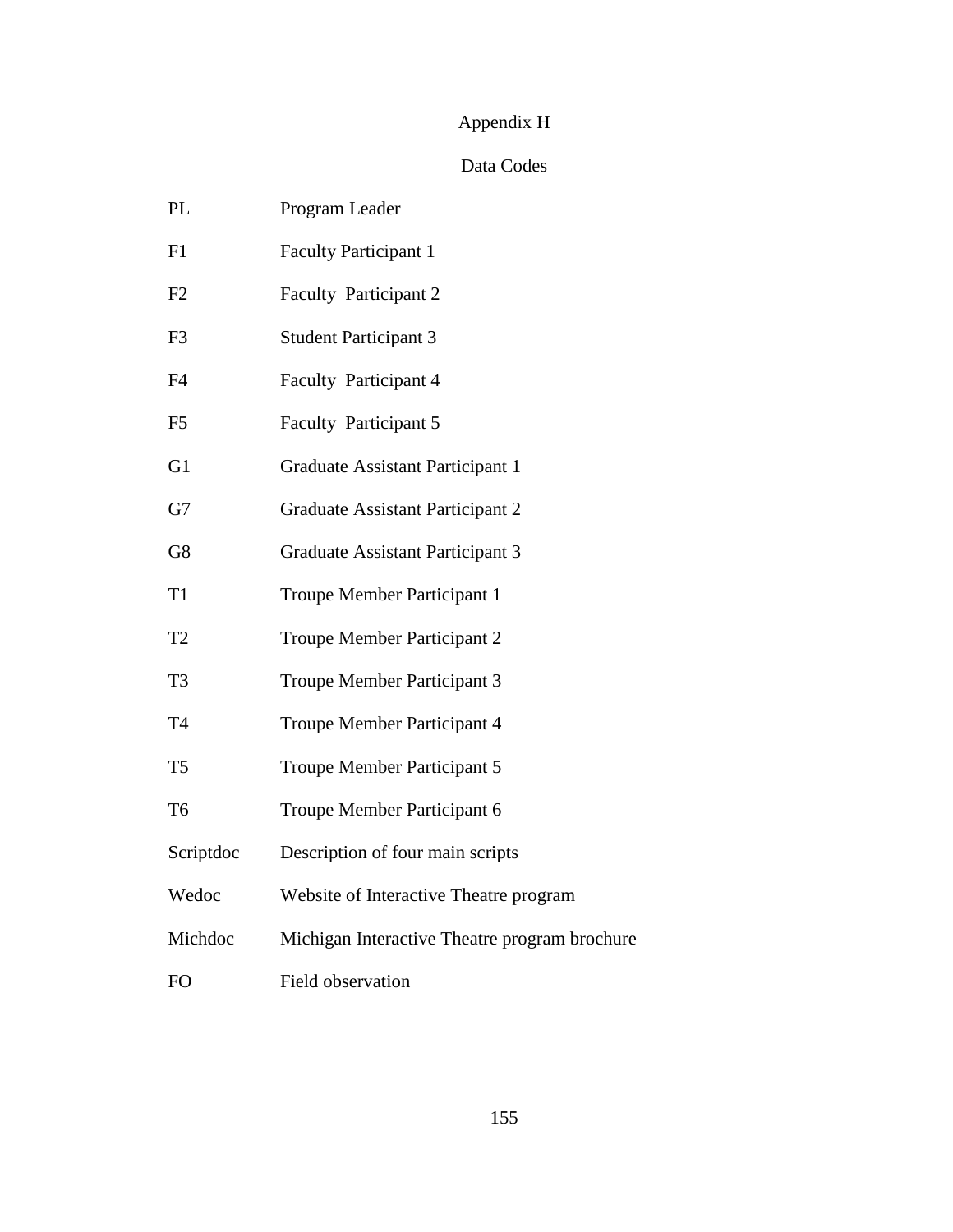# Appendix H

## Data Codes

| | |
|---|---|
| PL | Program Leader |
| F1 | Faculty Participant 1 |
| F2 | Faculty Participant 2 |
| F3 | Student Participant 3 |
| F4 | Faculty Participant 4 |
| F5 | Faculty Participant 5 |
| G1 | Graduate Assistant Participant 1 |
| G7 | Graduate Assistant Participant 2 |
| G8 | Graduate Assistant Participant 3 |
| T1 | Troupe Member Participant 1 |
| T2 | Troupe Member Participant 2 |
| T3 | Troupe Member Participant 3 |
| T4 | Troupe Member Participant 4 |
| T5 | Troupe Member Participant 5 |
| T6 | Troupe Member Participant 6 |
| Scriptdoc | Description of four main scripts |
| Wedoc | Website of Interactive Theatre program |
| Michdoc | Michigan Interactive Theatre program brochure |
| FO | Field observation |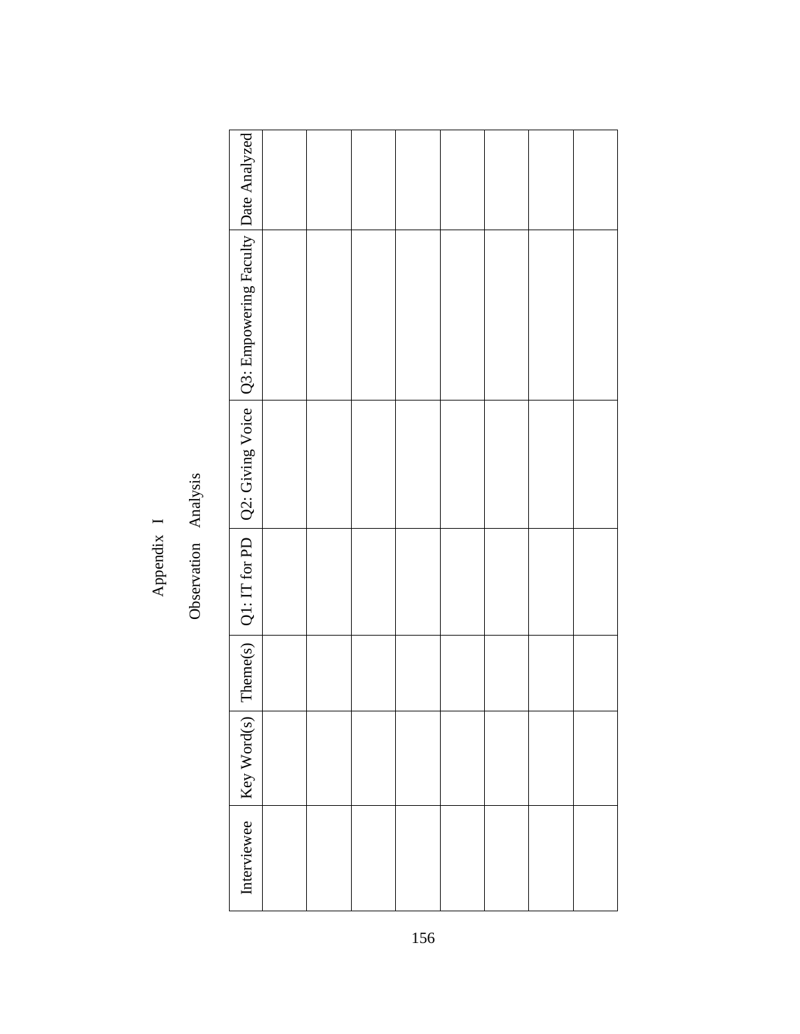# Appendix I

## Observation Analysis

| Interviewee | Key Word(s) | Theme(s) | Q1: IT for PD | Q2: Giving Voice | Q3: Empowering Faculty | Date Analyzed |
|---|---|---|---|---|---|---|
| | | | | | | |
| | | | | | | |
| | | | | | | |
| | | | | | | |
| | | | | | | |
| | | | | | | |
| | | | | | | |
| | | | | | | |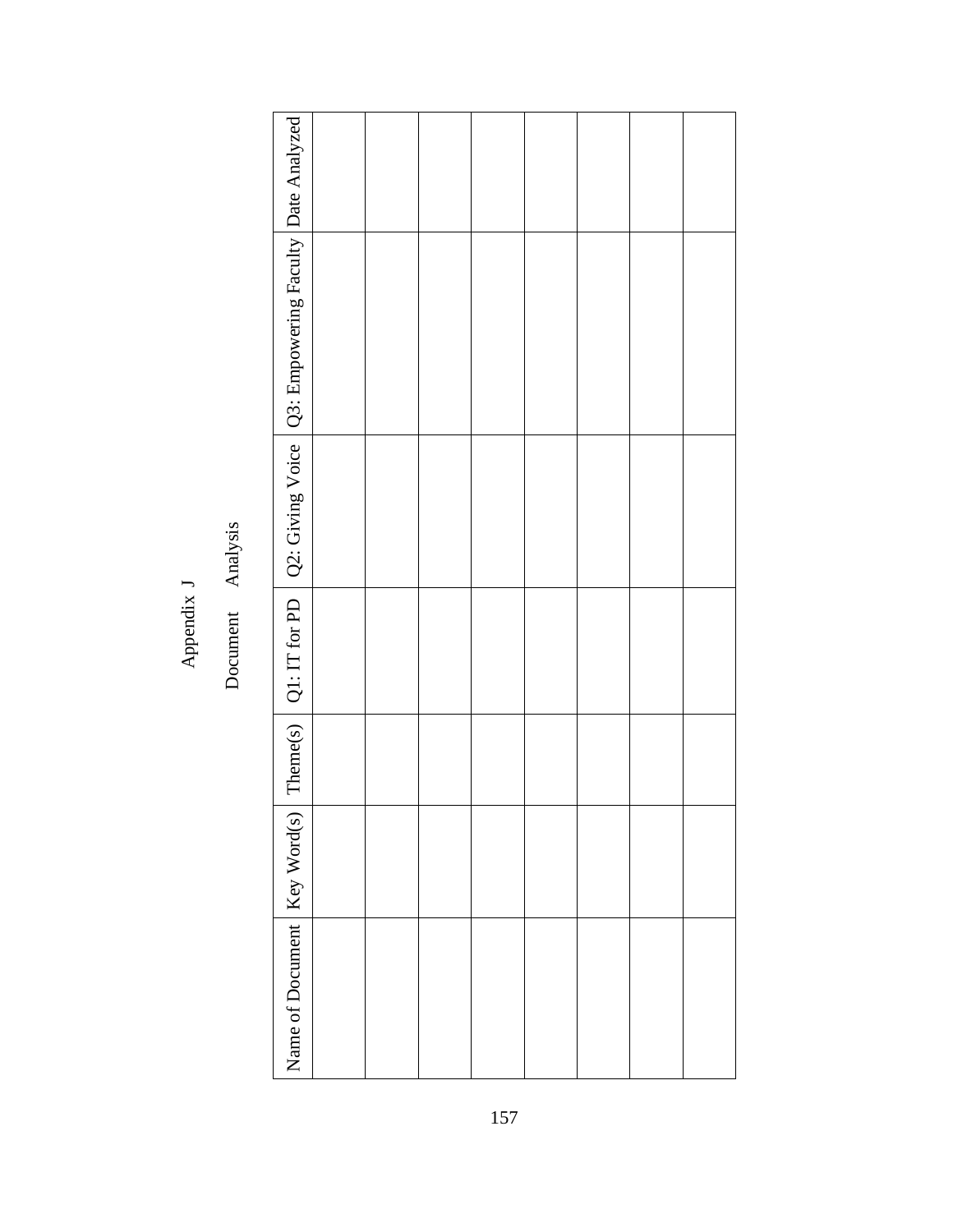# Appendix J

## Document Analysis

| Name of Document | Key Word(s) | Theme(s) | Q1: IT for PD | Q2: Giving Voice | Q3: Empowering Faculty | Date Analyzed |
|---|---|---|---|---|---|---|
| | | | | | | |
| | | | | | | |
| | | | | | | |
| | | | | | | |
| | | | | | | |
| | | | | | | |
| | | | | | | |
| | | | | | | |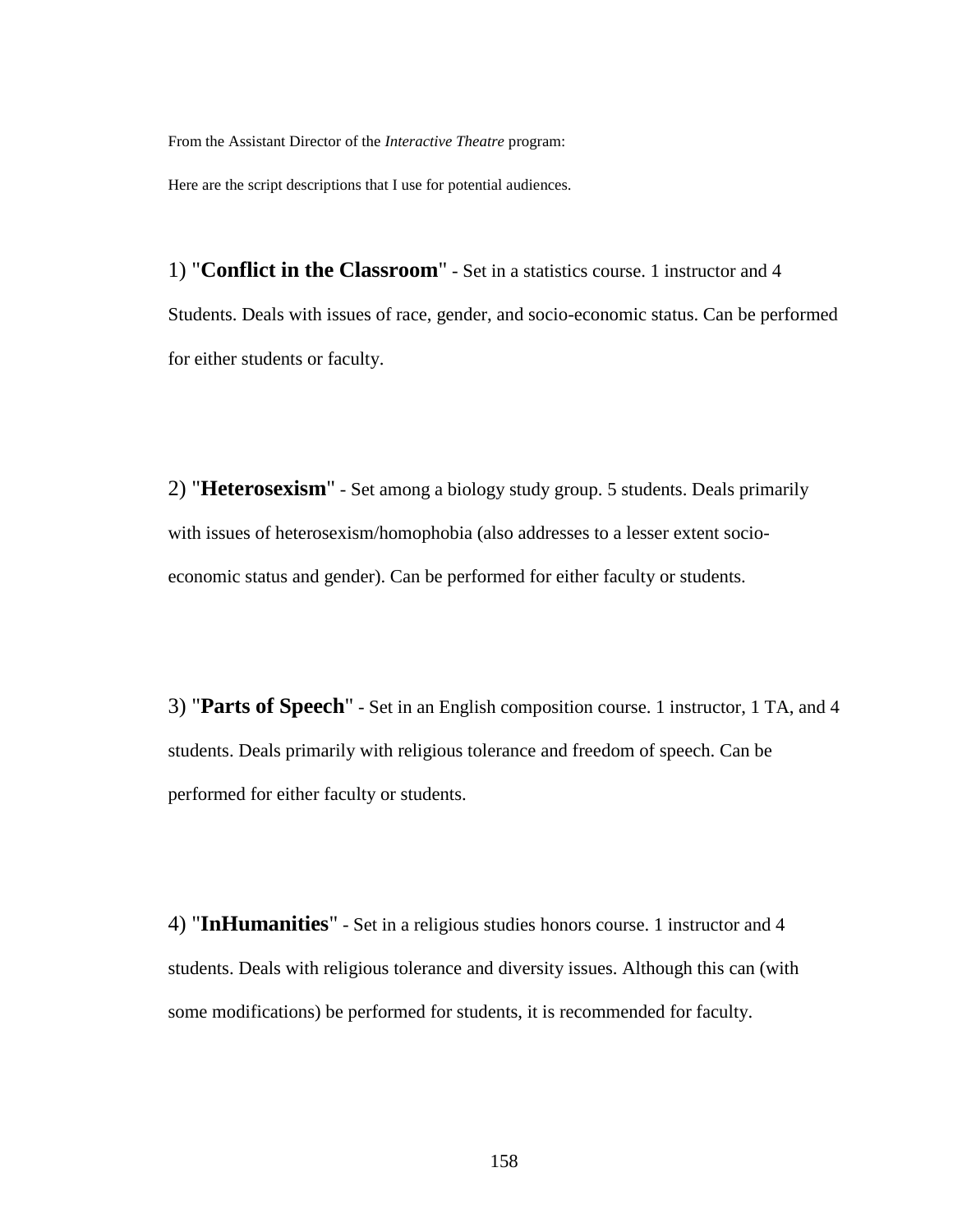From the Assistant Director of the *Interactive Theatre* program:

Here are the script descriptions that I use for potential audiences.

1) "**Conflict in the Classroom**" - Set in a statistics course. 1 instructor and 4 Students. Deals with issues of race, gender, and socio-economic status. Can be performed for either students or faculty.

2) "**Heterosexism**" - Set among a biology study group. 5 students. Deals primarily with issues of heterosexism/homophobia (also addresses to a lesser extent socio-economic status and gender). Can be performed for either faculty or students.

3) "**Parts of Speech**" - Set in an English composition course. 1 instructor, 1 TA, and 4 students. Deals primarily with religious tolerance and freedom of speech. Can be performed for either faculty or students.

4) "**InHumanities**" - Set in a religious studies honors course. 1 instructor and 4 students. Deals with religious tolerance and diversity issues. Although this can (with some modifications) be performed for students, it is recommended for faculty.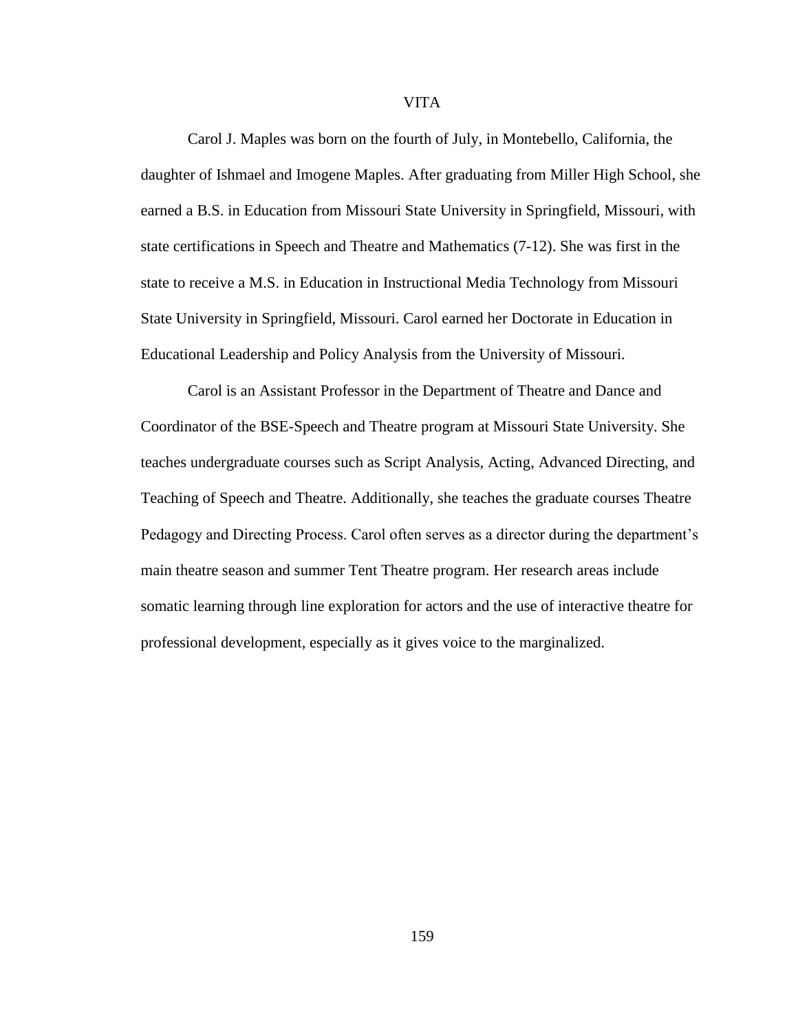# VITA

Carol J. Maples was born on the fourth of July, in Montebello, California, the daughter of Ishmael and Imogene Maples. After graduating from Miller High School, she earned a B.S. in Education from Missouri State University in Springfield, Missouri, with state certifications in Speech and Theatre and Mathematics (7-12). She was first in the state to receive a M.S. in Education in Instructional Media Technology from Missouri State University in Springfield, Missouri. Carol earned her Doctorate in Education in Educational Leadership and Policy Analysis from the University of Missouri.

Carol is an Assistant Professor in the Department of Theatre and Dance and Coordinator of the BSE-Speech and Theatre program at Missouri State University. She teaches undergraduate courses such as Script Analysis, Acting, Advanced Directing, and Teaching of Speech and Theatre. Additionally, she teaches the graduate courses Theatre Pedagogy and Directing Process. Carol often serves as a director during the department's main theatre season and summer Tent Theatre program. Her research areas include somatic learning through line exploration for actors and the use of interactive theatre for professional development, especially as it gives voice to the marginalized.